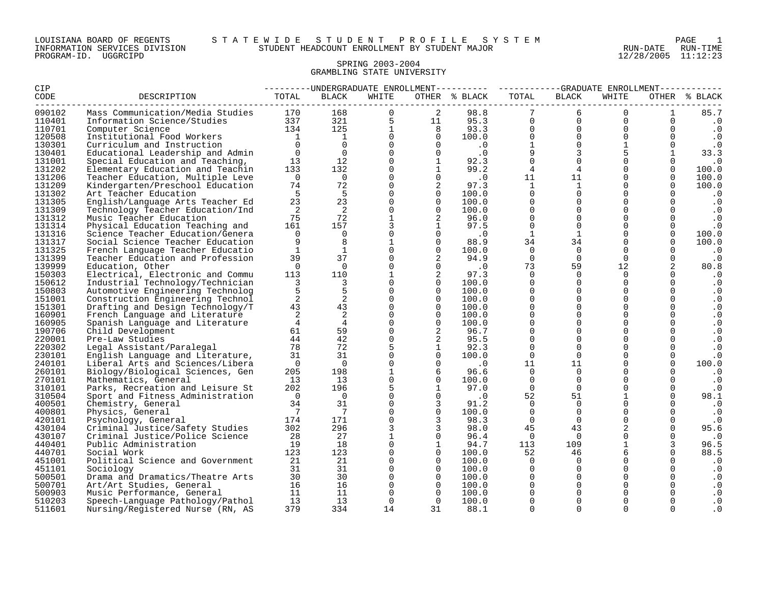LOUISIANA BOARD OF REGENTS — STATEWIDE STUDENT PROFILE SYSTEM
INFORMATION SERVICES DIVISION — STUDENT HEADCOUNT ENROLLMENT BY STUDENT MAJOR
PROGRAM-ID. UGGRCIPD — RUN-DATE 12/28/2005 RUN-TIME 11:12:23

## SPRING 2003-2004
## GRAMBLING STATE UNIVERSITY

| CIP CODE | DESCRIPTION | UNDERGRADUATE ENROLLMENT | | | | | GRADUATE ENROLLMENT | | | | |
|---|---|---|---|---|---|---|---|---|---|---|---|
| | | TOTAL | BLACK | WHITE | OTHER | % BLACK | TOTAL | BLACK | WHITE | OTHER | % BLACK |
| 090102 | Mass Communication/Media Studies | 170 | 168 | 0 | 2 | 98.8 | 7 | 6 | 0 | 1 | 85.7 |
| 110401 | Information Science/Studies | 337 | 321 | 5 | 11 | 95.3 | 0 | 0 | 0 | 0 | .0 |
| 110701 | Computer Science | 134 | 125 | 1 | 8 | 93.3 | 0 | 0 | 0 | 0 | .0 |
| 120508 | Institutional Food Workers | 1 | 1 | 0 | 0 | 100.0 | 0 | 0 | 0 | 0 | .0 |
| 130301 | Curriculum and Instruction | 0 | 0 | 0 | 0 | .0 | 1 | 0 | 1 | 0 | .0 |
| 130401 | Educational Leadership and Admin | 0 | 0 | 0 | 0 | .0 | 9 | 3 | 5 | 1 | 33.3 |
| 131001 | Special Education and Teaching, | 13 | 12 | 0 | 1 | 92.3 | 0 | 0 | 0 | 0 | .0 |
| 131202 | Elementary Education and Teachin | 133 | 132 | 0 | 1 | 99.2 | 4 | 4 | 0 | 0 | 100.0 |
| 131206 | Teacher Education, Multiple Leve | 0 | 0 | 0 | 0 | .0 | 11 | 11 | 0 | 0 | 100.0 |
| 131209 | Kindergarten/Preschool Education | 74 | 72 | 0 | 2 | 97.3 | 1 | 1 | 0 | 0 | 100.0 |
| 131302 | Art Teacher Education | 5 | 5 | 0 | 0 | 100.0 | 0 | 0 | 0 | 0 | .0 |
| 131305 | English/Language Arts Teacher Ed | 23 | 23 | 0 | 0 | 100.0 | 0 | 0 | 0 | 0 | .0 |
| 131309 | Technology Teacher Education/Ind | 2 | 2 | 0 | 0 | 100.0 | 0 | 0 | 0 | 0 | .0 |
| 131312 | Music Teacher Education | 75 | 72 | 1 | 2 | 96.0 | 0 | 0 | 0 | 0 | .0 |
| 131314 | Physical Education Teaching and | 161 | 157 | 3 | 1 | 97.5 | 0 | 0 | 0 | 0 | .0 |
| 131316 | Science Teacher Education/Genera | 0 | 0 | 0 | 0 | .0 | 1 | 1 | 0 | 0 | 100.0 |
| 131317 | Social Science Teacher Education | 9 | 8 | 1 | 0 | 88.9 | 34 | 34 | 0 | 0 | 100.0 |
| 131325 | French Language Teacher Educatio | 1 | 1 | 0 | 0 | 100.0 | 0 | 0 | 0 | 0 | .0 |
| 131399 | Teacher Education and Profession | 39 | 37 | 0 | 2 | 94.9 | 0 | 0 | 0 | 0 | .0 |
| 139999 | Education, Other | 0 | 0 | 0 | 0 | .0 | 73 | 59 | 12 | 2 | 80.8 |
| 150303 | Electrical, Electronic and Commu | 113 | 110 | 1 | 2 | 97.3 | 0 | 0 | 0 | 0 | .0 |
| 150612 | Industrial Technology/Technician | 3 | 3 | 0 | 0 | 100.0 | 0 | 0 | 0 | 0 | .0 |
| 150803 | Automotive Engineering Technolog | 5 | 5 | 0 | 0 | 100.0 | 0 | 0 | 0 | 0 | .0 |
| 151001 | Construction Engineering Technol | 2 | 2 | 0 | 0 | 100.0 | 0 | 0 | 0 | 0 | .0 |
| 151301 | Drafting and Design Technology/T | 43 | 43 | 0 | 0 | 100.0 | 0 | 0 | 0 | 0 | .0 |
| 160901 | French Language and Literature | 2 | 2 | 0 | 0 | 100.0 | 0 | 0 | 0 | 0 | .0 |
| 160905 | Spanish Language and Literature | 4 | 4 | 0 | 0 | 100.0 | 0 | 0 | 0 | 0 | .0 |
| 190706 | Child Development | 61 | 59 | 0 | 2 | 96.7 | 0 | 0 | 0 | 0 | .0 |
| 220001 | Pre-Law Studies | 44 | 42 | 0 | 2 | 95.5 | 0 | 0 | 0 | 0 | .0 |
| 220302 | Legal Assistant/Paralegal | 78 | 72 | 5 | 1 | 92.3 | 0 | 0 | 0 | 0 | .0 |
| 230101 | English Language and Literature, | 31 | 31 | 0 | 0 | 100.0 | 0 | 0 | 0 | 0 | .0 |
| 240101 | Liberal Arts and Sciences/Libera | 0 | 0 | 0 | 0 | .0 | 11 | 11 | 0 | 0 | 100.0 |
| 260101 | Biology/Biological Sciences, Gen | 205 | 198 | 1 | 6 | 96.6 | 0 | 0 | 0 | 0 | .0 |
| 270101 | Mathematics, General | 13 | 13 | 0 | 0 | 100.0 | 0 | 0 | 0 | 0 | .0 |
| 310101 | Parks, Recreation and Leisure St | 202 | 196 | 5 | 1 | 97.0 | 0 | 0 | 0 | 0 | .0 |
| 310504 | Sport and Fitness Administration | 0 | 0 | 0 | 0 | .0 | 52 | 51 | 1 | 0 | 98.1 |
| 400501 | Chemistry, General | 34 | 31 | 0 | 3 | 91.2 | 0 | 0 | 0 | 0 | .0 |
| 400801 | Physics, General | 7 | 7 | 0 | 0 | 100.0 | 0 | 0 | 0 | 0 | .0 |
| 420101 | Psychology, General | 174 | 171 | 0 | 3 | 98.3 | 0 | 0 | 0 | 0 | .0 |
| 430104 | Criminal Justice/Safety Studies | 302 | 296 | 3 | 3 | 98.0 | 45 | 43 | 2 | 0 | 95.6 |
| 430107 | Criminal Justice/Police Science | 28 | 27 | 1 | 0 | 96.4 | 0 | 0 | 0 | 0 | .0 |
| 440401 | Public Administration | 19 | 18 | 0 | 1 | 94.7 | 113 | 109 | 1 | 3 | 96.5 |
| 440701 | Social Work | 123 | 123 | 0 | 0 | 100.0 | 52 | 46 | 6 | 0 | 88.5 |
| 451001 | Political Science and Government | 21 | 21 | 0 | 0 | 100.0 | 0 | 0 | 0 | 0 | .0 |
| 451101 | Sociology | 31 | 31 | 0 | 0 | 100.0 | 0 | 0 | 0 | 0 | .0 |
| 500501 | Drama and Dramatics/Theatre Arts | 30 | 30 | 0 | 0 | 100.0 | 0 | 0 | 0 | 0 | .0 |
| 500701 | Art/Art Studies, General | 16 | 16 | 0 | 0 | 100.0 | 0 | 0 | 0 | 0 | .0 |
| 500903 | Music Performance, General | 11 | 11 | 0 | 0 | 100.0 | 0 | 0 | 0 | 0 | .0 |
| 510203 | Speech-Language Pathology/Pathol | 13 | 13 | 0 | 0 | 100.0 | 0 | 0 | 0 | 0 | .0 |
| 511601 | Nursing/Registered Nurse (RN, AS | 379 | 334 | 14 | 31 | 88.1 | 0 | 0 | 0 | 0 | .0 |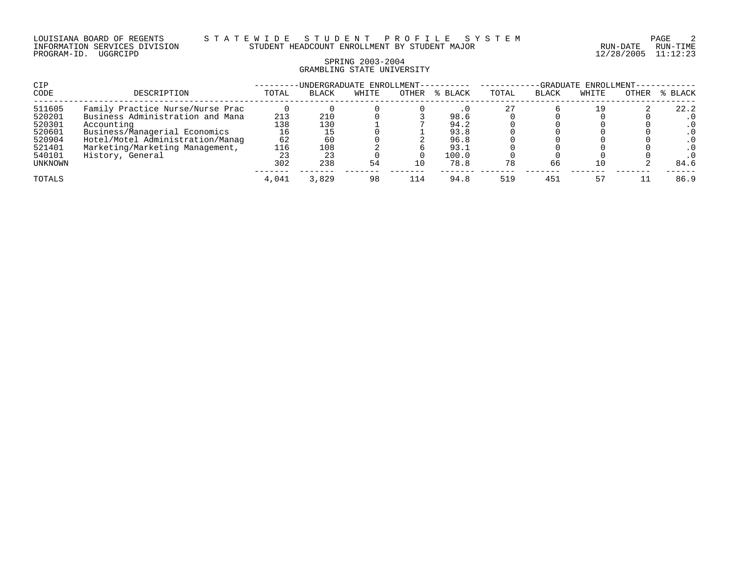LOUISIANA BOARD OF REGENTS — STATEWIDE STUDENT PROFILE SYSTEM
INFORMATION SERVICES DIVISION — STUDENT HEADCOUNT ENROLLMENT BY STUDENT MAJOR — RUN-DATE 12/28/2005 RUN-TIME 11:12:23
PROGRAM-ID. UGGRCIPD

SPRING 2003-2004
GRAMBLING STATE UNIVERSITY

| CIP CODE | DESCRIPTION | UNDERGRADUATE ENROLLMENT | | | | | GRADUATE ENROLLMENT | | | | |
|---|---|---|---|---|---|---|---|---|---|---|---|
| | | TOTAL | BLACK | WHITE | OTHER | % BLACK | TOTAL | BLACK | WHITE | OTHER | % BLACK |
| 511605 | Family Practice Nurse/Nurse Prac | 0 | 0 | 0 | 0 | .0 | 27 | 6 | 19 | 2 | 22.2 |
| 520201 | Business Administration and Mana | 213 | 210 | 0 | 3 | 98.6 | 0 | 0 | 0 | 0 | .0 |
| 520301 | Accounting | 138 | 130 | 1 | 7 | 94.2 | 0 | 0 | 0 | 0 | .0 |
| 520601 | Business/Managerial Economics | 16 | 15 | 0 | 1 | 93.8 | 0 | 0 | 0 | 0 | .0 |
| 520904 | Hotel/Motel Administration/Manag | 62 | 60 | 0 | 2 | 96.8 | 0 | 0 | 0 | 0 | .0 |
| 521401 | Marketing/Marketing Management, | 116 | 108 | 2 | 6 | 93.1 | 0 | 0 | 0 | 0 | .0 |
| 540101 | History, General | 23 | 23 | 0 | 0 | 100.0 | 0 | 0 | 0 | 0 | .0 |
| UNKNOWN | | 302 | 238 | 54 | 10 | 78.8 | 78 | 66 | 10 | 2 | 84.6 |
| TOTALS | | 4,041 | 3,829 | 98 | 114 | 94.8 | 519 | 451 | 57 | 11 | 86.9 |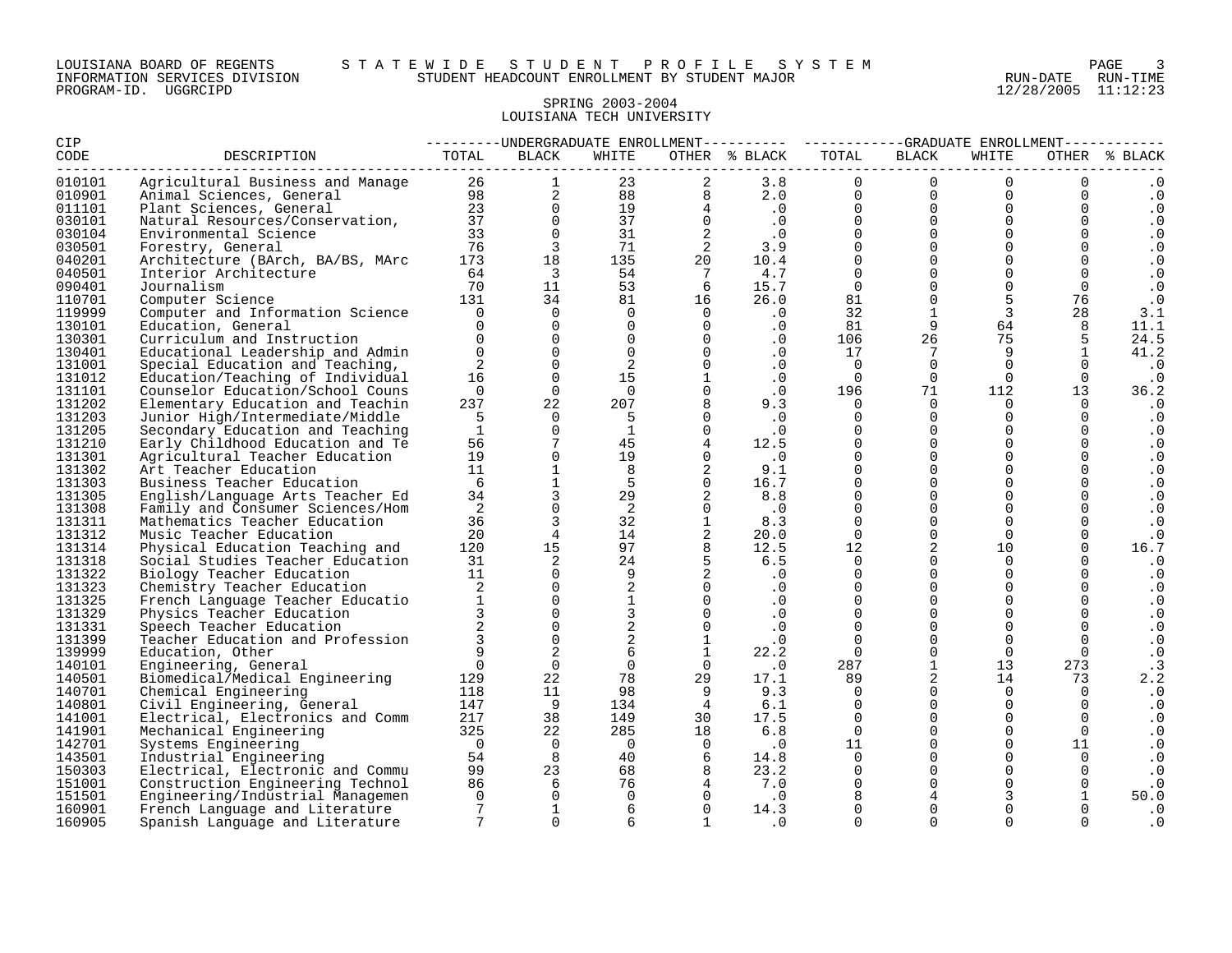LOUISIANA BOARD OF REGENTS — STATEWIDE STUDENT PROFILE SYSTEM
INFORMATION SERVICES DIVISION — STUDENT HEADCOUNT ENROLLMENT BY STUDENT MAJOR — RUN-DATE 12/28/2005 RUN-TIME 11:12:23
PROGRAM-ID. UGGRCIPD

## SPRING 2003-2004
## LOUISIANA TECH UNIVERSITY

| CIP CODE | DESCRIPTION | UNDERGRADUATE ENROLLMENT TOTAL | BLACK | WHITE | OTHER | % BLACK | GRADUATE ENROLLMENT TOTAL | BLACK | WHITE | OTHER | % BLACK |
|---|---|---|---|---|---|---|---|---|---|---|---|
| 010101 | Agricultural Business and Manage | 26 | 1 | 23 | 2 | 3.8 | 0 | 0 | 0 | 0 | .0 |
| 010901 | Animal Sciences, General | 98 | 2 | 88 | 8 | 2.0 | 0 | 0 | 0 | 0 | .0 |
| 011101 | Plant Sciences, General | 23 | 0 | 19 | 4 | .0 | 0 | 0 | 0 | 0 | .0 |
| 030101 | Natural Resources/Conservation, | 37 | 0 | 37 | 0 | .0 | 0 | 0 | 0 | 0 | .0 |
| 030104 | Environmental Science | 33 | 0 | 31 | 2 | .0 | 0 | 0 | 0 | 0 | .0 |
| 030501 | Forestry, General | 76 | 3 | 71 | 2 | 3.9 | 0 | 0 | 0 | 0 | .0 |
| 040201 | Architecture (BArch, BA/BS, MArc | 173 | 18 | 135 | 20 | 10.4 | 0 | 0 | 0 | 0 | .0 |
| 040501 | Interior Architecture | 64 | 3 | 54 | 7 | 4.7 | 0 | 0 | 0 | 0 | .0 |
| 090401 | Journalism | 70 | 11 | 53 | 6 | 15.7 | 0 | 0 | 0 | 0 | .0 |
| 110701 | Computer Science | 131 | 34 | 81 | 16 | 26.0 | 81 | 0 | 5 | 76 | .0 |
| 119999 | Computer and Information Science | 0 | 0 | 0 | 0 | .0 | 32 | 1 | 3 | 28 | 3.1 |
| 130101 | Education, General | 0 | 0 | 0 | 0 | .0 | 81 | 9 | 64 | 8 | 11.1 |
| 130301 | Curriculum and Instruction | 0 | 0 | 0 | 0 | .0 | 106 | 26 | 75 | 5 | 24.5 |
| 130401 | Educational Leadership and Admin | 0 | 0 | 0 | 0 | .0 | 17 | 7 | 9 | 1 | 41.2 |
| 131001 | Special Education and Teaching, | 2 | 0 | 2 | 0 | .0 | 0 | 0 | 0 | 0 | .0 |
| 131012 | Education/Teaching of Individual | 16 | 0 | 15 | 1 | .0 | 0 | 0 | 0 | 0 | .0 |
| 131101 | Counselor Education/School Couns | 0 | 0 | 0 | 0 | .0 | 196 | 71 | 112 | 13 | 36.2 |
| 131202 | Elementary Education and Teachin | 237 | 22 | 207 | 8 | 9.3 | 0 | 0 | 0 | 0 | .0 |
| 131203 | Junior High/Intermediate/Middle | 5 | 0 | 5 | 0 | .0 | 0 | 0 | 0 | 0 | .0 |
| 131205 | Secondary Education and Teaching | 1 | 0 | 1 | 0 | .0 | 0 | 0 | 0 | 0 | .0 |
| 131210 | Early Childhood Education and Te | 56 | 7 | 45 | 4 | 12.5 | 0 | 0 | 0 | 0 | .0 |
| 131301 | Agricultural Teacher Education | 19 | 0 | 19 | 0 | .0 | 0 | 0 | 0 | 0 | .0 |
| 131302 | Art Teacher Education | 11 | 1 | 8 | 2 | 9.1 | 0 | 0 | 0 | 0 | .0 |
| 131303 | Business Teacher Education | 6 | 1 | 5 | 0 | 16.7 | 0 | 0 | 0 | 0 | .0 |
| 131305 | English/Language Arts Teacher Ed | 34 | 3 | 29 | 2 | 8.8 | 0 | 0 | 0 | 0 | .0 |
| 131308 | Family and Consumer Sciences/Hom | 2 | 0 | 2 | 0 | .0 | 0 | 0 | 0 | 0 | .0 |
| 131311 | Mathematics Teacher Education | 36 | 3 | 32 | 1 | 8.3 | 0 | 0 | 0 | 0 | .0 |
| 131312 | Music Teacher Education | 20 | 4 | 14 | 2 | 20.0 | 0 | 0 | 0 | 0 | .0 |
| 131314 | Physical Education Teaching and | 120 | 15 | 97 | 8 | 12.5 | 12 | 2 | 10 | 0 | 16.7 |
| 131318 | Social Studies Teacher Education | 31 | 2 | 24 | 5 | 6.5 | 0 | 0 | 0 | 0 | .0 |
| 131322 | Biology Teacher Education | 11 | 0 | 9 | 2 | .0 | 0 | 0 | 0 | 0 | .0 |
| 131323 | Chemistry Teacher Education | 2 | 0 | 2 | 0 | .0 | 0 | 0 | 0 | 0 | .0 |
| 131325 | French Language Teacher Educatio | 1 | 0 | 1 | 0 | .0 | 0 | 0 | 0 | 0 | .0 |
| 131329 | Physics Teacher Education | 3 | 0 | 3 | 0 | .0 | 0 | 0 | 0 | 0 | .0 |
| 131331 | Speech Teacher Education | 2 | 0 | 2 | 0 | .0 | 0 | 0 | 0 | 0 | .0 |
| 131399 | Teacher Education and Profession | 3 | 0 | 2 | 1 | .0 | 0 | 0 | 0 | 0 | .0 |
| 139999 | Education, Other | 9 | 2 | 6 | 1 | 22.2 | 0 | 0 | 0 | 0 | .0 |
| 140101 | Engineering, General | 0 | 0 | 0 | 0 | .0 | 287 | 1 | 13 | 273 | .3 |
| 140501 | Biomedical/Medical Engineering | 129 | 22 | 78 | 29 | 17.1 | 89 | 2 | 14 | 73 | 2.2 |
| 140701 | Chemical Engineering | 118 | 11 | 98 | 9 | 9.3 | 0 | 0 | 0 | 0 | .0 |
| 140801 | Civil Engineering, General | 147 | 9 | 134 | 4 | 6.1 | 0 | 0 | 0 | 0 | .0 |
| 141001 | Electrical, Electronics and Comm | 217 | 38 | 149 | 30 | 17.5 | 0 | 0 | 0 | 0 | .0 |
| 141901 | Mechanical Engineering | 325 | 22 | 285 | 18 | 6.8 | 0 | 0 | 0 | 0 | .0 |
| 142701 | Systems Engineering | 0 | 0 | 0 | 0 | .0 | 11 | 0 | 0 | 11 | .0 |
| 143501 | Industrial Engineering | 54 | 8 | 40 | 6 | 14.8 | 0 | 0 | 0 | 0 | .0 |
| 150303 | Electrical, Electronic and Commu | 99 | 23 | 68 | 8 | 23.2 | 0 | 0 | 0 | 0 | .0 |
| 151001 | Construction Engineering Technol | 86 | 6 | 76 | 4 | 7.0 | 0 | 0 | 0 | 0 | .0 |
| 151501 | Engineering/Industrial Managemen | 0 | 0 | 0 | 0 | .0 | 8 | 4 | 3 | 1 | 50.0 |
| 160901 | French Language and Literature | 7 | 1 | 6 | 0 | 14.3 | 0 | 0 | 0 | 0 | .0 |
| 160905 | Spanish Language and Literature | 7 | 0 | 6 | 1 | .0 | 0 | 0 | 0 | 0 | .0 |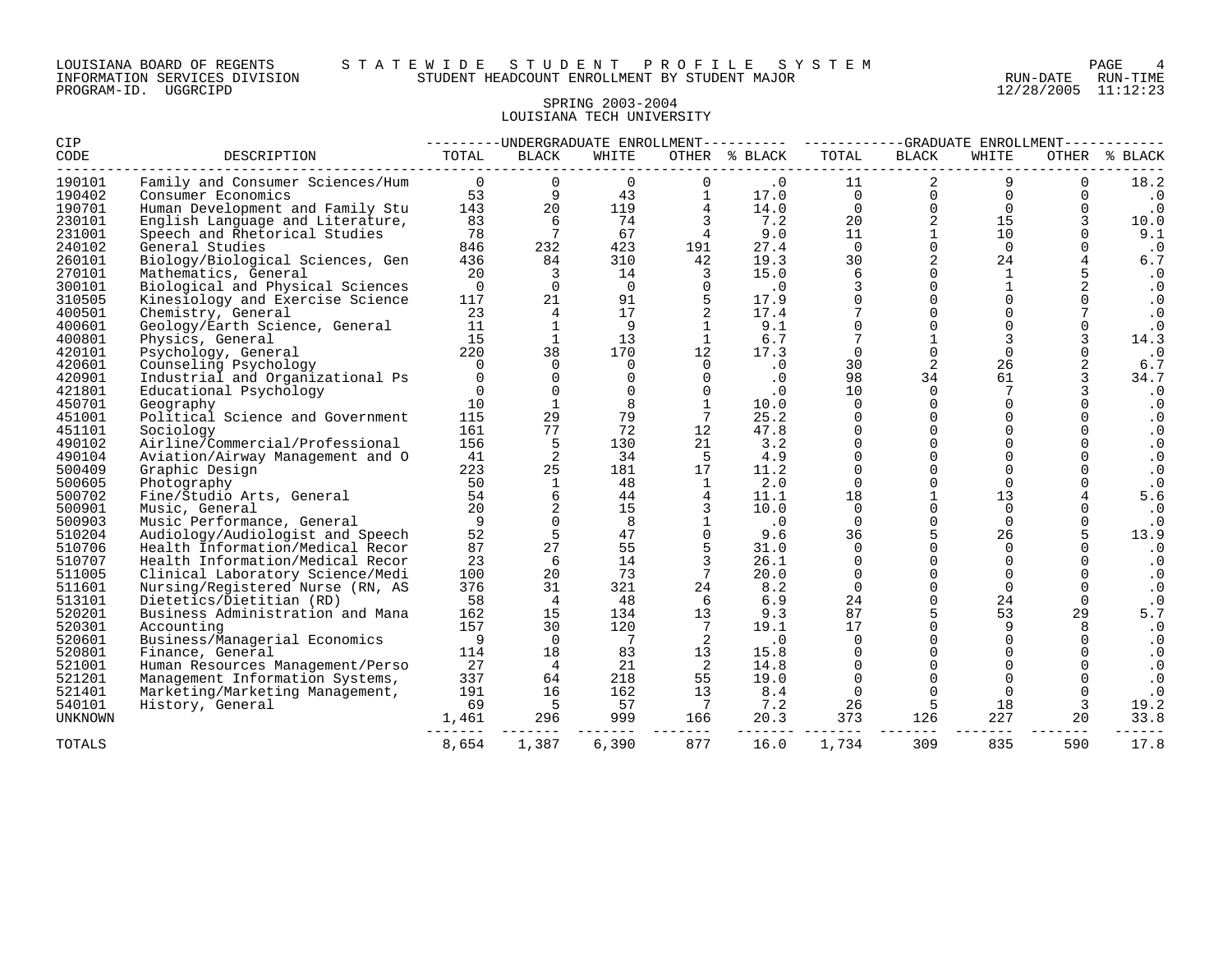LOUISIANA BOARD OF REGENTS — STATEWIDE STUDENT PROFILE SYSTEM
INFORMATION SERVICES DIVISION — STUDENT HEADCOUNT ENROLLMENT BY STUDENT MAJOR
PROGRAM-ID. UGGRCIPD — RUN-DATE 12/28/2005 RUN-TIME 11:12:23

## SPRING 2003-2004
## LOUISIANA TECH UNIVERSITY

| CIP CODE | DESCRIPTION | UNDERGRADUATE ENROLLMENT | | | | | GRADUATE ENROLLMENT | | | | |
|---|---|---|---|---|---|---|---|---|---|---|---|
| | | TOTAL | BLACK | WHITE | OTHER | % BLACK | TOTAL | BLACK | WHITE | OTHER | % BLACK |
| 190101 | Family and Consumer Sciences/Hum | 0 | 0 | 0 | 0 | .0 | 11 | 2 | 9 | 0 | 18.2 |
| 190402 | Consumer Economics | 53 | 9 | 43 | 1 | 17.0 | 0 | 0 | 0 | 0 | .0 |
| 190701 | Human Development and Family Stu | 143 | 20 | 119 | 4 | 14.0 | 0 | 0 | 0 | 0 | .0 |
| 230101 | English Language and Literature, | 83 | 6 | 74 | 3 | 7.2 | 20 | 2 | 15 | 3 | 10.0 |
| 231001 | Speech and Rhetorical Studies | 78 | 7 | 67 | 4 | 9.0 | 11 | 1 | 10 | 0 | 9.1 |
| 240102 | General Studies | 846 | 232 | 423 | 191 | 27.4 | 0 | 0 | 0 | 0 | .0 |
| 260101 | Biology/Biological Sciences, Gen | 436 | 84 | 310 | 42 | 19.3 | 30 | 2 | 24 | 4 | 6.7 |
| 270101 | Mathematics, General | 20 | 3 | 14 | 3 | 15.0 | 6 | 0 | 1 | 5 | .0 |
| 300101 | Biological and Physical Sciences | 0 | 0 | 0 | 0 | .0 | 3 | 0 | 1 | 2 | .0 |
| 310505 | Kinesiology and Exercise Science | 117 | 21 | 91 | 5 | 17.9 | 0 | 0 | 0 | 0 | .0 |
| 400501 | Chemistry, General | 23 | 4 | 17 | 2 | 17.4 | 7 | 0 | 0 | 7 | .0 |
| 400601 | Geology/Earth Science, General | 11 | 1 | 9 | 1 | 9.1 | 0 | 0 | 0 | 0 | .0 |
| 400801 | Physics, General | 15 | 1 | 13 | 1 | 6.7 | 7 | 1 | 3 | 3 | 14.3 |
| 420101 | Psychology, General | 220 | 38 | 170 | 12 | 17.3 | 0 | 0 | 0 | 0 | .0 |
| 420601 | Counseling Psychology | 0 | 0 | 0 | 0 | .0 | 30 | 2 | 26 | 2 | 6.7 |
| 420901 | Industrial and Organizational Ps | 0 | 0 | 0 | 0 | .0 | 98 | 34 | 61 | 3 | 34.7 |
| 421801 | Educational Psychology | 0 | 0 | 0 | 0 | .0 | 10 | 0 | 7 | 3 | .0 |
| 450701 | Geography | 10 | 1 | 8 | 1 | 10.0 | 0 | 0 | 0 | 0 | .0 |
| 451001 | Political Science and Government | 115 | 29 | 79 | 7 | 25.2 | 0 | 0 | 0 | 0 | .0 |
| 451101 | Sociology | 161 | 77 | 72 | 12 | 47.8 | 0 | 0 | 0 | 0 | .0 |
| 490102 | Airline/Commercial/Professional | 156 | 5 | 130 | 21 | 3.2 | 0 | 0 | 0 | 0 | .0 |
| 490104 | Aviation/Airway Management and O | 41 | 2 | 34 | 5 | 4.9 | 0 | 0 | 0 | 0 | .0 |
| 500409 | Graphic Design | 223 | 25 | 181 | 17 | 11.2 | 0 | 0 | 0 | 0 | .0 |
| 500605 | Photography | 50 | 1 | 48 | 1 | 2.0 | 0 | 0 | 0 | 0 | .0 |
| 500702 | Fine/Studio Arts, General | 54 | 6 | 44 | 4 | 11.1 | 18 | 1 | 13 | 4 | 5.6 |
| 500901 | Music, General | 20 | 2 | 15 | 3 | 10.0 | 0 | 0 | 0 | 0 | .0 |
| 500903 | Music Performance, General | 9 | 0 | 8 | 1 | .0 | 0 | 0 | 0 | 0 | .0 |
| 510204 | Audiology/Audiologist and Speech | 52 | 5 | 47 | 0 | 9.6 | 36 | 5 | 26 | 5 | 13.9 |
| 510706 | Health Information/Medical Recor | 87 | 27 | 55 | 5 | 31.0 | 0 | 0 | 0 | 0 | .0 |
| 510707 | Health Information/Medical Recor | 23 | 6 | 14 | 3 | 26.1 | 0 | 0 | 0 | 0 | .0 |
| 511005 | Clinical Laboratory Science/Medi | 100 | 20 | 73 | 7 | 20.0 | 0 | 0 | 0 | 0 | .0 |
| 511601 | Nursing/Registered Nurse (RN, AS | 376 | 31 | 321 | 24 | 8.2 | 0 | 0 | 0 | 0 | .0 |
| 513101 | Dietetics/Dietitian (RD) | 58 | 4 | 48 | 6 | 6.9 | 24 | 0 | 24 | 0 | .0 |
| 520201 | Business Administration and Mana | 162 | 15 | 134 | 13 | 9.3 | 87 | 5 | 53 | 29 | 5.7 |
| 520301 | Accounting | 157 | 30 | 120 | 7 | 19.1 | 17 | 0 | 9 | 8 | .0 |
| 520601 | Business/Managerial Economics | 9 | 0 | 7 | 2 | .0 | 0 | 0 | 0 | 0 | .0 |
| 520801 | Finance, General | 114 | 18 | 83 | 13 | 15.8 | 0 | 0 | 0 | 0 | .0 |
| 521001 | Human Resources Management/Perso | 27 | 4 | 21 | 2 | 14.8 | 0 | 0 | 0 | 0 | .0 |
| 521201 | Management Information Systems, | 337 | 64 | 218 | 55 | 19.0 | 0 | 0 | 0 | 0 | .0 |
| 521401 | Marketing/Marketing Management, | 191 | 16 | 162 | 13 | 8.4 | 0 | 0 | 0 | 0 | .0 |
| 540101 | History, General | 69 | 5 | 57 | 7 | 7.2 | 26 | 5 | 18 | 3 | 19.2 |
| UNKNOWN | | 1,461 | 296 | 999 | 166 | 20.3 | 373 | 126 | 227 | 20 | 33.8 |
| TOTALS | | 8,654 | 1,387 | 6,390 | 877 | 16.0 | 1,734 | 309 | 835 | 590 | 17.8 |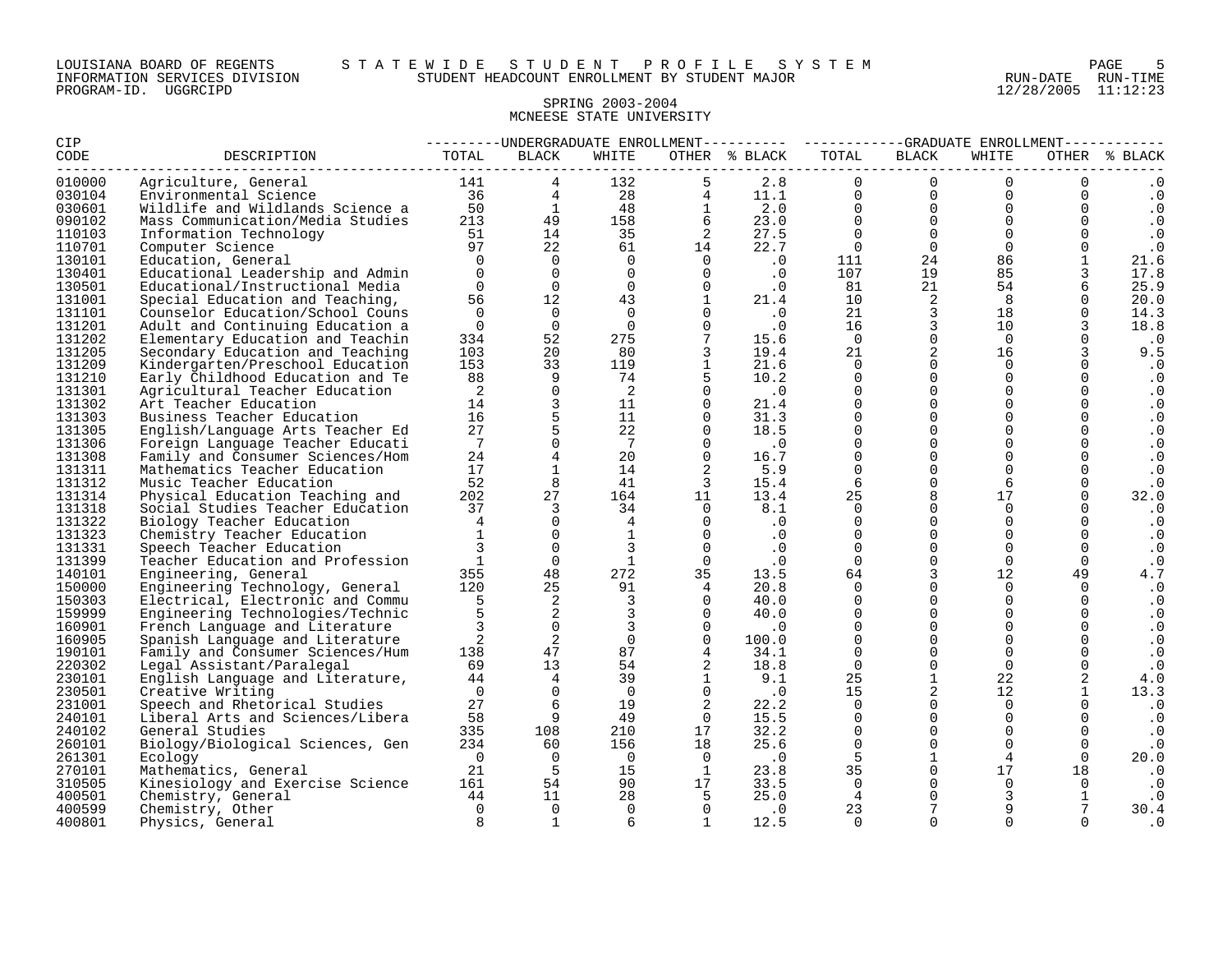LOUISIANA BOARD OF REGENTS — STATEWIDE STUDENT PROFILE SYSTEM
INFORMATION SERVICES DIVISION — STUDENT HEADCOUNT ENROLLMENT BY STUDENT MAJOR — RUN-DATE 12/28/2005 RUN-TIME 11:12:23
PROGRAM-ID. UGGRCIPD

## SPRING 2003-2004
## MCNEESE STATE UNIVERSITY

| CIP CODE | DESCRIPTION | UNDERGRADUATE ENROLLMENT TOTAL | BLACK | WHITE | OTHER | % BLACK | GRADUATE ENROLLMENT TOTAL | BLACK | WHITE | OTHER | % BLACK |
|---|---|---|---|---|---|---|---|---|---|---|---|
| 010000 | Agriculture, General | 141 | 4 | 132 | 5 | 2.8 | 0 | 0 | 0 | 0 | .0 |
| 030104 | Environmental Science | 36 | 4 | 28 | 4 | 11.1 | 0 | 0 | 0 | 0 | .0 |
| 030601 | Wildlife and Wildlands Science a | 50 | 1 | 48 | 1 | 2.0 | 0 | 0 | 0 | 0 | .0 |
| 090102 | Mass Communication/Media Studies | 213 | 49 | 158 | 6 | 23.0 | 0 | 0 | 0 | 0 | .0 |
| 110103 | Information Technology | 51 | 14 | 35 | 2 | 27.5 | 0 | 0 | 0 | 0 | .0 |
| 110701 | Computer Science | 97 | 22 | 61 | 14 | 22.7 | 0 | 0 | 0 | 0 | .0 |
| 130101 | Education, General | 0 | 0 | 0 | 0 | .0 | 111 | 24 | 86 | 1 | 21.6 |
| 130401 | Educational Leadership and Admin | 0 | 0 | 0 | 0 | .0 | 107 | 19 | 85 | 3 | 17.8 |
| 130501 | Educational/Instructional Media | 0 | 0 | 0 | 0 | .0 | 81 | 21 | 54 | 6 | 25.9 |
| 131001 | Special Education and Teaching, | 56 | 12 | 43 | 1 | 21.4 | 10 | 2 | 8 | 0 | 20.0 |
| 131101 | Counselor Education/School Couns | 0 | 0 | 0 | 0 | .0 | 21 | 3 | 18 | 0 | 14.3 |
| 131201 | Adult and Continuing Education a | 0 | 0 | 0 | 0 | .0 | 16 | 3 | 10 | 3 | 18.8 |
| 131202 | Elementary Education and Teachin | 334 | 52 | 275 | 7 | 15.6 | 0 | 0 | 0 | 0 | .0 |
| 131205 | Secondary Education and Teaching | 103 | 20 | 80 | 3 | 19.4 | 21 | 2 | 16 | 3 | 9.5 |
| 131209 | Kindergarten/Preschool Education | 153 | 33 | 119 | 1 | 21.6 | 0 | 0 | 0 | 0 | .0 |
| 131210 | Early Childhood Education and Te | 88 | 9 | 74 | 5 | 10.2 | 0 | 0 | 0 | 0 | .0 |
| 131301 | Agricultural Teacher Education | 2 | 0 | 2 | 0 | .0 | 0 | 0 | 0 | 0 | .0 |
| 131302 | Art Teacher Education | 14 | 3 | 11 | 0 | 21.4 | 0 | 0 | 0 | 0 | .0 |
| 131303 | Business Teacher Education | 16 | 5 | 11 | 0 | 31.3 | 0 | 0 | 0 | 0 | .0 |
| 131305 | English/Language Arts Teacher Ed | 27 | 5 | 22 | 0 | 18.5 | 0 | 0 | 0 | 0 | .0 |
| 131306 | Foreign Language Teacher Educati | 7 | 0 | 7 | 0 | .0 | 0 | 0 | 0 | 0 | .0 |
| 131308 | Family and Consumer Sciences/Hom | 24 | 4 | 20 | 0 | 16.7 | 0 | 0 | 0 | 0 | .0 |
| 131311 | Mathematics Teacher Education | 17 | 1 | 14 | 2 | 5.9 | 0 | 0 | 0 | 0 | .0 |
| 131312 | Music Teacher Education | 52 | 8 | 41 | 3 | 15.4 | 6 | 0 | 6 | 0 | .0 |
| 131314 | Physical Education Teaching and | 202 | 27 | 164 | 11 | 13.4 | 25 | 8 | 17 | 0 | 32.0 |
| 131318 | Social Studies Teacher Education | 37 | 3 | 34 | 0 | 8.1 | 0 | 0 | 0 | 0 | .0 |
| 131322 | Biology Teacher Education | 4 | 0 | 4 | 0 | .0 | 0 | 0 | 0 | 0 | .0 |
| 131323 | Chemistry Teacher Education | 1 | 0 | 1 | 0 | .0 | 0 | 0 | 0 | 0 | .0 |
| 131331 | Speech Teacher Education | 3 | 0 | 3 | 0 | .0 | 0 | 0 | 0 | 0 | .0 |
| 131399 | Teacher Education and Profession | 1 | 0 | 1 | 0 | .0 | 0 | 0 | 0 | 0 | .0 |
| 140101 | Engineering, General | 355 | 48 | 272 | 35 | 13.5 | 64 | 3 | 12 | 49 | 4.7 |
| 150000 | Engineering Technology, General | 120 | 25 | 91 | 4 | 20.8 | 0 | 0 | 0 | 0 | .0 |
| 150303 | Electrical, Electronic and Commu | 5 | 2 | 3 | 0 | 40.0 | 0 | 0 | 0 | 0 | .0 |
| 159999 | Engineering Technologies/Technic | 5 | 2 | 3 | 0 | 40.0 | 0 | 0 | 0 | 0 | .0 |
| 160901 | French Language and Literature | 3 | 0 | 3 | 0 | .0 | 0 | 0 | 0 | 0 | .0 |
| 160905 | Spanish Language and Literature | 2 | 2 | 0 | 0 | 100.0 | 0 | 0 | 0 | 0 | .0 |
| 190101 | Family and Consumer Sciences/Hum | 138 | 47 | 87 | 4 | 34.1 | 0 | 0 | 0 | 0 | .0 |
| 220302 | Legal Assistant/Paralegal | 69 | 13 | 54 | 2 | 18.8 | 0 | 0 | 0 | 0 | .0 |
| 230101 | English Language and Literature, | 44 | 4 | 39 | 1 | 9.1 | 25 | 1 | 22 | 2 | 4.0 |
| 230501 | Creative Writing | 0 | 0 | 0 | 0 | .0 | 15 | 2 | 12 | 1 | 13.3 |
| 231001 | Speech and Rhetorical Studies | 27 | 6 | 19 | 2 | 22.2 | 0 | 0 | 0 | 0 | .0 |
| 240101 | Liberal Arts and Sciences/Libera | 58 | 9 | 49 | 0 | 15.5 | 0 | 0 | 0 | 0 | .0 |
| 240102 | General Studies | 335 | 108 | 210 | 17 | 32.2 | 0 | 0 | 0 | 0 | .0 |
| 260101 | Biology/Biological Sciences, Gen | 234 | 60 | 156 | 18 | 25.6 | 0 | 0 | 0 | 0 | .0 |
| 261301 | Ecology | 0 | 0 | 0 | 0 | .0 | 5 | 1 | 4 | 0 | 20.0 |
| 270101 | Mathematics, General | 21 | 5 | 15 | 1 | 23.8 | 35 | 0 | 17 | 18 | .0 |
| 310505 | Kinesiology and Exercise Science | 161 | 54 | 90 | 17 | 33.5 | 0 | 0 | 0 | 0 | .0 |
| 400501 | Chemistry, General | 44 | 11 | 28 | 5 | 25.0 | 4 | 0 | 3 | 1 | .0 |
| 400599 | Chemistry, Other | 0 | 0 | 0 | 0 | .0 | 23 | 7 | 9 | 7 | 30.4 |
| 400801 | Physics, General | 8 | 1 | 6 | 1 | 12.5 | 0 | 0 | 0 | 0 | .0 |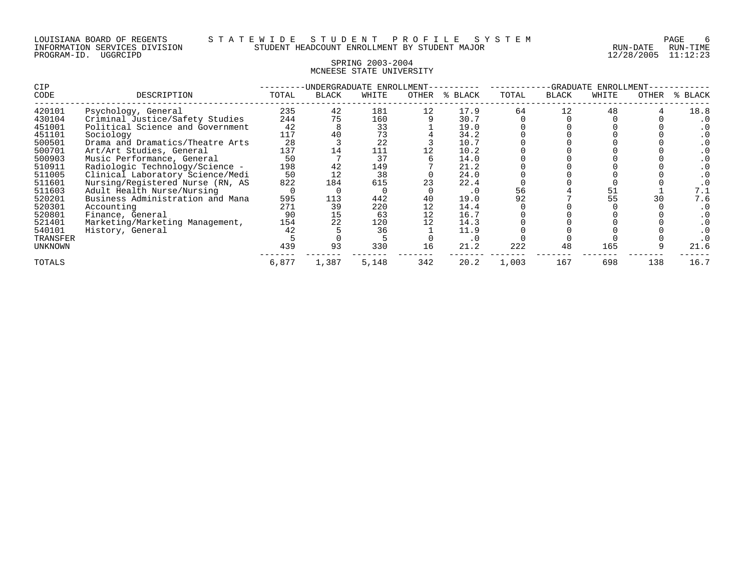LOUISIANA BOARD OF REGENTS — STATEWIDE STUDENT PROFILE SYSTEM
INFORMATION SERVICES DIVISION — STUDENT HEADCOUNT ENROLLMENT BY STUDENT MAJOR — RUN-DATE 12/28/2005 RUN-TIME 11:12:23
PROGRAM-ID. UGGRCIPD

## SPRING 2003-2004
## MCNEESE STATE UNIVERSITY

| CIP CODE | DESCRIPTION | UNDERGRADUATE ENROLLMENT TOTAL | BLACK | WHITE | OTHER | % BLACK | GRADUATE ENROLLMENT TOTAL | BLACK | WHITE | OTHER | % BLACK |
|---|---|---|---|---|---|---|---|---|---|---|---|
| 420101 | Psychology, General | 235 | 42 | 181 | 12 | 17.9 | 64 | 12 | 48 | 4 | 18.8 |
| 430104 | Criminal Justice/Safety Studies | 244 | 75 | 160 | 9 | 30.7 | 0 | 0 | 0 | 0 | .0 |
| 451001 | Political Science and Government | 42 | 8 | 33 | 1 | 19.0 | 0 | 0 | 0 | 0 | .0 |
| 451101 | Sociology | 117 | 40 | 73 | 4 | 34.2 | 0 | 0 | 0 | 0 | .0 |
| 500501 | Drama and Dramatics/Theatre Arts | 28 | 3 | 22 | 3 | 10.7 | 0 | 0 | 0 | 0 | .0 |
| 500701 | Art/Art Studies, General | 137 | 14 | 111 | 12 | 10.2 | 0 | 0 | 0 | 0 | .0 |
| 500903 | Music Performance, General | 50 | 7 | 37 | 6 | 14.0 | 0 | 0 | 0 | 0 | .0 |
| 510911 | Radiologic Technology/Science - | 198 | 42 | 149 | 7 | 21.2 | 0 | 0 | 0 | 0 | .0 |
| 511005 | Clinical Laboratory Science/Medi | 50 | 12 | 38 | 0 | 24.0 | 0 | 0 | 0 | 0 | .0 |
| 511601 | Nursing/Registered Nurse (RN, AS | 822 | 184 | 615 | 23 | 22.4 | 0 | 0 | 0 | 0 | .0 |
| 511603 | Adult Health Nurse/Nursing | 0 | 0 | 0 | 0 | .0 | 56 | 4 | 51 | 1 | 7.1 |
| 520201 | Business Administration and Mana | 595 | 113 | 442 | 40 | 19.0 | 92 | 7 | 55 | 30 | 7.6 |
| 520301 | Accounting | 271 | 39 | 220 | 12 | 14.4 | 0 | 0 | 0 | 0 | .0 |
| 520801 | Finance, General | 90 | 15 | 63 | 12 | 16.7 | 0 | 0 | 0 | 0 | .0 |
| 521401 | Marketing/Marketing Management, | 154 | 22 | 120 | 12 | 14.3 | 0 | 0 | 0 | 0 | .0 |
| 540101 | History, General | 42 | 5 | 36 | 1 | 11.9 | 0 | 0 | 0 | 0 | .0 |
| TRANSFER | | 5 | 0 | 5 | 0 | .0 | 0 | 0 | 0 | 0 | .0 |
| UNKNOWN | | 439 | 93 | 330 | 16 | 21.2 | 222 | 48 | 165 | 9 | 21.6 |
| TOTALS | | 6,877 | 1,387 | 5,148 | 342 | 20.2 | 1,003 | 167 | 698 | 138 | 16.7 |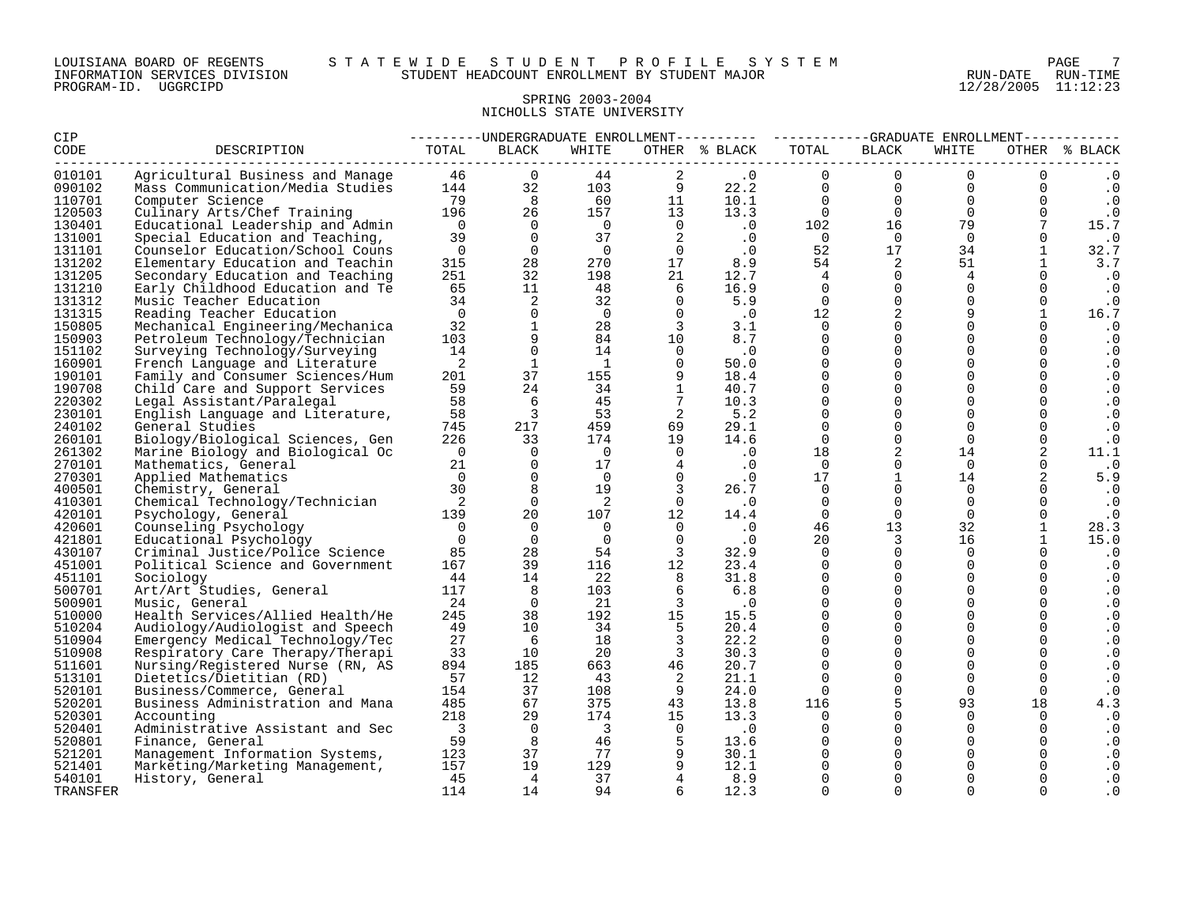LOUISIANA BOARD OF REGENTS — INFORMATION SERVICES DIVISION — PROGRAM-ID. UGGRCIPD

STATEWIDE STUDENT PROFILE SYSTEM
STUDENT HEADCOUNT ENROLLMENT BY STUDENT MAJOR

RUN-DATE 12/28/2005 RUN-TIME 11:12:23

SPRING 2003-2004
NICHOLLS STATE UNIVERSITY

| CIP CODE | DESCRIPTION | UNDERGRADUATE ENROLLMENT TOTAL | BLACK | WHITE | OTHER | % BLACK | GRADUATE ENROLLMENT TOTAL | BLACK | WHITE | OTHER | % BLACK |
|---|---|---|---|---|---|---|---|---|---|---|---|
| 010101 | Agricultural Business and Manage | 46 | 0 | 44 | 2 | .0 | 0 | 0 | 0 | 0 | .0 |
| 090102 | Mass Communication/Media Studies | 144 | 32 | 103 | 9 | 22.2 | 0 | 0 | 0 | 0 | .0 |
| 110701 | Computer Science | 79 | 8 | 60 | 11 | 10.1 | 0 | 0 | 0 | 0 | .0 |
| 120503 | Culinary Arts/Chef Training | 196 | 26 | 157 | 13 | 13.3 | 0 | 0 | 0 | 0 | .0 |
| 130401 | Educational Leadership and Admin | 0 | 0 | 0 | 0 | .0 | 102 | 16 | 79 | 7 | 15.7 |
| 131001 | Special Education and Teaching, | 39 | 0 | 37 | 2 | .0 | 0 | 0 | 0 | 0 | .0 |
| 131101 | Counselor Education/School Couns | 0 | 0 | 0 | 0 | .0 | 52 | 17 | 34 | 1 | 32.7 |
| 131202 | Elementary Education and Teachin | 315 | 28 | 270 | 17 | 8.9 | 54 | 2 | 51 | 1 | 3.7 |
| 131205 | Secondary Education and Teaching | 251 | 32 | 198 | 21 | 12.7 | 4 | 0 | 4 | 0 | .0 |
| 131210 | Early Childhood Education and Te | 65 | 11 | 48 | 6 | 16.9 | 0 | 0 | 0 | 0 | .0 |
| 131312 | Music Teacher Education | 34 | 2 | 32 | 0 | 5.9 | 0 | 0 | 0 | 0 | .0 |
| 131315 | Reading Teacher Education | 0 | 0 | 0 | 0 | .0 | 12 | 2 | 9 | 1 | 16.7 |
| 150805 | Mechanical Engineering/Mechanica | 32 | 1 | 28 | 3 | 3.1 | 0 | 0 | 0 | 0 | .0 |
| 150903 | Petroleum Technology/Technician | 103 | 9 | 84 | 10 | 8.7 | 0 | 0 | 0 | 0 | .0 |
| 151102 | Surveying Technology/Surveying | 14 | 0 | 14 | 0 | .0 | 0 | 0 | 0 | 0 | .0 |
| 160901 | French Language and Literature | 2 | 1 | 1 | 0 | 50.0 | 0 | 0 | 0 | 0 | .0 |
| 190101 | Family and Consumer Sciences/Hum | 201 | 37 | 155 | 9 | 18.4 | 0 | 0 | 0 | 0 | .0 |
| 190708 | Child Care and Support Services | 59 | 24 | 34 | 1 | 40.7 | 0 | 0 | 0 | 0 | .0 |
| 220302 | Legal Assistant/Paralegal | 58 | 6 | 45 | 7 | 10.3 | 0 | 0 | 0 | 0 | .0 |
| 230101 | English Language and Literature, | 58 | 3 | 53 | 2 | 5.2 | 0 | 0 | 0 | 0 | .0 |
| 240102 | General Studies | 745 | 217 | 459 | 69 | 29.1 | 0 | 0 | 0 | 0 | .0 |
| 260101 | Biology/Biological Sciences, Gen | 226 | 33 | 174 | 19 | 14.6 | 0 | 0 | 0 | 0 | .0 |
| 261302 | Marine Biology and Biological Oc | 0 | 0 | 0 | 0 | .0 | 18 | 2 | 14 | 2 | 11.1 |
| 270101 | Mathematics, General | 21 | 0 | 17 | 4 | .0 | 0 | 0 | 0 | 0 | .0 |
| 270301 | Applied Mathematics | 0 | 0 | 0 | 0 | .0 | 17 | 1 | 14 | 2 | 5.9 |
| 400501 | Chemistry, General | 30 | 8 | 19 | 3 | 26.7 | 0 | 0 | 0 | 0 | .0 |
| 410301 | Chemical Technology/Technician | 2 | 0 | 2 | 0 | .0 | 0 | 0 | 0 | 0 | .0 |
| 420101 | Psychology, General | 139 | 20 | 107 | 12 | 14.4 | 0 | 0 | 0 | 0 | .0 |
| 420601 | Counseling Psychology | 0 | 0 | 0 | 0 | .0 | 46 | 13 | 32 | 1 | 28.3 |
| 421801 | Educational Psychology | 0 | 0 | 0 | 0 | .0 | 20 | 3 | 16 | 1 | 15.0 |
| 430107 | Criminal Justice/Police Science | 85 | 28 | 54 | 3 | 32.9 | 0 | 0 | 0 | 0 | .0 |
| 451001 | Political Science and Government | 167 | 39 | 116 | 12 | 23.4 | 0 | 0 | 0 | 0 | .0 |
| 451101 | Sociology | 44 | 14 | 22 | 8 | 31.8 | 0 | 0 | 0 | 0 | .0 |
| 500701 | Art/Art Studies, General | 117 | 8 | 103 | 6 | 6.8 | 0 | 0 | 0 | 0 | .0 |
| 500901 | Music, General | 24 | 0 | 21 | 3 | .0 | 0 | 0 | 0 | 0 | .0 |
| 510000 | Health Services/Allied Health/He | 245 | 38 | 192 | 15 | 15.5 | 0 | 0 | 0 | 0 | .0 |
| 510204 | Audiology/Audiologist and Speech | 49 | 10 | 34 | 5 | 20.4 | 0 | 0 | 0 | 0 | .0 |
| 510904 | Emergency Medical Technology/Tec | 27 | 6 | 18 | 3 | 22.2 | 0 | 0 | 0 | 0 | .0 |
| 510908 | Respiratory Care Therapy/Therapi | 33 | 10 | 20 | 3 | 30.3 | 0 | 0 | 0 | 0 | .0 |
| 511601 | Nursing/Registered Nurse (RN, AS | 894 | 185 | 663 | 46 | 20.7 | 0 | 0 | 0 | 0 | .0 |
| 513101 | Dietetics/Dietitian (RD) | 57 | 12 | 43 | 2 | 21.1 | 0 | 0 | 0 | 0 | .0 |
| 520101 | Business/Commerce, General | 154 | 37 | 108 | 9 | 24.0 | 0 | 0 | 0 | 0 | .0 |
| 520201 | Business Administration and Mana | 485 | 67 | 375 | 43 | 13.8 | 116 | 5 | 93 | 18 | 4.3 |
| 520301 | Accounting | 218 | 29 | 174 | 15 | 13.3 | 0 | 0 | 0 | 0 | .0 |
| 520401 | Administrative Assistant and Sec | 3 | 0 | 3 | 0 | .0 | 0 | 0 | 0 | 0 | .0 |
| 520801 | Finance, General | 59 | 8 | 46 | 5 | 13.6 | 0 | 0 | 0 | 0 | .0 |
| 521201 | Management Information Systems, | 123 | 37 | 77 | 9 | 30.1 | 0 | 0 | 0 | 0 | .0 |
| 521401 | Marketing/Marketing Management, | 157 | 19 | 129 | 9 | 12.1 | 0 | 0 | 0 | 0 | .0 |
| 540101 | History, General | 45 | 4 | 37 | 4 | 8.9 | 0 | 0 | 0 | 0 | .0 |
| TRANSFER | | 114 | 14 | 94 | 6 | 12.3 | 0 | 0 | 0 | 0 | .0 |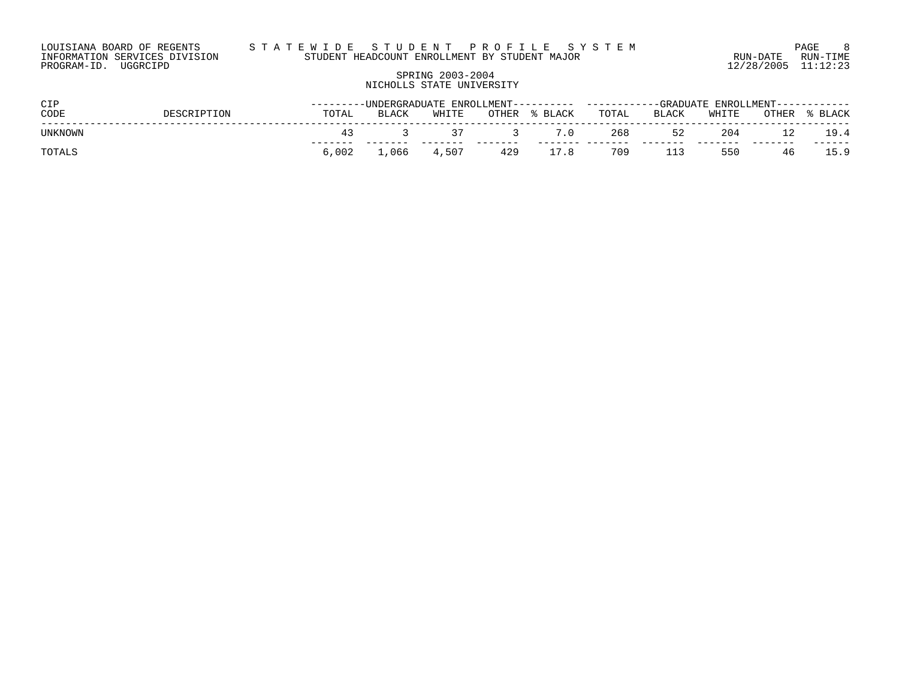LOUISIANA BOARD OF REGENTS — STATEWIDE STUDENT PROFILE SYSTEM
INFORMATION SERVICES DIVISION — STUDENT HEADCOUNT ENROLLMENT BY STUDENT MAJOR — RUN-DATE 12/28/2005 RUN-TIME 11:12:23
PROGRAM-ID. UGGRCIPD

SPRING 2003-2004
NICHOLLS STATE UNIVERSITY

| CIP CODE | DESCRIPTION | UNDERGRADUATE ENROLLMENT | | | | | GRADUATE ENROLLMENT | | | | |
|---|---|---|---|---|---|---|---|---|---|---|---|
| | | TOTAL | BLACK | WHITE | OTHER | % BLACK | TOTAL | BLACK | WHITE | OTHER | % BLACK |
| UNKNOWN | | 43 | 3 | 37 | 3 | 7.0 | 268 | 52 | 204 | 12 | 19.4 |
| TOTALS | | 6,002 | 1,066 | 4,507 | 429 | 17.8 | 709 | 113 | 550 | 46 | 15.9 |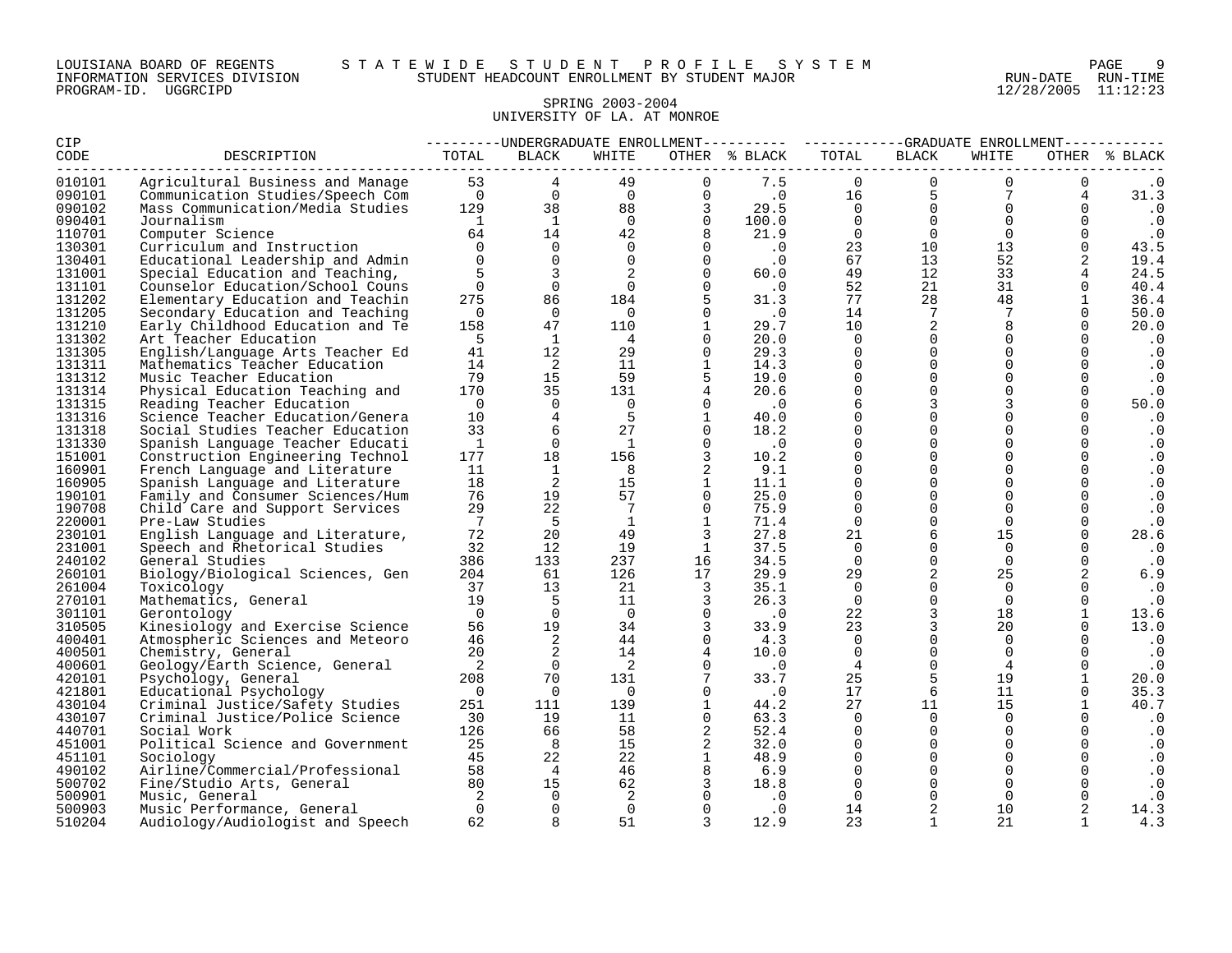LOUISIANA BOARD OF REGENTS — STATEWIDE STUDENT PROFILE SYSTEM
INFORMATION SERVICES DIVISION — STUDENT HEADCOUNT ENROLLMENT BY STUDENT MAJOR
PROGRAM-ID. UGGRCIPD — RUN-DATE 12/28/2005 RUN-TIME 11:12:23

SPRING 2003-2004
UNIVERSITY OF LA. AT MONROE

| CIP CODE | DESCRIPTION | UNDERGRADUATE ENROLLMENT TOTAL | BLACK | WHITE | OTHER | % BLACK | GRADUATE ENROLLMENT TOTAL | BLACK | WHITE | OTHER | % BLACK |
|---|---|---|---|---|---|---|---|---|---|---|---|
| 010101 | Agricultural Business and Manage | 53 | 4 | 49 | 0 | 7.5 | 0 | 0 | 0 | 0 | .0 |
| 090101 | Communication Studies/Speech Com | 0 | 0 | 0 | 0 | .0 | 16 | 5 | 7 | 4 | 31.3 |
| 090102 | Mass Communication/Media Studies | 129 | 38 | 88 | 3 | 29.5 | 0 | 0 | 0 | 0 | .0 |
| 090401 | Journalism | 1 | 1 | 0 | 0 | 100.0 | 0 | 0 | 0 | 0 | .0 |
| 110701 | Computer Science | 64 | 14 | 42 | 8 | 21.9 | 0 | 0 | 0 | 0 | .0 |
| 130301 | Curriculum and Instruction | 0 | 0 | 0 | 0 | .0 | 23 | 10 | 13 | 0 | 43.5 |
| 130401 | Educational Leadership and Admin | 0 | 0 | 0 | 0 | .0 | 67 | 13 | 52 | 2 | 19.4 |
| 131001 | Special Education and Teaching, | 5 | 3 | 2 | 0 | 60.0 | 49 | 12 | 33 | 4 | 24.5 |
| 131101 | Counselor Education/School Couns | 0 | 0 | 0 | 0 | .0 | 52 | 21 | 31 | 0 | 40.4 |
| 131202 | Elementary Education and Teachin | 275 | 86 | 184 | 5 | 31.3 | 77 | 28 | 48 | 1 | 36.4 |
| 131205 | Secondary Education and Teaching | 0 | 0 | 0 | 0 | .0 | 14 | 7 | 7 | 0 | 50.0 |
| 131210 | Early Childhood Education and Te | 158 | 47 | 110 | 1 | 29.7 | 10 | 2 | 8 | 0 | 20.0 |
| 131302 | Art Teacher Education | 5 | 1 | 4 | 0 | 20.0 | 0 | 0 | 0 | 0 | .0 |
| 131305 | English/Language Arts Teacher Ed | 41 | 12 | 29 | 0 | 29.3 | 0 | 0 | 0 | 0 | .0 |
| 131311 | Mathematics Teacher Education | 14 | 2 | 11 | 1 | 14.3 | 0 | 0 | 0 | 0 | .0 |
| 131312 | Music Teacher Education | 79 | 15 | 59 | 5 | 19.0 | 0 | 0 | 0 | 0 | .0 |
| 131314 | Physical Education Teaching and | 170 | 35 | 131 | 4 | 20.6 | 0 | 0 | 0 | 0 | .0 |
| 131315 | Reading Teacher Education | 0 | 0 | 0 | 0 | .0 | 6 | 3 | 3 | 0 | 50.0 |
| 131316 | Science Teacher Education/Genera | 10 | 4 | 5 | 1 | 40.0 | 0 | 0 | 0 | 0 | .0 |
| 131318 | Social Studies Teacher Education | 33 | 6 | 27 | 0 | 18.2 | 0 | 0 | 0 | 0 | .0 |
| 131330 | Spanish Language Teacher Educati | 1 | 0 | 1 | 0 | .0 | 0 | 0 | 0 | 0 | .0 |
| 151001 | Construction Engineering Technol | 177 | 18 | 156 | 3 | 10.2 | 0 | 0 | 0 | 0 | .0 |
| 160901 | French Language and Literature | 11 | 1 | 8 | 2 | 9.1 | 0 | 0 | 0 | 0 | .0 |
| 160905 | Spanish Language and Literature | 18 | 2 | 15 | 1 | 11.1 | 0 | 0 | 0 | 0 | .0 |
| 190101 | Family and Consumer Sciences/Hum | 76 | 19 | 57 | 0 | 25.0 | 0 | 0 | 0 | 0 | .0 |
| 190708 | Child Care and Support Services | 29 | 22 | 7 | 0 | 75.9 | 0 | 0 | 0 | 0 | .0 |
| 220001 | Pre-Law Studies | 7 | 5 | 1 | 1 | 71.4 | 0 | 0 | 0 | 0 | .0 |
| 230101 | English Language and Literature, | 72 | 20 | 49 | 3 | 27.8 | 21 | 6 | 15 | 0 | 28.6 |
| 231001 | Speech and Rhetorical Studies | 32 | 12 | 19 | 1 | 37.5 | 0 | 0 | 0 | 0 | .0 |
| 240102 | General Studies | 386 | 133 | 237 | 16 | 34.5 | 0 | 0 | 0 | 0 | .0 |
| 260101 | Biology/Biological Sciences, Gen | 204 | 61 | 126 | 17 | 29.9 | 29 | 2 | 25 | 2 | 6.9 |
| 261004 | Toxicology | 37 | 13 | 21 | 3 | 35.1 | 0 | 0 | 0 | 0 | .0 |
| 270101 | Mathematics, General | 19 | 5 | 11 | 3 | 26.3 | 0 | 0 | 0 | 0 | .0 |
| 301101 | Gerontology | 0 | 0 | 0 | 0 | .0 | 22 | 3 | 18 | 1 | 13.6 |
| 310505 | Kinesiology and Exercise Science | 56 | 19 | 34 | 3 | 33.9 | 23 | 3 | 20 | 0 | 13.0 |
| 400401 | Atmospheric Sciences and Meteoro | 46 | 2 | 44 | 0 | 4.3 | 0 | 0 | 0 | 0 | .0 |
| 400501 | Chemistry, General | 20 | 2 | 14 | 4 | 10.0 | 0 | 0 | 0 | 0 | .0 |
| 400601 | Geology/Earth Science, General | 2 | 0 | 2 | 0 | .0 | 4 | 0 | 4 | 0 | .0 |
| 420101 | Psychology, General | 208 | 70 | 131 | 7 | 33.7 | 25 | 5 | 19 | 1 | 20.0 |
| 421801 | Educational Psychology | 0 | 0 | 0 | 0 | .0 | 17 | 6 | 11 | 0 | 35.3 |
| 430104 | Criminal Justice/Safety Studies | 251 | 111 | 139 | 1 | 44.2 | 27 | 11 | 15 | 1 | 40.7 |
| 430107 | Criminal Justice/Police Science | 30 | 19 | 11 | 0 | 63.3 | 0 | 0 | 0 | 0 | .0 |
| 440701 | Social Work | 126 | 66 | 58 | 2 | 52.4 | 0 | 0 | 0 | 0 | .0 |
| 451001 | Political Science and Government | 25 | 8 | 15 | 2 | 32.0 | 0 | 0 | 0 | 0 | .0 |
| 451101 | Sociology | 45 | 22 | 22 | 1 | 48.9 | 0 | 0 | 0 | 0 | .0 |
| 490102 | Airline/Commercial/Professional | 58 | 4 | 46 | 8 | 6.9 | 0 | 0 | 0 | 0 | .0 |
| 500702 | Fine/Studio Arts, General | 80 | 15 | 62 | 3 | 18.8 | 0 | 0 | 0 | 0 | .0 |
| 500901 | Music, General | 2 | 0 | 2 | 0 | .0 | 0 | 0 | 0 | 0 | .0 |
| 500903 | Music Performance, General | 0 | 0 | 0 | 0 | .0 | 14 | 2 | 10 | 2 | 14.3 |
| 510204 | Audiology/Audiologist and Speech | 62 | 8 | 51 | 3 | 12.9 | 23 | 1 | 21 | 1 | 4.3 |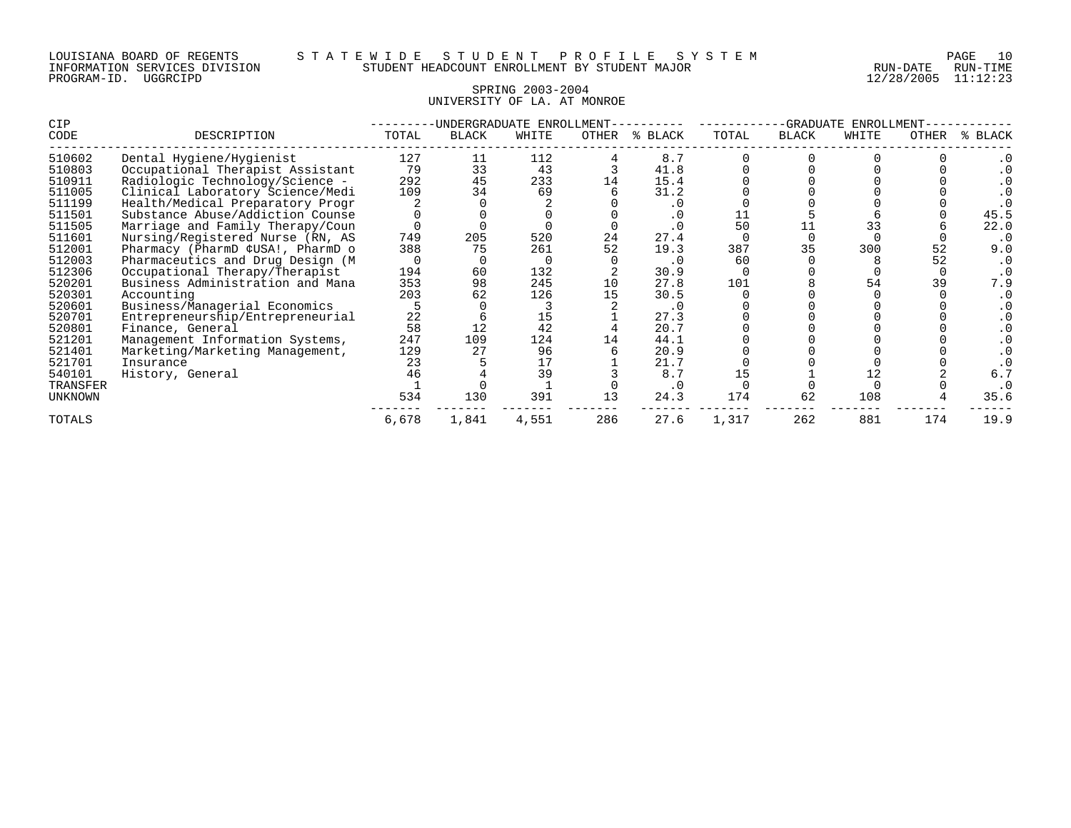LOUISIANA BOARD OF REGENTS — STATEWIDE STUDENT PROFILE SYSTEM
INFORMATION SERVICES DIVISION — STUDENT HEADCOUNT ENROLLMENT BY STUDENT MAJOR
PROGRAM-ID. UGGRCIPD — RUN-DATE 12/28/2005 RUN-TIME 11:12:23

## SPRING 2003-2004
## UNIVERSITY OF LA. AT MONROE

| CIP CODE | DESCRIPTION | UNDERGRADUATE ENROLLMENT TOTAL | BLACK | WHITE | OTHER | % BLACK | GRADUATE ENROLLMENT TOTAL | BLACK | WHITE | OTHER | % BLACK |
|---|---|---|---|---|---|---|---|---|---|---|---|
| 510602 | Dental Hygiene/Hygienist | 127 | 11 | 112 | 4 | 8.7 | 0 | 0 | 0 | 0 | .0 |
| 510803 | Occupational Therapist Assistant | 79 | 33 | 43 | 3 | 41.8 | 0 | 0 | 0 | 0 | .0 |
| 510911 | Radiologic Technology/Science - | 292 | 45 | 233 | 14 | 15.4 | 0 | 0 | 0 | 0 | .0 |
| 511005 | Clinical Laboratory Science/Medi | 109 | 34 | 69 | 6 | 31.2 | 0 | 0 | 0 | 0 | .0 |
| 511199 | Health/Medical Preparatory Progr | 2 | 0 | 2 | 0 | .0 | 0 | 0 | 0 | 0 | .0 |
| 511501 | Substance Abuse/Addiction Counse | 0 | 0 | 0 | 0 | .0 | 11 | 5 | 6 | 0 | 45.5 |
| 511505 | Marriage and Family Therapy/Coun | 0 | 0 | 0 | 0 | .0 | 50 | 11 | 33 | 6 | 22.0 |
| 511601 | Nursing/Registered Nurse (RN, AS | 749 | 205 | 520 | 24 | 27.4 | 0 | 0 | 0 | 0 | .0 |
| 512001 | Pharmacy (PharmD ¢USA!, PharmD o | 388 | 75 | 261 | 52 | 19.3 | 387 | 35 | 300 | 52 | 9.0 |
| 512003 | Pharmaceutics and Drug Design (M | 0 | 0 | 0 | 0 | .0 | 60 | 0 | 8 | 52 | .0 |
| 512306 | Occupational Therapy/Therapist | 194 | 60 | 132 | 2 | 30.9 | 0 | 0 | 0 | 0 | .0 |
| 520201 | Business Administration and Mana | 353 | 98 | 245 | 10 | 27.8 | 101 | 8 | 54 | 39 | 7.9 |
| 520301 | Accounting | 203 | 62 | 126 | 15 | 30.5 | 0 | 0 | 0 | 0 | .0 |
| 520601 | Business/Managerial Economics | 5 | 0 | 3 | 2 | .0 | 0 | 0 | 0 | 0 | .0 |
| 520701 | Entrepreneurship/Entrepreneurial | 22 | 6 | 15 | 1 | 27.3 | 0 | 0 | 0 | 0 | .0 |
| 520801 | Finance, General | 58 | 12 | 42 | 4 | 20.7 | 0 | 0 | 0 | 0 | .0 |
| 521201 | Management Information Systems, | 247 | 109 | 124 | 14 | 44.1 | 0 | 0 | 0 | 0 | .0 |
| 521401 | Marketing/Marketing Management, | 129 | 27 | 96 | 6 | 20.9 | 0 | 0 | 0 | 0 | .0 |
| 521701 | Insurance | 23 | 5 | 17 | 1 | 21.7 | 0 | 0 | 0 | 0 | .0 |
| 540101 | History, General | 46 | 4 | 39 | 3 | 8.7 | 15 | 1 | 12 | 2 | 6.7 |
| TRANSFER | | 1 | 0 | 1 | 0 | .0 | 0 | 0 | 0 | 0 | .0 |
| UNKNOWN | | 534 | 130 | 391 | 13 | 24.3 | 174 | 62 | 108 | 4 | 35.6 |
| TOTALS | | 6,678 | 1,841 | 4,551 | 286 | 27.6 | 1,317 | 262 | 881 | 174 | 19.9 |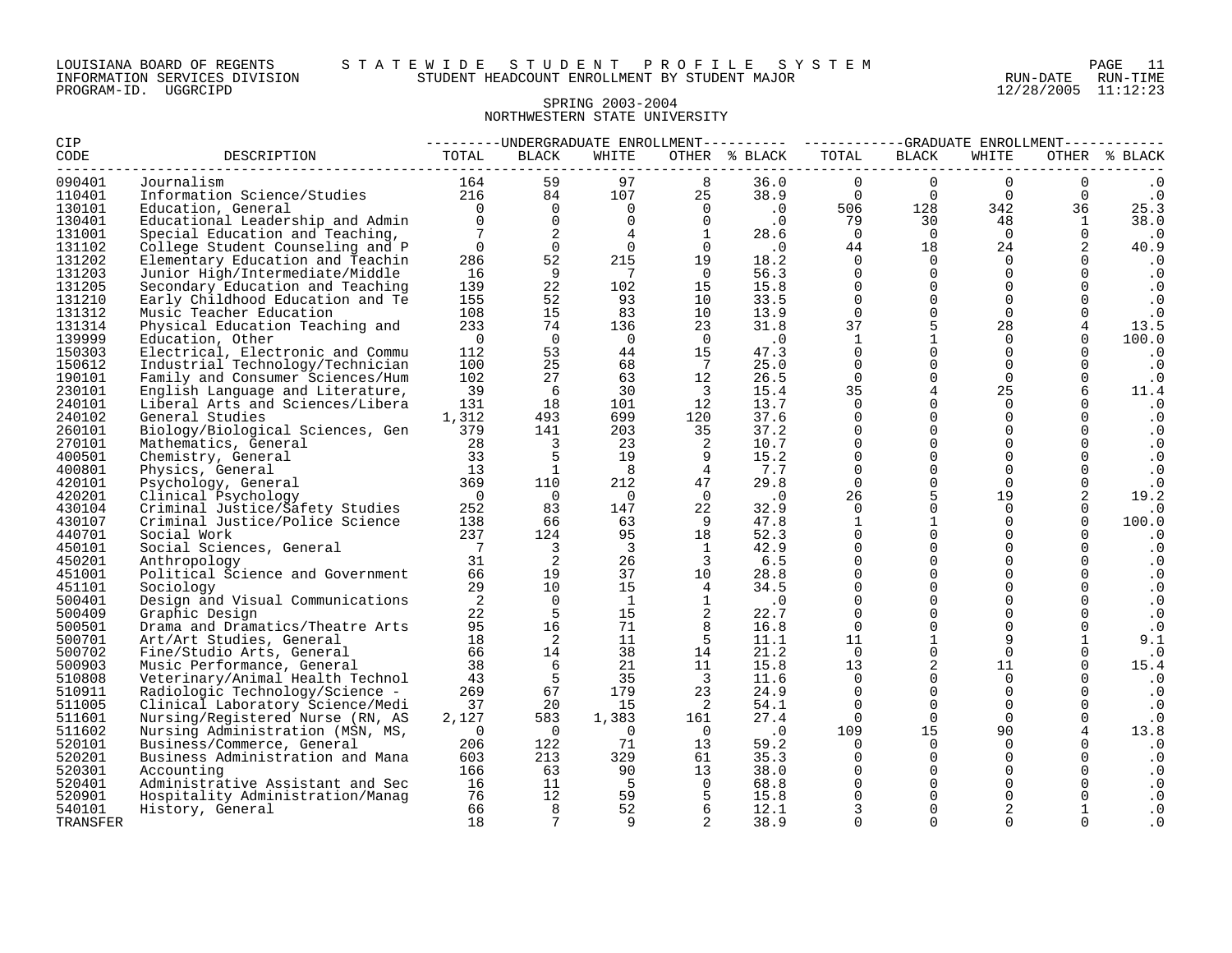LOUISIANA BOARD OF REGENTS — STATEWIDE STUDENT PROFILE SYSTEM
INFORMATION SERVICES DIVISION — STUDENT HEADCOUNT ENROLLMENT BY STUDENT MAJOR
PROGRAM-ID. UGGRCIPD — RUN-DATE 12/28/2005 RUN-TIME 11:12:23

## SPRING 2003-2004
## NORTHWESTERN STATE UNIVERSITY

| CIP CODE | DESCRIPTION | UNDERGRADUATE ENROLLMENT TOTAL | BLACK | WHITE | OTHER | % BLACK | GRADUATE ENROLLMENT TOTAL | BLACK | WHITE | OTHER | % BLACK |
|---|---|---|---|---|---|---|---|---|---|---|---|
| 090401 | Journalism | 164 | 59 | 97 | 8 | 36.0 | 0 | 0 | 0 | 0 | .0 |
| 110401 | Information Science/Studies | 216 | 84 | 107 | 25 | 38.9 | 0 | 0 | 0 | 0 | .0 |
| 130101 | Education, General | 0 | 0 | 0 | 0 | .0 | 506 | 128 | 342 | 36 | 25.3 |
| 130401 | Educational Leadership and Admin | 0 | 0 | 0 | 0 | .0 | 79 | 30 | 48 | 1 | 38.0 |
| 131001 | Special Education and Teaching, | 7 | 2 | 4 | 1 | 28.6 | 0 | 0 | 0 | 0 | .0 |
| 131102 | College Student Counseling and P | 0 | 0 | 0 | 0 | .0 | 44 | 18 | 24 | 2 | 40.9 |
| 131202 | Elementary Education and Teachin | 286 | 52 | 215 | 19 | 18.2 | 0 | 0 | 0 | 0 | .0 |
| 131203 | Junior High/Intermediate/Middle | 16 | 9 | 7 | 0 | 56.3 | 0 | 0 | 0 | 0 | .0 |
| 131205 | Secondary Education and Teaching | 139 | 22 | 102 | 15 | 15.8 | 0 | 0 | 0 | 0 | .0 |
| 131210 | Early Childhood Education and Te | 155 | 52 | 93 | 10 | 33.5 | 0 | 0 | 0 | 0 | .0 |
| 131312 | Music Teacher Education | 108 | 15 | 83 | 10 | 13.9 | 0 | 0 | 0 | 0 | .0 |
| 131314 | Physical Education Teaching and | 233 | 74 | 136 | 23 | 31.8 | 37 | 5 | 28 | 4 | 13.5 |
| 139999 | Education, Other | 0 | 0 | 0 | 0 | .0 | 1 | 1 | 0 | 0 | 100.0 |
| 150303 | Electrical, Electronic and Commu | 112 | 53 | 44 | 15 | 47.3 | 0 | 0 | 0 | 0 | .0 |
| 150612 | Industrial Technology/Technician | 100 | 25 | 68 | 7 | 25.0 | 0 | 0 | 0 | 0 | .0 |
| 190101 | Family and Consumer Sciences/Hum | 102 | 27 | 63 | 12 | 26.5 | 0 | 0 | 0 | 0 | .0 |
| 230101 | English Language and Literature, | 39 | 6 | 30 | 3 | 15.4 | 35 | 4 | 25 | 6 | 11.4 |
| 240101 | Liberal Arts and Sciences/Libera | 131 | 18 | 101 | 12 | 13.7 | 0 | 0 | 0 | 0 | .0 |
| 240102 | General Studies | 1,312 | 493 | 699 | 120 | 37.6 | 0 | 0 | 0 | 0 | .0 |
| 260101 | Biology/Biological Sciences, Gen | 379 | 141 | 203 | 35 | 37.2 | 0 | 0 | 0 | 0 | .0 |
| 270101 | Mathematics, General | 28 | 3 | 23 | 2 | 10.7 | 0 | 0 | 0 | 0 | .0 |
| 400501 | Chemistry, General | 33 | 5 | 19 | 9 | 15.2 | 0 | 0 | 0 | 0 | .0 |
| 400801 | Physics, General | 13 | 1 | 8 | 4 | 7.7 | 0 | 0 | 0 | 0 | .0 |
| 420101 | Psychology, General | 369 | 110 | 212 | 47 | 29.8 | 0 | 0 | 0 | 0 | .0 |
| 420201 | Clinical Psychology | 0 | 0 | 0 | 0 | .0 | 26 | 5 | 19 | 2 | 19.2 |
| 430104 | Criminal Justice/Safety Studies | 252 | 83 | 147 | 22 | 32.9 | 0 | 0 | 0 | 0 | .0 |
| 430107 | Criminal Justice/Police Science | 138 | 66 | 63 | 9 | 47.8 | 1 | 1 | 0 | 0 | 100.0 |
| 440701 | Social Work | 237 | 124 | 95 | 18 | 52.3 | 0 | 0 | 0 | 0 | .0 |
| 450101 | Social Sciences, General | 7 | 3 | 3 | 1 | 42.9 | 0 | 0 | 0 | 0 | .0 |
| 450201 | Anthropology | 31 | 2 | 26 | 3 | 6.5 | 0 | 0 | 0 | 0 | .0 |
| 451001 | Political Science and Government | 66 | 19 | 37 | 10 | 28.8 | 0 | 0 | 0 | 0 | .0 |
| 451101 | Sociology | 29 | 10 | 15 | 4 | 34.5 | 0 | 0 | 0 | 0 | .0 |
| 500401 | Design and Visual Communications | 2 | 0 | 1 | 1 | .0 | 0 | 0 | 0 | 0 | .0 |
| 500409 | Graphic Design | 22 | 5 | 15 | 2 | 22.7 | 0 | 0 | 0 | 0 | .0 |
| 500501 | Drama and Dramatics/Theatre Arts | 95 | 16 | 71 | 8 | 16.8 | 0 | 0 | 0 | 0 | .0 |
| 500701 | Art/Art Studies, General | 18 | 2 | 11 | 5 | 11.1 | 11 | 1 | 9 | 1 | 9.1 |
| 500702 | Fine/Studio Arts, General | 66 | 14 | 38 | 14 | 21.2 | 0 | 0 | 0 | 0 | .0 |
| 500903 | Music Performance, General | 38 | 6 | 21 | 11 | 15.8 | 13 | 2 | 11 | 0 | 15.4 |
| 510808 | Veterinary/Animal Health Technol | 43 | 5 | 35 | 3 | 11.6 | 0 | 0 | 0 | 0 | .0 |
| 510911 | Radiologic Technology/Science - | 269 | 67 | 179 | 23 | 24.9 | 0 | 0 | 0 | 0 | .0 |
| 511005 | Clinical Laboratory Science/Medi | 37 | 20 | 15 | 2 | 54.1 | 0 | 0 | 0 | 0 | .0 |
| 511601 | Nursing/Registered Nurse (RN, AS | 2,127 | 583 | 1,383 | 161 | 27.4 | 0 | 0 | 0 | 0 | .0 |
| 511602 | Nursing Administration (MSN, MS, | 0 | 0 | 0 | 0 | .0 | 109 | 15 | 90 | 4 | 13.8 |
| 520101 | Business/Commerce, General | 206 | 122 | 71 | 13 | 59.2 | 0 | 0 | 0 | 0 | .0 |
| 520201 | Business Administration and Mana | 603 | 213 | 329 | 61 | 35.3 | 0 | 0 | 0 | 0 | .0 |
| 520301 | Accounting | 166 | 63 | 90 | 13 | 38.0 | 0 | 0 | 0 | 0 | .0 |
| 520401 | Administrative Assistant and Sec | 16 | 11 | 5 | 0 | 68.8 | 0 | 0 | 0 | 0 | .0 |
| 520901 | Hospitality Administration/Manag | 76 | 12 | 59 | 5 | 15.8 | 0 | 0 | 0 | 0 | .0 |
| 540101 | History, General | 66 | 8 | 52 | 6 | 12.1 | 3 | 0 | 2 | 1 | .0 |
| TRANSFER | | 18 | 7 | 9 | 2 | 38.9 | 0 | 0 | 0 | 0 | .0 |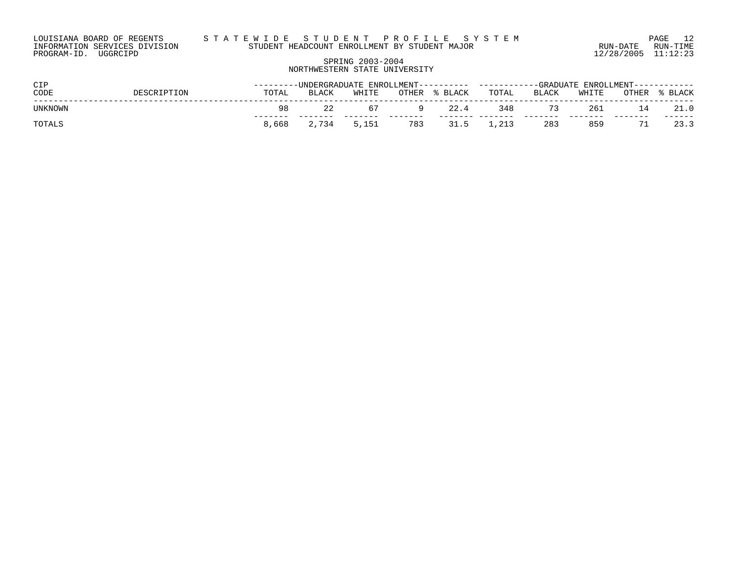LOUISIANA BOARD OF REGENTS — STATEWIDE STUDENT PROFILE SYSTEM
INFORMATION SERVICES DIVISION — STUDENT HEADCOUNT ENROLLMENT BY STUDENT MAJOR — RUN-DATE 12/28/2005 RUN-TIME 11:12:23
PROGRAM-ID. UGGRCIPD

SPRING 2003-2004
NORTHWESTERN STATE UNIVERSITY

| CIP CODE | DESCRIPTION | UNDERGRADUATE ENROLLMENT | | | | | GRADUATE ENROLLMENT | | | | |
|---|---|---|---|---|---|---|---|---|---|---|---|
| | | TOTAL | BLACK | WHITE | OTHER | % BLACK | TOTAL | BLACK | WHITE | OTHER | % BLACK |
| UNKNOWN | | 98 | 22 | 67 | 9 | 22.4 | 348 | 73 | 261 | 14 | 21.0 |
| TOTALS | | 8,668 | 2,734 | 5,151 | 783 | 31.5 | 1,213 | 283 | 859 | 71 | 23.3 |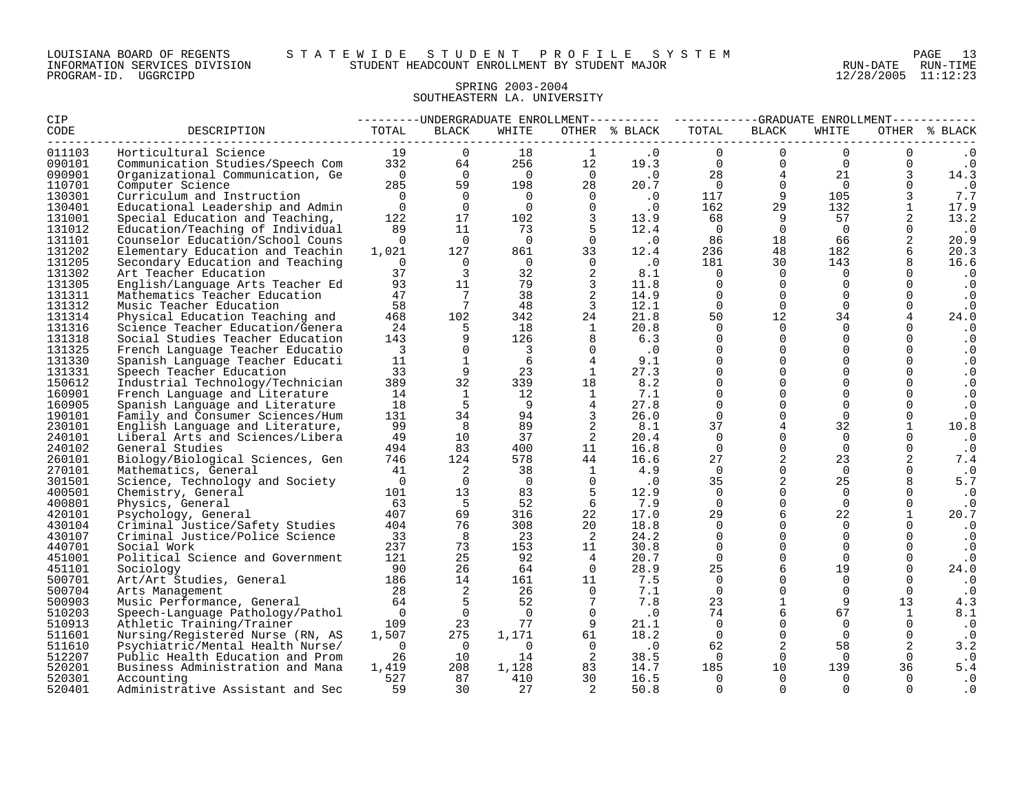LOUISIANA BOARD OF REGENTS — STATEWIDE STUDENT PROFILE SYSTEM
INFORMATION SERVICES DIVISION — STUDENT HEADCOUNT ENROLLMENT BY STUDENT MAJOR — RUN-DATE 12/28/2005 RUN-TIME 11:12:23
PROGRAM-ID. UGGRCIPD

## SPRING 2003-2004
## SOUTHEASTERN LA. UNIVERSITY

| CIP CODE | DESCRIPTION | UNDERGRADUATE ENROLLMENT TOTAL | BLACK | WHITE | OTHER | % BLACK | GRADUATE ENROLLMENT TOTAL | BLACK | WHITE | OTHER | % BLACK |
|---|---|---|---|---|---|---|---|---|---|---|---|
| 011103 | Horticultural Science | 19 | 0 | 18 | 1 | .0 | 0 | 0 | 0 | 0 | .0 |
| 090101 | Communication Studies/Speech Com | 332 | 64 | 256 | 12 | 19.3 | 0 | 0 | 0 | 0 | .0 |
| 090901 | Organizational Communication, Ge | 0 | 0 | 0 | 0 | .0 | 28 | 4 | 21 | 3 | 14.3 |
| 110701 | Computer Science | 285 | 59 | 198 | 28 | 20.7 | 0 | 0 | 0 | 0 | .0 |
| 130301 | Curriculum and Instruction | 0 | 0 | 0 | 0 | .0 | 117 | 9 | 105 | 3 | 7.7 |
| 130401 | Educational Leadership and Admin | 0 | 0 | 0 | 0 | .0 | 162 | 29 | 132 | 1 | 17.9 |
| 131001 | Special Education and Teaching, | 122 | 17 | 102 | 3 | 13.9 | 68 | 9 | 57 | 2 | 13.2 |
| 131012 | Education/Teaching of Individual | 89 | 11 | 73 | 5 | 12.4 | 0 | 0 | 0 | 0 | .0 |
| 131101 | Counselor Education/School Couns | 0 | 0 | 0 | 0 | .0 | 86 | 18 | 66 | 2 | 20.9 |
| 131202 | Elementary Education and Teachin | 1,021 | 127 | 861 | 33 | 12.4 | 236 | 48 | 182 | 6 | 20.3 |
| 131205 | Secondary Education and Teaching | 0 | 0 | 0 | 0 | .0 | 181 | 30 | 143 | 8 | 16.6 |
| 131302 | Art Teacher Education | 37 | 3 | 32 | 2 | 8.1 | 0 | 0 | 0 | 0 | .0 |
| 131305 | English/Language Arts Teacher Ed | 93 | 11 | 79 | 3 | 11.8 | 0 | 0 | 0 | 0 | .0 |
| 131311 | Mathematics Teacher Education | 47 | 7 | 38 | 2 | 14.9 | 0 | 0 | 0 | 0 | .0 |
| 131312 | Music Teacher Education | 58 | 7 | 48 | 3 | 12.1 | 0 | 0 | 0 | 0 | .0 |
| 131314 | Physical Education Teaching and | 468 | 102 | 342 | 24 | 21.8 | 50 | 12 | 34 | 4 | 24.0 |
| 131316 | Science Teacher Education/Genera | 24 | 5 | 18 | 1 | 20.8 | 0 | 0 | 0 | 0 | .0 |
| 131318 | Social Studies Teacher Education | 143 | 9 | 126 | 8 | 6.3 | 0 | 0 | 0 | 0 | .0 |
| 131325 | French Language Teacher Educatio | 3 | 0 | 3 | 0 | .0 | 0 | 0 | 0 | 0 | .0 |
| 131330 | Spanish Language Teacher Educati | 11 | 1 | 6 | 4 | 9.1 | 0 | 0 | 0 | 0 | .0 |
| 131331 | Speech Teacher Education | 33 | 9 | 23 | 1 | 27.3 | 0 | 0 | 0 | 0 | .0 |
| 150612 | Industrial Technology/Technician | 389 | 32 | 339 | 18 | 8.2 | 0 | 0 | 0 | 0 | .0 |
| 160901 | French Language and Literature | 14 | 1 | 12 | 1 | 7.1 | 0 | 0 | 0 | 0 | .0 |
| 160905 | Spanish Language and Literature | 18 | 5 | 9 | 4 | 27.8 | 0 | 0 | 0 | 0 | .0 |
| 190101 | Family and Consumer Sciences/Hum | 131 | 34 | 94 | 3 | 26.0 | 0 | 0 | 0 | 0 | .0 |
| 230101 | English Language and Literature, | 99 | 8 | 89 | 2 | 8.1 | 37 | 4 | 32 | 1 | 10.8 |
| 240101 | Liberal Arts and Sciences/Libera | 49 | 10 | 37 | 2 | 20.4 | 0 | 0 | 0 | 0 | .0 |
| 240102 | General Studies | 494 | 83 | 400 | 11 | 16.8 | 0 | 0 | 0 | 0 | .0 |
| 260101 | Biology/Biological Sciences, Gen | 746 | 124 | 578 | 44 | 16.6 | 27 | 2 | 23 | 2 | 7.4 |
| 270101 | Mathematics, General | 41 | 2 | 38 | 1 | 4.9 | 0 | 0 | 0 | 0 | .0 |
| 301501 | Science, Technology and Society | 0 | 0 | 0 | 0 | .0 | 35 | 2 | 25 | 8 | 5.7 |
| 400501 | Chemistry, General | 101 | 13 | 83 | 5 | 12.9 | 0 | 0 | 0 | 0 | .0 |
| 400801 | Physics, General | 63 | 5 | 52 | 6 | 7.9 | 0 | 0 | 0 | 0 | .0 |
| 420101 | Psychology, General | 407 | 69 | 316 | 22 | 17.0 | 29 | 6 | 22 | 1 | 20.7 |
| 430104 | Criminal Justice/Safety Studies | 404 | 76 | 308 | 20 | 18.8 | 0 | 0 | 0 | 0 | .0 |
| 430107 | Criminal Justice/Police Science | 33 | 8 | 23 | 2 | 24.2 | 0 | 0 | 0 | 0 | .0 |
| 440701 | Social Work | 237 | 73 | 153 | 11 | 30.8 | 0 | 0 | 0 | 0 | .0 |
| 451001 | Political Science and Government | 121 | 25 | 92 | 4 | 20.7 | 0 | 0 | 0 | 0 | .0 |
| 451101 | Sociology | 90 | 26 | 64 | 0 | 28.9 | 25 | 6 | 19 | 0 | 24.0 |
| 500701 | Art/Art Studies, General | 186 | 14 | 161 | 11 | 7.5 | 0 | 0 | 0 | 0 | .0 |
| 500704 | Arts Management | 28 | 2 | 26 | 0 | 7.1 | 0 | 0 | 0 | 0 | .0 |
| 500903 | Music Performance, General | 64 | 5 | 52 | 7 | 7.8 | 23 | 1 | 9 | 13 | 4.3 |
| 510203 | Speech-Language Pathology/Pathol | 0 | 0 | 0 | 0 | .0 | 74 | 6 | 67 | 1 | 8.1 |
| 510913 | Athletic Training/Trainer | 109 | 23 | 77 | 9 | 21.1 | 0 | 0 | 0 | 0 | .0 |
| 511601 | Nursing/Registered Nurse (RN, AS | 1,507 | 275 | 1,171 | 61 | 18.2 | 0 | 0 | 0 | 0 | .0 |
| 511610 | Psychiatric/Mental Health Nurse/ | 0 | 0 | 0 | 0 | .0 | 62 | 2 | 58 | 2 | 3.2 |
| 512207 | Public Health Education and Prom | 26 | 10 | 14 | 2 | 38.5 | 0 | 0 | 0 | 0 | .0 |
| 520201 | Business Administration and Mana | 1,419 | 208 | 1,128 | 83 | 14.7 | 185 | 10 | 139 | 36 | 5.4 |
| 520301 | Accounting | 527 | 87 | 410 | 30 | 16.5 | 0 | 0 | 0 | 0 | .0 |
| 520401 | Administrative Assistant and Sec | 59 | 30 | 27 | 2 | 50.8 | 0 | 0 | 0 | 0 | .0 |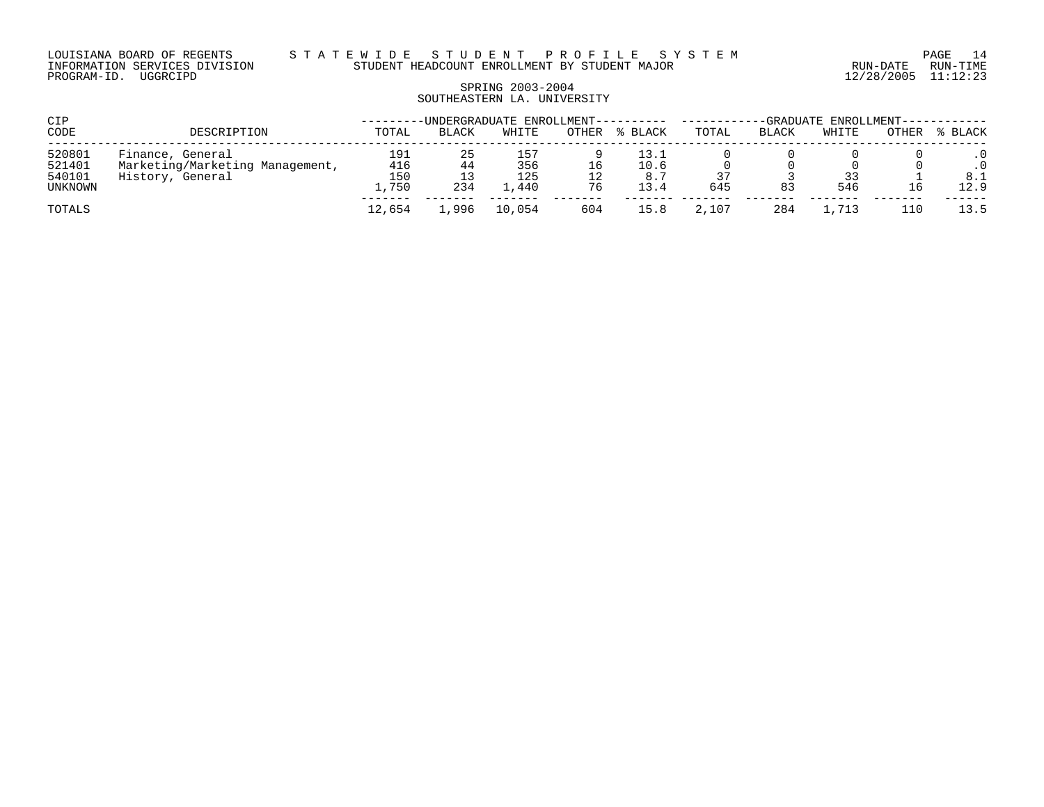LOUISIANA BOARD OF REGENTS — STATEWIDE STUDENT PROFILE SYSTEM
INFORMATION SERVICES DIVISION — STUDENT HEADCOUNT ENROLLMENT BY STUDENT MAJOR — RUN-DATE 12/28/2005 RUN-TIME 11:12:23
PROGRAM-ID. UGGRCIPD

## SPRING 2003-2004
## SOUTHEASTERN LA. UNIVERSITY

| CIP CODE | DESCRIPTION | UNDERGRADUATE ENROLLMENT TOTAL | BLACK | WHITE | OTHER | % BLACK | GRADUATE ENROLLMENT TOTAL | BLACK | WHITE | OTHER | % BLACK |
|---|---|---|---|---|---|---|---|---|---|---|---|
| 520801 | Finance, General | 191 | 25 | 157 | 9 | 13.1 | 0 | 0 | 0 | 0 | .0 |
| 521401 | Marketing/Marketing Management, | 416 | 44 | 356 | 16 | 10.6 | 0 | 0 | 0 | 0 | .0 |
| 540101 | History, General | 150 | 13 | 125 | 12 | 8.7 | 37 | 3 | 33 | 1 | 8.1 |
| UNKNOWN | | 1,750 | 234 | 1,440 | 76 | 13.4 | 645 | 83 | 546 | 16 | 12.9 |
| TOTALS | | 12,654 | 1,996 | 10,054 | 604 | 15.8 | 2,107 | 284 | 1,713 | 110 | 13.5 |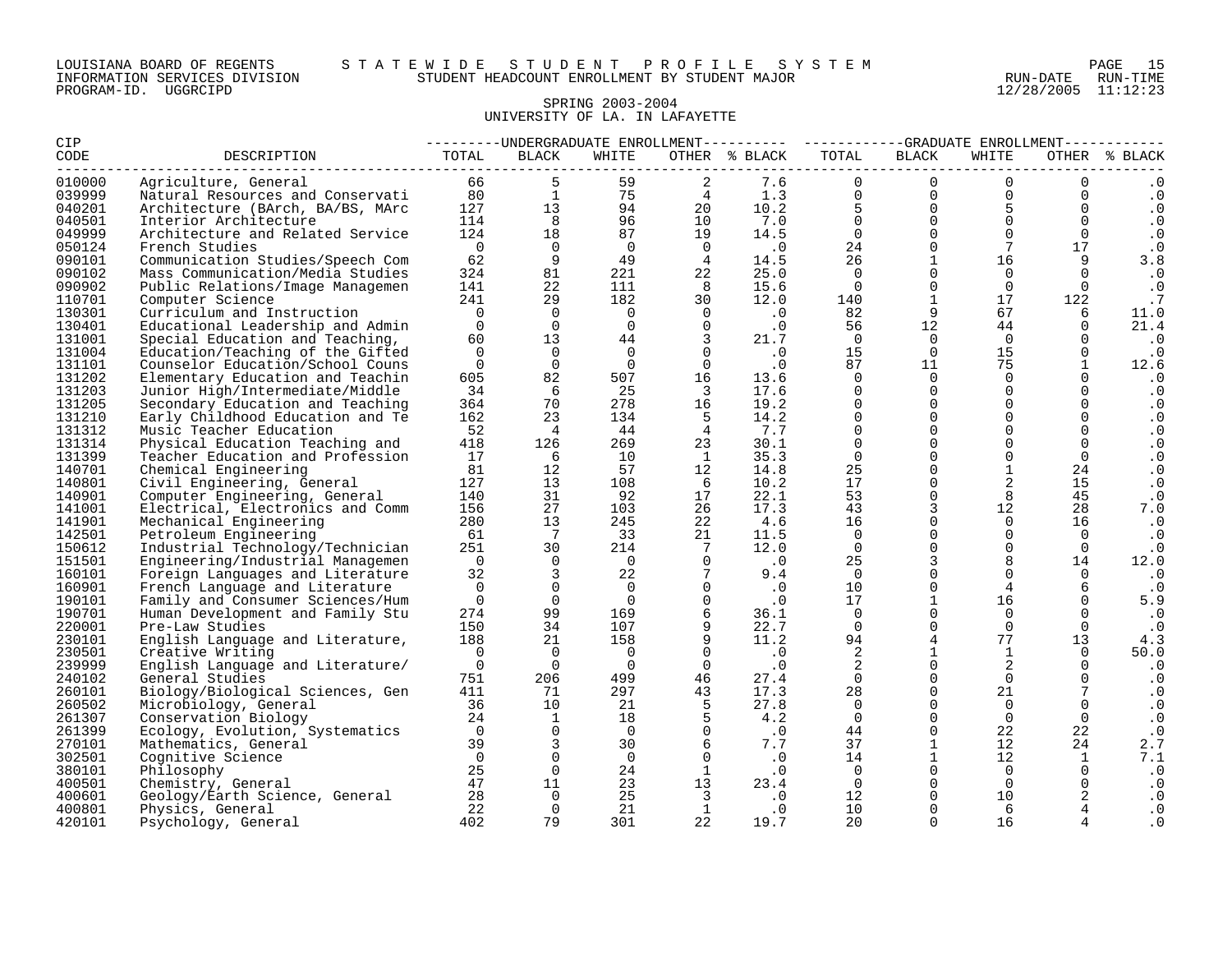LOUISIANA BOARD OF REGENTS — STATEWIDE STUDENT PROFILE SYSTEM
INFORMATION SERVICES DIVISION — STUDENT HEADCOUNT ENROLLMENT BY STUDENT MAJOR
PROGRAM-ID. UGGRCIPD — RUN-DATE 12/28/2005 RUN-TIME 11:12:23

## SPRING 2003-2004
## UNIVERSITY OF LA. IN LAFAYETTE

| CIP CODE | DESCRIPTION | UNDERGRADUATE ENROLLMENT TOTAL | BLACK | WHITE | OTHER | % BLACK | GRADUATE ENROLLMENT TOTAL | BLACK | WHITE | OTHER | % BLACK |
|---|---|---|---|---|---|---|---|---|---|---|---|
| 010000 | Agriculture, General | 66 | 5 | 59 | 2 | 7.6 | 0 | 0 | 0 | 0 | .0 |
| 039999 | Natural Resources and Conservati | 80 | 1 | 75 | 4 | 1.3 | 0 | 0 | 0 | 0 | .0 |
| 040201 | Architecture (BArch, BA/BS, MArc | 127 | 13 | 94 | 20 | 10.2 | 5 | 0 | 5 | 0 | .0 |
| 040501 | Interior Architecture | 114 | 8 | 96 | 10 | 7.0 | 0 | 0 | 0 | 0 | .0 |
| 049999 | Architecture and Related Service | 124 | 18 | 87 | 19 | 14.5 | 0 | 0 | 0 | 0 | .0 |
| 050124 | French Studies | 0 | 0 | 0 | 0 | .0 | 24 | 0 | 7 | 17 | .0 |
| 090101 | Communication Studies/Speech Com | 62 | 9 | 49 | 4 | 14.5 | 26 | 1 | 16 | 9 | 3.8 |
| 090102 | Mass Communication/Media Studies | 324 | 81 | 221 | 22 | 25.0 | 0 | 0 | 0 | 0 | .0 |
| 090902 | Public Relations/Image Managemen | 141 | 22 | 111 | 8 | 15.6 | 0 | 0 | 0 | 0 | .0 |
| 110701 | Computer Science | 241 | 29 | 182 | 30 | 12.0 | 140 | 1 | 17 | 122 | .7 |
| 130301 | Curriculum and Instruction | 0 | 0 | 0 | 0 | .0 | 82 | 9 | 67 | 6 | 11.0 |
| 130401 | Educational Leadership and Admin | 0 | 0 | 0 | 0 | .0 | 56 | 12 | 44 | 0 | 21.4 |
| 131001 | Special Education and Teaching, | 60 | 13 | 44 | 3 | 21.7 | 0 | 0 | 0 | 0 | .0 |
| 131004 | Education/Teaching of the Gifted | 0 | 0 | 0 | 0 | .0 | 15 | 0 | 15 | 0 | .0 |
| 131101 | Counselor Education/School Couns | 0 | 0 | 0 | 0 | .0 | 87 | 11 | 75 | 1 | 12.6 |
| 131202 | Elementary Education and Teachin | 605 | 82 | 507 | 16 | 13.6 | 0 | 0 | 0 | 0 | .0 |
| 131203 | Junior High/Intermediate/Middle | 34 | 6 | 25 | 3 | 17.6 | 0 | 0 | 0 | 0 | .0 |
| 131205 | Secondary Education and Teaching | 364 | 70 | 278 | 16 | 19.2 | 0 | 0 | 0 | 0 | .0 |
| 131210 | Early Childhood Education and Te | 162 | 23 | 134 | 5 | 14.2 | 0 | 0 | 0 | 0 | .0 |
| 131312 | Music Teacher Education | 52 | 4 | 44 | 4 | 7.7 | 0 | 0 | 0 | 0 | .0 |
| 131314 | Physical Education Teaching and | 418 | 126 | 269 | 23 | 30.1 | 0 | 0 | 0 | 0 | .0 |
| 131399 | Teacher Education and Profession | 17 | 6 | 10 | 1 | 35.3 | 0 | 0 | 0 | 0 | .0 |
| 140701 | Chemical Engineering | 81 | 12 | 57 | 12 | 14.8 | 25 | 0 | 1 | 24 | .0 |
| 140801 | Civil Engineering, General | 127 | 13 | 108 | 6 | 10.2 | 17 | 0 | 2 | 15 | .0 |
| 140901 | Computer Engineering, General | 140 | 31 | 92 | 17 | 22.1 | 53 | 0 | 8 | 45 | .0 |
| 141001 | Electrical, Electronics and Comm | 156 | 27 | 103 | 26 | 17.3 | 43 | 3 | 12 | 28 | 7.0 |
| 141901 | Mechanical Engineering | 280 | 13 | 245 | 22 | 4.6 | 16 | 0 | 0 | 16 | .0 |
| 142501 | Petroleum Engineering | 61 | 7 | 33 | 21 | 11.5 | 0 | 0 | 0 | 0 | .0 |
| 150612 | Industrial Technology/Technician | 251 | 30 | 214 | 7 | 12.0 | 0 | 0 | 0 | 0 | .0 |
| 151501 | Engineering/Industrial Managemen | 0 | 0 | 0 | 0 | .0 | 25 | 3 | 8 | 14 | 12.0 |
| 160101 | Foreign Languages and Literature | 32 | 3 | 22 | 7 | 9.4 | 0 | 0 | 0 | 0 | .0 |
| 160901 | French Language and Literature | 0 | 0 | 0 | 0 | .0 | 10 | 0 | 4 | 6 | .0 |
| 190101 | Family and Consumer Sciences/Hum | 0 | 0 | 0 | 0 | .0 | 17 | 1 | 16 | 0 | 5.9 |
| 190701 | Human Development and Family Stu | 274 | 99 | 169 | 6 | 36.1 | 0 | 0 | 0 | 0 | .0 |
| 220001 | Pre-Law Studies | 150 | 34 | 107 | 9 | 22.7 | 0 | 0 | 0 | 0 | .0 |
| 230101 | English Language and Literature, | 188 | 21 | 158 | 9 | 11.2 | 94 | 4 | 77 | 13 | 4.3 |
| 230501 | Creative Writing | 0 | 0 | 0 | 0 | .0 | 2 | 1 | 1 | 0 | 50.0 |
| 239999 | English Language and Literature/ | 0 | 0 | 0 | 0 | .0 | 2 | 0 | 2 | 0 | .0 |
| 240102 | General Studies | 751 | 206 | 499 | 46 | 27.4 | 0 | 0 | 0 | 0 | .0 |
| 260101 | Biology/Biological Sciences, Gen | 411 | 71 | 297 | 43 | 17.3 | 28 | 0 | 21 | 7 | .0 |
| 260502 | Microbiology, General | 36 | 10 | 21 | 5 | 27.8 | 0 | 0 | 0 | 0 | .0 |
| 261307 | Conservation Biology | 24 | 1 | 18 | 5 | 4.2 | 0 | 0 | 0 | 0 | .0 |
| 261399 | Ecology, Evolution, Systematics | 0 | 0 | 0 | 0 | .0 | 44 | 0 | 22 | 22 | .0 |
| 270101 | Mathematics, General | 39 | 3 | 30 | 6 | 7.7 | 37 | 1 | 12 | 24 | 2.7 |
| 302501 | Cognitive Science | 0 | 0 | 0 | 0 | .0 | 14 | 1 | 12 | 1 | 7.1 |
| 380101 | Philosophy | 25 | 0 | 24 | 1 | .0 | 0 | 0 | 0 | 0 | .0 |
| 400501 | Chemistry, General | 47 | 11 | 23 | 13 | 23.4 | 0 | 0 | 0 | 0 | .0 |
| 400601 | Geology/Earth Science, General | 28 | 0 | 25 | 3 | .0 | 12 | 0 | 10 | 2 | .0 |
| 400801 | Physics, General | 22 | 0 | 21 | 1 | .0 | 10 | 0 | 6 | 4 | .0 |
| 420101 | Psychology, General | 402 | 79 | 301 | 22 | 19.7 | 20 | 0 | 16 | 4 | .0 |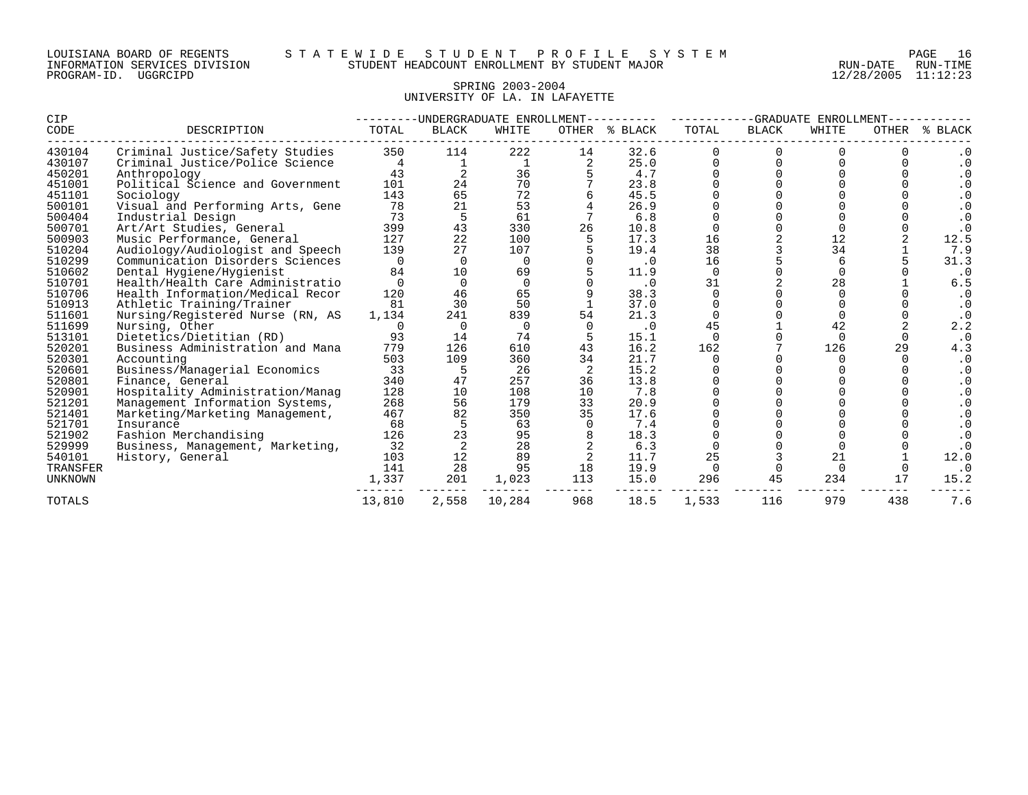LOUISIANA BOARD OF REGENTS — STATEWIDE STUDENT PROFILE SYSTEM
INFORMATION SERVICES DIVISION — STUDENT HEADCOUNT ENROLLMENT BY STUDENT MAJOR — RUN-DATE 12/28/2005 RUN-TIME 11:12:23
PROGRAM-ID. UGGRCIPD

SPRING 2003-2004
UNIVERSITY OF LA. IN LAFAYETTE

| CIP | | UNDERGRADUATE ENROLLMENT | | | | | GRADUATE ENROLLMENT | | | | |
|---|---|---|---|---|---|---|---|---|---|---|---|
| CODE | DESCRIPTION | TOTAL | BLACK | WHITE | OTHER | % BLACK | TOTAL | BLACK | WHITE | OTHER | % BLACK |
| 430104 | Criminal Justice/Safety Studies | 350 | 114 | 222 | 14 | 32.6 | 0 | 0 | 0 | 0 | .0 |
| 430107 | Criminal Justice/Police Science | 4 | 1 | 1 | 2 | 25.0 | 0 | 0 | 0 | 0 | .0 |
| 450201 | Anthropology | 43 | 2 | 36 | 5 | 4.7 | 0 | 0 | 0 | 0 | .0 |
| 451001 | Political Science and Government | 101 | 24 | 70 | 7 | 23.8 | 0 | 0 | 0 | 0 | .0 |
| 451101 | Sociology | 143 | 65 | 72 | 6 | 45.5 | 0 | 0 | 0 | 0 | .0 |
| 500101 | Visual and Performing Arts, Gene | 78 | 21 | 53 | 4 | 26.9 | 0 | 0 | 0 | 0 | .0 |
| 500404 | Industrial Design | 73 | 5 | 61 | 7 | 6.8 | 0 | 0 | 0 | 0 | .0 |
| 500701 | Art/Art Studies, General | 399 | 43 | 330 | 26 | 10.8 | 0 | 0 | 0 | 0 | .0 |
| 500903 | Music Performance, General | 127 | 22 | 100 | 5 | 17.3 | 16 | 2 | 12 | 2 | 12.5 |
| 510204 | Audiology/Audiologist and Speech | 139 | 27 | 107 | 5 | 19.4 | 38 | 3 | 34 | 1 | 7.9 |
| 510299 | Communication Disorders Sciences | 0 | 0 | 0 | 0 | .0 | 16 | 5 | 6 | 5 | 31.3 |
| 510602 | Dental Hygiene/Hygienist | 84 | 10 | 69 | 5 | 11.9 | 0 | 0 | 0 | 0 | .0 |
| 510701 | Health/Health Care Administratio | 0 | 0 | 0 | 0 | .0 | 31 | 2 | 28 | 1 | 6.5 |
| 510706 | Health Information/Medical Recor | 120 | 46 | 65 | 9 | 38.3 | 0 | 0 | 0 | 0 | .0 |
| 510913 | Athletic Training/Trainer | 81 | 30 | 50 | 1 | 37.0 | 0 | 0 | 0 | 0 | .0 |
| 511601 | Nursing/Registered Nurse (RN, AS | 1,134 | 241 | 839 | 54 | 21.3 | 0 | 0 | 0 | 0 | .0 |
| 511699 | Nursing, Other | 0 | 0 | 0 | 0 | .0 | 45 | 1 | 42 | 2 | 2.2 |
| 513101 | Dietetics/Dietitian (RD) | 93 | 14 | 74 | 5 | 15.1 | 0 | 0 | 0 | 0 | .0 |
| 520201 | Business Administration and Mana | 779 | 126 | 610 | 43 | 16.2 | 162 | 7 | 126 | 29 | 4.3 |
| 520301 | Accounting | 503 | 109 | 360 | 34 | 21.7 | 0 | 0 | 0 | 0 | .0 |
| 520601 | Business/Managerial Economics | 33 | 5 | 26 | 2 | 15.2 | 0 | 0 | 0 | 0 | .0 |
| 520801 | Finance, General | 340 | 47 | 257 | 36 | 13.8 | 0 | 0 | 0 | 0 | .0 |
| 520901 | Hospitality Administration/Manag | 128 | 10 | 108 | 10 | 7.8 | 0 | 0 | 0 | 0 | .0 |
| 521201 | Management Information Systems, | 268 | 56 | 179 | 33 | 20.9 | 0 | 0 | 0 | 0 | .0 |
| 521401 | Marketing/Marketing Management, | 467 | 82 | 350 | 35 | 17.6 | 0 | 0 | 0 | 0 | .0 |
| 521701 | Insurance | 68 | 5 | 63 | 0 | 7.4 | 0 | 0 | 0 | 0 | .0 |
| 521902 | Fashion Merchandising | 126 | 23 | 95 | 8 | 18.3 | 0 | 0 | 0 | 0 | .0 |
| 529999 | Business, Management, Marketing, | 32 | 2 | 28 | 2 | 6.3 | 0 | 0 | 0 | 0 | .0 |
| 540101 | History, General | 103 | 12 | 89 | 2 | 11.7 | 25 | 3 | 21 | 1 | 12.0 |
| TRANSFER | | 141 | 28 | 95 | 18 | 19.9 | 0 | 0 | 0 | 0 | .0 |
| UNKNOWN | | 1,337 | 201 | 1,023 | 113 | 15.0 | 296 | 45 | 234 | 17 | 15.2 |
| TOTALS | | 13,810 | 2,558 | 10,284 | 968 | 18.5 | 1,533 | 116 | 979 | 438 | 7.6 |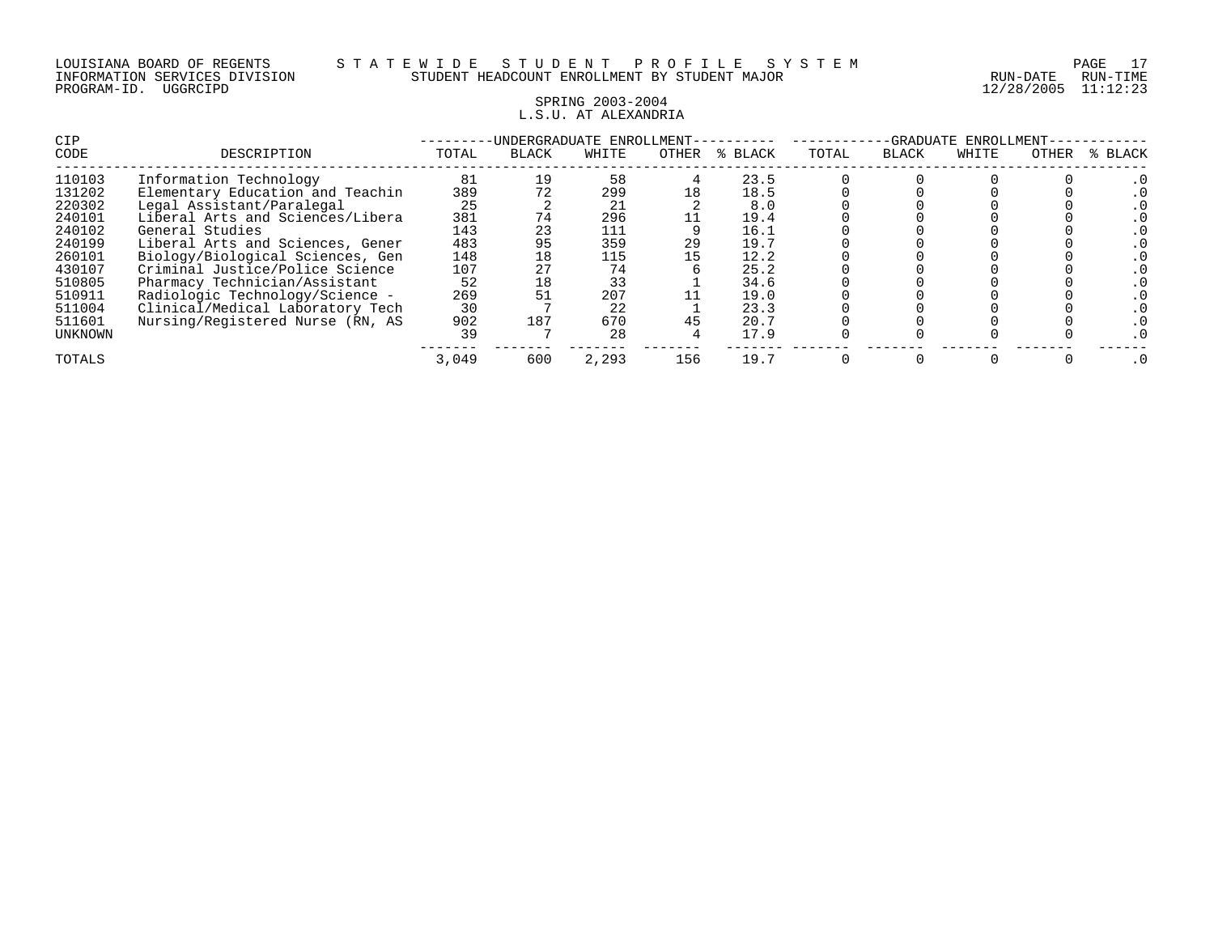LOUISIANA BOARD OF REGENTS — STATEWIDE STUDENT PROFILE SYSTEM
INFORMATION SERVICES DIVISION — STUDENT HEADCOUNT ENROLLMENT BY STUDENT MAJOR — RUN-DATE 12/28/2005 RUN-TIME 11:12:23
PROGRAM-ID. UGGRCIPD

SPRING 2003-2004
L.S.U. AT ALEXANDRIA

| CIP | | UNDERGRADUATE ENROLLMENT | | | | | GRADUATE ENROLLMENT | | | | |
|---|---|---|---|---|---|---|---|---|---|---|---|
| CODE | DESCRIPTION | TOTAL | BLACK | WHITE | OTHER | % BLACK | TOTAL | BLACK | WHITE | OTHER | % BLACK |
| 110103 | Information Technology | 81 | 19 | 58 | 4 | 23.5 | 0 | 0 | 0 | 0 | .0 |
| 131202 | Elementary Education and Teachin | 389 | 72 | 299 | 18 | 18.5 | 0 | 0 | 0 | 0 | .0 |
| 220302 | Legal Assistant/Paralegal | 25 | 2 | 21 | 2 | 8.0 | 0 | 0 | 0 | 0 | .0 |
| 240101 | Liberal Arts and Sciences/Libera | 381 | 74 | 296 | 11 | 19.4 | 0 | 0 | 0 | 0 | .0 |
| 240102 | General Studies | 143 | 23 | 111 | 9 | 16.1 | 0 | 0 | 0 | 0 | .0 |
| 240199 | Liberal Arts and Sciences, Gener | 483 | 95 | 359 | 29 | 19.7 | 0 | 0 | 0 | 0 | .0 |
| 260101 | Biology/Biological Sciences, Gen | 148 | 18 | 115 | 15 | 12.2 | 0 | 0 | 0 | 0 | .0 |
| 430107 | Criminal Justice/Police Science | 107 | 27 | 74 | 6 | 25.2 | 0 | 0 | 0 | 0 | .0 |
| 510805 | Pharmacy Technician/Assistant | 52 | 18 | 33 | 1 | 34.6 | 0 | 0 | 0 | 0 | .0 |
| 510911 | Radiologic Technology/Science - | 269 | 51 | 207 | 11 | 19.0 | 0 | 0 | 0 | 0 | .0 |
| 511004 | Clinical/Medical Laboratory Tech | 30 | 7 | 22 | 1 | 23.3 | 0 | 0 | 0 | 0 | .0 |
| 511601 | Nursing/Registered Nurse (RN, AS | 902 | 187 | 670 | 45 | 20.7 | 0 | 0 | 0 | 0 | .0 |
| UNKNOWN | | 39 | 7 | 28 | 4 | 17.9 | 0 | 0 | 0 | 0 | .0 |
| TOTALS | | 3,049 | 600 | 2,293 | 156 | 19.7 | 0 | 0 | 0 | 0 | .0 |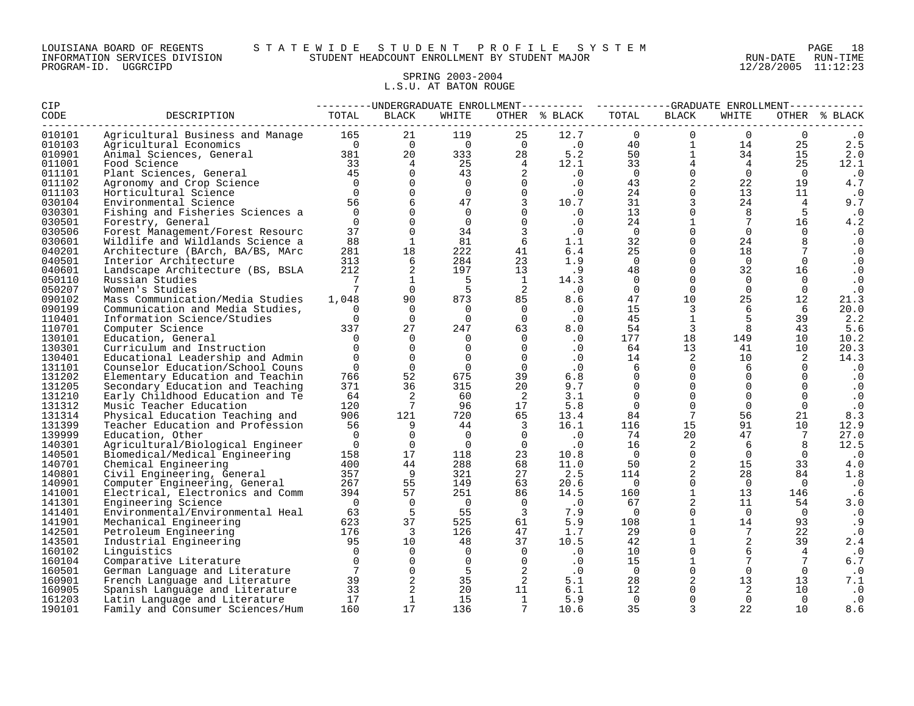LOUISIANA BOARD OF REGENTS — STATEWIDE STUDENT PROFILE SYSTEM
INFORMATION SERVICES DIVISION — STUDENT HEADCOUNT ENROLLMENT BY STUDENT MAJOR — RUN-DATE 12/28/2005 RUN-TIME 11:12:23
PROGRAM-ID. UGGRCIPD

## SPRING 2003-2004
## L.S.U. AT BATON ROUGE

| CIP CODE | DESCRIPTION | UNDERGRADUATE ENROLLMENT TOTAL | BLACK | WHITE | OTHER | % BLACK | GRADUATE ENROLLMENT TOTAL | BLACK | WHITE | OTHER | % BLACK |
|---|---|---|---|---|---|---|---|---|---|---|---|
| 010101 | Agricultural Business and Manage | 165 | 21 | 119 | 25 | 12.7 | 0 | 0 | 0 | 0 | .0 |
| 010103 | Agricultural Economics | 0 | 0 | 0 | 0 | .0 | 40 | 1 | 14 | 25 | 2.5 |
| 010901 | Animal Sciences, General | 381 | 20 | 333 | 28 | 5.2 | 50 | 1 | 34 | 15 | 2.0 |
| 011001 | Food Science | 33 | 4 | 25 | 4 | 12.1 | 33 | 4 | 4 | 25 | 12.1 |
| 011101 | Plant Sciences, General | 45 | 0 | 43 | 2 | .0 | 0 | 0 | 0 | 0 | .0 |
| 011102 | Agronomy and Crop Science | 0 | 0 | 0 | 0 | .0 | 43 | 2 | 22 | 19 | 4.7 |
| 011103 | Horticultural Science | 0 | 0 | 0 | 0 | .0 | 24 | 0 | 13 | 11 | .0 |
| 030104 | Environmental Science | 56 | 6 | 47 | 3 | 10.7 | 31 | 3 | 24 | 4 | 9.7 |
| 030301 | Fishing and Fisheries Sciences a | 0 | 0 | 0 | 0 | .0 | 13 | 0 | 8 | 5 | .0 |
| 030501 | Forestry, General | 0 | 0 | 0 | 0 | .0 | 24 | 1 | 7 | 16 | 4.2 |
| 030506 | Forest Management/Forest Resourc | 37 | 0 | 34 | 3 | .0 | 0 | 0 | 0 | 0 | .0 |
| 030601 | Wildlife and Wildlands Science a | 88 | 1 | 81 | 6 | 1.1 | 32 | 0 | 24 | 8 | .0 |
| 040201 | Architecture (BArch, BA/BS, MArc | 281 | 18 | 222 | 41 | 6.4 | 25 | 0 | 18 | 7 | .0 |
| 040501 | Interior Architecture | 313 | 6 | 284 | 23 | 1.9 | 0 | 0 | 0 | 0 | .0 |
| 040601 | Landscape Architecture (BS, BSLA | 212 | 2 | 197 | 13 | .9 | 48 | 0 | 32 | 16 | .0 |
| 050110 | Russian Studies | 7 | 1 | 5 | 1 | 14.3 | 0 | 0 | 0 | 0 | .0 |
| 050207 | Women's Studies | 7 | 0 | 5 | 2 | .0 | 0 | 0 | 0 | 0 | .0 |
| 090102 | Mass Communication/Media Studies | 1,048 | 90 | 873 | 85 | 8.6 | 47 | 10 | 25 | 12 | 21.3 |
| 090199 | Communication and Media Studies, | 0 | 0 | 0 | 0 | .0 | 15 | 3 | 6 | 6 | 20.0 |
| 110401 | Information Science/Studies | 0 | 0 | 0 | 0 | .0 | 45 | 1 | 5 | 39 | 2.2 |
| 110701 | Computer Science | 337 | 27 | 247 | 63 | 8.0 | 54 | 3 | 8 | 43 | 5.6 |
| 130101 | Education, General | 0 | 0 | 0 | 0 | .0 | 177 | 18 | 149 | 10 | 10.2 |
| 130301 | Curriculum and Instruction | 0 | 0 | 0 | 0 | .0 | 64 | 13 | 41 | 10 | 20.3 |
| 130401 | Educational Leadership and Admin | 0 | 0 | 0 | 0 | .0 | 14 | 2 | 10 | 2 | 14.3 |
| 131101 | Counselor Education/School Couns | 0 | 0 | 0 | 0 | .0 | 6 | 0 | 6 | 0 | .0 |
| 131202 | Elementary Education and Teachin | 766 | 52 | 675 | 39 | 6.8 | 0 | 0 | 0 | 0 | .0 |
| 131205 | Secondary Education and Teaching | 371 | 36 | 315 | 20 | 9.7 | 0 | 0 | 0 | 0 | .0 |
| 131210 | Early Childhood Education and Te | 64 | 2 | 60 | 2 | 3.1 | 0 | 0 | 0 | 0 | .0 |
| 131312 | Music Teacher Education | 120 | 7 | 96 | 17 | 5.8 | 0 | 0 | 0 | 0 | .0 |
| 131314 | Physical Education Teaching and | 906 | 121 | 720 | 65 | 13.4 | 84 | 7 | 56 | 21 | 8.3 |
| 131399 | Teacher Education and Profession | 56 | 9 | 44 | 3 | 16.1 | 116 | 15 | 91 | 10 | 12.9 |
| 139999 | Education, Other | 0 | 0 | 0 | 0 | .0 | 74 | 20 | 47 | 7 | 27.0 |
| 140301 | Agricultural/Biological Engineer | 0 | 0 | 0 | 0 | .0 | 16 | 2 | 6 | 8 | 12.5 |
| 140501 | Biomedical/Medical Engineering | 158 | 17 | 118 | 23 | 10.8 | 0 | 0 | 0 | 0 | .0 |
| 140701 | Chemical Engineering | 400 | 44 | 288 | 68 | 11.0 | 50 | 2 | 15 | 33 | 4.0 |
| 140801 | Civil Engineering, General | 357 | 9 | 321 | 27 | 2.5 | 114 | 2 | 28 | 84 | 1.8 |
| 140901 | Computer Engineering, General | 267 | 55 | 149 | 63 | 20.6 | 0 | 0 | 0 | 0 | .0 |
| 141001 | Electrical, Electronics and Comm | 394 | 57 | 251 | 86 | 14.5 | 160 | 1 | 13 | 146 | .6 |
| 141301 | Engineering Science | 0 | 0 | 0 | 0 | .0 | 67 | 2 | 11 | 54 | 3.0 |
| 141401 | Environmental/Environmental Heal | 63 | 5 | 55 | 3 | 7.9 | 0 | 0 | 0 | 0 | .0 |
| 141901 | Mechanical Engineering | 623 | 37 | 525 | 61 | 5.9 | 108 | 1 | 14 | 93 | .9 |
| 142501 | Petroleum Engineering | 176 | 3 | 126 | 47 | 1.7 | 29 | 0 | 7 | 22 | .0 |
| 143501 | Industrial Engineering | 95 | 10 | 48 | 37 | 10.5 | 42 | 1 | 2 | 39 | 2.4 |
| 160102 | Linguistics | 0 | 0 | 0 | 0 | .0 | 10 | 0 | 6 | 4 | .0 |
| 160104 | Comparative Literature | 0 | 0 | 0 | 0 | .0 | 15 | 1 | 7 | 7 | 6.7 |
| 160501 | German Language and Literature | 7 | 0 | 5 | 2 | .0 | 0 | 0 | 0 | 0 | .0 |
| 160901 | French Language and Literature | 39 | 2 | 35 | 2 | 5.1 | 28 | 2 | 13 | 13 | 7.1 |
| 160905 | Spanish Language and Literature | 33 | 2 | 20 | 11 | 6.1 | 12 | 0 | 2 | 10 | .0 |
| 161203 | Latin Language and Literature | 17 | 1 | 15 | 1 | 5.9 | 0 | 0 | 0 | 0 | .0 |
| 190101 | Family and Consumer Sciences/Hum | 160 | 17 | 136 | 7 | 10.6 | 35 | 3 | 22 | 10 | 8.6 |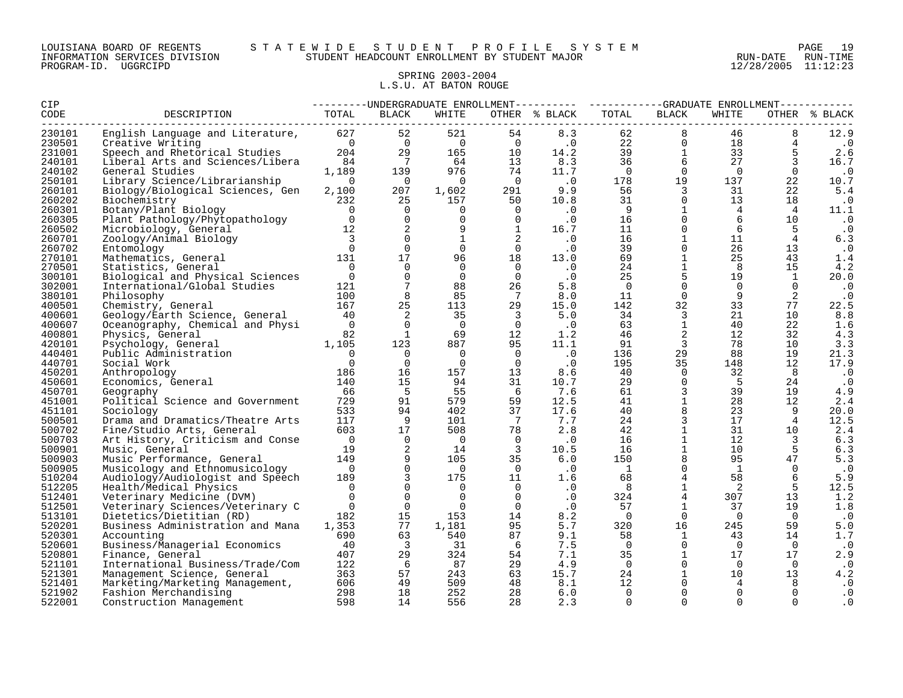LOUISIANA BOARD OF REGENTS — STATEWIDE STUDENT PROFILE SYSTEM
INFORMATION SERVICES DIVISION — STUDENT HEADCOUNT ENROLLMENT BY STUDENT MAJOR — RUN-DATE 12/28/2005 RUN-TIME 11:12:23
PROGRAM-ID. UGGRCIPD

## SPRING 2003-2004
## L.S.U. AT BATON ROUGE

| CIP CODE | DESCRIPTION | UNDERGRADUATE ENROLLMENT TOTAL | BLACK | WHITE | OTHER | % BLACK | GRADUATE ENROLLMENT TOTAL | BLACK | WHITE | OTHER | % BLACK |
|---|---|---|---|---|---|---|---|---|---|---|---|
| 230101 | English Language and Literature, | 627 | 52 | 521 | 54 | 8.3 | 62 | 8 | 46 | 8 | 12.9 |
| 230501 | Creative Writing | 0 | 0 | 0 | 0 | .0 | 22 | 0 | 18 | 4 | .0 |
| 231001 | Speech and Rhetorical Studies | 204 | 29 | 165 | 10 | 14.2 | 39 | 1 | 33 | 5 | 2.6 |
| 240101 | Liberal Arts and Sciences/Libera | 84 | 7 | 64 | 13 | 8.3 | 36 | 6 | 27 | 3 | 16.7 |
| 240102 | General Studies | 1,189 | 139 | 976 | 74 | 11.7 | 0 | 0 | 0 | 0 | .0 |
| 250101 | Library Science/Librarianship | 0 | 0 | 0 | 0 | .0 | 178 | 19 | 137 | 22 | 10.7 |
| 260101 | Biology/Biological Sciences, Gen | 2,100 | 207 | 1,602 | 291 | 9.9 | 56 | 3 | 31 | 22 | 5.4 |
| 260202 | Biochemistry | 232 | 25 | 157 | 50 | 10.8 | 31 | 0 | 13 | 18 | .0 |
| 260301 | Botany/Plant Biology | 0 | 0 | 0 | 0 | .0 | 9 | 1 | 4 | 4 | 11.1 |
| 260305 | Plant Pathology/Phytopathology | 0 | 0 | 0 | 0 | .0 | 16 | 0 | 6 | 10 | .0 |
| 260502 | Microbiology, General | 12 | 2 | 9 | 1 | 16.7 | 11 | 0 | 6 | 5 | .0 |
| 260701 | Zoology/Animal Biology | 3 | 0 | 1 | 2 | .0 | 16 | 1 | 11 | 4 | 6.3 |
| 260702 | Entomology | 0 | 0 | 0 | 0 | .0 | 39 | 0 | 26 | 13 | .0 |
| 270101 | Mathematics, General | 131 | 17 | 96 | 18 | 13.0 | 69 | 1 | 25 | 43 | 1.4 |
| 270501 | Statistics, General | 0 | 0 | 0 | 0 | .0 | 24 | 1 | 8 | 15 | 4.2 |
| 300101 | Biological and Physical Sciences | 0 | 0 | 0 | 0 | .0 | 25 | 5 | 19 | 1 | 20.0 |
| 302001 | International/Global Studies | 121 | 7 | 88 | 26 | 5.8 | 0 | 0 | 0 | 0 | .0 |
| 380101 | Philosophy | 100 | 8 | 85 | 7 | 8.0 | 11 | 0 | 9 | 2 | .0 |
| 400501 | Chemistry, General | 167 | 25 | 113 | 29 | 15.0 | 142 | 32 | 33 | 77 | 22.5 |
| 400601 | Geology/Earth Science, General | 40 | 2 | 35 | 3 | 5.0 | 34 | 3 | 21 | 10 | 8.8 |
| 400607 | Oceanography, Chemical and Physi | 0 | 0 | 0 | 0 | .0 | 63 | 1 | 40 | 22 | 1.6 |
| 400801 | Physics, General | 82 | 1 | 69 | 12 | 1.2 | 46 | 2 | 12 | 32 | 4.3 |
| 420101 | Psychology, General | 1,105 | 123 | 887 | 95 | 11.1 | 91 | 3 | 78 | 10 | 3.3 |
| 440401 | Public Administration | 0 | 0 | 0 | 0 | .0 | 136 | 29 | 88 | 19 | 21.3 |
| 440701 | Social Work | 0 | 0 | 0 | 0 | .0 | 195 | 35 | 148 | 12 | 17.9 |
| 450201 | Anthropology | 186 | 16 | 157 | 13 | 8.6 | 40 | 0 | 32 | 8 | .0 |
| 450601 | Economics, General | 140 | 15 | 94 | 31 | 10.7 | 29 | 0 | 5 | 24 | .0 |
| 450701 | Geography | 66 | 5 | 55 | 6 | 7.6 | 61 | 3 | 39 | 19 | 4.9 |
| 451001 | Political Science and Government | 729 | 91 | 579 | 59 | 12.5 | 41 | 1 | 28 | 12 | 2.4 |
| 451101 | Sociology | 533 | 94 | 402 | 37 | 17.6 | 40 | 8 | 23 | 9 | 20.0 |
| 500501 | Drama and Dramatics/Theatre Arts | 117 | 9 | 101 | 7 | 7.7 | 24 | 3 | 17 | 4 | 12.5 |
| 500702 | Fine/Studio Arts, General | 603 | 17 | 508 | 78 | 2.8 | 42 | 1 | 31 | 10 | 2.4 |
| 500703 | Art History, Criticism and Conse | 0 | 0 | 0 | 0 | .0 | 16 | 1 | 12 | 3 | 6.3 |
| 500901 | Music, General | 19 | 2 | 14 | 3 | 10.5 | 16 | 1 | 10 | 5 | 6.3 |
| 500903 | Music Performance, General | 149 | 9 | 105 | 35 | 6.0 | 150 | 8 | 95 | 47 | 5.3 |
| 500905 | Musicology and Ethnomusicology | 0 | 0 | 0 | 0 | .0 | 1 | 0 | 1 | 0 | .0 |
| 510204 | Audiology/Audiologist and Speech | 189 | 3 | 175 | 11 | 1.6 | 68 | 4 | 58 | 6 | 5.9 |
| 512205 | Health/Medical Physics | 0 | 0 | 0 | 0 | .0 | 8 | 1 | 2 | 5 | 12.5 |
| 512401 | Veterinary Medicine (DVM) | 0 | 0 | 0 | 0 | .0 | 324 | 4 | 307 | 13 | 1.2 |
| 512501 | Veterinary Sciences/Veterinary C | 0 | 0 | 0 | 0 | .0 | 57 | 1 | 37 | 19 | 1.8 |
| 513101 | Dietetics/Dietitian (RD) | 182 | 15 | 153 | 14 | 8.2 | 0 | 0 | 0 | 0 | .0 |
| 520201 | Business Administration and Mana | 1,353 | 77 | 1,181 | 95 | 5.7 | 320 | 16 | 245 | 59 | 5.0 |
| 520301 | Accounting | 690 | 63 | 540 | 87 | 9.1 | 58 | 1 | 43 | 14 | 1.7 |
| 520601 | Business/Managerial Economics | 40 | 3 | 31 | 6 | 7.5 | 0 | 0 | 0 | 0 | .0 |
| 520801 | Finance, General | 407 | 29 | 324 | 54 | 7.1 | 35 | 1 | 17 | 17 | 2.9 |
| 521101 | International Business/Trade/Com | 122 | 6 | 87 | 29 | 4.9 | 0 | 0 | 0 | 0 | .0 |
| 521301 | Management Science, General | 363 | 57 | 243 | 63 | 15.7 | 24 | 1 | 10 | 13 | 4.2 |
| 521401 | Marketing/Marketing Management, | 606 | 49 | 509 | 48 | 8.1 | 12 | 0 | 4 | 8 | .0 |
| 521902 | Fashion Merchandising | 298 | 18 | 252 | 28 | 6.0 | 0 | 0 | 0 | 0 | .0 |
| 522001 | Construction Management | 598 | 14 | 556 | 28 | 2.3 | 0 | 0 | 0 | 0 | .0 |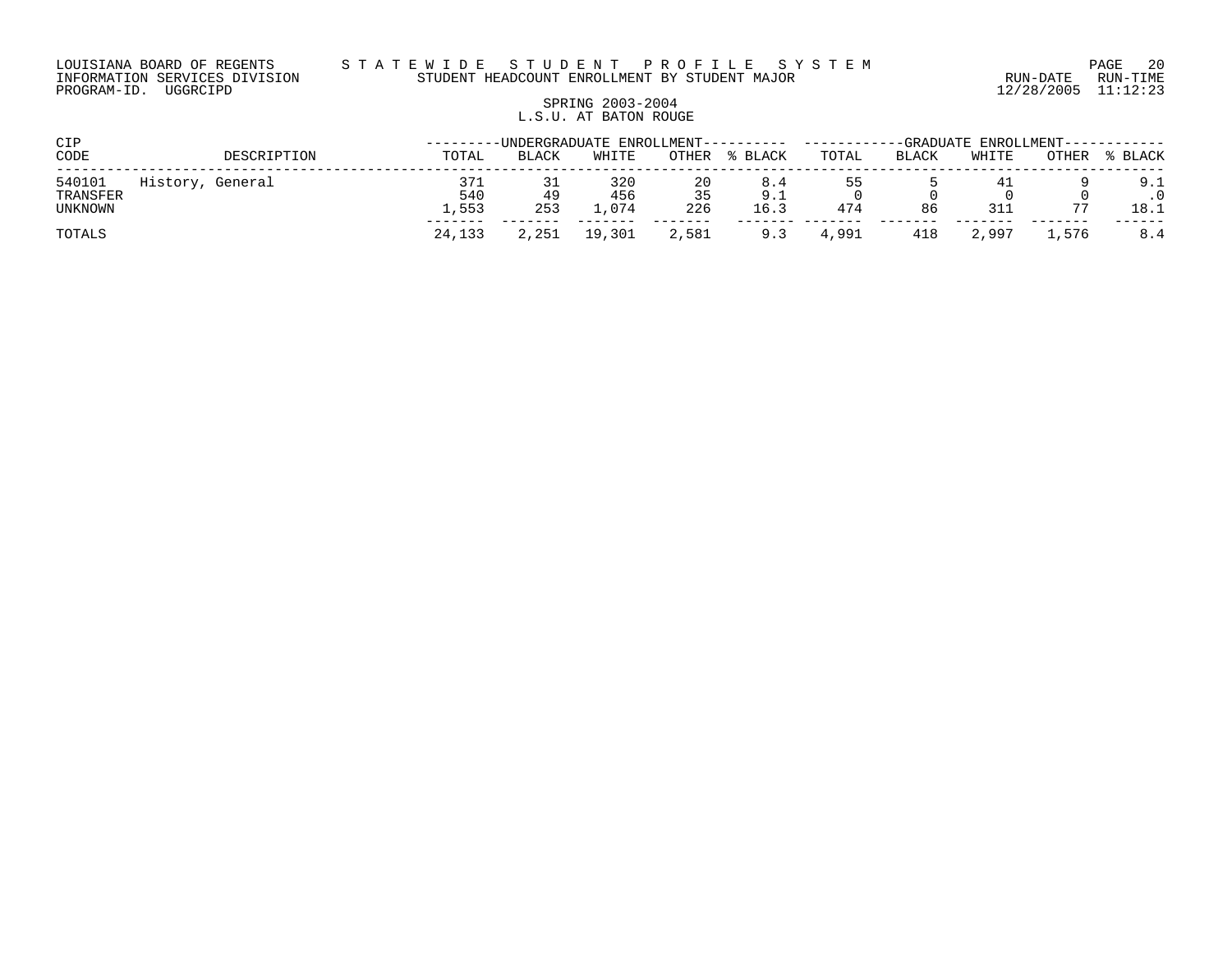LOUISIANA BOARD OF REGENTS — STATEWIDE STUDENT PROFILE SYSTEM
INFORMATION SERVICES DIVISION — STUDENT HEADCOUNT ENROLLMENT BY STUDENT MAJOR
PROGRAM-ID. UGGRCIPD — RUN-DATE 12/28/2005 RUN-TIME 11:12:23

SPRING 2003-2004
L.S.U. AT BATON ROUGE

| CIP CODE | DESCRIPTION | UNDERGRADUATE ENROLLMENT | | | | | GRADUATE ENROLLMENT | | | | |
|---|---|---|---|---|---|---|---|---|---|---|---|
| | | TOTAL | BLACK | WHITE | OTHER | % BLACK | TOTAL | BLACK | WHITE | OTHER | % BLACK |
| 540101 | History, General | 371 | 31 | 320 | 20 | 8.4 | 55 | 5 | 41 | 9 | 9.1 |
| TRANSFER | | 540 | 49 | 456 | 35 | 9.1 | 0 | 0 | 0 | 0 | .0 |
| UNKNOWN | | 1,553 | 253 | 1,074 | 226 | 16.3 | 474 | 86 | 311 | 77 | 18.1 |
| TOTALS | | 24,133 | 2,251 | 19,301 | 2,581 | 9.3 | 4,991 | 418 | 2,997 | 1,576 | 8.4 |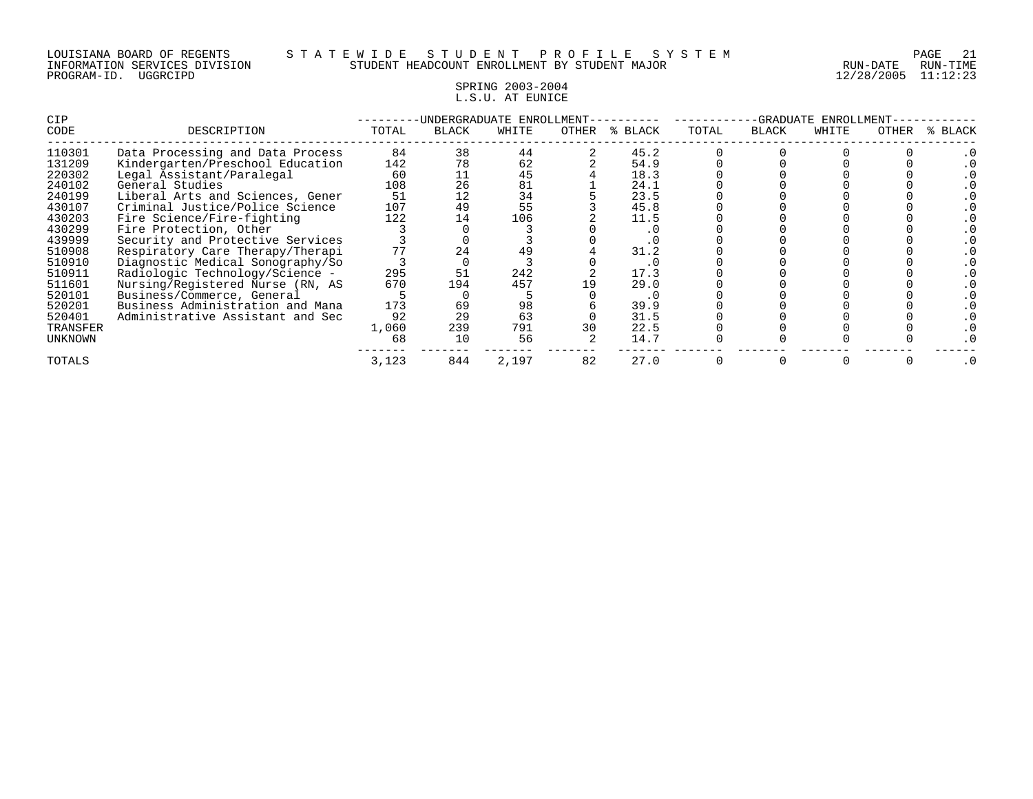LOUISIANA BOARD OF REGENTS — STATEWIDE STUDENT PROFILE SYSTEM
INFORMATION SERVICES DIVISION — STUDENT HEADCOUNT ENROLLMENT BY STUDENT MAJOR — RUN-DATE 12/28/2005 RUN-TIME 11:12:23
PROGRAM-ID. UGGRCIPD

SPRING 2003-2004
L.S.U. AT EUNICE

| CIP CODE | DESCRIPTION | UNDERGRADUATE ENROLLMENT TOTAL | BLACK | WHITE | OTHER | % BLACK | GRADUATE ENROLLMENT TOTAL | BLACK | WHITE | OTHER | % BLACK |
|---|---|---|---|---|---|---|---|---|---|---|---|
| 110301 | Data Processing and Data Process | 84 | 38 | 44 | 2 | 45.2 | 0 | 0 | 0 | 0 | .0 |
| 131209 | Kindergarten/Preschool Education | 142 | 78 | 62 | 2 | 54.9 | 0 | 0 | 0 | 0 | .0 |
| 220302 | Legal Assistant/Paralegal | 60 | 11 | 45 | 4 | 18.3 | 0 | 0 | 0 | 0 | .0 |
| 240102 | General Studies | 108 | 26 | 81 | 1 | 24.1 | 0 | 0 | 0 | 0 | .0 |
| 240199 | Liberal Arts and Sciences, Gener | 51 | 12 | 34 | 5 | 23.5 | 0 | 0 | 0 | 0 | .0 |
| 430107 | Criminal Justice/Police Science | 107 | 49 | 55 | 3 | 45.8 | 0 | 0 | 0 | 0 | .0 |
| 430203 | Fire Science/Fire-fighting | 122 | 14 | 106 | 2 | 11.5 | 0 | 0 | 0 | 0 | .0 |
| 430299 | Fire Protection, Other | 3 | 0 | 3 | 0 | .0 | 0 | 0 | 0 | 0 | .0 |
| 439999 | Security and Protective Services | 3 | 0 | 3 | 0 | .0 | 0 | 0 | 0 | 0 | .0 |
| 510908 | Respiratory Care Therapy/Therapi | 77 | 24 | 49 | 4 | 31.2 | 0 | 0 | 0 | 0 | .0 |
| 510910 | Diagnostic Medical Sonography/So | 3 | 0 | 3 | 0 | .0 | 0 | 0 | 0 | 0 | .0 |
| 510911 | Radiologic Technology/Science - | 295 | 51 | 242 | 2 | 17.3 | 0 | 0 | 0 | 0 | .0 |
| 511601 | Nursing/Registered Nurse (RN, AS | 670 | 194 | 457 | 19 | 29.0 | 0 | 0 | 0 | 0 | .0 |
| 520101 | Business/Commerce, General | 5 | 0 | 5 | 0 | .0 | 0 | 0 | 0 | 0 | .0 |
| 520201 | Business Administration and Mana | 173 | 69 | 98 | 6 | 39.9 | 0 | 0 | 0 | 0 | .0 |
| 520401 | Administrative Assistant and Sec | 92 | 29 | 63 | 0 | 31.5 | 0 | 0 | 0 | 0 | .0 |
| TRANSFER | | 1,060 | 239 | 791 | 30 | 22.5 | 0 | 0 | 0 | 0 | .0 |
| UNKNOWN | | 68 | 10 | 56 | 2 | 14.7 | 0 | 0 | 0 | 0 | .0 |
| TOTALS | | 3,123 | 844 | 2,197 | 82 | 27.0 | 0 | 0 | 0 | 0 | .0 |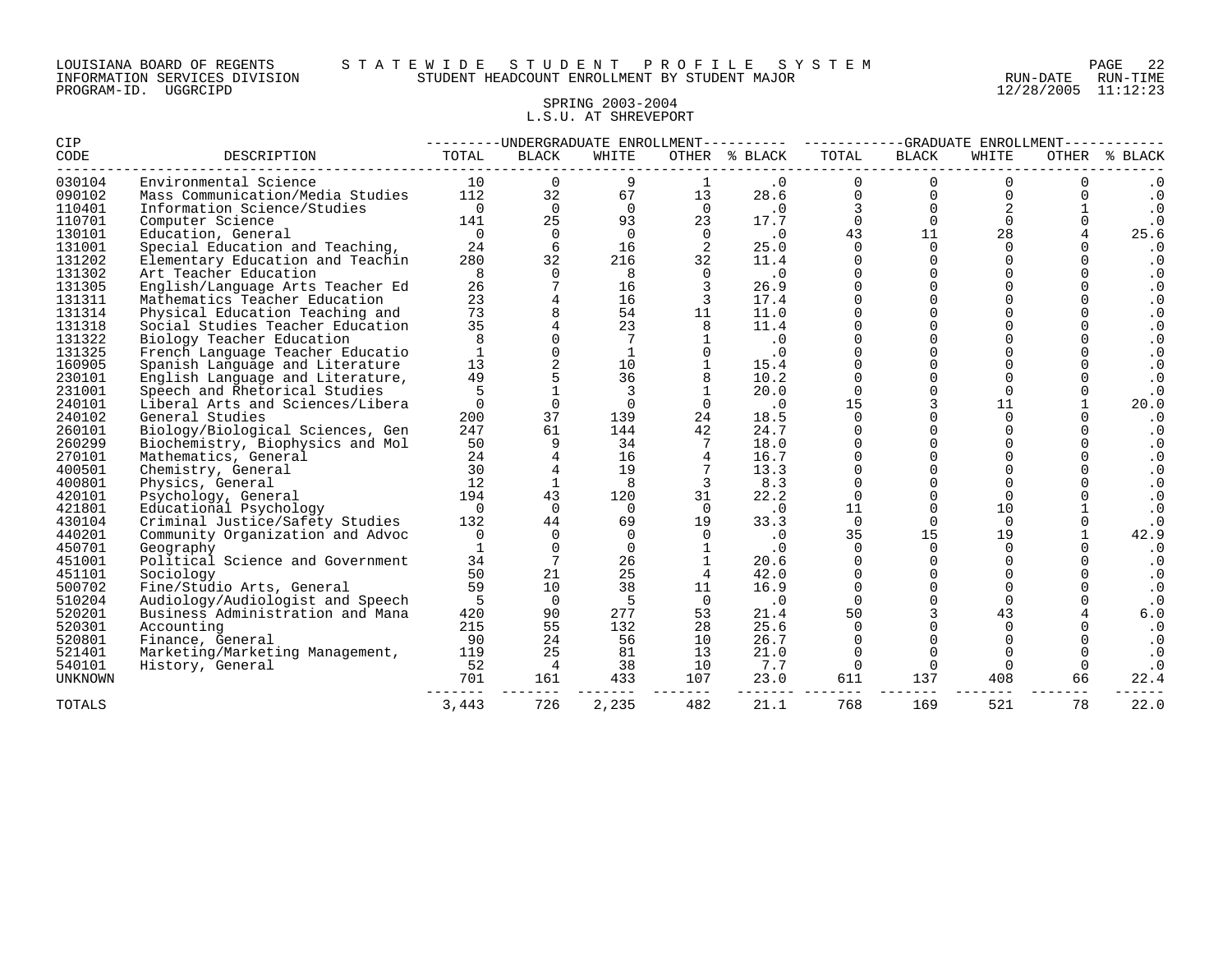LOUISIANA BOARD OF REGENTS — STATEWIDE STUDENT PROFILE SYSTEM
INFORMATION SERVICES DIVISION — STUDENT HEADCOUNT ENROLLMENT BY STUDENT MAJOR — RUN-DATE 12/28/2005 RUN-TIME 11:12:23
PROGRAM-ID. UGGRCIPD

## SPRING 2003-2004
## L.S.U. AT SHREVEPORT

| CIP CODE | DESCRIPTION | UNDERGRADUATE ENROLLMENT TOTAL | BLACK | WHITE | OTHER | % BLACK | GRADUATE ENROLLMENT TOTAL | BLACK | WHITE | OTHER | % BLACK |
|---|---|---|---|---|---|---|---|---|---|---|---|
| 030104 | Environmental Science | 10 | 0 | 9 | 1 | .0 | 0 | 0 | 0 | 0 | .0 |
| 090102 | Mass Communication/Media Studies | 112 | 32 | 67 | 13 | 28.6 | 0 | 0 | 0 | 0 | .0 |
| 110401 | Information Science/Studies | 0 | 0 | 0 | 0 | .0 | 3 | 0 | 2 | 1 | .0 |
| 110701 | Computer Science | 141 | 25 | 93 | 23 | 17.7 | 0 | 0 | 0 | 0 | .0 |
| 130101 | Education, General | 0 | 0 | 0 | 0 | .0 | 43 | 11 | 28 | 4 | 25.6 |
| 131001 | Special Education and Teaching, | 24 | 6 | 16 | 2 | 25.0 | 0 | 0 | 0 | 0 | .0 |
| 131202 | Elementary Education and Teachin | 280 | 32 | 216 | 32 | 11.4 | 0 | 0 | 0 | 0 | .0 |
| 131302 | Art Teacher Education | 8 | 0 | 8 | 0 | .0 | 0 | 0 | 0 | 0 | .0 |
| 131305 | English/Language Arts Teacher Ed | 26 | 7 | 16 | 3 | 26.9 | 0 | 0 | 0 | 0 | .0 |
| 131311 | Mathematics Teacher Education | 23 | 4 | 16 | 3 | 17.4 | 0 | 0 | 0 | 0 | .0 |
| 131314 | Physical Education Teaching and | 73 | 8 | 54 | 11 | 11.0 | 0 | 0 | 0 | 0 | .0 |
| 131318 | Social Studies Teacher Education | 35 | 4 | 23 | 8 | 11.4 | 0 | 0 | 0 | 0 | .0 |
| 131322 | Biology Teacher Education | 8 | 0 | 7 | 1 | .0 | 0 | 0 | 0 | 0 | .0 |
| 131325 | French Language Teacher Educatio | 1 | 0 | 1 | 0 | .0 | 0 | 0 | 0 | 0 | .0 |
| 160905 | Spanish Language and Literature | 13 | 2 | 10 | 1 | 15.4 | 0 | 0 | 0 | 0 | .0 |
| 230101 | English Language and Literature, | 49 | 5 | 36 | 8 | 10.2 | 0 | 0 | 0 | 0 | .0 |
| 231001 | Speech and Rhetorical Studies | 5 | 1 | 3 | 1 | 20.0 | 0 | 0 | 0 | 0 | .0 |
| 240101 | Liberal Arts and Sciences/Libera | 0 | 0 | 0 | 0 | .0 | 15 | 3 | 11 | 1 | 20.0 |
| 240102 | General Studies | 200 | 37 | 139 | 24 | 18.5 | 0 | 0 | 0 | 0 | .0 |
| 260101 | Biology/Biological Sciences, Gen | 247 | 61 | 144 | 42 | 24.7 | 0 | 0 | 0 | 0 | .0 |
| 260299 | Biochemistry, Biophysics and Mol | 50 | 9 | 34 | 7 | 18.0 | 0 | 0 | 0 | 0 | .0 |
| 270101 | Mathematics, General | 24 | 4 | 16 | 4 | 16.7 | 0 | 0 | 0 | 0 | .0 |
| 400501 | Chemistry, General | 30 | 4 | 19 | 7 | 13.3 | 0 | 0 | 0 | 0 | .0 |
| 400801 | Physics, General | 12 | 1 | 8 | 3 | 8.3 | 0 | 0 | 0 | 0 | .0 |
| 420101 | Psychology, General | 194 | 43 | 120 | 31 | 22.2 | 0 | 0 | 0 | 0 | .0 |
| 421801 | Educational Psychology | 0 | 0 | 0 | 0 | .0 | 11 | 0 | 10 | 1 | .0 |
| 430104 | Criminal Justice/Safety Studies | 132 | 44 | 69 | 19 | 33.3 | 0 | 0 | 0 | 0 | .0 |
| 440201 | Community Organization and Advoc | 0 | 0 | 0 | 0 | .0 | 35 | 15 | 19 | 1 | 42.9 |
| 450701 | Geography | 1 | 0 | 0 | 1 | .0 | 0 | 0 | 0 | 0 | .0 |
| 451001 | Political Science and Government | 34 | 7 | 26 | 1 | 20.6 | 0 | 0 | 0 | 0 | .0 |
| 451101 | Sociology | 50 | 21 | 25 | 4 | 42.0 | 0 | 0 | 0 | 0 | .0 |
| 500702 | Fine/Studio Arts, General | 59 | 10 | 38 | 11 | 16.9 | 0 | 0 | 0 | 0 | .0 |
| 510204 | Audiology/Audiologist and Speech | 5 | 0 | 5 | 0 | .0 | 0 | 0 | 0 | 0 | .0 |
| 520201 | Business Administration and Mana | 420 | 90 | 277 | 53 | 21.4 | 50 | 3 | 43 | 4 | 6.0 |
| 520301 | Accounting | 215 | 55 | 132 | 28 | 25.6 | 0 | 0 | 0 | 0 | .0 |
| 520801 | Finance, General | 90 | 24 | 56 | 10 | 26.7 | 0 | 0 | 0 | 0 | .0 |
| 521401 | Marketing/Marketing Management, | 119 | 25 | 81 | 13 | 21.0 | 0 | 0 | 0 | 0 | .0 |
| 540101 | History, General | 52 | 4 | 38 | 10 | 7.7 | 0 | 0 | 0 | 0 | .0 |
| UNKNOWN | | 701 | 161 | 433 | 107 | 23.0 | 611 | 137 | 408 | 66 | 22.4 |
| TOTALS | | 3,443 | 726 | 2,235 | 482 | 21.1 | 768 | 169 | 521 | 78 | 22.0 |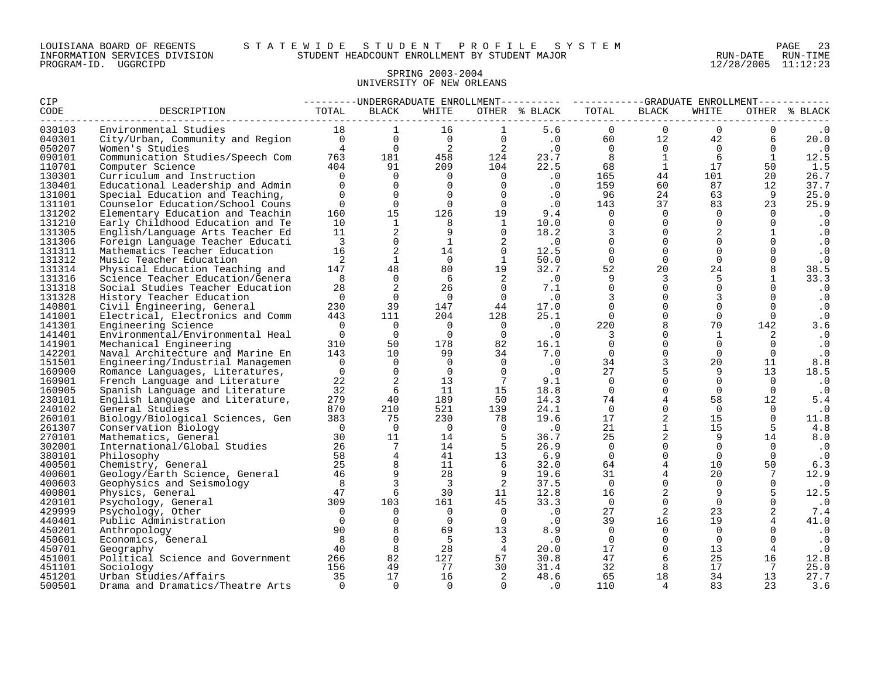LOUISIANA BOARD OF REGENTS — STATEWIDE STUDENT PROFILE SYSTEM
INFORMATION SERVICES DIVISION — STUDENT HEADCOUNT ENROLLMENT BY STUDENT MAJOR — RUN-DATE 12/28/2005 RUN-TIME 11:12:23
PROGRAM-ID. UGGRCIPD

## SPRING 2003-2004
## UNIVERSITY OF NEW ORLEANS

| CIP CODE | DESCRIPTION | UNDERGRADUATE ENROLLMENT TOTAL | BLACK | WHITE | OTHER | % BLACK | GRADUATE ENROLLMENT TOTAL | BLACK | WHITE | OTHER | % BLACK |
|---|---|---|---|---|---|---|---|---|---|---|---|
| 030103 | Environmental Studies | 18 | 1 | 16 | 1 | 5.6 | 0 | 0 | 0 | 0 | .0 |
| 040301 | City/Urban, Community and Region | 0 | 0 | 0 | 0 | .0 | 60 | 12 | 42 | 6 | 20.0 |
| 050207 | Women's Studies | 4 | 0 | 2 | 2 | .0 | 0 | 0 | 0 | 0 | .0 |
| 090101 | Communication Studies/Speech Com | 763 | 181 | 458 | 124 | 23.7 | 8 | 1 | 6 | 1 | 12.5 |
| 110701 | Computer Science | 404 | 91 | 209 | 104 | 22.5 | 68 | 1 | 17 | 50 | 1.5 |
| 130301 | Curriculum and Instruction | 0 | 0 | 0 | 0 | .0 | 165 | 44 | 101 | 20 | 26.7 |
| 130401 | Educational Leadership and Admin | 0 | 0 | 0 | 0 | .0 | 159 | 60 | 87 | 12 | 37.7 |
| 131001 | Special Education and Teaching, | 0 | 0 | 0 | 0 | .0 | 96 | 24 | 63 | 9 | 25.0 |
| 131101 | Counselor Education/School Couns | 0 | 0 | 0 | 0 | .0 | 143 | 37 | 83 | 23 | 25.9 |
| 131202 | Elementary Education and Teachin | 160 | 15 | 126 | 19 | 9.4 | 0 | 0 | 0 | 0 | .0 |
| 131210 | Early Childhood Education and Te | 10 | 1 | 8 | 1 | 10.0 | 0 | 0 | 0 | 0 | .0 |
| 131305 | English/Language Arts Teacher Ed | 11 | 2 | 9 | 0 | 18.2 | 3 | 0 | 2 | 1 | .0 |
| 131306 | Foreign Language Teacher Educati | 3 | 0 | 1 | 2 | .0 | 0 | 0 | 0 | 0 | .0 |
| 131311 | Mathematics Teacher Education | 16 | 2 | 14 | 0 | 12.5 | 0 | 0 | 0 | 0 | .0 |
| 131312 | Music Teacher Education | 2 | 1 | 0 | 1 | 50.0 | 0 | 0 | 0 | 0 | .0 |
| 131314 | Physical Education Teaching and | 147 | 48 | 80 | 19 | 32.7 | 52 | 20 | 24 | 8 | 38.5 |
| 131316 | Science Teacher Education/Genera | 8 | 0 | 6 | 2 | .0 | 9 | 3 | 5 | 1 | 33.3 |
| 131318 | Social Studies Teacher Education | 28 | 2 | 26 | 0 | 7.1 | 0 | 0 | 0 | 0 | .0 |
| 131328 | History Teacher Education | 0 | 0 | 0 | 0 | .0 | 3 | 0 | 3 | 0 | .0 |
| 140801 | Civil Engineering, General | 230 | 39 | 147 | 44 | 17.0 | 0 | 0 | 0 | 0 | .0 |
| 141001 | Electrical, Electronics and Comm | 443 | 111 | 204 | 128 | 25.1 | 0 | 0 | 0 | 0 | .0 |
| 141301 | Engineering Science | 0 | 0 | 0 | 0 | .0 | 220 | 8 | 70 | 142 | 3.6 |
| 141401 | Environmental/Environmental Heal | 0 | 0 | 0 | 0 | .0 | 3 | 0 | 1 | 2 | .0 |
| 141901 | Mechanical Engineering | 310 | 50 | 178 | 82 | 16.1 | 0 | 0 | 0 | 0 | .0 |
| 142201 | Naval Architecture and Marine En | 143 | 10 | 99 | 34 | 7.0 | 0 | 0 | 0 | 0 | .0 |
| 151501 | Engineering/Industrial Managemen | 0 | 0 | 0 | 0 | .0 | 34 | 3 | 20 | 11 | 8.8 |
| 160900 | Romance Languages, Literatures, | 0 | 0 | 0 | 0 | .0 | 27 | 5 | 9 | 13 | 18.5 |
| 160901 | French Language and Literature | 22 | 2 | 13 | 7 | 9.1 | 0 | 0 | 0 | 0 | .0 |
| 160905 | Spanish Language and Literature | 32 | 6 | 11 | 15 | 18.8 | 0 | 0 | 0 | 0 | .0 |
| 230101 | English Language and Literature, | 279 | 40 | 189 | 50 | 14.3 | 74 | 4 | 58 | 12 | 5.4 |
| 240102 | General Studies | 870 | 210 | 521 | 139 | 24.1 | 0 | 0 | 0 | 0 | .0 |
| 260101 | Biology/Biological Sciences, Gen | 383 | 75 | 230 | 78 | 19.6 | 17 | 2 | 15 | 0 | 11.8 |
| 261307 | Conservation Biology | 0 | 0 | 0 | 0 | .0 | 21 | 1 | 15 | 5 | 4.8 |
| 270101 | Mathematics, General | 30 | 11 | 14 | 5 | 36.7 | 25 | 2 | 9 | 14 | 8.0 |
| 302001 | International/Global Studies | 26 | 7 | 14 | 5 | 26.9 | 0 | 0 | 0 | 0 | .0 |
| 380101 | Philosophy | 58 | 4 | 41 | 13 | 6.9 | 0 | 0 | 0 | 0 | .0 |
| 400501 | Chemistry, General | 25 | 8 | 11 | 6 | 32.0 | 64 | 4 | 10 | 50 | 6.3 |
| 400601 | Geology/Earth Science, General | 46 | 9 | 28 | 9 | 19.6 | 31 | 4 | 20 | 7 | 12.9 |
| 400603 | Geophysics and Seismology | 8 | 3 | 3 | 2 | 37.5 | 0 | 0 | 0 | 0 | .0 |
| 400801 | Physics, General | 47 | 6 | 30 | 11 | 12.8 | 16 | 2 | 9 | 5 | 12.5 |
| 420101 | Psychology, General | 309 | 103 | 161 | 45 | 33.3 | 0 | 0 | 0 | 0 | .0 |
| 429999 | Psychology, Other | 0 | 0 | 0 | 0 | .0 | 27 | 2 | 23 | 2 | 7.4 |
| 440401 | Public Administration | 0 | 0 | 0 | 0 | .0 | 39 | 16 | 19 | 4 | 41.0 |
| 450201 | Anthropology | 90 | 8 | 69 | 13 | 8.9 | 0 | 0 | 0 | 0 | .0 |
| 450601 | Economics, General | 8 | 0 | 5 | 3 | .0 | 0 | 0 | 0 | 0 | .0 |
| 450701 | Geography | 40 | 8 | 28 | 4 | 20.0 | 17 | 0 | 13 | 4 | .0 |
| 451001 | Political Science and Government | 266 | 82 | 127 | 57 | 30.8 | 47 | 6 | 25 | 16 | 12.8 |
| 451101 | Sociology | 156 | 49 | 77 | 30 | 31.4 | 32 | 8 | 17 | 7 | 25.0 |
| 451201 | Urban Studies/Affairs | 35 | 17 | 16 | 2 | 48.6 | 65 | 18 | 34 | 13 | 27.7 |
| 500501 | Drama and Dramatics/Theatre Arts | 0 | 0 | 0 | 0 | .0 | 110 | 4 | 83 | 23 | 3.6 |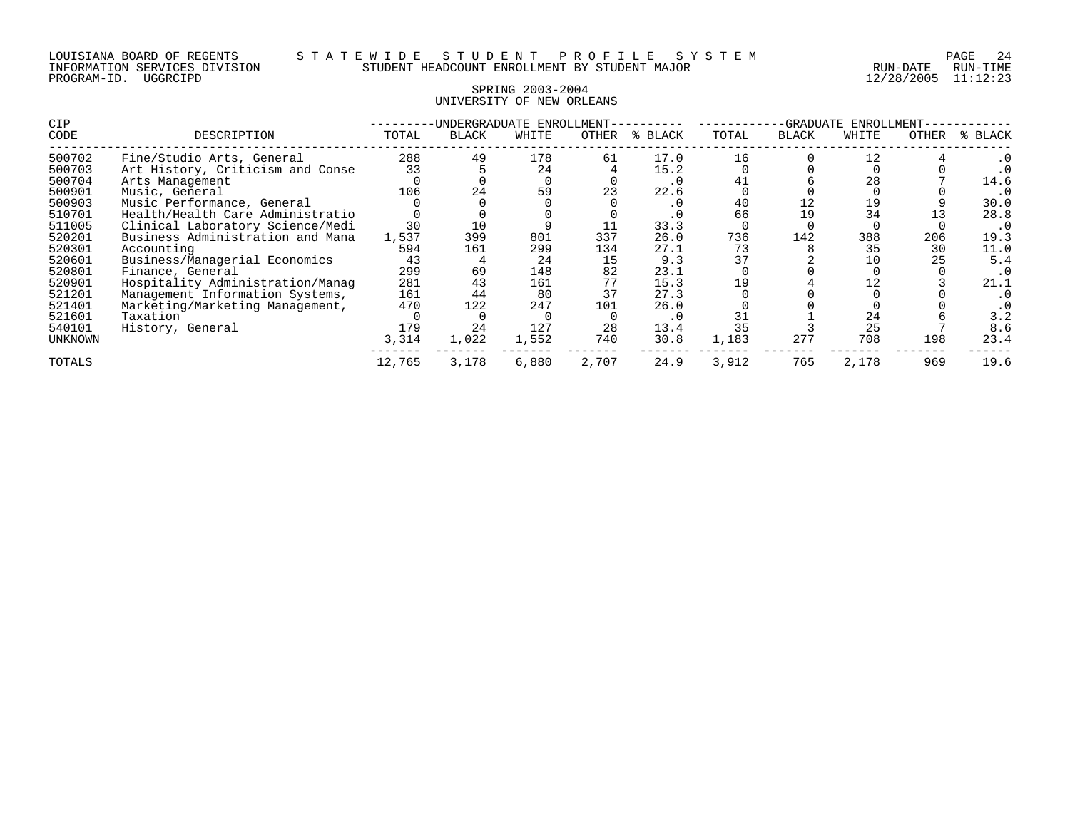LOUISIANA BOARD OF REGENTS — STATEWIDE STUDENT PROFILE SYSTEM
INFORMATION SERVICES DIVISION — STUDENT HEADCOUNT ENROLLMENT BY STUDENT MAJOR — RUN-DATE 12/28/2005 RUN-TIME 11:12:23
PROGRAM-ID. UGGRCIPD

## SPRING 2003-2004
## UNIVERSITY OF NEW ORLEANS

| CIP CODE | DESCRIPTION | UNDERGRADUATE ENROLLMENT TOTAL | BLACK | WHITE | OTHER | % BLACK | GRADUATE ENROLLMENT TOTAL | BLACK | WHITE | OTHER | % BLACK |
|---|---|---|---|---|---|---|---|---|---|---|---|
| 500702 | Fine/Studio Arts, General | 288 | 49 | 178 | 61 | 17.0 | 16 | 0 | 12 | 4 | .0 |
| 500703 | Art History, Criticism and Conse | 33 | 5 | 24 | 4 | 15.2 | 0 | 0 | 0 | 0 | .0 |
| 500704 | Arts Management | 0 | 0 | 0 | 0 | .0 | 41 | 6 | 28 | 7 | 14.6 |
| 500901 | Music, General | 106 | 24 | 59 | 23 | 22.6 | 0 | 0 | 0 | 0 | .0 |
| 500903 | Music Performance, General | 0 | 0 | 0 | 0 | .0 | 40 | 12 | 19 | 9 | 30.0 |
| 510701 | Health/Health Care Administratio | 0 | 0 | 0 | 0 | .0 | 66 | 19 | 34 | 13 | 28.8 |
| 511005 | Clinical Laboratory Science/Medi | 30 | 10 | 9 | 11 | 33.3 | 0 | 0 | 0 | 0 | .0 |
| 520201 | Business Administration and Mana | 1,537 | 399 | 801 | 337 | 26.0 | 736 | 142 | 388 | 206 | 19.3 |
| 520301 | Accounting | 594 | 161 | 299 | 134 | 27.1 | 73 | 8 | 35 | 30 | 11.0 |
| 520601 | Business/Managerial Economics | 43 | 4 | 24 | 15 | 9.3 | 37 | 2 | 10 | 25 | 5.4 |
| 520801 | Finance, General | 299 | 69 | 148 | 82 | 23.1 | 0 | 0 | 0 | 0 | .0 |
| 520901 | Hospitality Administration/Manag | 281 | 43 | 161 | 77 | 15.3 | 19 | 4 | 12 | 3 | 21.1 |
| 521201 | Management Information Systems, | 161 | 44 | 80 | 37 | 27.3 | 0 | 0 | 0 | 0 | .0 |
| 521401 | Marketing/Marketing Management, | 470 | 122 | 247 | 101 | 26.0 | 0 | 0 | 0 | 0 | .0 |
| 521601 | Taxation | 0 | 0 | 0 | 0 | .0 | 31 | 1 | 24 | 6 | 3.2 |
| 540101 | History, General | 179 | 24 | 127 | 28 | 13.4 | 35 | 3 | 25 | 7 | 8.6 |
| UNKNOWN | | 3,314 | 1,022 | 1,552 | 740 | 30.8 | 1,183 | 277 | 708 | 198 | 23.4 |
| TOTALS | | 12,765 | 3,178 | 6,880 | 2,707 | 24.9 | 3,912 | 765 | 2,178 | 969 | 19.6 |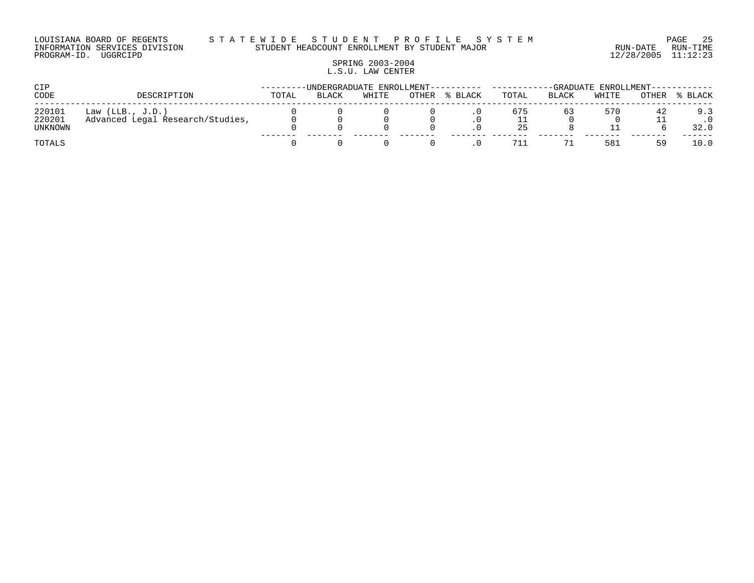LOUISIANA BOARD OF REGENTS — STATEWIDE STUDENT PROFILE SYSTEM
INFORMATION SERVICES DIVISION — STUDENT HEADCOUNT ENROLLMENT BY STUDENT MAJOR
PROGRAM-ID. UGGRCIPD — RUN-DATE 12/28/2005 RUN-TIME 11:12:23

SPRING 2003-2004
L.S.U. LAW CENTER

| CIP CODE | DESCRIPTION | UNDERGRADUATE ENROLLMENT | | | | | GRADUATE ENROLLMENT | | | | |
|---|---|---|---|---|---|---|---|---|---|---|---|
| | | TOTAL | BLACK | WHITE | OTHER | % BLACK | TOTAL | BLACK | WHITE | OTHER | % BLACK |
| 220101 | Law (LLB., J.D.) | 0 | 0 | 0 | 0 | .0 | 675 | 63 | 570 | 42 | 9.3 |
| 220201 | Advanced Legal Research/Studies, | 0 | 0 | 0 | 0 | .0 | 11 | 0 | 0 | 11 | .0 |
| UNKNOWN | | 0 | 0 | 0 | 0 | .0 | 25 | 8 | 11 | 6 | 32.0 |
| TOTALS | | 0 | 0 | 0 | 0 | .0 | 711 | 71 | 581 | 59 | 10.0 |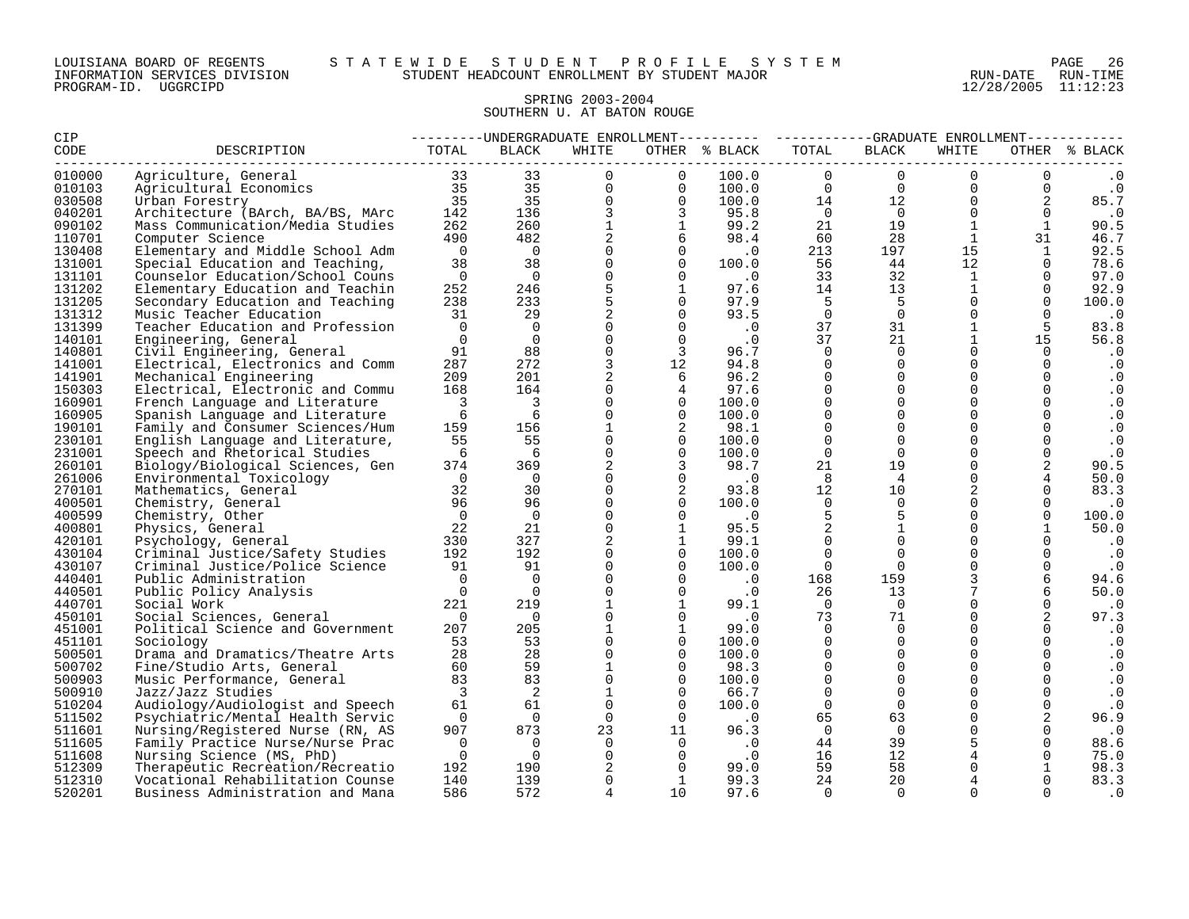LOUISIANA BOARD OF REGENTS — STATEWIDE STUDENT PROFILE SYSTEM
INFORMATION SERVICES DIVISION — STUDENT HEADCOUNT ENROLLMENT BY STUDENT MAJOR
PROGRAM-ID. UGGRCIPD — RUN-DATE 12/28/2005 RUN-TIME 11:12:23

## SPRING 2003-2004
## SOUTHERN U. AT BATON ROUGE

| CIP CODE | DESCRIPTION | UNDERGRADUATE ENROLLMENT TOTAL | BLACK | WHITE | OTHER | % BLACK | GRADUATE ENROLLMENT TOTAL | BLACK | WHITE | OTHER | % BLACK |
|---|---|---|---|---|---|---|---|---|---|---|---|
| 010000 | Agriculture, General | 33 | 33 | 0 | 0 | 100.0 | 0 | 0 | 0 | 0 | .0 |
| 010103 | Agricultural Economics | 35 | 35 | 0 | 0 | 100.0 | 0 | 0 | 0 | 0 | .0 |
| 030508 | Urban Forestry | 35 | 35 | 0 | 0 | 100.0 | 14 | 12 | 0 | 2 | 85.7 |
| 040201 | Architecture (BArch, BA/BS, MArc | 142 | 136 | 3 | 3 | 95.8 | 0 | 0 | 0 | 0 | .0 |
| 090102 | Mass Communication/Media Studies | 262 | 260 | 1 | 1 | 99.2 | 21 | 19 | 1 | 1 | 90.5 |
| 110701 | Computer Science | 490 | 482 | 2 | 6 | 98.4 | 60 | 28 | 1 | 31 | 46.7 |
| 130408 | Elementary and Middle School Adm | 0 | 0 | 0 | 0 | .0 | 213 | 197 | 15 | 1 | 92.5 |
| 131001 | Special Education and Teaching, | 38 | 38 | 0 | 0 | 100.0 | 56 | 44 | 12 | 0 | 78.6 |
| 131101 | Counselor Education/School Couns | 0 | 0 | 0 | 0 | .0 | 33 | 32 | 1 | 0 | 97.0 |
| 131202 | Elementary Education and Teachin | 252 | 246 | 5 | 1 | 97.6 | 14 | 13 | 1 | 0 | 92.9 |
| 131205 | Secondary Education and Teaching | 238 | 233 | 5 | 0 | 97.9 | 5 | 5 | 0 | 0 | 100.0 |
| 131312 | Music Teacher Education | 31 | 29 | 2 | 0 | 93.5 | 0 | 0 | 0 | 0 | .0 |
| 131399 | Teacher Education and Profession | 0 | 0 | 0 | 0 | .0 | 37 | 31 | 1 | 5 | 83.8 |
| 140101 | Engineering, General | 0 | 0 | 0 | 0 | .0 | 37 | 21 | 1 | 15 | 56.8 |
| 140801 | Civil Engineering, General | 91 | 88 | 0 | 3 | 96.7 | 0 | 0 | 0 | 0 | .0 |
| 141001 | Electrical, Electronics and Comm | 287 | 272 | 3 | 12 | 94.8 | 0 | 0 | 0 | 0 | .0 |
| 141901 | Mechanical Engineering | 209 | 201 | 2 | 6 | 96.2 | 0 | 0 | 0 | 0 | .0 |
| 150303 | Electrical, Electronic and Commu | 168 | 164 | 0 | 4 | 97.6 | 0 | 0 | 0 | 0 | .0 |
| 160901 | French Language and Literature | 3 | 3 | 0 | 0 | 100.0 | 0 | 0 | 0 | 0 | .0 |
| 160905 | Spanish Language and Literature | 6 | 6 | 0 | 0 | 100.0 | 0 | 0 | 0 | 0 | .0 |
| 190101 | Family and Consumer Sciences/Hum | 159 | 156 | 1 | 2 | 98.1 | 0 | 0 | 0 | 0 | .0 |
| 230101 | English Language and Literature, | 55 | 55 | 0 | 0 | 100.0 | 0 | 0 | 0 | 0 | .0 |
| 231001 | Speech and Rhetorical Studies | 6 | 6 | 0 | 0 | 100.0 | 0 | 0 | 0 | 0 | .0 |
| 260101 | Biology/Biological Sciences, Gen | 374 | 369 | 2 | 3 | 98.7 | 21 | 19 | 0 | 2 | 90.5 |
| 261006 | Environmental Toxicology | 0 | 0 | 0 | 0 | .0 | 8 | 4 | 0 | 4 | 50.0 |
| 270101 | Mathematics, General | 32 | 30 | 0 | 2 | 93.8 | 12 | 10 | 2 | 0 | 83.3 |
| 400501 | Chemistry, General | 96 | 96 | 0 | 0 | 100.0 | 0 | 0 | 0 | 0 | .0 |
| 400599 | Chemistry, Other | 0 | 0 | 0 | 0 | .0 | 5 | 5 | 0 | 0 | 100.0 |
| 400801 | Physics, General | 22 | 21 | 0 | 1 | 95.5 | 2 | 1 | 0 | 1 | 50.0 |
| 420101 | Psychology, General | 330 | 327 | 2 | 1 | 99.1 | 0 | 0 | 0 | 0 | .0 |
| 430104 | Criminal Justice/Safety Studies | 192 | 192 | 0 | 0 | 100.0 | 0 | 0 | 0 | 0 | .0 |
| 430107 | Criminal Justice/Police Science | 91 | 91 | 0 | 0 | 100.0 | 0 | 0 | 0 | 0 | .0 |
| 440401 | Public Administration | 0 | 0 | 0 | 0 | .0 | 168 | 159 | 3 | 6 | 94.6 |
| 440501 | Public Policy Analysis | 0 | 0 | 0 | 0 | .0 | 26 | 13 | 7 | 6 | 50.0 |
| 440701 | Social Work | 221 | 219 | 1 | 1 | 99.1 | 0 | 0 | 0 | 0 | .0 |
| 450101 | Social Sciences, General | 0 | 0 | 0 | 0 | .0 | 73 | 71 | 0 | 2 | 97.3 |
| 451001 | Political Science and Government | 207 | 205 | 1 | 1 | 99.0 | 0 | 0 | 0 | 0 | .0 |
| 451101 | Sociology | 53 | 53 | 0 | 0 | 100.0 | 0 | 0 | 0 | 0 | .0 |
| 500501 | Drama and Dramatics/Theatre Arts | 28 | 28 | 0 | 0 | 100.0 | 0 | 0 | 0 | 0 | .0 |
| 500702 | Fine/Studio Arts, General | 60 | 59 | 1 | 0 | 98.3 | 0 | 0 | 0 | 0 | .0 |
| 500903 | Music Performance, General | 83 | 83 | 0 | 0 | 100.0 | 0 | 0 | 0 | 0 | .0 |
| 500910 | Jazz/Jazz Studies | 3 | 2 | 1 | 0 | 66.7 | 0 | 0 | 0 | 0 | .0 |
| 510204 | Audiology/Audiologist and Speech | 61 | 61 | 0 | 0 | 100.0 | 0 | 0 | 0 | 0 | .0 |
| 511502 | Psychiatric/Mental Health Servic | 0 | 0 | 0 | 0 | .0 | 65 | 63 | 0 | 2 | 96.9 |
| 511601 | Nursing/Registered Nurse (RN, AS | 907 | 873 | 23 | 11 | 96.3 | 0 | 0 | 0 | 0 | .0 |
| 511605 | Family Practice Nurse/Nurse Prac | 0 | 0 | 0 | 0 | .0 | 44 | 39 | 5 | 0 | 88.6 |
| 511608 | Nursing Science (MS, PhD) | 0 | 0 | 0 | 0 | .0 | 16 | 12 | 4 | 0 | 75.0 |
| 512309 | Therapeutic Recreation/Recreatio | 192 | 190 | 2 | 0 | 99.0 | 59 | 58 | 0 | 1 | 98.3 |
| 512310 | Vocational Rehabilitation Counse | 140 | 139 | 0 | 1 | 99.3 | 24 | 20 | 4 | 0 | 83.3 |
| 520201 | Business Administration and Mana | 586 | 572 | 4 | 10 | 97.6 | 0 | 0 | 0 | 0 | .0 |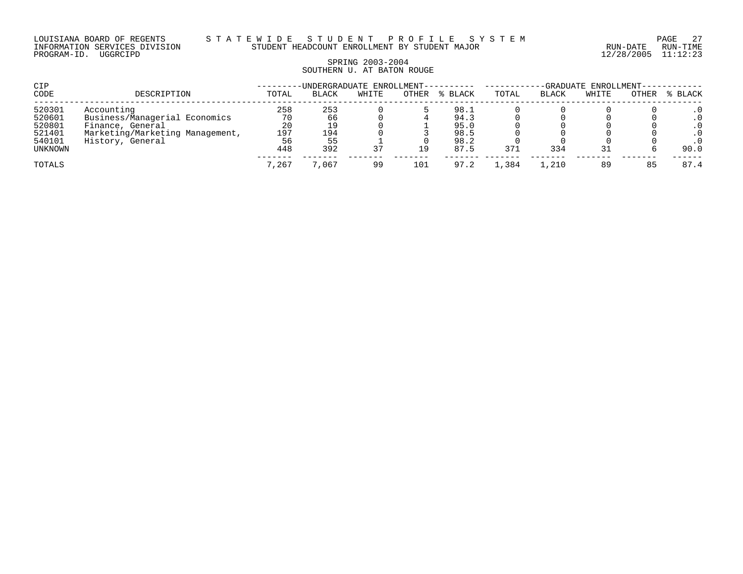LOUISIANA BOARD OF REGENTS — STATEWIDE STUDENT PROFILE SYSTEM

INFORMATION SERVICES DIVISION — STUDENT HEADCOUNT ENROLLMENT BY STUDENT MAJOR

PROGRAM-ID. UGGRCIPD — RUN-DATE 12/28/2005 RUN-TIME 11:12:23

SPRING 2003-2004

SOUTHERN U. AT BATON ROUGE

| CIP | | UNDERGRADUATE ENROLLMENT | | | | | GRADUATE ENROLLMENT | | | | |
|---|---|---|---|---|---|---|---|---|---|---|---|
| CODE | DESCRIPTION | TOTAL | BLACK | WHITE | OTHER | % BLACK | TOTAL | BLACK | WHITE | OTHER | % BLACK |
| 520301 | Accounting | 258 | 253 | 0 | 5 | 98.1 | 0 | 0 | 0 | 0 | .0 |
| 520601 | Business/Managerial Economics | 70 | 66 | 0 | 4 | 94.3 | 0 | 0 | 0 | 0 | .0 |
| 520801 | Finance, General | 20 | 19 | 0 | 1 | 95.0 | 0 | 0 | 0 | 0 | .0 |
| 521401 | Marketing/Marketing Management, | 197 | 194 | 0 | 3 | 98.5 | 0 | 0 | 0 | 0 | .0 |
| 540101 | History, General | 56 | 55 | 1 | 0 | 98.2 | 0 | 0 | 0 | 0 | .0 |
| UNKNOWN | | 448 | 392 | 37 | 19 | 87.5 | 371 | 334 | 31 | 6 | 90.0 |
| TOTALS | | 7,267 | 7,067 | 99 | 101 | 97.2 | 1,384 | 1,210 | 89 | 85 | 87.4 |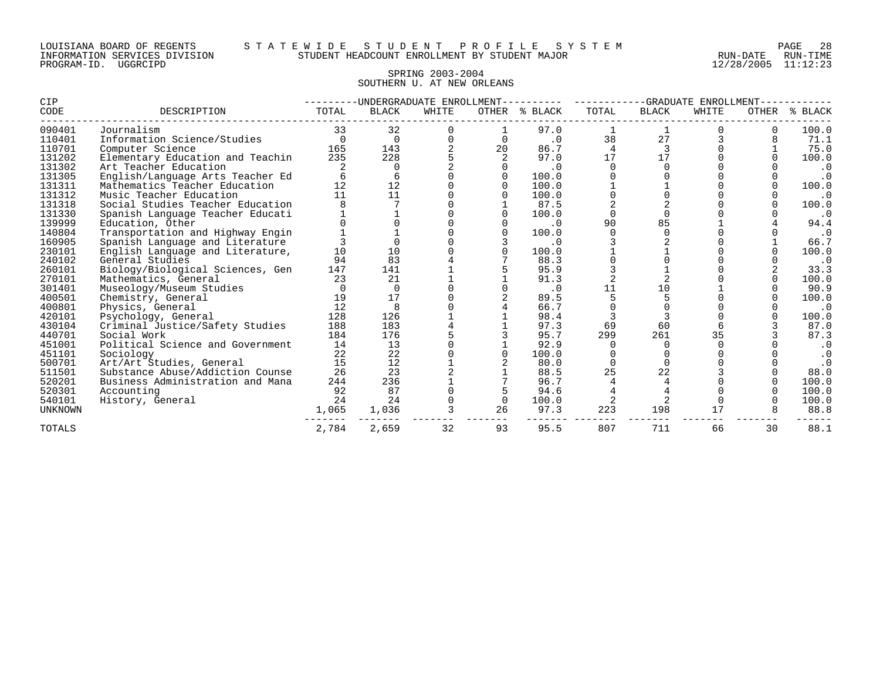LOUISIANA BOARD OF REGENTS — STATEWIDE STUDENT PROFILE SYSTEM
INFORMATION SERVICES DIVISION — STUDENT HEADCOUNT ENROLLMENT BY STUDENT MAJOR — RUN-DATE 12/28/2005 RUN-TIME 11:12:23
PROGRAM-ID. UGGRCIPD

## SPRING 2003-2004
## SOUTHERN U. AT NEW ORLEANS

| CIP | | UNDERGRADUATE ENROLLMENT | | | | | GRADUATE ENROLLMENT | | | | |
|---|---|---|---|---|---|---|---|---|---|---|---|
| CODE | DESCRIPTION | TOTAL | BLACK | WHITE | OTHER | % BLACK | TOTAL | BLACK | WHITE | OTHER | % BLACK |
| 090401 | Journalism | 33 | 32 | 0 | 1 | 97.0 | 1 | 1 | 0 | 0 | 100.0 |
| 110401 | Information Science/Studies | 0 | 0 | 0 | 0 | .0 | 38 | 27 | 3 | 8 | 71.1 |
| 110701 | Computer Science | 165 | 143 | 2 | 20 | 86.7 | 4 | 3 | 0 | 1 | 75.0 |
| 131202 | Elementary Education and Teachin | 235 | 228 | 5 | 2 | 97.0 | 17 | 17 | 0 | 0 | 100.0 |
| 131302 | Art Teacher Education | 2 | 0 | 2 | 0 | .0 | 0 | 0 | 0 | 0 | .0 |
| 131305 | English/Language Arts Teacher Ed | 6 | 6 | 0 | 0 | 100.0 | 0 | 0 | 0 | 0 | .0 |
| 131311 | Mathematics Teacher Education | 12 | 12 | 0 | 0 | 100.0 | 1 | 1 | 0 | 0 | 100.0 |
| 131312 | Music Teacher Education | 11 | 11 | 0 | 0 | 100.0 | 0 | 0 | 0 | 0 | .0 |
| 131318 | Social Studies Teacher Education | 8 | 7 | 0 | 1 | 87.5 | 2 | 2 | 0 | 0 | 100.0 |
| 131330 | Spanish Language Teacher Educati | 1 | 1 | 0 | 0 | 100.0 | 0 | 0 | 0 | 0 | .0 |
| 139999 | Education, Other | 0 | 0 | 0 | 0 | .0 | 90 | 85 | 1 | 4 | 94.4 |
| 140804 | Transportation and Highway Engin | 1 | 1 | 0 | 0 | 100.0 | 0 | 0 | 0 | 0 | .0 |
| 160905 | Spanish Language and Literature | 3 | 0 | 0 | 3 | .0 | 3 | 2 | 0 | 1 | 66.7 |
| 230101 | English Language and Literature, | 10 | 10 | 0 | 0 | 100.0 | 1 | 1 | 0 | 0 | 100.0 |
| 240102 | General Studies | 94 | 83 | 4 | 7 | 88.3 | 0 | 0 | 0 | 0 | .0 |
| 260101 | Biology/Biological Sciences, Gen | 147 | 141 | 1 | 5 | 95.9 | 3 | 1 | 0 | 2 | 33.3 |
| 270101 | Mathematics, General | 23 | 21 | 1 | 1 | 91.3 | 2 | 2 | 0 | 0 | 100.0 |
| 301401 | Museology/Museum Studies | 0 | 0 | 0 | 0 | .0 | 11 | 10 | 1 | 0 | 90.9 |
| 400501 | Chemistry, General | 19 | 17 | 0 | 2 | 89.5 | 5 | 5 | 0 | 0 | 100.0 |
| 400801 | Physics, General | 12 | 8 | 0 | 4 | 66.7 | 0 | 0 | 0 | 0 | .0 |
| 420101 | Psychology, General | 128 | 126 | 1 | 1 | 98.4 | 3 | 3 | 0 | 0 | 100.0 |
| 430104 | Criminal Justice/Safety Studies | 188 | 183 | 4 | 1 | 97.3 | 69 | 60 | 6 | 3 | 87.0 |
| 440701 | Social Work | 184 | 176 | 5 | 3 | 95.7 | 299 | 261 | 35 | 3 | 87.3 |
| 451001 | Political Science and Government | 14 | 13 | 0 | 1 | 92.9 | 0 | 0 | 0 | 0 | .0 |
| 451101 | Sociology | 22 | 22 | 0 | 0 | 100.0 | 0 | 0 | 0 | 0 | .0 |
| 500701 | Art/Art Studies, General | 15 | 12 | 1 | 2 | 80.0 | 0 | 0 | 0 | 0 | .0 |
| 511501 | Substance Abuse/Addiction Counse | 26 | 23 | 2 | 1 | 88.5 | 25 | 22 | 3 | 0 | 88.0 |
| 520201 | Business Administration and Mana | 244 | 236 | 1 | 7 | 96.7 | 4 | 4 | 0 | 0 | 100.0 |
| 520301 | Accounting | 92 | 87 | 0 | 5 | 94.6 | 4 | 4 | 0 | 0 | 100.0 |
| 540101 | History, General | 24 | 24 | 0 | 0 | 100.0 | 2 | 2 | 0 | 0 | 100.0 |
| UNKNOWN | | 1,065 | 1,036 | 3 | 26 | 97.3 | 223 | 198 | 17 | 8 | 88.8 |
| TOTALS | | 2,784 | 2,659 | 32 | 93 | 95.5 | 807 | 711 | 66 | 30 | 88.1 |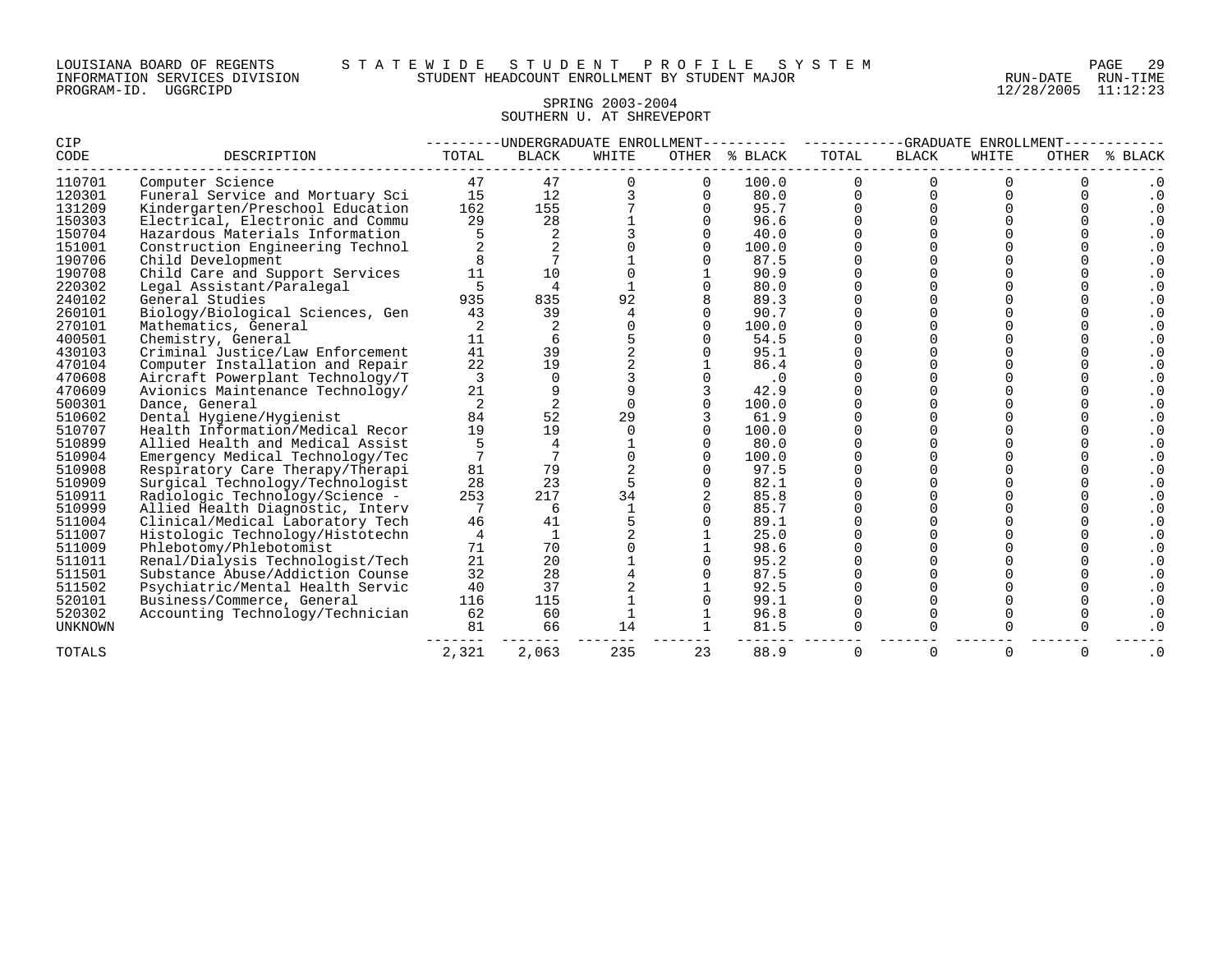LOUISIANA BOARD OF REGENTS — STATEWIDE STUDENT PROFILE SYSTEM
INFORMATION SERVICES DIVISION — STUDENT HEADCOUNT ENROLLMENT BY STUDENT MAJOR — RUN-DATE 12/28/2005 RUN-TIME 11:12:23
PROGRAM-ID. UGGRCIPD

## SPRING 2003-2004
## SOUTHERN U. AT SHREVEPORT

| CIP CODE | DESCRIPTION | UNDERGRADUATE ENROLLMENT TOTAL | BLACK | WHITE | OTHER | % BLACK | GRADUATE ENROLLMENT TOTAL | BLACK | WHITE | OTHER | % BLACK |
|---|---|---|---|---|---|---|---|---|---|---|---|
| 110701 | Computer Science | 47 | 47 | 0 | 0 | 100.0 | 0 | 0 | 0 | 0 | .0 |
| 120301 | Funeral Service and Mortuary Sci | 15 | 12 | 3 | 0 | 80.0 | 0 | 0 | 0 | 0 | .0 |
| 131209 | Kindergarten/Preschool Education | 162 | 155 | 7 | 0 | 95.7 | 0 | 0 | 0 | 0 | .0 |
| 150303 | Electrical, Electronic and Commu | 29 | 28 | 1 | 0 | 96.6 | 0 | 0 | 0 | 0 | .0 |
| 150704 | Hazardous Materials Information | 5 | 2 | 3 | 0 | 40.0 | 0 | 0 | 0 | 0 | .0 |
| 151001 | Construction Engineering Technol | 2 | 2 | 0 | 0 | 100.0 | 0 | 0 | 0 | 0 | .0 |
| 190706 | Child Development | 8 | 7 | 1 | 0 | 87.5 | 0 | 0 | 0 | 0 | .0 |
| 190708 | Child Care and Support Services | 11 | 10 | 0 | 1 | 90.9 | 0 | 0 | 0 | 0 | .0 |
| 220302 | Legal Assistant/Paralegal | 5 | 4 | 1 | 0 | 80.0 | 0 | 0 | 0 | 0 | .0 |
| 240102 | General Studies | 935 | 835 | 92 | 8 | 89.3 | 0 | 0 | 0 | 0 | .0 |
| 260101 | Biology/Biological Sciences, Gen | 43 | 39 | 4 | 0 | 90.7 | 0 | 0 | 0 | 0 | .0 |
| 270101 | Mathematics, General | 2 | 2 | 0 | 0 | 100.0 | 0 | 0 | 0 | 0 | .0 |
| 400501 | Chemistry, General | 11 | 6 | 5 | 0 | 54.5 | 0 | 0 | 0 | 0 | .0 |
| 430103 | Criminal Justice/Law Enforcement | 41 | 39 | 2 | 0 | 95.1 | 0 | 0 | 0 | 0 | .0 |
| 470104 | Computer Installation and Repair | 22 | 19 | 2 | 1 | 86.4 | 0 | 0 | 0 | 0 | .0 |
| 470608 | Aircraft Powerplant Technology/T | 3 | 0 | 3 | 0 | .0 | 0 | 0 | 0 | 0 | .0 |
| 470609 | Avionics Maintenance Technology/ | 21 | 9 | 9 | 3 | 42.9 | 0 | 0 | 0 | 0 | .0 |
| 500301 | Dance, General | 2 | 2 | 0 | 0 | 100.0 | 0 | 0 | 0 | 0 | .0 |
| 510602 | Dental Hygiene/Hygienist | 84 | 52 | 29 | 3 | 61.9 | 0 | 0 | 0 | 0 | .0 |
| 510707 | Health Information/Medical Recor | 19 | 19 | 0 | 0 | 100.0 | 0 | 0 | 0 | 0 | .0 |
| 510899 | Allied Health and Medical Assist | 5 | 4 | 1 | 0 | 80.0 | 0 | 0 | 0 | 0 | .0 |
| 510904 | Emergency Medical Technology/Tec | 7 | 7 | 0 | 0 | 100.0 | 0 | 0 | 0 | 0 | .0 |
| 510908 | Respiratory Care Therapy/Therapi | 81 | 79 | 2 | 0 | 97.5 | 0 | 0 | 0 | 0 | .0 |
| 510909 | Surgical Technology/Technologist | 28 | 23 | 5 | 0 | 82.1 | 0 | 0 | 0 | 0 | .0 |
| 510911 | Radiologic Technology/Science - | 253 | 217 | 34 | 2 | 85.8 | 0 | 0 | 0 | 0 | .0 |
| 510999 | Allied Health Diagnostic, Interv | 7 | 6 | 1 | 0 | 85.7 | 0 | 0 | 0 | 0 | .0 |
| 511004 | Clinical/Medical Laboratory Tech | 46 | 41 | 5 | 0 | 89.1 | 0 | 0 | 0 | 0 | .0 |
| 511007 | Histologic Technology/Histotechn | 4 | 1 | 2 | 1 | 25.0 | 0 | 0 | 0 | 0 | .0 |
| 511009 | Phlebotomy/Phlebotomist | 71 | 70 | 0 | 1 | 98.6 | 0 | 0 | 0 | 0 | .0 |
| 511011 | Renal/Dialysis Technologist/Tech | 21 | 20 | 1 | 0 | 95.2 | 0 | 0 | 0 | 0 | .0 |
| 511501 | Substance Abuse/Addiction Counse | 32 | 28 | 4 | 0 | 87.5 | 0 | 0 | 0 | 0 | .0 |
| 511502 | Psychiatric/Mental Health Servic | 40 | 37 | 2 | 1 | 92.5 | 0 | 0 | 0 | 0 | .0 |
| 520101 | Business/Commerce, General | 116 | 115 | 1 | 0 | 99.1 | 0 | 0 | 0 | 0 | .0 |
| 520302 | Accounting Technology/Technician | 62 | 60 | 1 | 1 | 96.8 | 0 | 0 | 0 | 0 | .0 |
| UNKNOWN | | 81 | 66 | 14 | 1 | 81.5 | 0 | 0 | 0 | 0 | .0 |
| TOTALS | | 2,321 | 2,063 | 235 | 23 | 88.9 | 0 | 0 | 0 | 0 | .0 |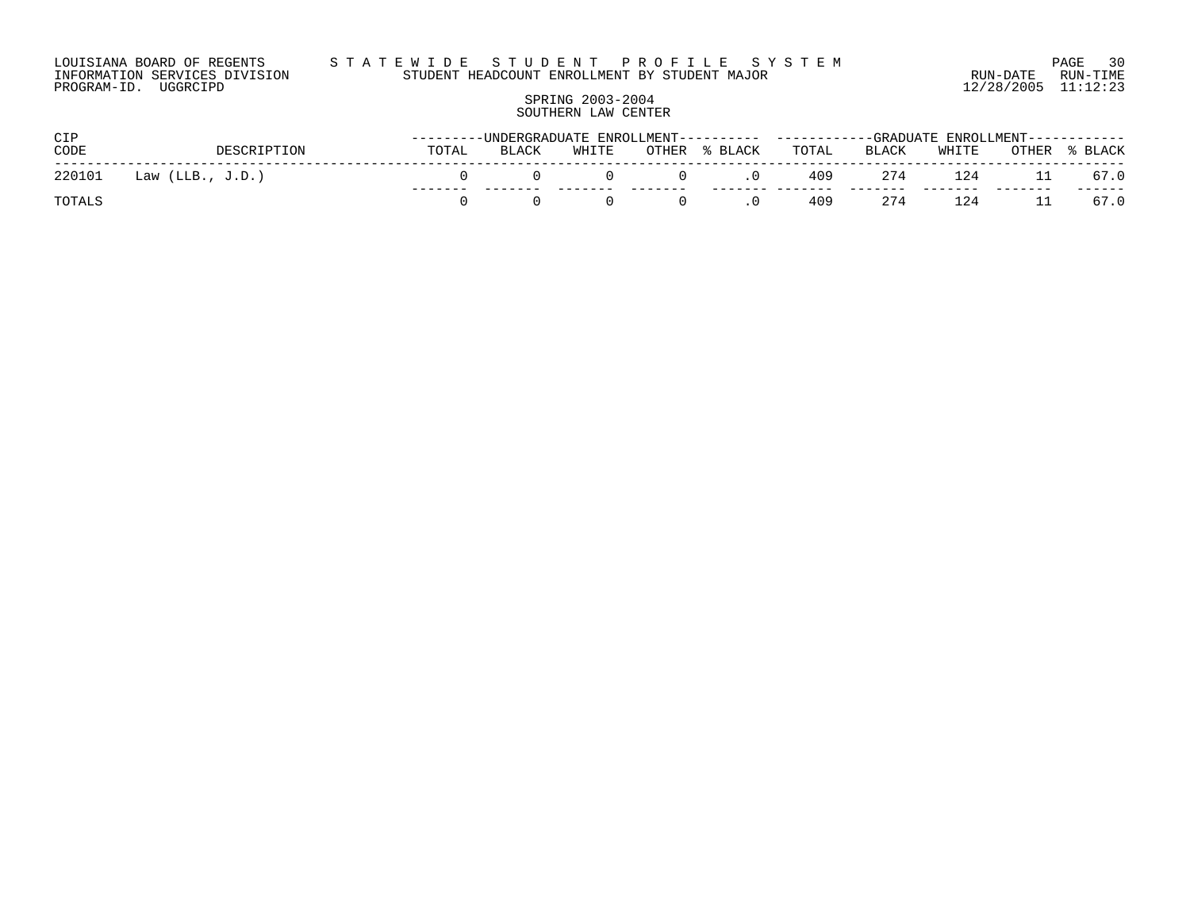LOUISIANA BOARD OF REGENTS — S T A T E W I D E   S T U D E N T   P R O F I L E   S Y S T E M

INFORMATION SERVICES DIVISION — STUDENT HEADCOUNT ENROLLMENT BY STUDENT MAJOR

PROGRAM-ID. UGGRCIPD

RUN-DATE 12/28/2005 RUN-TIME 11:12:23

SPRING 2003-2004

SOUTHERN LAW CENTER

| CIP CODE | DESCRIPTION | UNDERGRADUATE ENROLLMENT | | | | | GRADUATE ENROLLMENT | | | | |
|---|---|---|---|---|---|---|---|---|---|---|---|
| | | TOTAL | BLACK | WHITE | OTHER | % BLACK | TOTAL | BLACK | WHITE | OTHER | % BLACK |
| 220101 | Law (LLB., J.D.) | 0 | 0 | 0 | 0 | .0 | 409 | 274 | 124 | 11 | 67.0 |
| TOTALS | | 0 | 0 | 0 | 0 | .0 | 409 | 274 | 124 | 11 | 67.0 |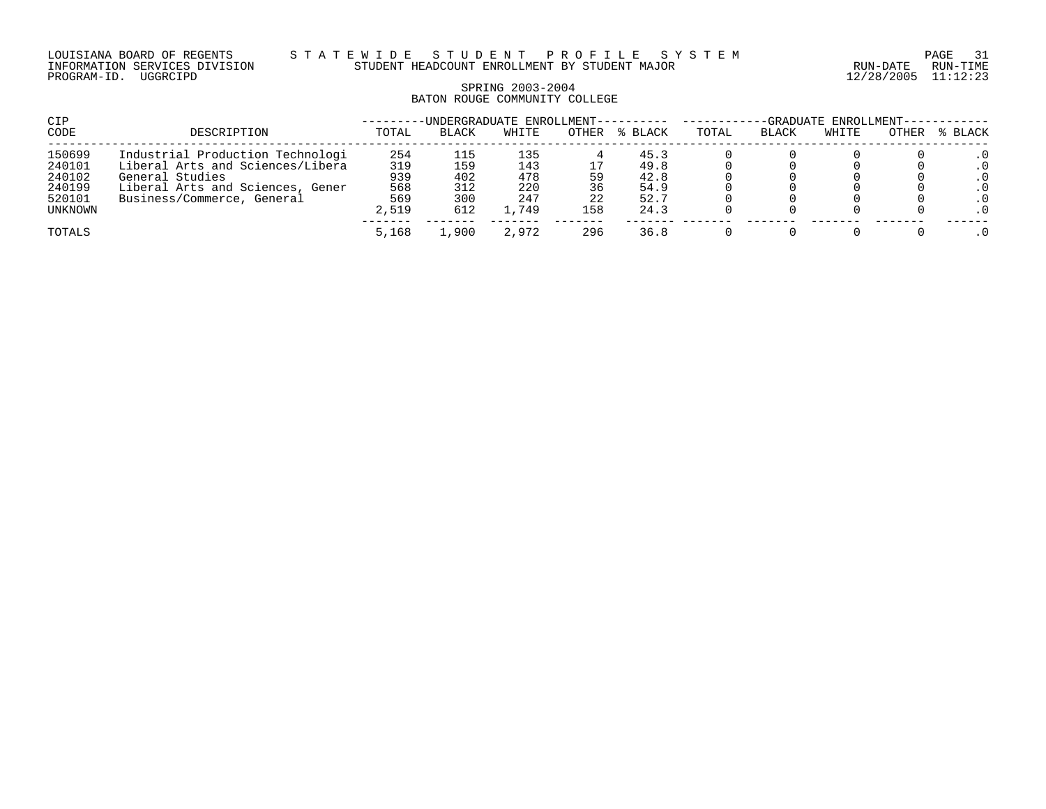LOUISIANA BOARD OF REGENTS — STATEWIDE STUDENT PROFILE SYSTEM
INFORMATION SERVICES DIVISION — STUDENT HEADCOUNT ENROLLMENT BY STUDENT MAJOR
PROGRAM-ID. UGGRCIPD — RUN-DATE 12/28/2005 RUN-TIME 11:12:23

## SPRING 2003-2004
## BATON ROUGE COMMUNITY COLLEGE

| CIP | | UNDERGRADUATE ENROLLMENT | | | | | GRADUATE ENROLLMENT | | | | |
|---|---|---|---|---|---|---|---|---|---|---|---|
| CODE | DESCRIPTION | TOTAL | BLACK | WHITE | OTHER | % BLACK | TOTAL | BLACK | WHITE | OTHER | % BLACK |
| 150699 | Industrial Production Technologi | 254 | 115 | 135 | 4 | 45.3 | 0 | 0 | 0 | 0 | .0 |
| 240101 | Liberal Arts and Sciences/Libera | 319 | 159 | 143 | 17 | 49.8 | 0 | 0 | 0 | 0 | .0 |
| 240102 | General Studies | 939 | 402 | 478 | 59 | 42.8 | 0 | 0 | 0 | 0 | .0 |
| 240199 | Liberal Arts and Sciences, Gener | 568 | 312 | 220 | 36 | 54.9 | 0 | 0 | 0 | 0 | .0 |
| 520101 | Business/Commerce, General | 569 | 300 | 247 | 22 | 52.7 | 0 | 0 | 0 | 0 | .0 |
| UNKNOWN | | 2,519 | 612 | 1,749 | 158 | 24.3 | 0 | 0 | 0 | 0 | .0 |
| TOTALS | | 5,168 | 1,900 | 2,972 | 296 | 36.8 | 0 | 0 | 0 | 0 | .0 |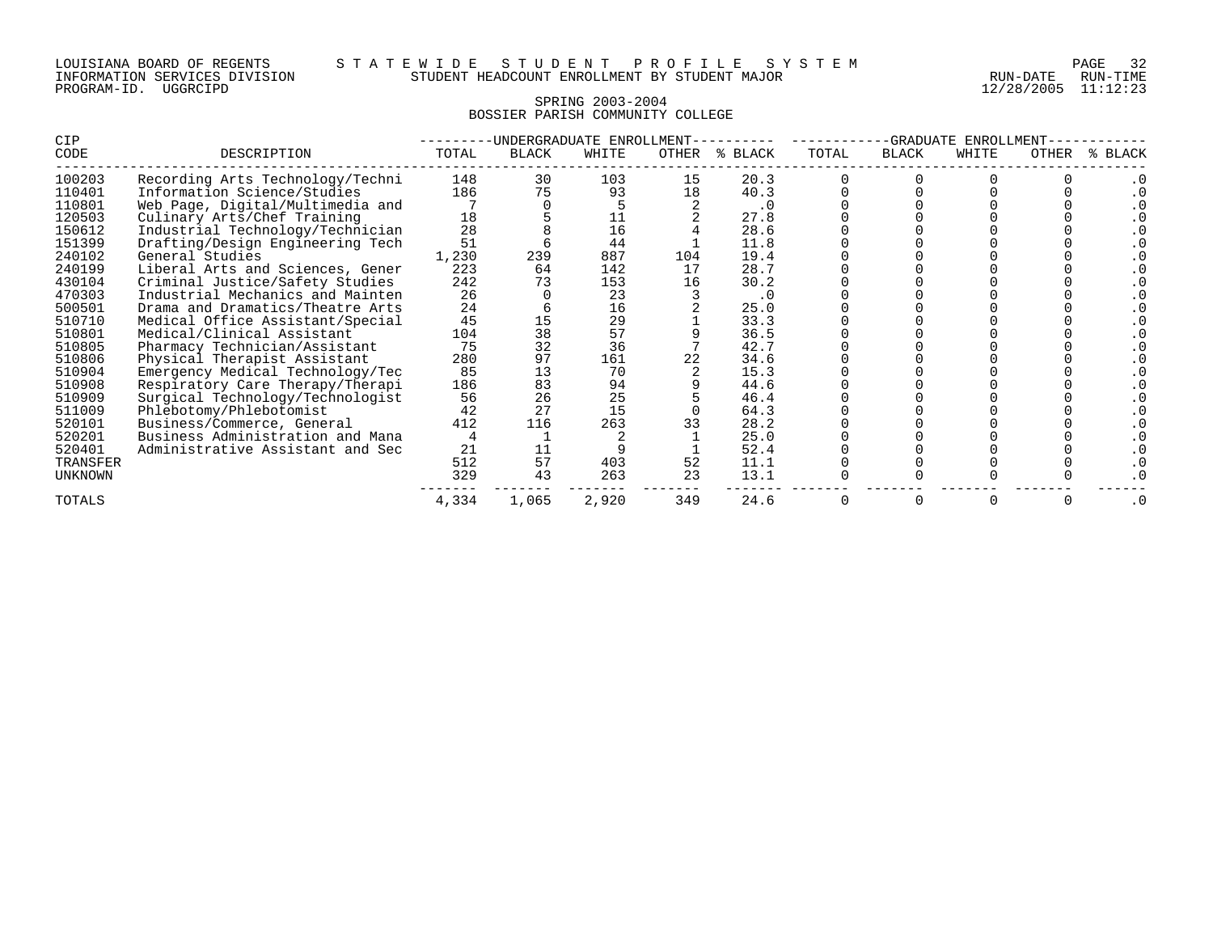LOUISIANA BOARD OF REGENTS — STATEWIDE STUDENT PROFILE SYSTEM
INFORMATION SERVICES DIVISION — STUDENT HEADCOUNT ENROLLMENT BY STUDENT MAJOR — RUN-DATE 12/28/2005 RUN-TIME 11:12:23
PROGRAM-ID. UGGRCIPD

SPRING 2003-2004
BOSSIER PARISH COMMUNITY COLLEGE

| CIP CODE | DESCRIPTION | UNDERGRADUATE ENROLLMENT TOTAL | BLACK | WHITE | OTHER | % BLACK | GRADUATE ENROLLMENT TOTAL | BLACK | WHITE | OTHER | % BLACK |
|---|---|---|---|---|---|---|---|---|---|---|---|
| 100203 | Recording Arts Technology/Techni | 148 | 30 | 103 | 15 | 20.3 | 0 | 0 | 0 | 0 | .0 |
| 110401 | Information Science/Studies | 186 | 75 | 93 | 18 | 40.3 | 0 | 0 | 0 | 0 | .0 |
| 110801 | Web Page, Digital/Multimedia and | 7 | 0 | 5 | 2 | .0 | 0 | 0 | 0 | 0 | .0 |
| 120503 | Culinary Arts/Chef Training | 18 | 5 | 11 | 2 | 27.8 | 0 | 0 | 0 | 0 | .0 |
| 150612 | Industrial Technology/Technician | 28 | 8 | 16 | 4 | 28.6 | 0 | 0 | 0 | 0 | .0 |
| 151399 | Drafting/Design Engineering Tech | 51 | 6 | 44 | 1 | 11.8 | 0 | 0 | 0 | 0 | .0 |
| 240102 | General Studies | 1,230 | 239 | 887 | 104 | 19.4 | 0 | 0 | 0 | 0 | .0 |
| 240199 | Liberal Arts and Sciences, Gener | 223 | 64 | 142 | 17 | 28.7 | 0 | 0 | 0 | 0 | .0 |
| 430104 | Criminal Justice/Safety Studies | 242 | 73 | 153 | 16 | 30.2 | 0 | 0 | 0 | 0 | .0 |
| 470303 | Industrial Mechanics and Mainten | 26 | 0 | 23 | 3 | .0 | 0 | 0 | 0 | 0 | .0 |
| 500501 | Drama and Dramatics/Theatre Arts | 24 | 6 | 16 | 2 | 25.0 | 0 | 0 | 0 | 0 | .0 |
| 510710 | Medical Office Assistant/Special | 45 | 15 | 29 | 1 | 33.3 | 0 | 0 | 0 | 0 | .0 |
| 510801 | Medical/Clinical Assistant | 104 | 38 | 57 | 9 | 36.5 | 0 | 0 | 0 | 0 | .0 |
| 510805 | Pharmacy Technician/Assistant | 75 | 32 | 36 | 7 | 42.7 | 0 | 0 | 0 | 0 | .0 |
| 510806 | Physical Therapist Assistant | 280 | 97 | 161 | 22 | 34.6 | 0 | 0 | 0 | 0 | .0 |
| 510904 | Emergency Medical Technology/Tec | 85 | 13 | 70 | 2 | 15.3 | 0 | 0 | 0 | 0 | .0 |
| 510908 | Respiratory Care Therapy/Therapi | 186 | 83 | 94 | 9 | 44.6 | 0 | 0 | 0 | 0 | .0 |
| 510909 | Surgical Technology/Technologist | 56 | 26 | 25 | 5 | 46.4 | 0 | 0 | 0 | 0 | .0 |
| 511009 | Phlebotomy/Phlebotomist | 42 | 27 | 15 | 0 | 64.3 | 0 | 0 | 0 | 0 | .0 |
| 520101 | Business/Commerce, General | 412 | 116 | 263 | 33 | 28.2 | 0 | 0 | 0 | 0 | .0 |
| 520201 | Business Administration and Mana | 4 | 1 | 2 | 1 | 25.0 | 0 | 0 | 0 | 0 | .0 |
| 520401 | Administrative Assistant and Sec | 21 | 11 | 9 | 1 | 52.4 | 0 | 0 | 0 | 0 | .0 |
| TRANSFER | | 512 | 57 | 403 | 52 | 11.1 | 0 | 0 | 0 | 0 | .0 |
| UNKNOWN | | 329 | 43 | 263 | 23 | 13.1 | 0 | 0 | 0 | 0 | .0 |
| TOTALS | | 4,334 | 1,065 | 2,920 | 349 | 24.6 | 0 | 0 | 0 | 0 | .0 |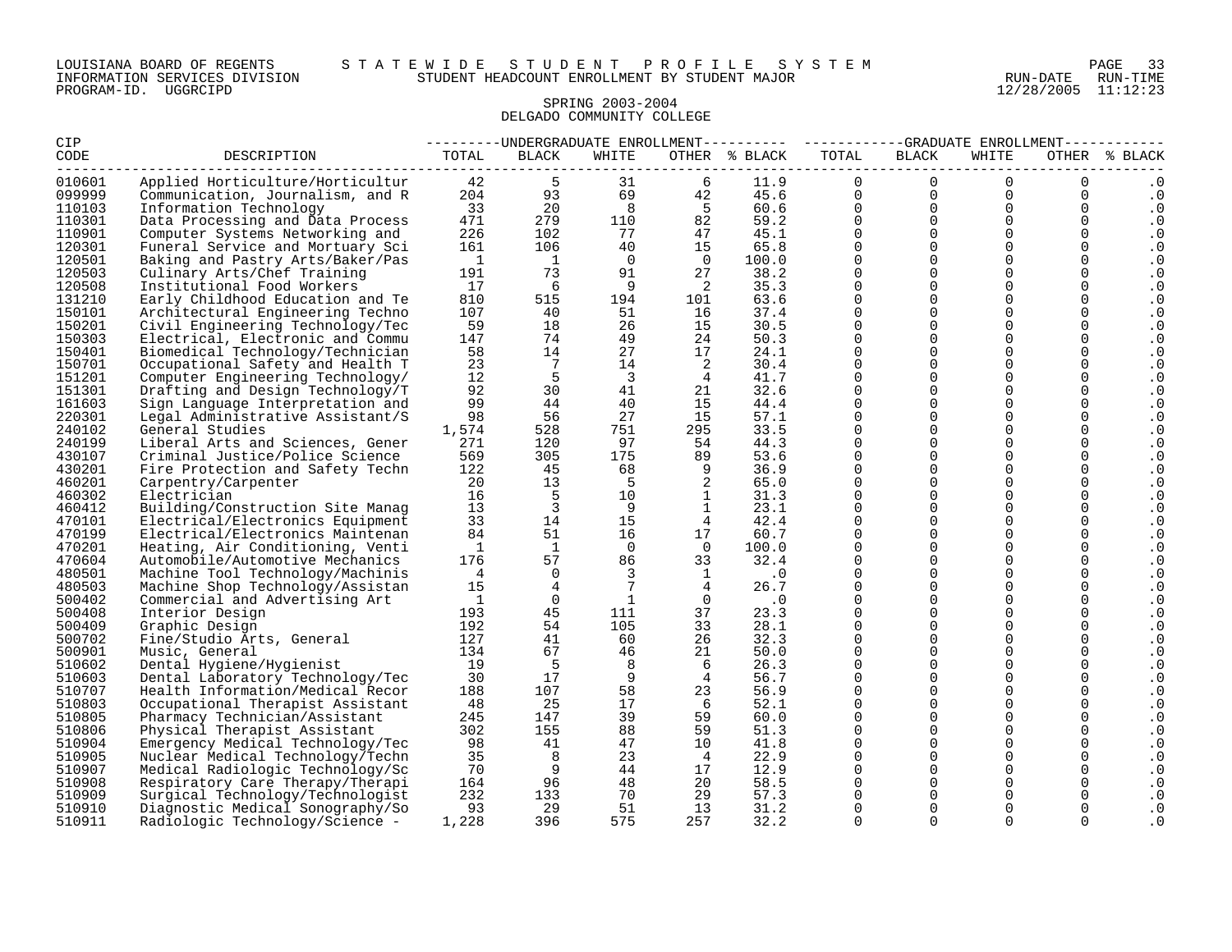LOUISIANA BOARD OF REGENTS — STATEWIDE STUDENT PROFILE SYSTEM
INFORMATION SERVICES DIVISION — STUDENT HEADCOUNT ENROLLMENT BY STUDENT MAJOR
PROGRAM-ID. UGGRCIPD — RUN-DATE 12/28/2005 RUN-TIME 11:12:23

## SPRING 2003-2004
## DELGADO COMMUNITY COLLEGE

| CIP CODE | DESCRIPTION | UNDERGRADUATE ENROLLMENT TOTAL | BLACK | WHITE | OTHER | % BLACK | GRADUATE ENROLLMENT TOTAL | BLACK | WHITE | OTHER | % BLACK |
|---|---|---|---|---|---|---|---|---|---|---|---|
| 010601 | Applied Horticulture/Horticultur | 42 | 5 | 31 | 6 | 11.9 | 0 | 0 | 0 | 0 | .0 |
| 099999 | Communication, Journalism, and R | 204 | 93 | 69 | 42 | 45.6 | 0 | 0 | 0 | 0 | .0 |
| 110103 | Information Technology | 33 | 20 | 8 | 5 | 60.6 | 0 | 0 | 0 | 0 | .0 |
| 110301 | Data Processing and Data Process | 471 | 279 | 110 | 82 | 59.2 | 0 | 0 | 0 | 0 | .0 |
| 110901 | Computer Systems Networking and | 226 | 102 | 77 | 47 | 45.1 | 0 | 0 | 0 | 0 | .0 |
| 120301 | Funeral Service and Mortuary Sci | 161 | 106 | 40 | 15 | 65.8 | 0 | 0 | 0 | 0 | .0 |
| 120501 | Baking and Pastry Arts/Baker/Pas | 1 | 1 | 0 | 0 | 100.0 | 0 | 0 | 0 | 0 | .0 |
| 120503 | Culinary Arts/Chef Training | 191 | 73 | 91 | 27 | 38.2 | 0 | 0 | 0 | 0 | .0 |
| 120508 | Institutional Food Workers | 17 | 6 | 9 | 2 | 35.3 | 0 | 0 | 0 | 0 | .0 |
| 131210 | Early Childhood Education and Te | 810 | 515 | 194 | 101 | 63.6 | 0 | 0 | 0 | 0 | .0 |
| 150101 | Architectural Engineering Techno | 107 | 40 | 51 | 16 | 37.4 | 0 | 0 | 0 | 0 | .0 |
| 150201 | Civil Engineering Technology/Tec | 59 | 18 | 26 | 15 | 30.5 | 0 | 0 | 0 | 0 | .0 |
| 150303 | Electrical, Electronic and Commu | 147 | 74 | 49 | 24 | 50.3 | 0 | 0 | 0 | 0 | .0 |
| 150401 | Biomedical Technology/Technician | 58 | 14 | 27 | 17 | 24.1 | 0 | 0 | 0 | 0 | .0 |
| 150701 | Occupational Safety and Health T | 23 | 7 | 14 | 2 | 30.4 | 0 | 0 | 0 | 0 | .0 |
| 151201 | Computer Engineering Technology/ | 12 | 5 | 3 | 4 | 41.7 | 0 | 0 | 0 | 0 | .0 |
| 151301 | Drafting and Design Technology/T | 92 | 30 | 41 | 21 | 32.6 | 0 | 0 | 0 | 0 | .0 |
| 161603 | Sign Language Interpretation and | 99 | 44 | 40 | 15 | 44.4 | 0 | 0 | 0 | 0 | .0 |
| 220301 | Legal Administrative Assistant/S | 98 | 56 | 27 | 15 | 57.1 | 0 | 0 | 0 | 0 | .0 |
| 240102 | General Studies | 1,574 | 528 | 751 | 295 | 33.5 | 0 | 0 | 0 | 0 | .0 |
| 240199 | Liberal Arts and Sciences, Gener | 271 | 120 | 97 | 54 | 44.3 | 0 | 0 | 0 | 0 | .0 |
| 430107 | Criminal Justice/Police Science | 569 | 305 | 175 | 89 | 53.6 | 0 | 0 | 0 | 0 | .0 |
| 430201 | Fire Protection and Safety Techn | 122 | 45 | 68 | 9 | 36.9 | 0 | 0 | 0 | 0 | .0 |
| 460201 | Carpentry/Carpenter | 20 | 13 | 5 | 2 | 65.0 | 0 | 0 | 0 | 0 | .0 |
| 460302 | Electrician | 16 | 5 | 10 | 1 | 31.3 | 0 | 0 | 0 | 0 | .0 |
| 460412 | Building/Construction Site Manag | 13 | 3 | 9 | 1 | 23.1 | 0 | 0 | 0 | 0 | .0 |
| 470101 | Electrical/Electronics Equipment | 33 | 14 | 15 | 4 | 42.4 | 0 | 0 | 0 | 0 | .0 |
| 470199 | Electrical/Electronics Maintenan | 84 | 51 | 16 | 17 | 60.7 | 0 | 0 | 0 | 0 | .0 |
| 470201 | Heating, Air Conditioning, Venti | 1 | 1 | 0 | 0 | 100.0 | 0 | 0 | 0 | 0 | .0 |
| 470604 | Automobile/Automotive Mechanics | 176 | 57 | 86 | 33 | 32.4 | 0 | 0 | 0 | 0 | .0 |
| 480501 | Machine Tool Technology/Machinis | 4 | 0 | 3 | 1 | .0 | 0 | 0 | 0 | 0 | .0 |
| 480503 | Machine Shop Technology/Assistan | 15 | 4 | 7 | 4 | 26.7 | 0 | 0 | 0 | 0 | .0 |
| 500402 | Commercial and Advertising Art | 1 | 0 | 1 | 0 | .0 | 0 | 0 | 0 | 0 | .0 |
| 500408 | Interior Design | 193 | 45 | 111 | 37 | 23.3 | 0 | 0 | 0 | 0 | .0 |
| 500409 | Graphic Design | 192 | 54 | 105 | 33 | 28.1 | 0 | 0 | 0 | 0 | .0 |
| 500702 | Fine/Studio Arts, General | 127 | 41 | 60 | 26 | 32.3 | 0 | 0 | 0 | 0 | .0 |
| 500901 | Music, General | 134 | 67 | 46 | 21 | 50.0 | 0 | 0 | 0 | 0 | .0 |
| 510602 | Dental Hygiene/Hygienist | 19 | 5 | 8 | 6 | 26.3 | 0 | 0 | 0 | 0 | .0 |
| 510603 | Dental Laboratory Technology/Tec | 30 | 17 | 9 | 4 | 56.7 | 0 | 0 | 0 | 0 | .0 |
| 510707 | Health Information/Medical Recor | 188 | 107 | 58 | 23 | 56.9 | 0 | 0 | 0 | 0 | .0 |
| 510803 | Occupational Therapist Assistant | 48 | 25 | 17 | 6 | 52.1 | 0 | 0 | 0 | 0 | .0 |
| 510805 | Pharmacy Technician/Assistant | 245 | 147 | 39 | 59 | 60.0 | 0 | 0 | 0 | 0 | .0 |
| 510806 | Physical Therapist Assistant | 302 | 155 | 88 | 59 | 51.3 | 0 | 0 | 0 | 0 | .0 |
| 510904 | Emergency Medical Technology/Tec | 98 | 41 | 47 | 10 | 41.8 | 0 | 0 | 0 | 0 | .0 |
| 510905 | Nuclear Medical Technology/Techn | 35 | 8 | 23 | 4 | 22.9 | 0 | 0 | 0 | 0 | .0 |
| 510907 | Medical Radiologic Technology/Sc | 70 | 9 | 44 | 17 | 12.9 | 0 | 0 | 0 | 0 | .0 |
| 510908 | Respiratory Care Therapy/Therapi | 164 | 96 | 48 | 20 | 58.5 | 0 | 0 | 0 | 0 | .0 |
| 510909 | Surgical Technology/Technologist | 232 | 133 | 70 | 29 | 57.3 | 0 | 0 | 0 | 0 | .0 |
| 510910 | Diagnostic Medical Sonography/So | 93 | 29 | 51 | 13 | 31.2 | 0 | 0 | 0 | 0 | .0 |
| 510911 | Radiologic Technology/Science - | 1,228 | 396 | 575 | 257 | 32.2 | 0 | 0 | 0 | 0 | .0 |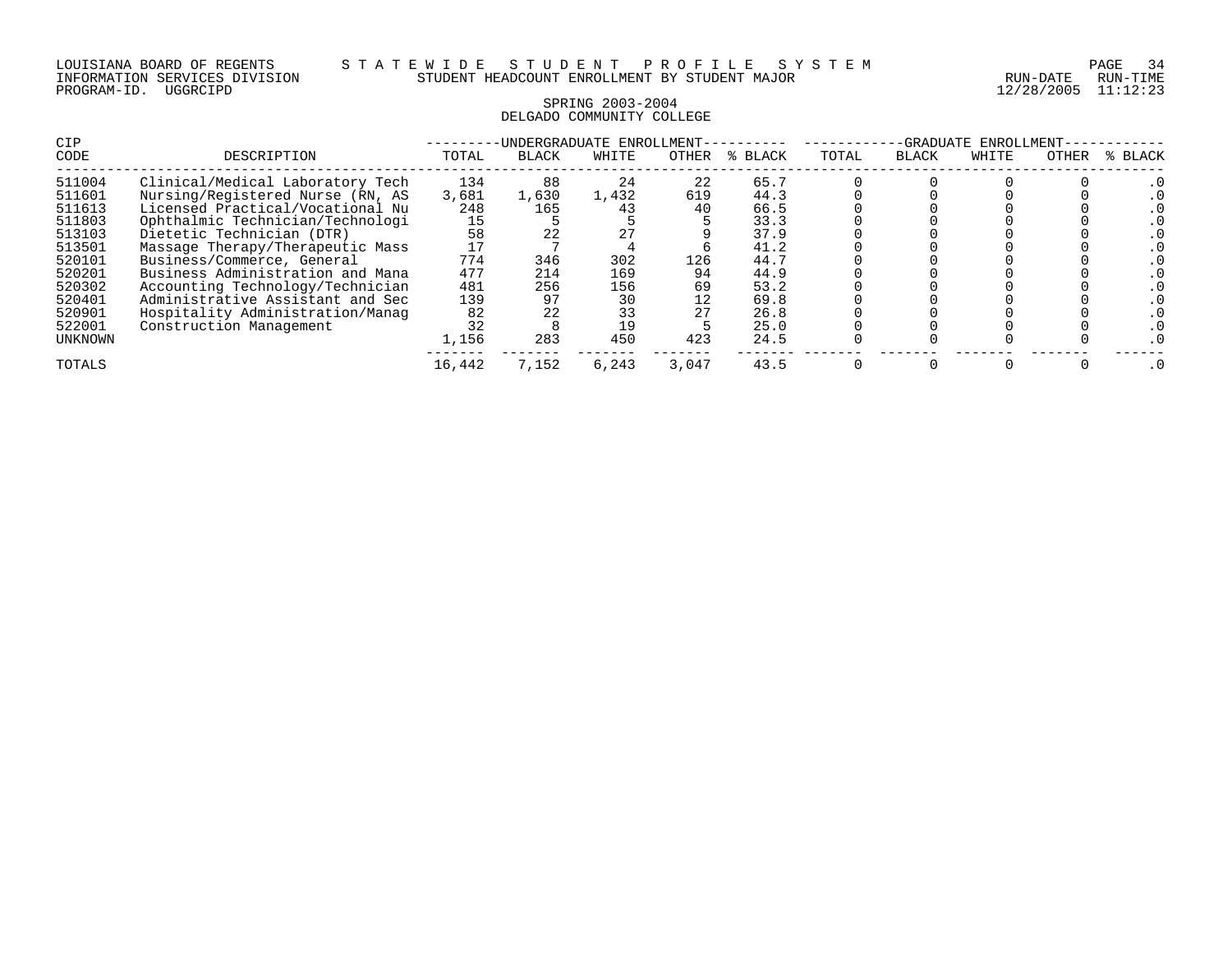LOUISIANA BOARD OF REGENTS — STATEWIDE STUDENT PROFILE SYSTEM
INFORMATION SERVICES DIVISION — STUDENT HEADCOUNT ENROLLMENT BY STUDENT MAJOR — RUN-DATE 12/28/2005 RUN-TIME 11:12:23
PROGRAM-ID. UGGRCIPD

## SPRING 2003-2004
## DELGADO COMMUNITY COLLEGE

| CIP CODE | DESCRIPTION | UNDERGRADUATE ENROLLMENT | | | | | GRADUATE ENROLLMENT | | | | |
|---|---|---|---|---|---|---|---|---|---|---|---|
| | | TOTAL | BLACK | WHITE | OTHER | % BLACK | TOTAL | BLACK | WHITE | OTHER | % BLACK |
| 511004 | Clinical/Medical Laboratory Tech | 134 | 88 | 24 | 22 | 65.7 | 0 | 0 | 0 | 0 | .0 |
| 511601 | Nursing/Registered Nurse (RN, AS | 3,681 | 1,630 | 1,432 | 619 | 44.3 | 0 | 0 | 0 | 0 | .0 |
| 511613 | Licensed Practical/Vocational Nu | 248 | 165 | 43 | 40 | 66.5 | 0 | 0 | 0 | 0 | .0 |
| 511803 | Ophthalmic Technician/Technologi | 15 | 5 | 5 | 5 | 33.3 | 0 | 0 | 0 | 0 | .0 |
| 513103 | Dietetic Technician (DTR) | 58 | 22 | 27 | 9 | 37.9 | 0 | 0 | 0 | 0 | .0 |
| 513501 | Massage Therapy/Therapeutic Mass | 17 | 7 | 4 | 6 | 41.2 | 0 | 0 | 0 | 0 | .0 |
| 520101 | Business/Commerce, General | 774 | 346 | 302 | 126 | 44.7 | 0 | 0 | 0 | 0 | .0 |
| 520201 | Business Administration and Mana | 477 | 214 | 169 | 94 | 44.9 | 0 | 0 | 0 | 0 | .0 |
| 520302 | Accounting Technology/Technician | 481 | 256 | 156 | 69 | 53.2 | 0 | 0 | 0 | 0 | .0 |
| 520401 | Administrative Assistant and Sec | 139 | 97 | 30 | 12 | 69.8 | 0 | 0 | 0 | 0 | .0 |
| 520901 | Hospitality Administration/Manag | 82 | 22 | 33 | 27 | 26.8 | 0 | 0 | 0 | 0 | .0 |
| 522001 | Construction Management | 32 | 8 | 19 | 5 | 25.0 | 0 | 0 | 0 | 0 | .0 |
| UNKNOWN | | 1,156 | 283 | 450 | 423 | 24.5 | 0 | 0 | 0 | 0 | .0 |
| TOTALS | | 16,442 | 7,152 | 6,243 | 3,047 | 43.5 | 0 | 0 | 0 | 0 | .0 |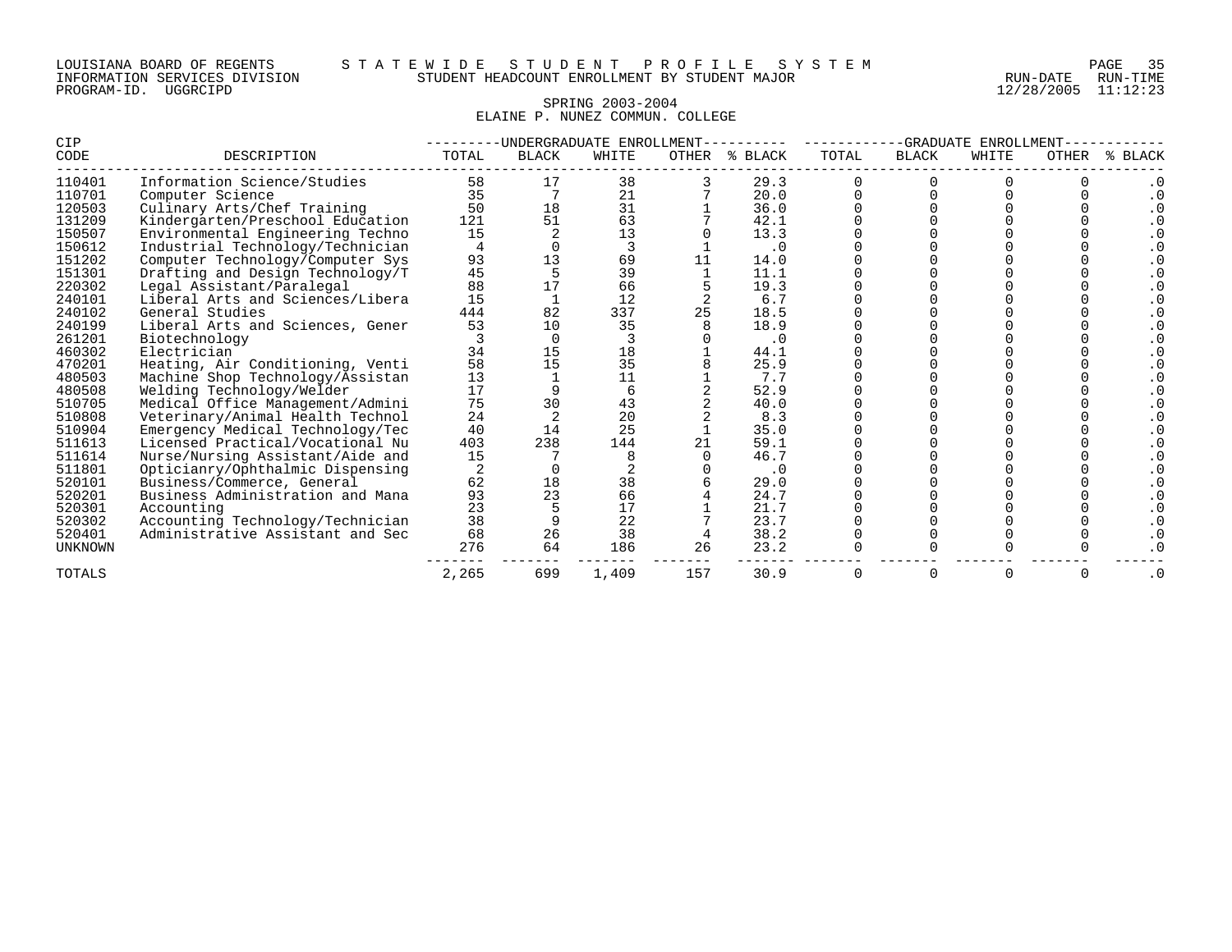LOUISIANA BOARD OF REGENTS — STATEWIDE STUDENT PROFILE SYSTEM
INFORMATION SERVICES DIVISION — STUDENT HEADCOUNT ENROLLMENT BY STUDENT MAJOR — RUN-DATE 12/28/2005 RUN-TIME 11:12:23
PROGRAM-ID. UGGRCIPD

SPRING 2003-2004
ELAINE P. NUNEZ COMMUN. COLLEGE

| CIP | | UNDERGRADUATE ENROLLMENT | | | | | GRADUATE ENROLLMENT | | | | |
|---|---|---|---|---|---|---|---|---|---|---|---|
| CODE | DESCRIPTION | TOTAL | BLACK | WHITE | OTHER | % BLACK | TOTAL | BLACK | WHITE | OTHER | % BLACK |
| 110401 | Information Science/Studies | 58 | 17 | 38 | 3 | 29.3 | 0 | 0 | 0 | 0 | .0 |
| 110701 | Computer Science | 35 | 7 | 21 | 7 | 20.0 | 0 | 0 | 0 | 0 | .0 |
| 120503 | Culinary Arts/Chef Training | 50 | 18 | 31 | 1 | 36.0 | 0 | 0 | 0 | 0 | .0 |
| 131209 | Kindergarten/Preschool Education | 121 | 51 | 63 | 7 | 42.1 | 0 | 0 | 0 | 0 | .0 |
| 150507 | Environmental Engineering Techno | 15 | 2 | 13 | 0 | 13.3 | 0 | 0 | 0 | 0 | .0 |
| 150612 | Industrial Technology/Technician | 4 | 0 | 3 | 1 | .0 | 0 | 0 | 0 | 0 | .0 |
| 151202 | Computer Technology/Computer Sys | 93 | 13 | 69 | 11 | 14.0 | 0 | 0 | 0 | 0 | .0 |
| 151301 | Drafting and Design Technology/T | 45 | 5 | 39 | 1 | 11.1 | 0 | 0 | 0 | 0 | .0 |
| 220302 | Legal Assistant/Paralegal | 88 | 17 | 66 | 5 | 19.3 | 0 | 0 | 0 | 0 | .0 |
| 240101 | Liberal Arts and Sciences/Libera | 15 | 1 | 12 | 2 | 6.7 | 0 | 0 | 0 | 0 | .0 |
| 240102 | General Studies | 444 | 82 | 337 | 25 | 18.5 | 0 | 0 | 0 | 0 | .0 |
| 240199 | Liberal Arts and Sciences, Gener | 53 | 10 | 35 | 8 | 18.9 | 0 | 0 | 0 | 0 | .0 |
| 261201 | Biotechnology | 3 | 0 | 3 | 0 | .0 | 0 | 0 | 0 | 0 | .0 |
| 460302 | Electrician | 34 | 15 | 18 | 1 | 44.1 | 0 | 0 | 0 | 0 | .0 |
| 470201 | Heating, Air Conditioning, Venti | 58 | 15 | 35 | 8 | 25.9 | 0 | 0 | 0 | 0 | .0 |
| 480503 | Machine Shop Technology/Assistan | 13 | 1 | 11 | 1 | 7.7 | 0 | 0 | 0 | 0 | .0 |
| 480508 | Welding Technology/Welder | 17 | 9 | 6 | 2 | 52.9 | 0 | 0 | 0 | 0 | .0 |
| 510705 | Medical Office Management/Admini | 75 | 30 | 43 | 2 | 40.0 | 0 | 0 | 0 | 0 | .0 |
| 510808 | Veterinary/Animal Health Technol | 24 | 2 | 20 | 2 | 8.3 | 0 | 0 | 0 | 0 | .0 |
| 510904 | Emergency Medical Technology/Tec | 40 | 14 | 25 | 1 | 35.0 | 0 | 0 | 0 | 0 | .0 |
| 511613 | Licensed Practical/Vocational Nu | 403 | 238 | 144 | 21 | 59.1 | 0 | 0 | 0 | 0 | .0 |
| 511614 | Nurse/Nursing Assistant/Aide and | 15 | 7 | 8 | 0 | 46.7 | 0 | 0 | 0 | 0 | .0 |
| 511801 | Opticianry/Ophthalmic Dispensing | 2 | 0 | 2 | 0 | .0 | 0 | 0 | 0 | 0 | .0 |
| 520101 | Business/Commerce, General | 62 | 18 | 38 | 6 | 29.0 | 0 | 0 | 0 | 0 | .0 |
| 520201 | Business Administration and Mana | 93 | 23 | 66 | 4 | 24.7 | 0 | 0 | 0 | 0 | .0 |
| 520301 | Accounting | 23 | 5 | 17 | 1 | 21.7 | 0 | 0 | 0 | 0 | .0 |
| 520302 | Accounting Technology/Technician | 38 | 9 | 22 | 7 | 23.7 | 0 | 0 | 0 | 0 | .0 |
| 520401 | Administrative Assistant and Sec | 68 | 26 | 38 | 4 | 38.2 | 0 | 0 | 0 | 0 | .0 |
| UNKNOWN | | 276 | 64 | 186 | 26 | 23.2 | 0 | 0 | 0 | 0 | .0 |
| TOTALS | | 2,265 | 699 | 1,409 | 157 | 30.9 | 0 | 0 | 0 | 0 | .0 |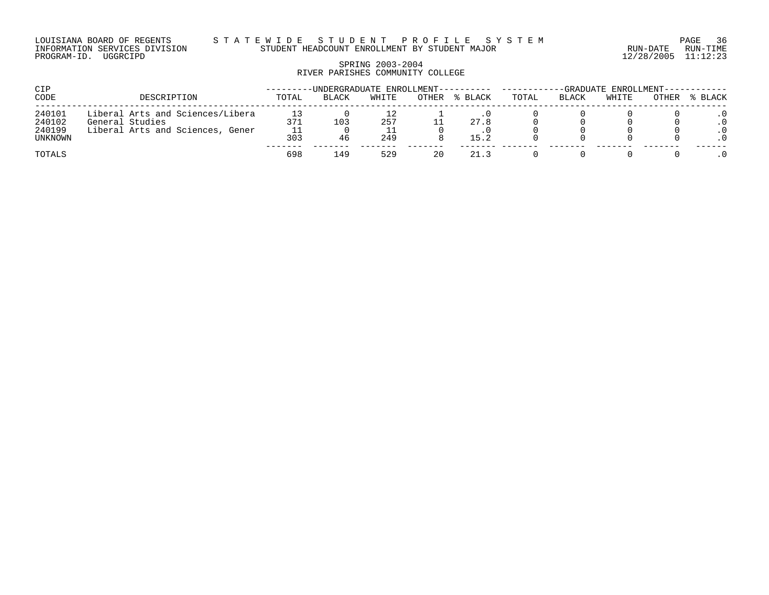LOUISIANA BOARD OF REGENTS — STATEWIDE STUDENT PROFILE SYSTEM
INFORMATION SERVICES DIVISION — STUDENT HEADCOUNT ENROLLMENT BY STUDENT MAJOR — RUN-DATE 12/28/2005 RUN-TIME 11:12:23
PROGRAM-ID. UGGRCIPD

SPRING 2003-2004
RIVER PARISHES COMMUNITY COLLEGE

| CIP | | UNDERGRADUATE ENROLLMENT | | | | | GRADUATE ENROLLMENT | | | | |
|---|---|---|---|---|---|---|---|---|---|---|---|
| CODE | DESCRIPTION | TOTAL | BLACK | WHITE | OTHER | % BLACK | TOTAL | BLACK | WHITE | OTHER | % BLACK |
| 240101 | Liberal Arts and Sciences/Libera | 13 | 0 | 12 | 1 | .0 | 0 | 0 | 0 | 0 | .0 |
| 240102 | General Studies | 371 | 103 | 257 | 11 | 27.8 | 0 | 0 | 0 | 0 | .0 |
| 240199 | Liberal Arts and Sciences, Gener | 11 | 0 | 11 | 0 | .0 | 0 | 0 | 0 | 0 | .0 |
| UNKNOWN | | 303 | 46 | 249 | 8 | 15.2 | 0 | 0 | 0 | 0 | .0 |
| TOTALS | | 698 | 149 | 529 | 20 | 21.3 | 0 | 0 | 0 | 0 | .0 |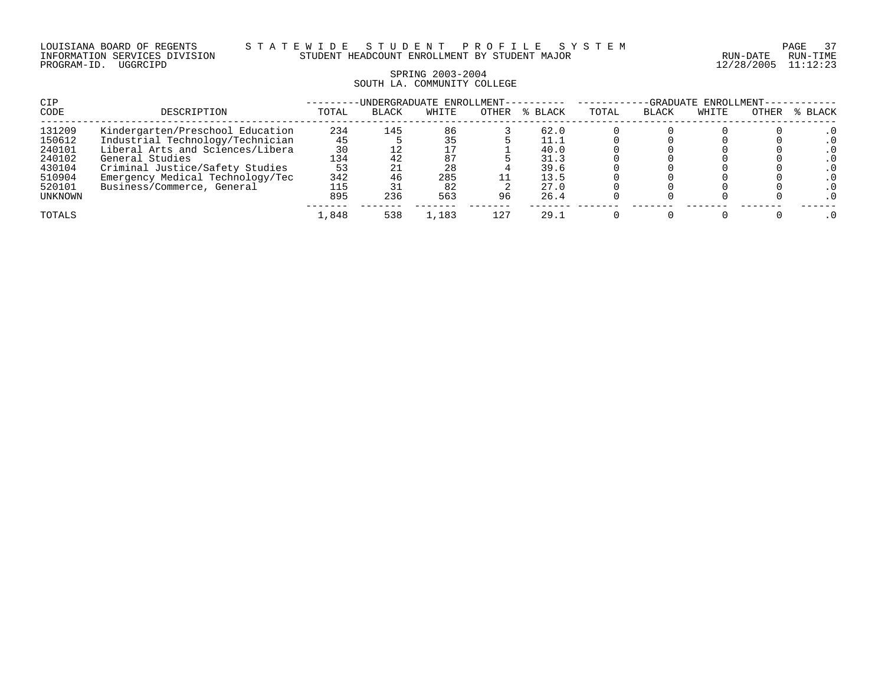LOUISIANA BOARD OF REGENTS — STATEWIDE STUDENT PROFILE SYSTEM

INFORMATION SERVICES DIVISION — STUDENT HEADCOUNT ENROLLMENT BY STUDENT MAJOR — RUN-DATE 12/28/2005 RUN-TIME 11:12:23

PROGRAM-ID. UGGRCIPD

SPRING 2003-2004

SOUTH LA. COMMUNITY COLLEGE

| CIP | | UNDERGRADUATE ENROLLMENT | | | | | GRADUATE ENROLLMENT | | | | |
|---|---|---|---|---|---|---|---|---|---|---|---|
| CODE | DESCRIPTION | TOTAL | BLACK | WHITE | OTHER | % BLACK | TOTAL | BLACK | WHITE | OTHER | % BLACK |
| 131209 | Kindergarten/Preschool Education | 234 | 145 | 86 | 3 | 62.0 | 0 | 0 | 0 | 0 | .0 |
| 150612 | Industrial Technology/Technician | 45 | 5 | 35 | 5 | 11.1 | 0 | 0 | 0 | 0 | .0 |
| 240101 | Liberal Arts and Sciences/Libera | 30 | 12 | 17 | 1 | 40.0 | 0 | 0 | 0 | 0 | .0 |
| 240102 | General Studies | 134 | 42 | 87 | 5 | 31.3 | 0 | 0 | 0 | 0 | .0 |
| 430104 | Criminal Justice/Safety Studies | 53 | 21 | 28 | 4 | 39.6 | 0 | 0 | 0 | 0 | .0 |
| 510904 | Emergency Medical Technology/Tec | 342 | 46 | 285 | 11 | 13.5 | 0 | 0 | 0 | 0 | .0 |
| 520101 | Business/Commerce, General | 115 | 31 | 82 | 2 | 27.0 | 0 | 0 | 0 | 0 | .0 |
| UNKNOWN | | 895 | 236 | 563 | 96 | 26.4 | 0 | 0 | 0 | 0 | .0 |
| TOTALS | | 1,848 | 538 | 1,183 | 127 | 29.1 | 0 | 0 | 0 | 0 | .0 |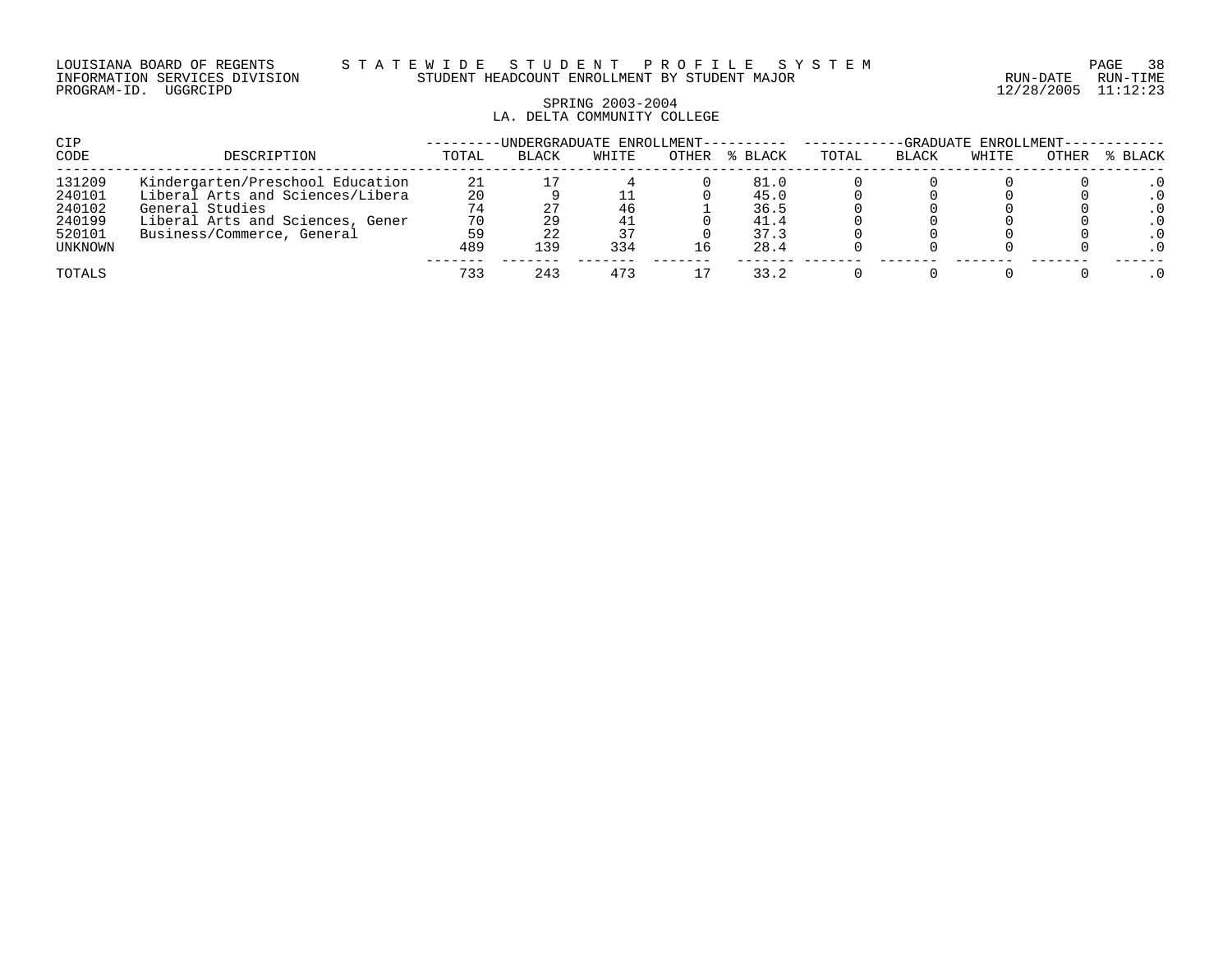LOUISIANA BOARD OF REGENTS — STATEWIDE STUDENT PROFILE SYSTEM
INFORMATION SERVICES DIVISION — STUDENT HEADCOUNT ENROLLMENT BY STUDENT MAJOR
PROGRAM-ID. UGGRCIPD — RUN-DATE 12/28/2005 RUN-TIME 11:12:23

SPRING 2003-2004
LA. DELTA COMMUNITY COLLEGE

| CIP | | UNDERGRADUATE ENROLLMENT | | | | | GRADUATE ENROLLMENT | | | | |
|---|---|---|---|---|---|---|---|---|---|---|---|
| CODE | DESCRIPTION | TOTAL | BLACK | WHITE | OTHER | % BLACK | TOTAL | BLACK | WHITE | OTHER | % BLACK |
| 131209 | Kindergarten/Preschool Education | 21 | 17 | 4 | 0 | 81.0 | 0 | 0 | 0 | 0 | .0 |
| 240101 | Liberal Arts and Sciences/Libera | 20 | 9 | 11 | 0 | 45.0 | 0 | 0 | 0 | 0 | .0 |
| 240102 | General Studies | 74 | 27 | 46 | 1 | 36.5 | 0 | 0 | 0 | 0 | .0 |
| 240199 | Liberal Arts and Sciences, Gener | 70 | 29 | 41 | 0 | 41.4 | 0 | 0 | 0 | 0 | .0 |
| 520101 | Business/Commerce, General | 59 | 22 | 37 | 0 | 37.3 | 0 | 0 | 0 | 0 | .0 |
| UNKNOWN | | 489 | 139 | 334 | 16 | 28.4 | 0 | 0 | 0 | 0 | .0 |
| TOTALS | | 733 | 243 | 473 | 17 | 33.2 | 0 | 0 | 0 | 0 | .0 |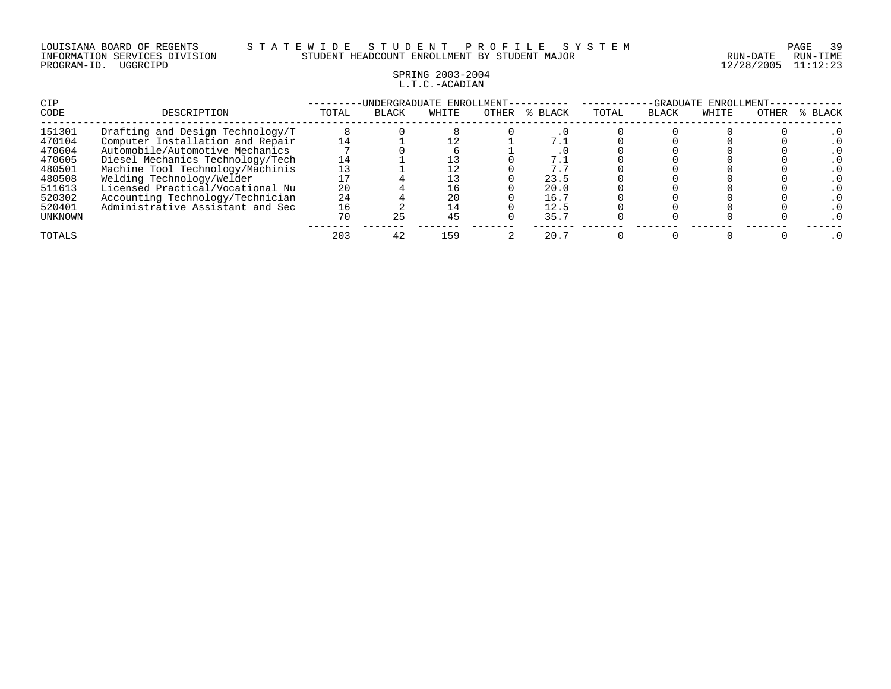LOUISIANA BOARD OF REGENTS — STATEWIDE STUDENT PROFILE SYSTEM
INFORMATION SERVICES DIVISION — STUDENT HEADCOUNT ENROLLMENT BY STUDENT MAJOR — RUN-DATE 12/28/2005 RUN-TIME 11:12:23
PROGRAM-ID. UGGRCIPD

## SPRING 2003-2004
## L.T.C.-ACADIAN

| CIP CODE | DESCRIPTION | UNDERGRADUATE ENROLLMENT TOTAL | BLACK | WHITE | OTHER | % BLACK | GRADUATE ENROLLMENT TOTAL | BLACK | WHITE | OTHER | % BLACK |
|---|---|---|---|---|---|---|---|---|---|---|---|
| 151301 | Drafting and Design Technology/T | 8 | 0 | 8 | 0 | .0 | 0 | 0 | 0 | 0 | .0 |
| 470104 | Computer Installation and Repair | 14 | 1 | 12 | 1 | 7.1 | 0 | 0 | 0 | 0 | .0 |
| 470604 | Automobile/Automotive Mechanics | 7 | 0 | 6 | 1 | .0 | 0 | 0 | 0 | 0 | .0 |
| 470605 | Diesel Mechanics Technology/Tech | 14 | 1 | 13 | 0 | 7.1 | 0 | 0 | 0 | 0 | .0 |
| 480501 | Machine Tool Technology/Machinis | 13 | 1 | 12 | 0 | 7.7 | 0 | 0 | 0 | 0 | .0 |
| 480508 | Welding Technology/Welder | 17 | 4 | 13 | 0 | 23.5 | 0 | 0 | 0 | 0 | .0 |
| 511613 | Licensed Practical/Vocational Nu | 20 | 4 | 16 | 0 | 20.0 | 0 | 0 | 0 | 0 | .0 |
| 520302 | Accounting Technology/Technician | 24 | 4 | 20 | 0 | 16.7 | 0 | 0 | 0 | 0 | .0 |
| 520401 | Administrative Assistant and Sec | 16 | 2 | 14 | 0 | 12.5 | 0 | 0 | 0 | 0 | .0 |
| UNKNOWN | | 70 | 25 | 45 | 0 | 35.7 | 0 | 0 | 0 | 0 | .0 |
| TOTALS | | 203 | 42 | 159 | 2 | 20.7 | 0 | 0 | 0 | 0 | .0 |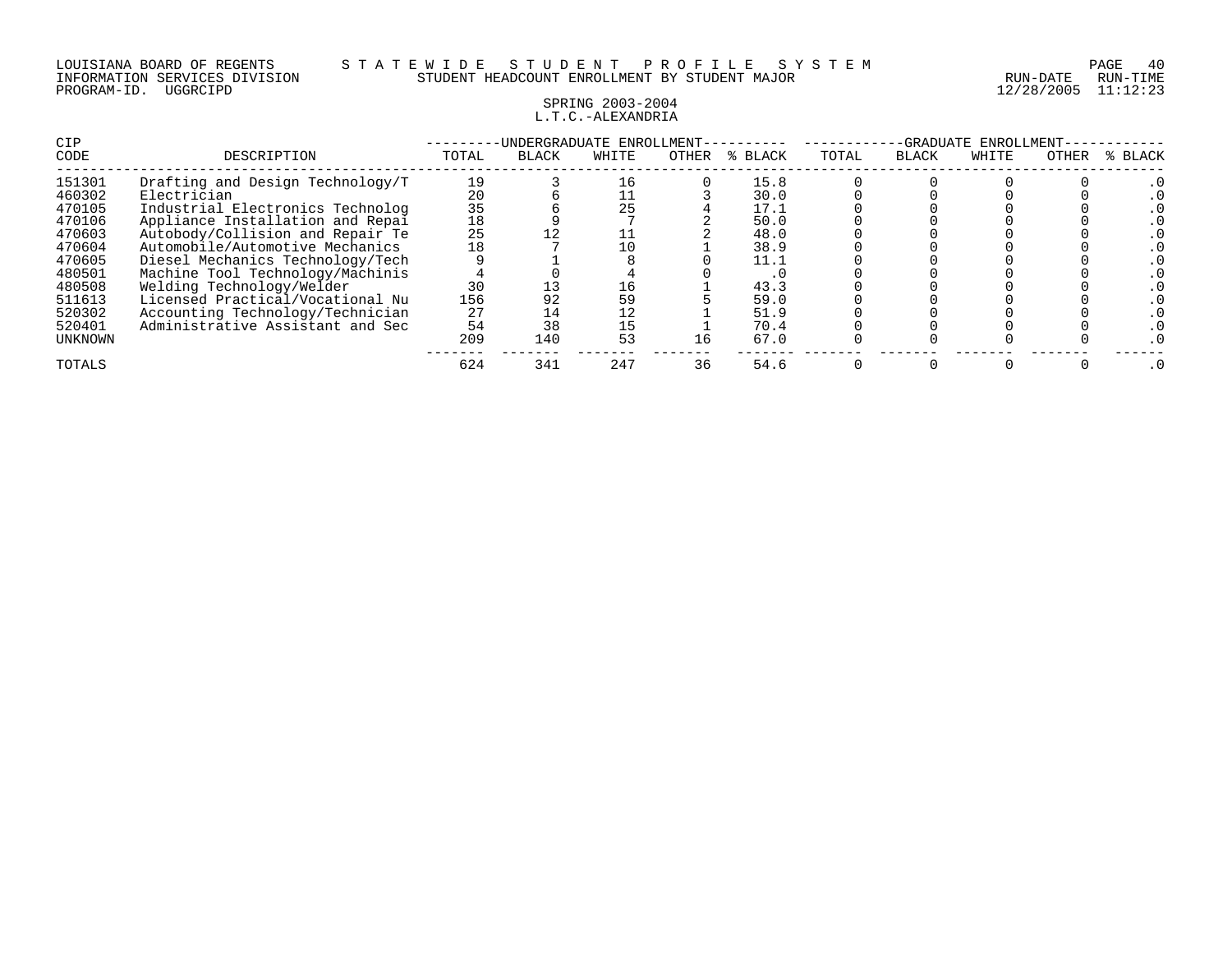LOUISIANA BOARD OF REGENTS — STATEWIDE STUDENT PROFILE SYSTEM
INFORMATION SERVICES DIVISION — STUDENT HEADCOUNT ENROLLMENT BY STUDENT MAJOR — RUN-DATE 12/28/2005 RUN-TIME 11:12:23
PROGRAM-ID. UGGRCIPD

SPRING 2003-2004
L.T.C.-ALEXANDRIA

| CIP | | UNDERGRADUATE ENROLLMENT | | | | | GRADUATE ENROLLMENT | | | | |
|---|---|---|---|---|---|---|---|---|---|---|---|
| CODE | DESCRIPTION | TOTAL | BLACK | WHITE | OTHER | % BLACK | TOTAL | BLACK | WHITE | OTHER | % BLACK |
| 151301 | Drafting and Design Technology/T | 19 | 3 | 16 | 0 | 15.8 | 0 | 0 | 0 | 0 | .0 |
| 460302 | Electrician | 20 | 6 | 11 | 3 | 30.0 | 0 | 0 | 0 | 0 | .0 |
| 470105 | Industrial Electronics Technolog | 35 | 6 | 25 | 4 | 17.1 | 0 | 0 | 0 | 0 | .0 |
| 470106 | Appliance Installation and Repai | 18 | 9 | 7 | 2 | 50.0 | 0 | 0 | 0 | 0 | .0 |
| 470603 | Autobody/Collision and Repair Te | 25 | 12 | 11 | 2 | 48.0 | 0 | 0 | 0 | 0 | .0 |
| 470604 | Automobile/Automotive Mechanics | 18 | 7 | 10 | 1 | 38.9 | 0 | 0 | 0 | 0 | .0 |
| 470605 | Diesel Mechanics Technology/Tech | 9 | 1 | 8 | 0 | 11.1 | 0 | 0 | 0 | 0 | .0 |
| 480501 | Machine Tool Technology/Machinis | 4 | 0 | 4 | 0 | .0 | 0 | 0 | 0 | 0 | .0 |
| 480508 | Welding Technology/Welder | 30 | 13 | 16 | 1 | 43.3 | 0 | 0 | 0 | 0 | .0 |
| 511613 | Licensed Practical/Vocational Nu | 156 | 92 | 59 | 5 | 59.0 | 0 | 0 | 0 | 0 | .0 |
| 520302 | Accounting Technology/Technician | 27 | 14 | 12 | 1 | 51.9 | 0 | 0 | 0 | 0 | .0 |
| 520401 | Administrative Assistant and Sec | 54 | 38 | 15 | 1 | 70.4 | 0 | 0 | 0 | 0 | .0 |
| UNKNOWN | | 209 | 140 | 53 | 16 | 67.0 | 0 | 0 | 0 | 0 | .0 |
| TOTALS | | 624 | 341 | 247 | 36 | 54.6 | 0 | 0 | 0 | 0 | .0 |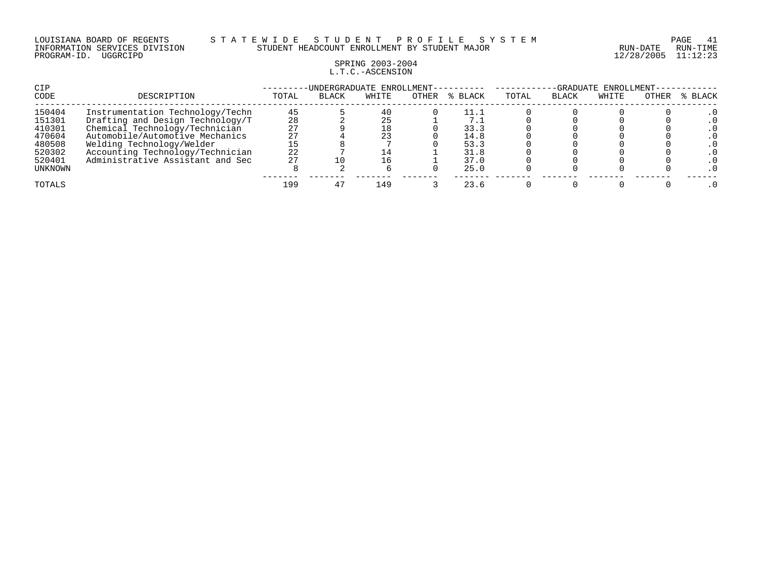LOUISIANA BOARD OF REGENTS — STATEWIDE STUDENT PROFILE SYSTEM
INFORMATION SERVICES DIVISION — STUDENT HEADCOUNT ENROLLMENT BY STUDENT MAJOR
PROGRAM-ID. UGGRCIPD

RUN-DATE 12/28/2005 RUN-TIME 11:12:23

SPRING 2003-2004
L.T.C.-ASCENSION

| CIP CODE | DESCRIPTION | UNDERGRADUATE ENROLLMENT TOTAL | BLACK | WHITE | OTHER | % BLACK | GRADUATE ENROLLMENT TOTAL | BLACK | WHITE | OTHER | % BLACK |
|---|---|---|---|---|---|---|---|---|---|---|---|
| 150404 | Instrumentation Technology/Techn | 45 | 5 | 40 | 0 | 11.1 | 0 | 0 | 0 | 0 | .0 |
| 151301 | Drafting and Design Technology/T | 28 | 2 | 25 | 1 | 7.1 | 0 | 0 | 0 | 0 | .0 |
| 410301 | Chemical Technology/Technician | 27 | 9 | 18 | 0 | 33.3 | 0 | 0 | 0 | 0 | .0 |
| 470604 | Automobile/Automotive Mechanics | 27 | 4 | 23 | 0 | 14.8 | 0 | 0 | 0 | 0 | .0 |
| 480508 | Welding Technology/Welder | 15 | 8 | 7 | 0 | 53.3 | 0 | 0 | 0 | 0 | .0 |
| 520302 | Accounting Technology/Technician | 22 | 7 | 14 | 1 | 31.8 | 0 | 0 | 0 | 0 | .0 |
| 520401 | Administrative Assistant and Sec | 27 | 10 | 16 | 1 | 37.0 | 0 | 0 | 0 | 0 | .0 |
| UNKNOWN | | 8 | 2 | 6 | 0 | 25.0 | 0 | 0 | 0 | 0 | .0 |
| TOTALS | | 199 | 47 | 149 | 3 | 23.6 | 0 | 0 | 0 | 0 | .0 |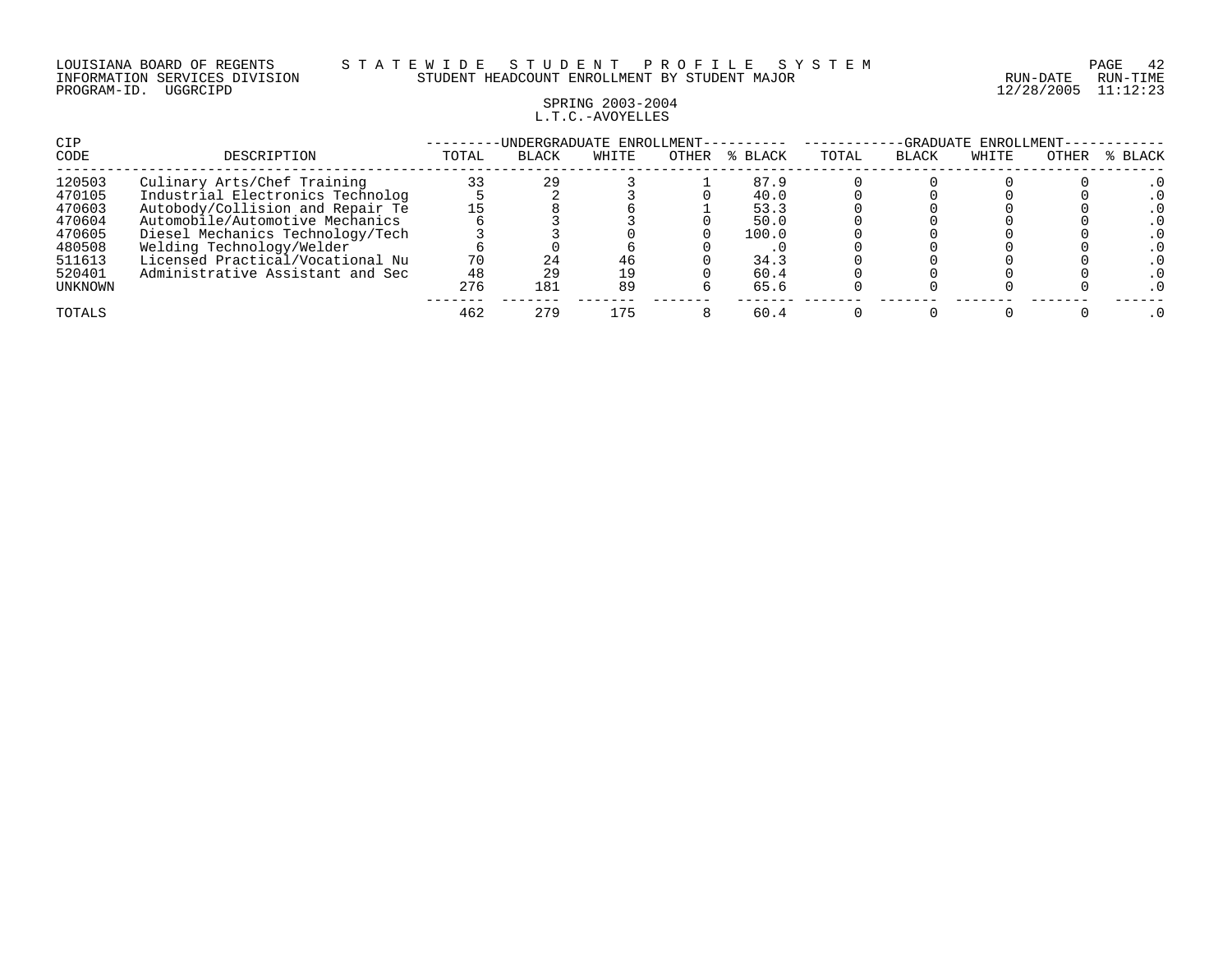LOUISIANA BOARD OF REGENTS — STATEWIDE STUDENT PROFILE SYSTEM
INFORMATION SERVICES DIVISION — STUDENT HEADCOUNT ENROLLMENT BY STUDENT MAJOR
PROGRAM-ID. UGGRCIPD — RUN-DATE 12/28/2005 RUN-TIME 11:12:23

## SPRING 2003-2004
## L.T.C.-AVOYELLES

| CIP CODE | DESCRIPTION | UNDERGRADUATE ENROLLMENT TOTAL | BLACK | WHITE | OTHER | % BLACK | GRADUATE ENROLLMENT TOTAL | BLACK | WHITE | OTHER | % BLACK |
|---|---|---|---|---|---|---|---|---|---|---|---|
| 120503 | Culinary Arts/Chef Training | 33 | 29 | 3 | 1 | 87.9 | 0 | 0 | 0 | 0 | .0 |
| 470105 | Industrial Electronics Technolog | 5 | 2 | 3 | 0 | 40.0 | 0 | 0 | 0 | 0 | .0 |
| 470603 | Autobody/Collision and Repair Te | 15 | 8 | 6 | 1 | 53.3 | 0 | 0 | 0 | 0 | .0 |
| 470604 | Automobile/Automotive Mechanics | 6 | 3 | 3 | 0 | 50.0 | 0 | 0 | 0 | 0 | .0 |
| 470605 | Diesel Mechanics Technology/Tech | 3 | 3 | 0 | 0 | 100.0 | 0 | 0 | 0 | 0 | .0 |
| 480508 | Welding Technology/Welder | 6 | 0 | 6 | 0 | .0 | 0 | 0 | 0 | 0 | .0 |
| 511613 | Licensed Practical/Vocational Nu | 70 | 24 | 46 | 0 | 34.3 | 0 | 0 | 0 | 0 | .0 |
| 520401 | Administrative Assistant and Sec | 48 | 29 | 19 | 0 | 60.4 | 0 | 0 | 0 | 0 | .0 |
| UNKNOWN | | 276 | 181 | 89 | 6 | 65.6 | 0 | 0 | 0 | 0 | .0 |
| TOTALS | | 462 | 279 | 175 | 8 | 60.4 | 0 | 0 | 0 | 0 | .0 |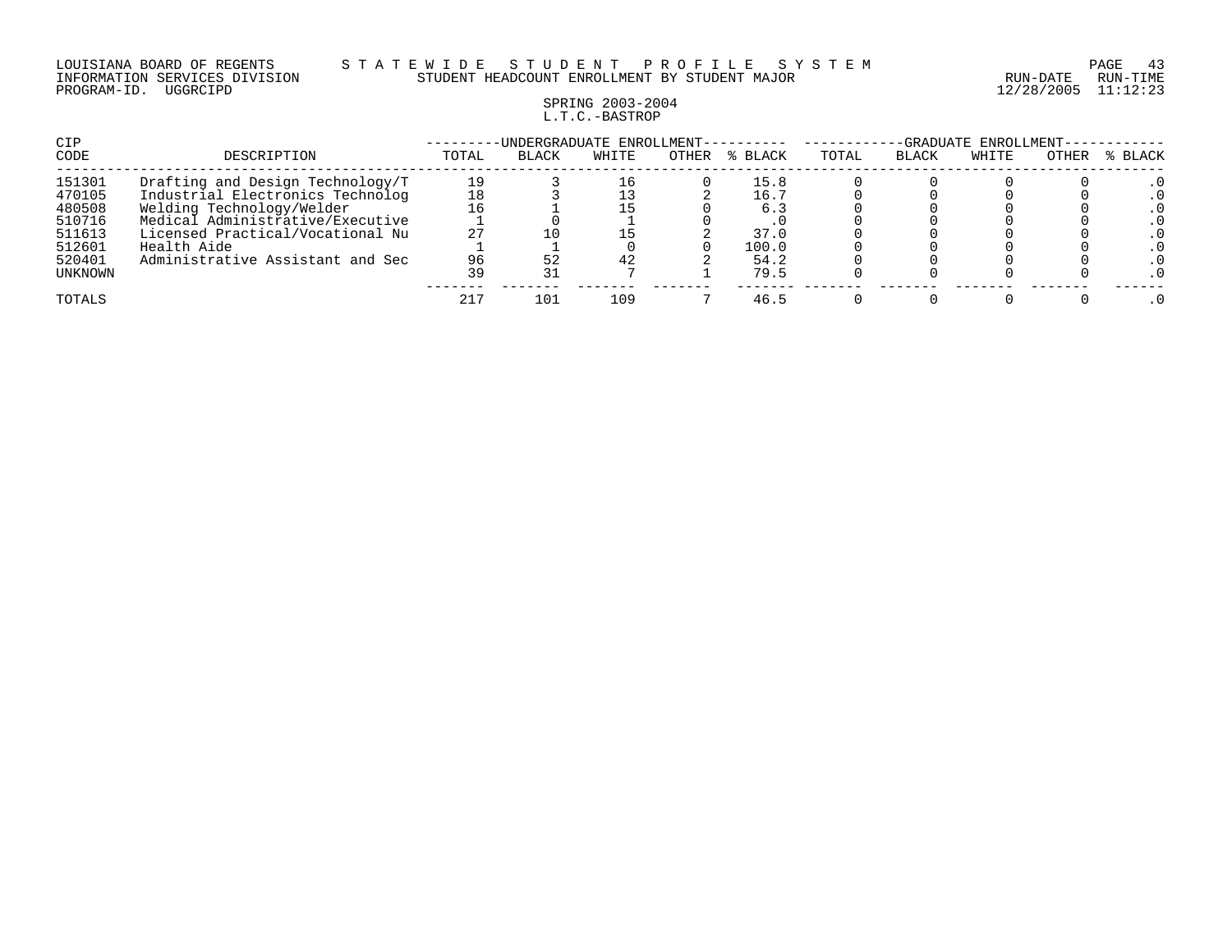LOUISIANA BOARD OF REGENTS — STATEWIDE STUDENT PROFILE SYSTEM
INFORMATION SERVICES DIVISION — STUDENT HEADCOUNT ENROLLMENT BY STUDENT MAJOR — RUN-DATE 12/28/2005 RUN-TIME 11:12:23
PROGRAM-ID. UGGRCIPD

SPRING 2003-2004
L.T.C.-BASTROP

| CIP CODE | DESCRIPTION | UNDERGRADUATE ENROLLMENT | | | | | GRADUATE ENROLLMENT | | | | |
|---|---|---|---|---|---|---|---|---|---|---|---|
| | | TOTAL | BLACK | WHITE | OTHER | % BLACK | TOTAL | BLACK | WHITE | OTHER | % BLACK |
| 151301 | Drafting and Design Technology/T | 19 | 3 | 16 | 0 | 15.8 | 0 | 0 | 0 | 0 | .0 |
| 470105 | Industrial Electronics Technolog | 18 | 3 | 13 | 2 | 16.7 | 0 | 0 | 0 | 0 | .0 |
| 480508 | Welding Technology/Welder | 16 | 1 | 15 | 0 | 6.3 | 0 | 0 | 0 | 0 | .0 |
| 510716 | Medical Administrative/Executive | 1 | 0 | 1 | 0 | .0 | 0 | 0 | 0 | 0 | .0 |
| 511613 | Licensed Practical/Vocational Nu | 27 | 10 | 15 | 2 | 37.0 | 0 | 0 | 0 | 0 | .0 |
| 512601 | Health Aide | 1 | 1 | 0 | 0 | 100.0 | 0 | 0 | 0 | 0 | .0 |
| 520401 | Administrative Assistant and Sec | 96 | 52 | 42 | 2 | 54.2 | 0 | 0 | 0 | 0 | .0 |
| UNKNOWN | | 39 | 31 | 7 | 1 | 79.5 | 0 | 0 | 0 | 0 | .0 |
| TOTALS | | 217 | 101 | 109 | 7 | 46.5 | 0 | 0 | 0 | 0 | .0 |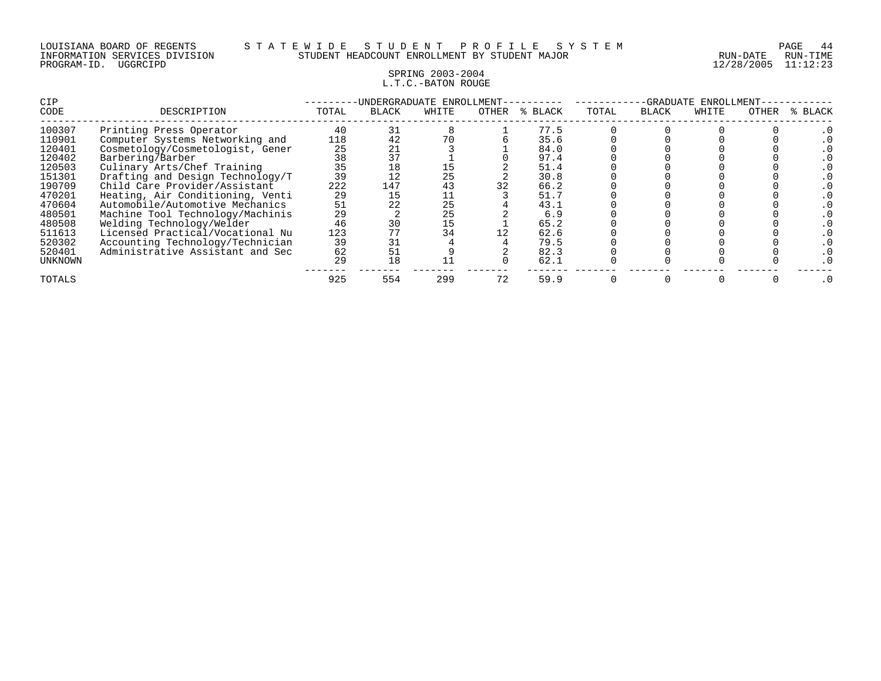LOUISIANA BOARD OF REGENTS — STATEWIDE STUDENT PROFILE SYSTEM
INFORMATION SERVICES DIVISION — STUDENT HEADCOUNT ENROLLMENT BY STUDENT MAJOR — RUN-DATE 12/28/2005 RUN-TIME 11:12:23
PROGRAM-ID. UGGRCIPD

SPRING 2003-2004
L.T.C.-BATON ROUGE

| CIP | | UNDERGRADUATE ENROLLMENT | | | | | GRADUATE ENROLLMENT | | | | |
|---|---|---|---|---|---|---|---|---|---|---|---|
| CODE | DESCRIPTION | TOTAL | BLACK | WHITE | OTHER | % BLACK | TOTAL | BLACK | WHITE | OTHER | % BLACK |
| 100307 | Printing Press Operator | 40 | 31 | 8 | 1 | 77.5 | 0 | 0 | 0 | 0 | .0 |
| 110901 | Computer Systems Networking and | 118 | 42 | 70 | 6 | 35.6 | 0 | 0 | 0 | 0 | .0 |
| 120401 | Cosmetology/Cosmetologist, Gener | 25 | 21 | 3 | 1 | 84.0 | 0 | 0 | 0 | 0 | .0 |
| 120402 | Barbering/Barber | 38 | 37 | 1 | 0 | 97.4 | 0 | 0 | 0 | 0 | .0 |
| 120503 | Culinary Arts/Chef Training | 35 | 18 | 15 | 2 | 51.4 | 0 | 0 | 0 | 0 | .0 |
| 151301 | Drafting and Design Technology/T | 39 | 12 | 25 | 2 | 30.8 | 0 | 0 | 0 | 0 | .0 |
| 190709 | Child Care Provider/Assistant | 222 | 147 | 43 | 32 | 66.2 | 0 | 0 | 0 | 0 | .0 |
| 470201 | Heating, Air Conditioning, Venti | 29 | 15 | 11 | 3 | 51.7 | 0 | 0 | 0 | 0 | .0 |
| 470604 | Automobile/Automotive Mechanics | 51 | 22 | 25 | 4 | 43.1 | 0 | 0 | 0 | 0 | .0 |
| 480501 | Machine Tool Technology/Machinis | 29 | 2 | 25 | 2 | 6.9 | 0 | 0 | 0 | 0 | .0 |
| 480508 | Welding Technology/Welder | 46 | 30 | 15 | 1 | 65.2 | 0 | 0 | 0 | 0 | .0 |
| 511613 | Licensed Practical/Vocational Nu | 123 | 77 | 34 | 12 | 62.6 | 0 | 0 | 0 | 0 | .0 |
| 520302 | Accounting Technology/Technician | 39 | 31 | 4 | 4 | 79.5 | 0 | 0 | 0 | 0 | .0 |
| 520401 | Administrative Assistant and Sec | 62 | 51 | 9 | 2 | 82.3 | 0 | 0 | 0 | 0 | .0 |
| UNKNOWN | | 29 | 18 | 11 | 0 | 62.1 | 0 | 0 | 0 | 0 | .0 |
| TOTALS | | 925 | 554 | 299 | 72 | 59.9 | 0 | 0 | 0 | 0 | .0 |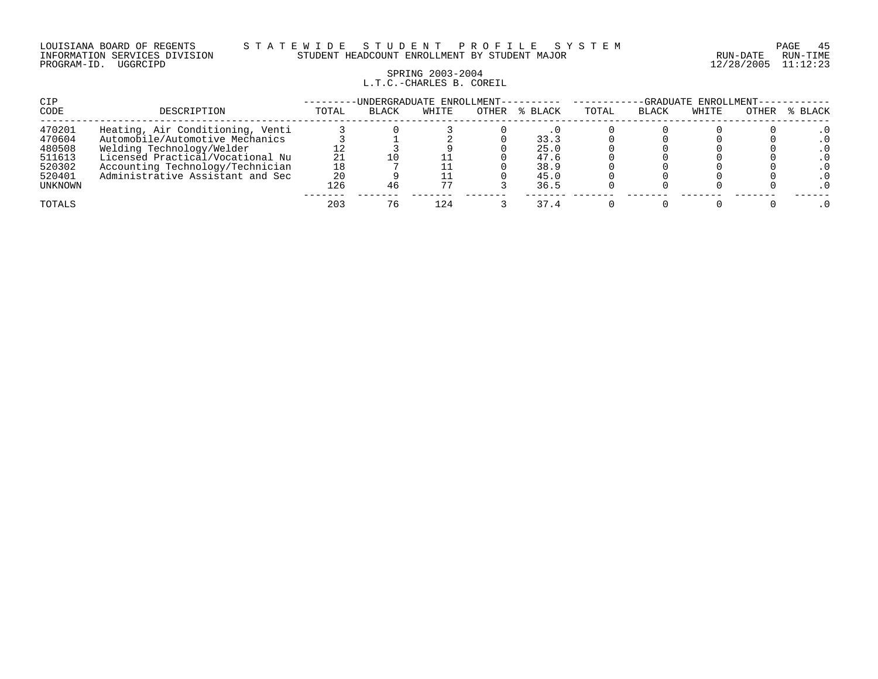LOUISIANA BOARD OF REGENTS — STATEWIDE STUDENT PROFILE SYSTEM
INFORMATION SERVICES DIVISION — STUDENT HEADCOUNT ENROLLMENT BY STUDENT MAJOR — RUN-DATE 12/28/2005 RUN-TIME 11:12:23
PROGRAM-ID. UGGRCIPD

SPRING 2003-2004
L.T.C.-CHARLES B. COREIL

| CIP | | UNDERGRADUATE ENROLLMENT | | | | | GRADUATE ENROLLMENT | | | | |
|---|---|---|---|---|---|---|---|---|---|---|---|
| CODE | DESCRIPTION | TOTAL | BLACK | WHITE | OTHER | % BLACK | TOTAL | BLACK | WHITE | OTHER | % BLACK |
| 470201 | Heating, Air Conditioning, Venti | 3 | 0 | 3 | 0 | .0 | 0 | 0 | 0 | 0 | .0 |
| 470604 | Automobile/Automotive Mechanics | 3 | 1 | 2 | 0 | 33.3 | 0 | 0 | 0 | 0 | .0 |
| 480508 | Welding Technology/Welder | 12 | 3 | 9 | 0 | 25.0 | 0 | 0 | 0 | 0 | .0 |
| 511613 | Licensed Practical/Vocational Nu | 21 | 10 | 11 | 0 | 47.6 | 0 | 0 | 0 | 0 | .0 |
| 520302 | Accounting Technology/Technician | 18 | 7 | 11 | 0 | 38.9 | 0 | 0 | 0 | 0 | .0 |
| 520401 | Administrative Assistant and Sec | 20 | 9 | 11 | 0 | 45.0 | 0 | 0 | 0 | 0 | .0 |
| UNKNOWN | | 126 | 46 | 77 | 3 | 36.5 | 0 | 0 | 0 | 0 | .0 |
| TOTALS | | 203 | 76 | 124 | 3 | 37.4 | 0 | 0 | 0 | 0 | .0 |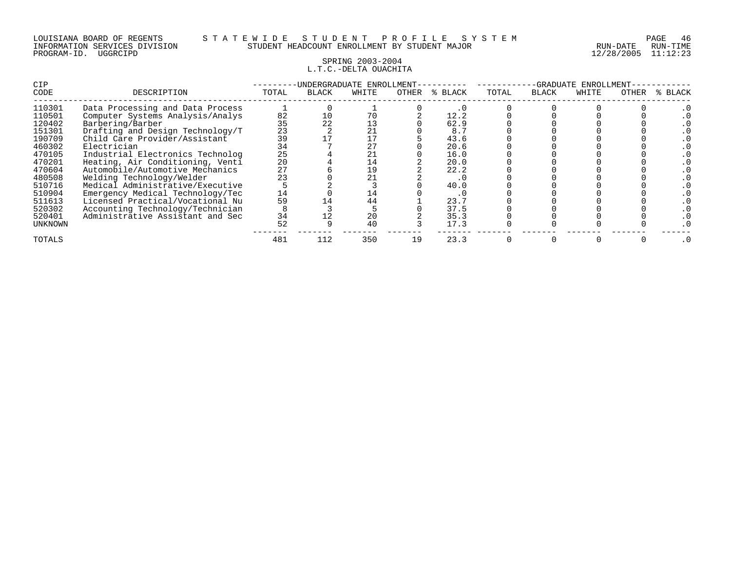LOUISIANA BOARD OF REGENTS — STATEWIDE STUDENT PROFILE SYSTEM
INFORMATION SERVICES DIVISION — STUDENT HEADCOUNT ENROLLMENT BY STUDENT MAJOR — RUN-DATE 12/28/2005 RUN-TIME 11:12:23
PROGRAM-ID. UGGRCIPD

SPRING 2003-2004
L.T.C.-DELTA OUACHITA

| CIP | | UNDERGRADUATE ENROLLMENT | | | | | GRADUATE ENROLLMENT | | | | |
|---|---|---|---|---|---|---|---|---|---|---|---|
| CODE | DESCRIPTION | TOTAL | BLACK | WHITE | OTHER | % BLACK | TOTAL | BLACK | WHITE | OTHER | % BLACK |
| 110301 | Data Processing and Data Process | 1 | 0 | 1 | 0 | .0 | 0 | 0 | 0 | 0 | .0 |
| 110501 | Computer Systems Analysis/Analys | 82 | 10 | 70 | 2 | 12.2 | 0 | 0 | 0 | 0 | .0 |
| 120402 | Barbering/Barber | 35 | 22 | 13 | 0 | 62.9 | 0 | 0 | 0 | 0 | .0 |
| 151301 | Drafting and Design Technology/T | 23 | 2 | 21 | 0 | 8.7 | 0 | 0 | 0 | 0 | .0 |
| 190709 | Child Care Provider/Assistant | 39 | 17 | 17 | 5 | 43.6 | 0 | 0 | 0 | 0 | .0 |
| 460302 | Electrician | 34 | 7 | 27 | 0 | 20.6 | 0 | 0 | 0 | 0 | .0 |
| 470105 | Industrial Electronics Technolog | 25 | 4 | 21 | 0 | 16.0 | 0 | 0 | 0 | 0 | .0 |
| 470201 | Heating, Air Conditioning, Venti | 20 | 4 | 14 | 2 | 20.0 | 0 | 0 | 0 | 0 | .0 |
| 470604 | Automobile/Automotive Mechanics | 27 | 6 | 19 | 2 | 22.2 | 0 | 0 | 0 | 0 | .0 |
| 480508 | Welding Technology/Welder | 23 | 0 | 21 | 2 | .0 | 0 | 0 | 0 | 0 | .0 |
| 510716 | Medical Administrative/Executive | 5 | 2 | 3 | 0 | 40.0 | 0 | 0 | 0 | 0 | .0 |
| 510904 | Emergency Medical Technology/Tec | 14 | 0 | 14 | 0 | .0 | 0 | 0 | 0 | 0 | .0 |
| 511613 | Licensed Practical/Vocational Nu | 59 | 14 | 44 | 1 | 23.7 | 0 | 0 | 0 | 0 | .0 |
| 520302 | Accounting Technology/Technician | 8 | 3 | 5 | 0 | 37.5 | 0 | 0 | 0 | 0 | .0 |
| 520401 | Administrative Assistant and Sec | 34 | 12 | 20 | 2 | 35.3 | 0 | 0 | 0 | 0 | .0 |
| UNKNOWN | | 52 | 9 | 40 | 3 | 17.3 | 0 | 0 | 0 | 0 | .0 |
| TOTALS | | 481 | 112 | 350 | 19 | 23.3 | 0 | 0 | 0 | 0 | .0 |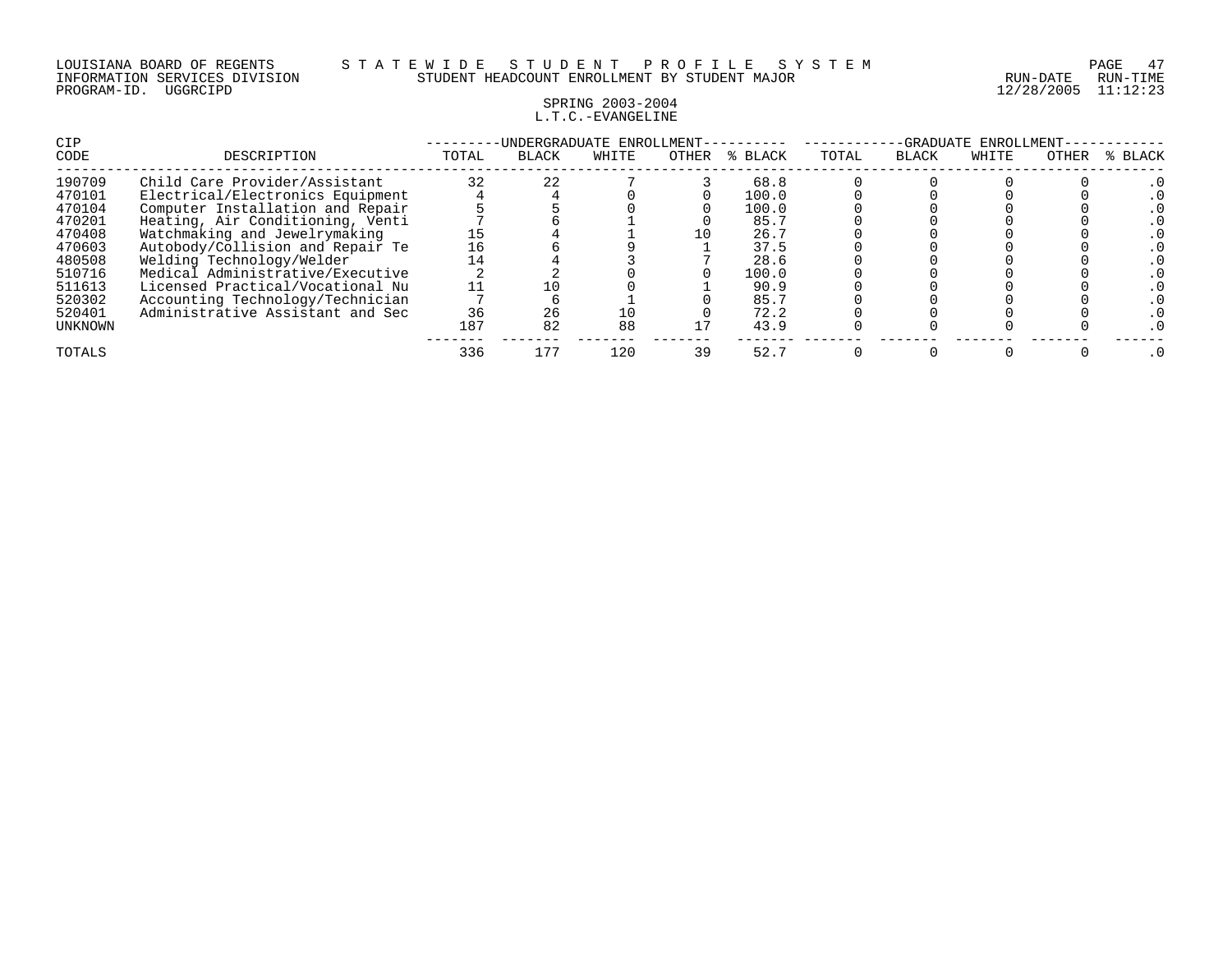LOUISIANA BOARD OF REGENTS — STATEWIDE STUDENT PROFILE SYSTEM
INFORMATION SERVICES DIVISION — STUDENT HEADCOUNT ENROLLMENT BY STUDENT MAJOR
PROGRAM-ID. UGGRCIPD — RUN-DATE 12/28/2005 RUN-TIME 11:12:23

SPRING 2003-2004
L.T.C.-EVANGELINE

| CIP | | UNDERGRADUATE ENROLLMENT | | | | | GRADUATE ENROLLMENT | | | | |
|---|---|---|---|---|---|---|---|---|---|---|---|
| CODE | DESCRIPTION | TOTAL | BLACK | WHITE | OTHER | % BLACK | TOTAL | BLACK | WHITE | OTHER | % BLACK |
| 190709 | Child Care Provider/Assistant | 32 | 22 | 7 | 3 | 68.8 | 0 | 0 | 0 | 0 | .0 |
| 470101 | Electrical/Electronics Equipment | 4 | 4 | 0 | 0 | 100.0 | 0 | 0 | 0 | 0 | .0 |
| 470104 | Computer Installation and Repair | 5 | 5 | 0 | 0 | 100.0 | 0 | 0 | 0 | 0 | .0 |
| 470201 | Heating, Air Conditioning, Venti | 7 | 6 | 1 | 0 | 85.7 | 0 | 0 | 0 | 0 | .0 |
| 470408 | Watchmaking and Jewelrymaking | 15 | 4 | 1 | 10 | 26.7 | 0 | 0 | 0 | 0 | .0 |
| 470603 | Autobody/Collision and Repair Te | 16 | 6 | 9 | 1 | 37.5 | 0 | 0 | 0 | 0 | .0 |
| 480508 | Welding Technology/Welder | 14 | 4 | 3 | 7 | 28.6 | 0 | 0 | 0 | 0 | .0 |
| 510716 | Medical Administrative/Executive | 2 | 2 | 0 | 0 | 100.0 | 0 | 0 | 0 | 0 | .0 |
| 511613 | Licensed Practical/Vocational Nu | 11 | 10 | 0 | 1 | 90.9 | 0 | 0 | 0 | 0 | .0 |
| 520302 | Accounting Technology/Technician | 7 | 6 | 1 | 0 | 85.7 | 0 | 0 | 0 | 0 | .0 |
| 520401 | Administrative Assistant and Sec | 36 | 26 | 10 | 0 | 72.2 | 0 | 0 | 0 | 0 | .0 |
| UNKNOWN | | 187 | 82 | 88 | 17 | 43.9 | 0 | 0 | 0 | 0 | .0 |
| TOTALS | | 336 | 177 | 120 | 39 | 52.7 | 0 | 0 | 0 | 0 | .0 |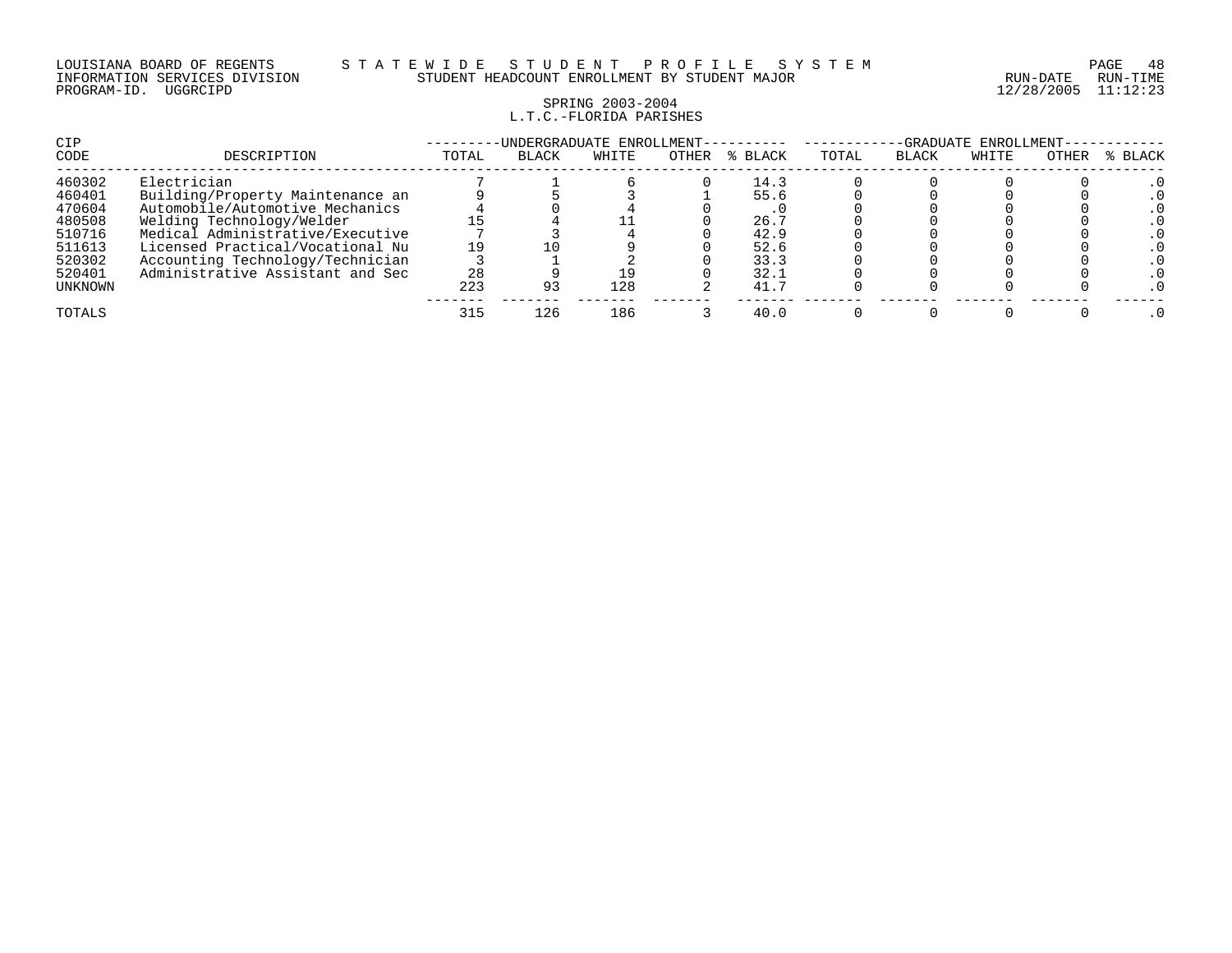LOUISIANA BOARD OF REGENTS — STATEWIDE STUDENT PROFILE SYSTEM
INFORMATION SERVICES DIVISION — STUDENT HEADCOUNT ENROLLMENT BY STUDENT MAJOR
PROGRAM-ID. UGGRCIPD — RUN-DATE 12/28/2005 RUN-TIME 11:12:23

SPRING 2003-2004
L.T.C.-FLORIDA PARISHES

| CIP CODE | DESCRIPTION | UNDERGRADUATE ENROLLMENT TOTAL | BLACK | WHITE | OTHER | % BLACK | GRADUATE ENROLLMENT TOTAL | BLACK | WHITE | OTHER | % BLACK |
|---|---|---|---|---|---|---|---|---|---|---|---|
| 460302 | Electrician | 7 | 1 | 6 | 0 | 14.3 | 0 | 0 | 0 | 0 | .0 |
| 460401 | Building/Property Maintenance an | 9 | 5 | 3 | 1 | 55.6 | 0 | 0 | 0 | 0 | .0 |
| 470604 | Automobile/Automotive Mechanics | 4 | 0 | 4 | 0 | .0 | 0 | 0 | 0 | 0 | .0 |
| 480508 | Welding Technology/Welder | 15 | 4 | 11 | 0 | 26.7 | 0 | 0 | 0 | 0 | .0 |
| 510716 | Medical Administrative/Executive | 7 | 3 | 4 | 0 | 42.9 | 0 | 0 | 0 | 0 | .0 |
| 511613 | Licensed Practical/Vocational Nu | 19 | 10 | 9 | 0 | 52.6 | 0 | 0 | 0 | 0 | .0 |
| 520302 | Accounting Technology/Technician | 3 | 1 | 2 | 0 | 33.3 | 0 | 0 | 0 | 0 | .0 |
| 520401 | Administrative Assistant and Sec | 28 | 9 | 19 | 0 | 32.1 | 0 | 0 | 0 | 0 | .0 |
| UNKNOWN | | 223 | 93 | 128 | 2 | 41.7 | 0 | 0 | 0 | 0 | .0 |
| TOTALS | | 315 | 126 | 186 | 3 | 40.0 | 0 | 0 | 0 | 0 | .0 |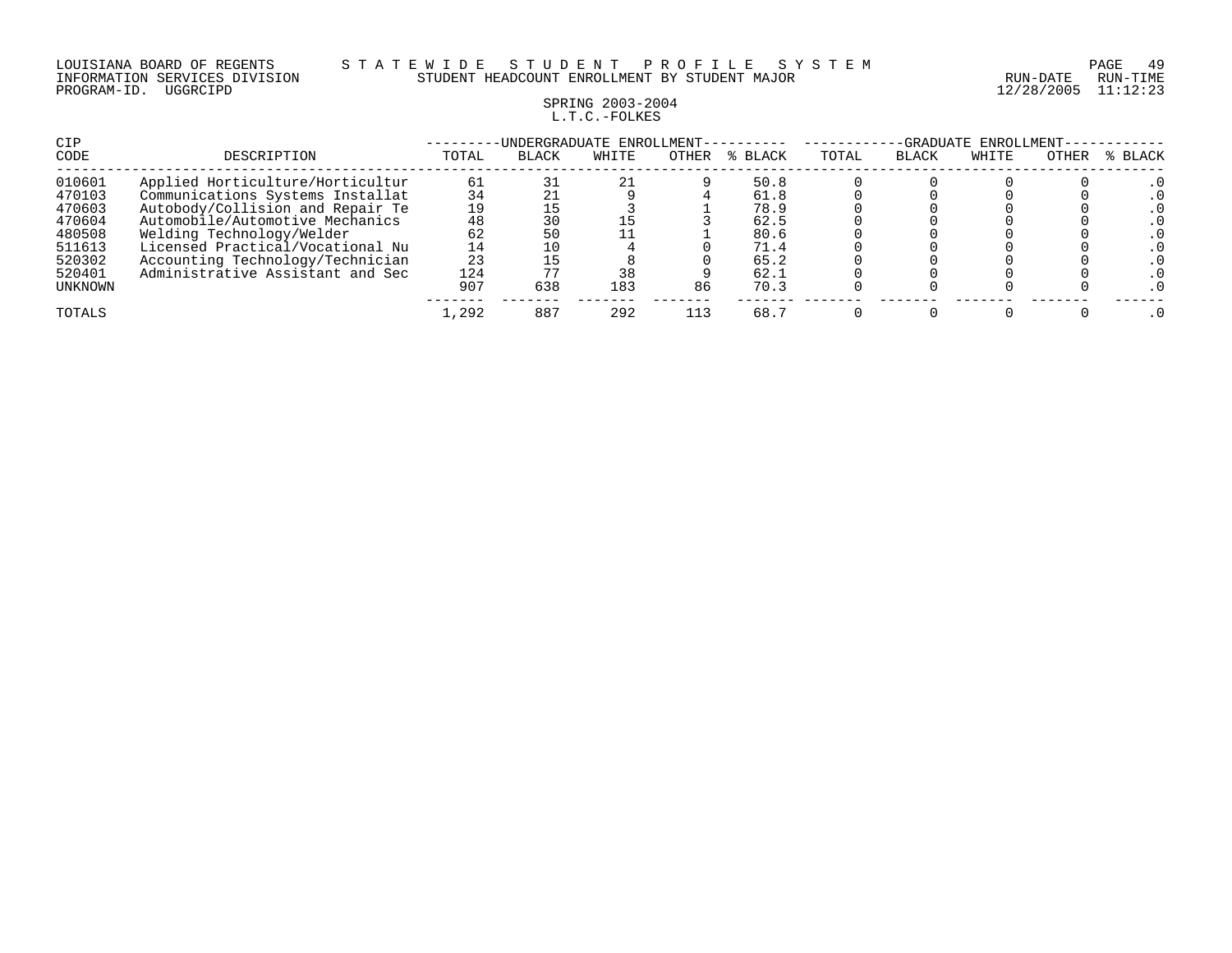LOUISIANA BOARD OF REGENTS — STATEWIDE STUDENT PROFILE SYSTEM
INFORMATION SERVICES DIVISION — STUDENT HEADCOUNT ENROLLMENT BY STUDENT MAJOR
PROGRAM-ID. UGGRCIPD — RUN-DATE 12/28/2005 RUN-TIME 11:12:23

SPRING 2003-2004
L.T.C.-FOLKES

| CIP | | UNDERGRADUATE ENROLLMENT | | | | | GRADUATE ENROLLMENT | | | | |
|---|---|---|---|---|---|---|---|---|---|---|---|
| CODE | DESCRIPTION | TOTAL | BLACK | WHITE | OTHER | % BLACK | TOTAL | BLACK | WHITE | OTHER | % BLACK |
| 010601 | Applied Horticulture/Horticultur | 61 | 31 | 21 | 9 | 50.8 | 0 | 0 | 0 | 0 | .0 |
| 470103 | Communications Systems Installat | 34 | 21 | 9 | 4 | 61.8 | 0 | 0 | 0 | 0 | .0 |
| 470603 | Autobody/Collision and Repair Te | 19 | 15 | 3 | 1 | 78.9 | 0 | 0 | 0 | 0 | .0 |
| 470604 | Automobile/Automotive Mechanics | 48 | 30 | 15 | 3 | 62.5 | 0 | 0 | 0 | 0 | .0 |
| 480508 | Welding Technology/Welder | 62 | 50 | 11 | 1 | 80.6 | 0 | 0 | 0 | 0 | .0 |
| 511613 | Licensed Practical/Vocational Nu | 14 | 10 | 4 | 0 | 71.4 | 0 | 0 | 0 | 0 | .0 |
| 520302 | Accounting Technology/Technician | 23 | 15 | 8 | 0 | 65.2 | 0 | 0 | 0 | 0 | .0 |
| 520401 | Administrative Assistant and Sec | 124 | 77 | 38 | 9 | 62.1 | 0 | 0 | 0 | 0 | .0 |
| UNKNOWN | | 907 | 638 | 183 | 86 | 70.3 | 0 | 0 | 0 | 0 | .0 |
| TOTALS | | 1,292 | 887 | 292 | 113 | 68.7 | 0 | 0 | 0 | 0 | .0 |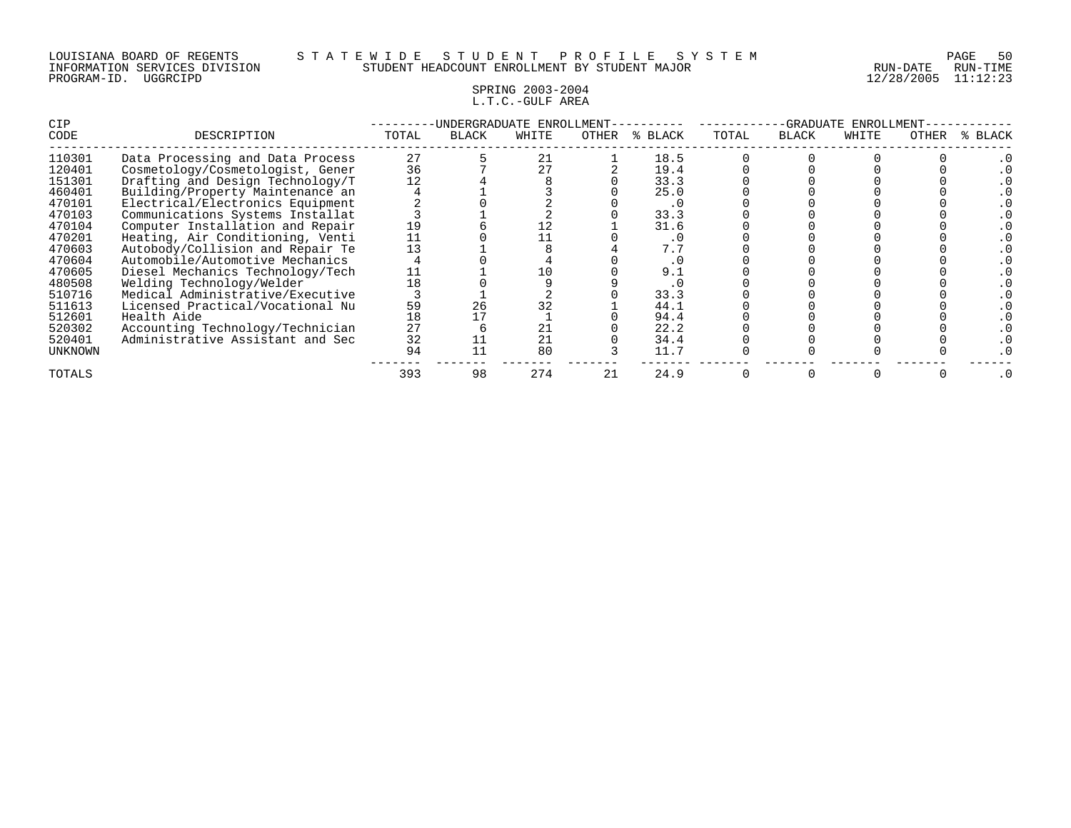LOUISIANA BOARD OF REGENTS — STATEWIDE STUDENT PROFILE SYSTEM
INFORMATION SERVICES DIVISION — STUDENT HEADCOUNT ENROLLMENT BY STUDENT MAJOR
PROGRAM-ID. UGGRCIPD — RUN-DATE 12/28/2005 RUN-TIME 11:12:23

SPRING 2003-2004
L.T.C.-GULF AREA

| CIP CODE | DESCRIPTION | UNDERGRADUATE ENROLLMENT | | | | | GRADUATE ENROLLMENT | | | | |
|---|---|---|---|---|---|---|---|---|---|---|---|
| | | TOTAL | BLACK | WHITE | OTHER | % BLACK | TOTAL | BLACK | WHITE | OTHER | % BLACK |
| 110301 | Data Processing and Data Process | 27 | 5 | 21 | 1 | 18.5 | 0 | 0 | 0 | 0 | .0 |
| 120401 | Cosmetology/Cosmetologist, Gener | 36 | 7 | 27 | 2 | 19.4 | 0 | 0 | 0 | 0 | .0 |
| 151301 | Drafting and Design Technology/T | 12 | 4 | 8 | 0 | 33.3 | 0 | 0 | 0 | 0 | .0 |
| 460401 | Building/Property Maintenance an | 4 | 1 | 3 | 0 | 25.0 | 0 | 0 | 0 | 0 | .0 |
| 470101 | Electrical/Electronics Equipment | 2 | 0 | 2 | 0 | .0 | 0 | 0 | 0 | 0 | .0 |
| 470103 | Communications Systems Installat | 3 | 1 | 2 | 0 | 33.3 | 0 | 0 | 0 | 0 | .0 |
| 470104 | Computer Installation and Repair | 19 | 6 | 12 | 1 | 31.6 | 0 | 0 | 0 | 0 | .0 |
| 470201 | Heating, Air Conditioning, Venti | 11 | 0 | 11 | 0 | .0 | 0 | 0 | 0 | 0 | .0 |
| 470603 | Autobody/Collision and Repair Te | 13 | 1 | 8 | 4 | 7.7 | 0 | 0 | 0 | 0 | .0 |
| 470604 | Automobile/Automotive Mechanics | 4 | 0 | 4 | 0 | .0 | 0 | 0 | 0 | 0 | .0 |
| 470605 | Diesel Mechanics Technology/Tech | 11 | 1 | 10 | 0 | 9.1 | 0 | 0 | 0 | 0 | .0 |
| 480508 | Welding Technology/Welder | 18 | 0 | 9 | 9 | .0 | 0 | 0 | 0 | 0 | .0 |
| 510716 | Medical Administrative/Executive | 3 | 1 | 2 | 0 | 33.3 | 0 | 0 | 0 | 0 | .0 |
| 511613 | Licensed Practical/Vocational Nu | 59 | 26 | 32 | 1 | 44.1 | 0 | 0 | 0 | 0 | .0 |
| 512601 | Health Aide | 18 | 17 | 1 | 0 | 94.4 | 0 | 0 | 0 | 0 | .0 |
| 520302 | Accounting Technology/Technician | 27 | 6 | 21 | 0 | 22.2 | 0 | 0 | 0 | 0 | .0 |
| 520401 | Administrative Assistant and Sec | 32 | 11 | 21 | 0 | 34.4 | 0 | 0 | 0 | 0 | .0 |
| UNKNOWN | | 94 | 11 | 80 | 3 | 11.7 | 0 | 0 | 0 | 0 | .0 |
| TOTALS | | 393 | 98 | 274 | 21 | 24.9 | 0 | 0 | 0 | 0 | .0 |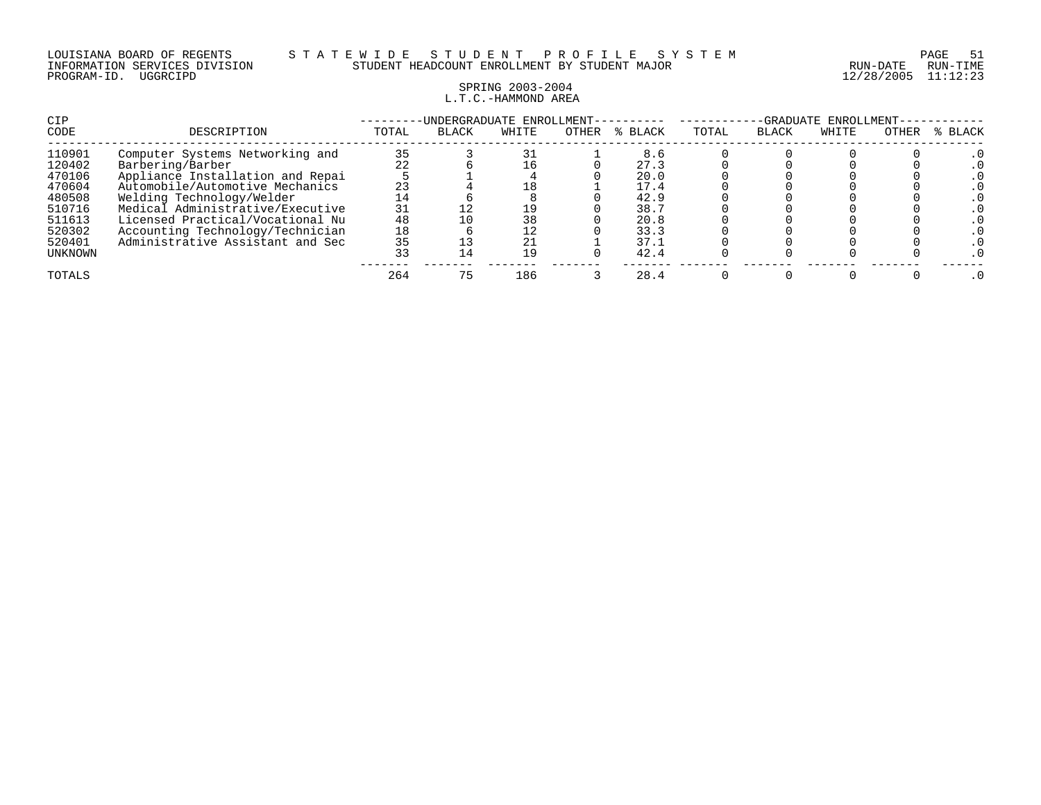LOUISIANA BOARD OF REGENTS — STATEWIDE STUDENT PROFILE SYSTEM
INFORMATION SERVICES DIVISION — STUDENT HEADCOUNT ENROLLMENT BY STUDENT MAJOR
PROGRAM-ID. UGGRCIPD — RUN-DATE 12/28/2005 RUN-TIME 11:12:23

SPRING 2003-2004
L.T.C.-HAMMOND AREA

| CIP CODE | DESCRIPTION | UNDERGRADUATE ENROLLMENT TOTAL | BLACK | WHITE | OTHER | % BLACK | GRADUATE ENROLLMENT TOTAL | BLACK | WHITE | OTHER | % BLACK |
|---|---|---|---|---|---|---|---|---|---|---|---|
| 110901 | Computer Systems Networking and | 35 | 3 | 31 | 1 | 8.6 | 0 | 0 | 0 | 0 | .0 |
| 120402 | Barbering/Barber | 22 | 6 | 16 | 0 | 27.3 | 0 | 0 | 0 | 0 | .0 |
| 470106 | Appliance Installation and Repai | 5 | 1 | 4 | 0 | 20.0 | 0 | 0 | 0 | 0 | .0 |
| 470604 | Automobile/Automotive Mechanics | 23 | 4 | 18 | 1 | 17.4 | 0 | 0 | 0 | 0 | .0 |
| 480508 | Welding Technology/Welder | 14 | 6 | 8 | 0 | 42.9 | 0 | 0 | 0 | 0 | .0 |
| 510716 | Medical Administrative/Executive | 31 | 12 | 19 | 0 | 38.7 | 0 | 0 | 0 | 0 | .0 |
| 511613 | Licensed Practical/Vocational Nu | 48 | 10 | 38 | 0 | 20.8 | 0 | 0 | 0 | 0 | .0 |
| 520302 | Accounting Technology/Technician | 18 | 6 | 12 | 0 | 33.3 | 0 | 0 | 0 | 0 | .0 |
| 520401 | Administrative Assistant and Sec | 35 | 13 | 21 | 1 | 37.1 | 0 | 0 | 0 | 0 | .0 |
| UNKNOWN | | 33 | 14 | 19 | 0 | 42.4 | 0 | 0 | 0 | 0 | .0 |
| TOTALS | | 264 | 75 | 186 | 3 | 28.4 | 0 | 0 | 0 | 0 | .0 |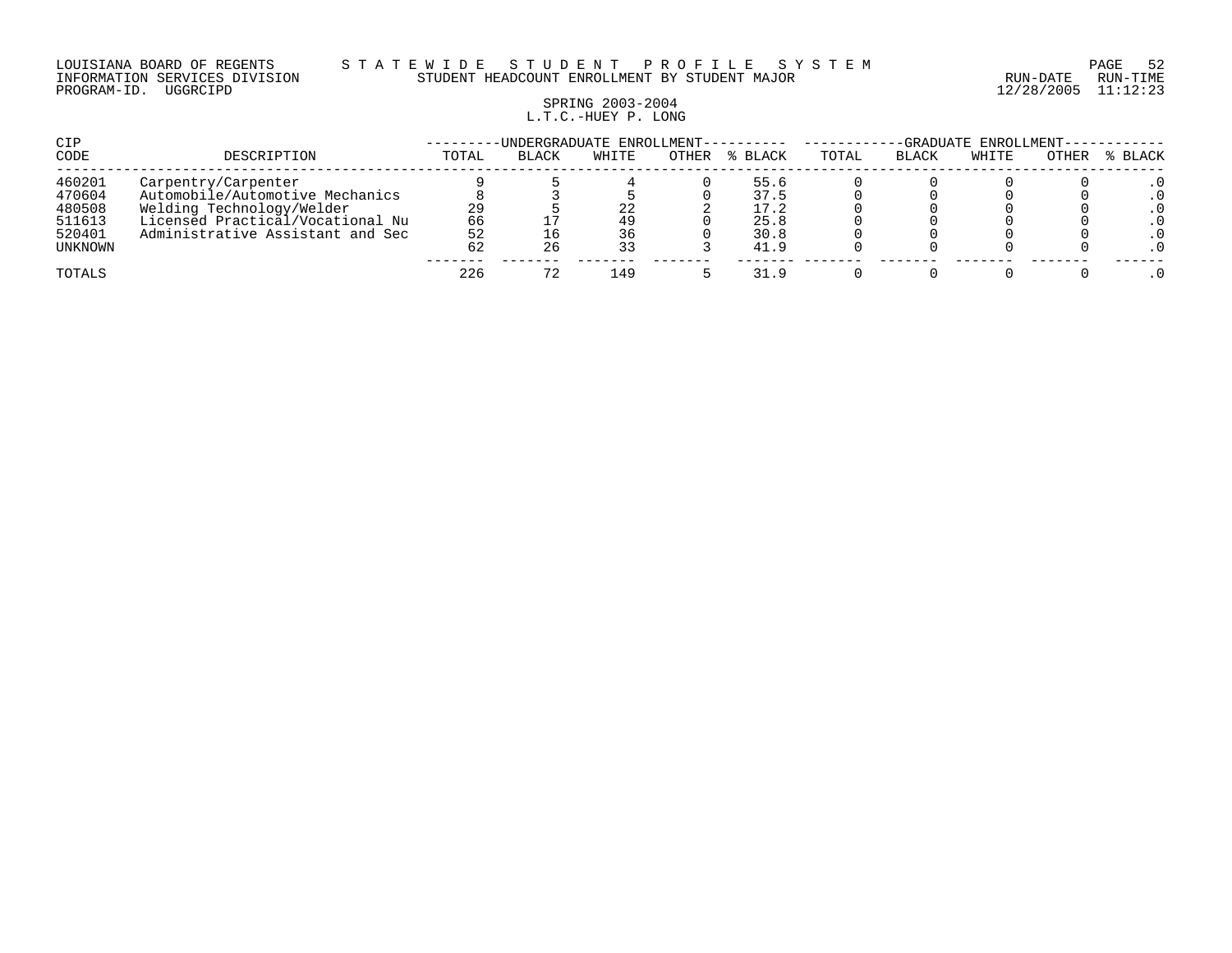LOUISIANA BOARD OF REGENTS — STATEWIDE STUDENT PROFILE SYSTEM
INFORMATION SERVICES DIVISION — STUDENT HEADCOUNT ENROLLMENT BY STUDENT MAJOR — RUN-DATE 12/28/2005 RUN-TIME 11:12:23
PROGRAM-ID. UGGRCIPD

SPRING 2003-2004
L.T.C.-HUEY P. LONG

| CIP CODE | DESCRIPTION | UNDERGRADUATE ENROLLMENT | | | | | GRADUATE ENROLLMENT | | | | |
|---|---|---|---|---|---|---|---|---|---|---|---|
| | | TOTAL | BLACK | WHITE | OTHER | % BLACK | TOTAL | BLACK | WHITE | OTHER | % BLACK |
| 460201 | Carpentry/Carpenter | 9 | 5 | 4 | 0 | 55.6 | 0 | 0 | 0 | 0 | .0 |
| 470604 | Automobile/Automotive Mechanics | 8 | 3 | 5 | 0 | 37.5 | 0 | 0 | 0 | 0 | .0 |
| 480508 | Welding Technology/Welder | 29 | 5 | 22 | 2 | 17.2 | 0 | 0 | 0 | 0 | .0 |
| 511613 | Licensed Practical/Vocational Nu | 66 | 17 | 49 | 0 | 25.8 | 0 | 0 | 0 | 0 | .0 |
| 520401 | Administrative Assistant and Sec | 52 | 16 | 36 | 0 | 30.8 | 0 | 0 | 0 | 0 | .0 |
| UNKNOWN | | 62 | 26 | 33 | 3 | 41.9 | 0 | 0 | 0 | 0 | .0 |
| TOTALS | | 226 | 72 | 149 | 5 | 31.9 | 0 | 0 | 0 | 0 | .0 |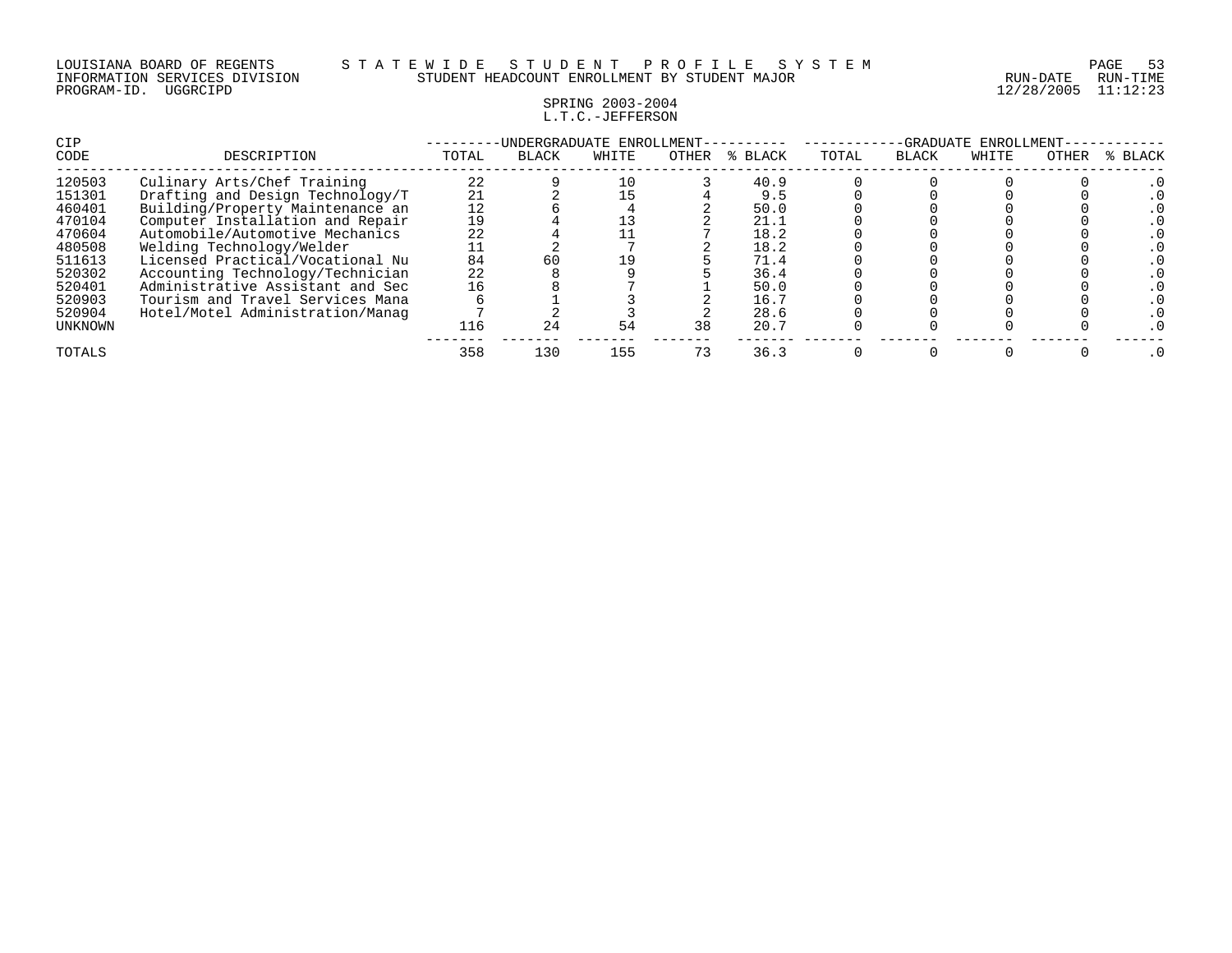LOUISIANA BOARD OF REGENTS — STATEWIDE STUDENT PROFILE SYSTEM
INFORMATION SERVICES DIVISION — STUDENT HEADCOUNT ENROLLMENT BY STUDENT MAJOR — RUN-DATE 12/28/2005 RUN-TIME 11:12:23
PROGRAM-ID. UGGRCIPD

SPRING 2003-2004
L.T.C.-JEFFERSON

| CIP CODE | DESCRIPTION | UNDERGRADUATE ENROLLMENT TOTAL | BLACK | WHITE | OTHER | % BLACK | GRADUATE ENROLLMENT TOTAL | BLACK | WHITE | OTHER | % BLACK |
|---|---|---|---|---|---|---|---|---|---|---|---|
| 120503 | Culinary Arts/Chef Training | 22 | 9 | 10 | 3 | 40.9 | 0 | 0 | 0 | 0 | .0 |
| 151301 | Drafting and Design Technology/T | 21 | 2 | 15 | 4 | 9.5 | 0 | 0 | 0 | 0 | .0 |
| 460401 | Building/Property Maintenance an | 12 | 6 | 4 | 2 | 50.0 | 0 | 0 | 0 | 0 | .0 |
| 470104 | Computer Installation and Repair | 19 | 4 | 13 | 2 | 21.1 | 0 | 0 | 0 | 0 | .0 |
| 470604 | Automobile/Automotive Mechanics | 22 | 4 | 11 | 7 | 18.2 | 0 | 0 | 0 | 0 | .0 |
| 480508 | Welding Technology/Welder | 11 | 2 | 7 | 2 | 18.2 | 0 | 0 | 0 | 0 | .0 |
| 511613 | Licensed Practical/Vocational Nu | 84 | 60 | 19 | 5 | 71.4 | 0 | 0 | 0 | 0 | .0 |
| 520302 | Accounting Technology/Technician | 22 | 8 | 9 | 5 | 36.4 | 0 | 0 | 0 | 0 | .0 |
| 520401 | Administrative Assistant and Sec | 16 | 8 | 7 | 1 | 50.0 | 0 | 0 | 0 | 0 | .0 |
| 520903 | Tourism and Travel Services Mana | 6 | 1 | 3 | 2 | 16.7 | 0 | 0 | 0 | 0 | .0 |
| 520904 | Hotel/Motel Administration/Manag | 7 | 2 | 3 | 2 | 28.6 | 0 | 0 | 0 | 0 | .0 |
| UNKNOWN | | 116 | 24 | 54 | 38 | 20.7 | 0 | 0 | 0 | 0 | .0 |
| TOTALS | | 358 | 130 | 155 | 73 | 36.3 | 0 | 0 | 0 | 0 | .0 |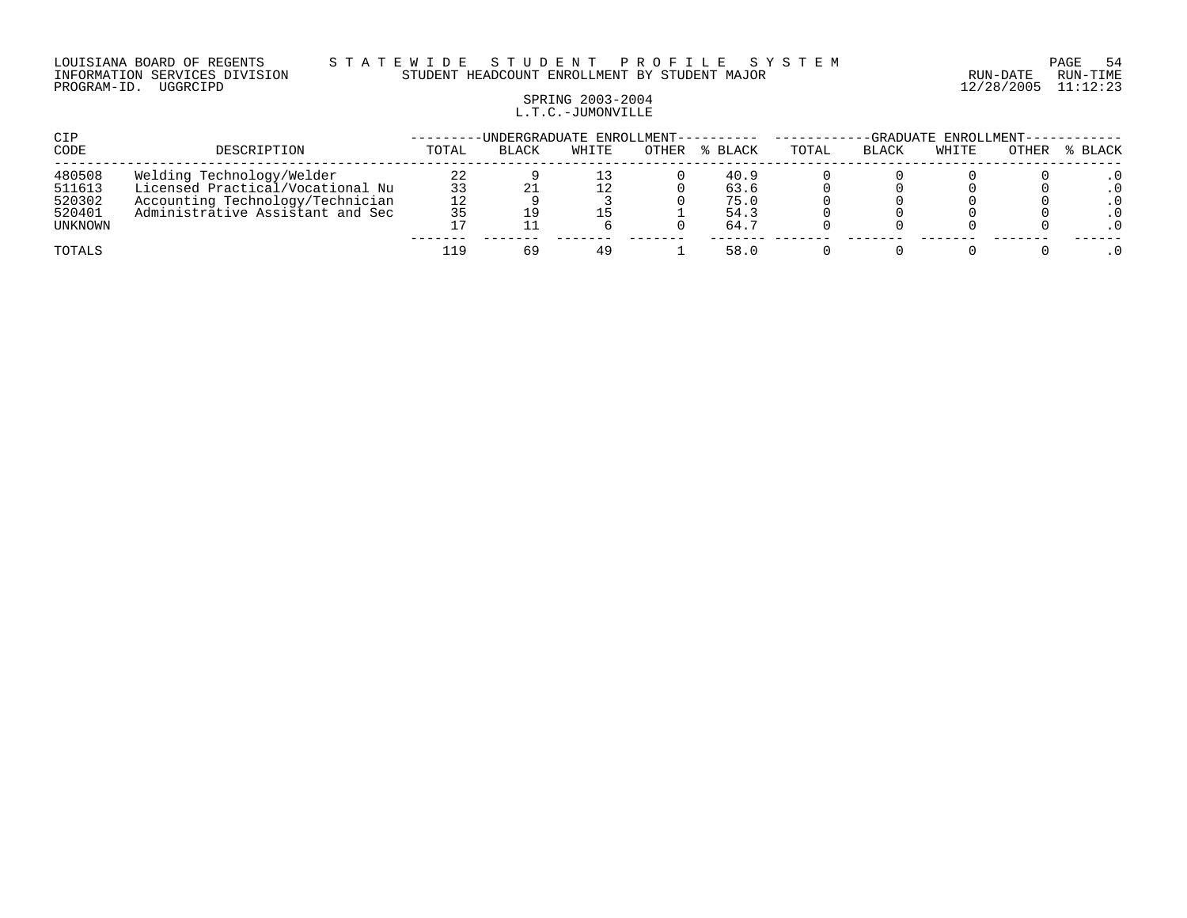LOUISIANA BOARD OF REGENTS — STATEWIDE STUDENT PROFILE SYSTEM
INFORMATION SERVICES DIVISION — STUDENT HEADCOUNT ENROLLMENT BY STUDENT MAJOR — RUN-DATE 12/28/2005 RUN-TIME 11:12:23
PROGRAM-ID. UGGRCIPD

SPRING 2003-2004
L.T.C.-JUMONVILLE

| CIP CODE | DESCRIPTION | UNDERGRADUATE ENROLLMENT TOTAL | BLACK | WHITE | OTHER | % BLACK | GRADUATE ENROLLMENT TOTAL | BLACK | WHITE | OTHER | % BLACK |
|---|---|---|---|---|---|---|---|---|---|---|---|
| 480508 | Welding Technology/Welder | 22 | 9 | 13 | 0 | 40.9 | 0 | 0 | 0 | 0 | .0 |
| 511613 | Licensed Practical/Vocational Nu | 33 | 21 | 12 | 0 | 63.6 | 0 | 0 | 0 | 0 | .0 |
| 520302 | Accounting Technology/Technician | 12 | 9 | 3 | 0 | 75.0 | 0 | 0 | 0 | 0 | .0 |
| 520401 | Administrative Assistant and Sec | 35 | 19 | 15 | 1 | 54.3 | 0 | 0 | 0 | 0 | .0 |
| UNKNOWN | | 17 | 11 | 6 | 0 | 64.7 | 0 | 0 | 0 | 0 | .0 |
| TOTALS | | 119 | 69 | 49 | 1 | 58.0 | 0 | 0 | 0 | 0 | .0 |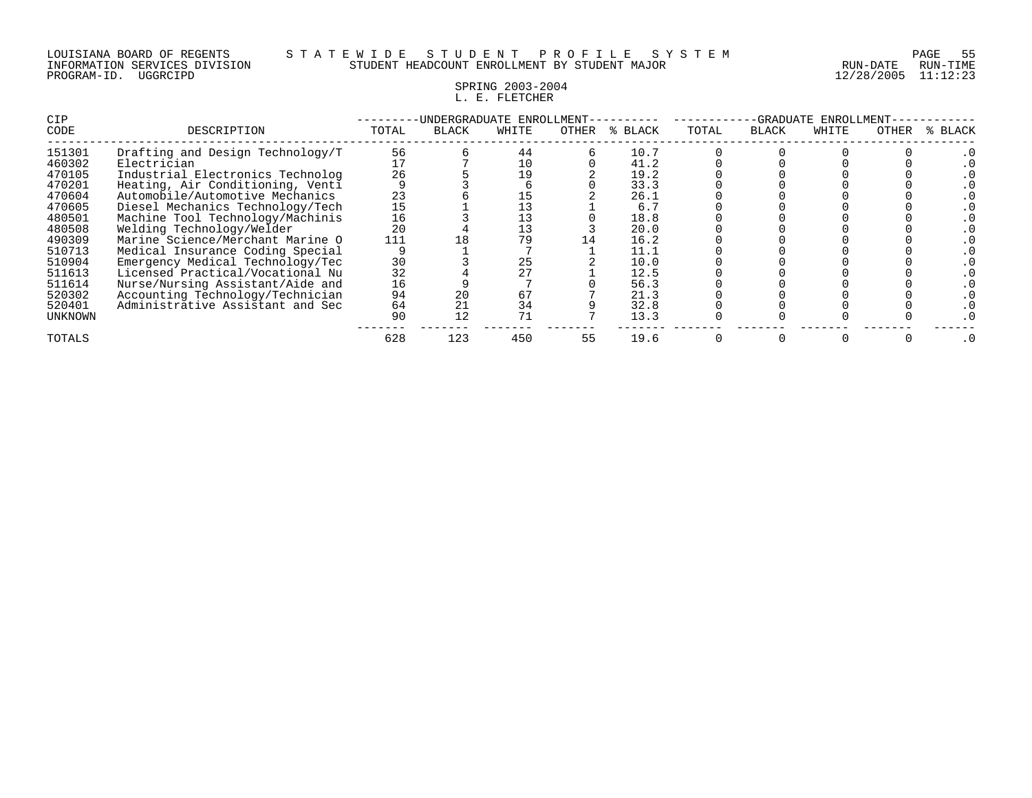LOUISIANA BOARD OF REGENTS — S T A T E W I D E  S T U D E N T  P R O F I L E  S Y S T E M
INFORMATION SERVICES DIVISION — STUDENT HEADCOUNT ENROLLMENT BY STUDENT MAJOR — RUN-DATE 12/28/2005 RUN-TIME 11:12:23
PROGRAM-ID. UGGRCIPD

SPRING 2003-2004
L. E. FLETCHER

| CIP CODE | DESCRIPTION | UNDERGRADUATE ENROLLMENT | | | | | GRADUATE ENROLLMENT | | | | |
|---|---|---|---|---|---|---|---|---|---|---|---|
| | | TOTAL | BLACK | WHITE | OTHER | % BLACK | TOTAL | BLACK | WHITE | OTHER | % BLACK |
| 151301 | Drafting and Design Technology/T | 56 | 6 | 44 | 6 | 10.7 | 0 | 0 | 0 | 0 | .0 |
| 460302 | Electrician | 17 | 7 | 10 | 0 | 41.2 | 0 | 0 | 0 | 0 | .0 |
| 470105 | Industrial Electronics Technolog | 26 | 5 | 19 | 2 | 19.2 | 0 | 0 | 0 | 0 | .0 |
| 470201 | Heating, Air Conditioning, Venti | 9 | 3 | 6 | 0 | 33.3 | 0 | 0 | 0 | 0 | .0 |
| 470604 | Automobile/Automotive Mechanics | 23 | 6 | 15 | 2 | 26.1 | 0 | 0 | 0 | 0 | .0 |
| 470605 | Diesel Mechanics Technology/Tech | 15 | 1 | 13 | 1 | 6.7 | 0 | 0 | 0 | 0 | .0 |
| 480501 | Machine Tool Technology/Machinis | 16 | 3 | 13 | 0 | 18.8 | 0 | 0 | 0 | 0 | .0 |
| 480508 | Welding Technology/Welder | 20 | 4 | 13 | 3 | 20.0 | 0 | 0 | 0 | 0 | .0 |
| 490309 | Marine Science/Merchant Marine O | 111 | 18 | 79 | 14 | 16.2 | 0 | 0 | 0 | 0 | .0 |
| 510713 | Medical Insurance Coding Special | 9 | 1 | 7 | 1 | 11.1 | 0 | 0 | 0 | 0 | .0 |
| 510904 | Emergency Medical Technology/Tec | 30 | 3 | 25 | 2 | 10.0 | 0 | 0 | 0 | 0 | .0 |
| 511613 | Licensed Practical/Vocational Nu | 32 | 4 | 27 | 1 | 12.5 | 0 | 0 | 0 | 0 | .0 |
| 511614 | Nurse/Nursing Assistant/Aide and | 16 | 9 | 7 | 0 | 56.3 | 0 | 0 | 0 | 0 | .0 |
| 520302 | Accounting Technology/Technician | 94 | 20 | 67 | 7 | 21.3 | 0 | 0 | 0 | 0 | .0 |
| 520401 | Administrative Assistant and Sec | 64 | 21 | 34 | 9 | 32.8 | 0 | 0 | 0 | 0 | .0 |
| UNKNOWN | | 90 | 12 | 71 | 7 | 13.3 | 0 | 0 | 0 | 0 | .0 |
| TOTALS | | 628 | 123 | 450 | 55 | 19.6 | 0 | 0 | 0 | 0 | .0 |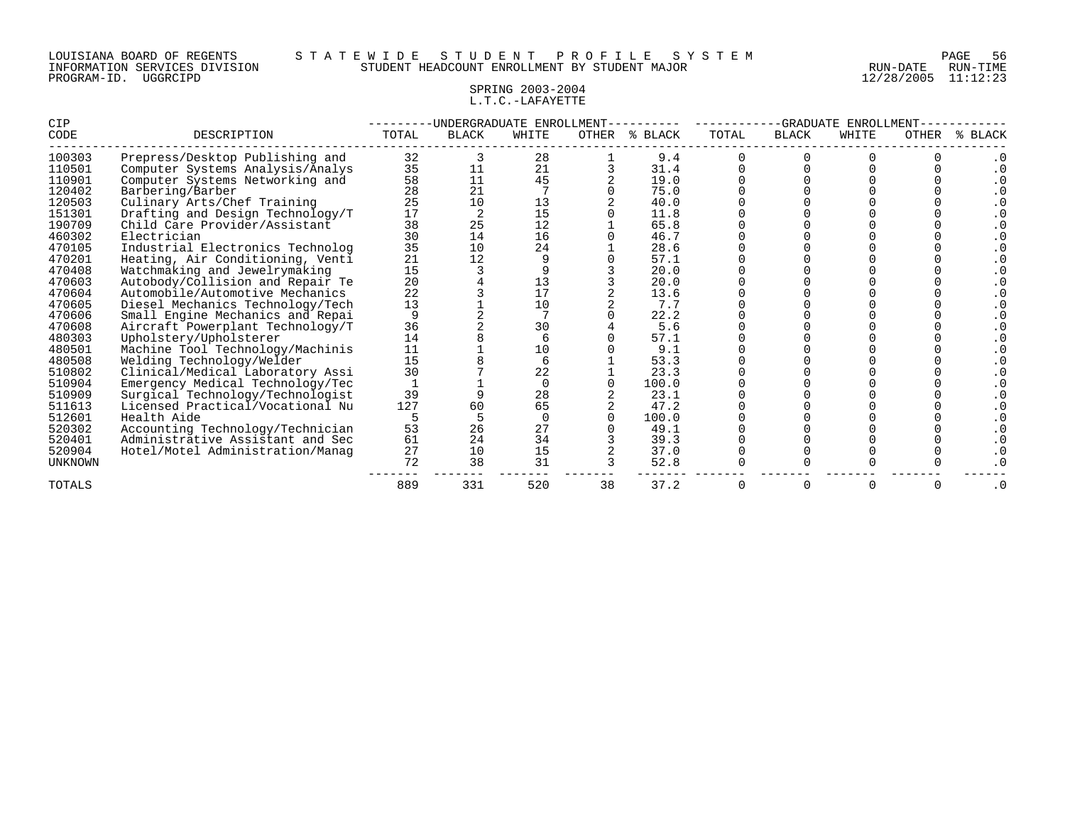LOUISIANA BOARD OF REGENTS — STATEWIDE STUDENT PROFILE SYSTEM
INFORMATION SERVICES DIVISION — STUDENT HEADCOUNT ENROLLMENT BY STUDENT MAJOR — RUN-DATE 12/28/2005 RUN-TIME 11:12:23
PROGRAM-ID. UGGRCIPD

## SPRING 2003-2004
## L.T.C.-LAFAYETTE

| CIP | | UNDERGRADUATE ENROLLMENT | | | | | GRADUATE ENROLLMENT | | | | |
|---|---|---|---|---|---|---|---|---|---|---|---|
| CODE | DESCRIPTION | TOTAL | BLACK | WHITE | OTHER | % BLACK | TOTAL | BLACK | WHITE | OTHER | % BLACK |
| 100303 | Prepress/Desktop Publishing and | 32 | 3 | 28 | 1 | 9.4 | 0 | 0 | 0 | 0 | .0 |
| 110501 | Computer Systems Analysis/Analys | 35 | 11 | 21 | 3 | 31.4 | 0 | 0 | 0 | 0 | .0 |
| 110901 | Computer Systems Networking and | 58 | 11 | 45 | 2 | 19.0 | 0 | 0 | 0 | 0 | .0 |
| 120402 | Barbering/Barber | 28 | 21 | 7 | 0 | 75.0 | 0 | 0 | 0 | 0 | .0 |
| 120503 | Culinary Arts/Chef Training | 25 | 10 | 13 | 2 | 40.0 | 0 | 0 | 0 | 0 | .0 |
| 151301 | Drafting and Design Technology/T | 17 | 2 | 15 | 0 | 11.8 | 0 | 0 | 0 | 0 | .0 |
| 190709 | Child Care Provider/Assistant | 38 | 25 | 12 | 1 | 65.8 | 0 | 0 | 0 | 0 | .0 |
| 460302 | Electrician | 30 | 14 | 16 | 0 | 46.7 | 0 | 0 | 0 | 0 | .0 |
| 470105 | Industrial Electronics Technolog | 35 | 10 | 24 | 1 | 28.6 | 0 | 0 | 0 | 0 | .0 |
| 470201 | Heating, Air Conditioning, Venti | 21 | 12 | 9 | 0 | 57.1 | 0 | 0 | 0 | 0 | .0 |
| 470408 | Watchmaking and Jewelrymaking | 15 | 3 | 9 | 3 | 20.0 | 0 | 0 | 0 | 0 | .0 |
| 470603 | Autobody/Collision and Repair Te | 20 | 4 | 13 | 3 | 20.0 | 0 | 0 | 0 | 0 | .0 |
| 470604 | Automobile/Automotive Mechanics | 22 | 3 | 17 | 2 | 13.6 | 0 | 0 | 0 | 0 | .0 |
| 470605 | Diesel Mechanics Technology/Tech | 13 | 1 | 10 | 2 | 7.7 | 0 | 0 | 0 | 0 | .0 |
| 470606 | Small Engine Mechanics and Repai | 9 | 2 | 7 | 0 | 22.2 | 0 | 0 | 0 | 0 | .0 |
| 470608 | Aircraft Powerplant Technology/T | 36 | 2 | 30 | 4 | 5.6 | 0 | 0 | 0 | 0 | .0 |
| 480303 | Upholstery/Upholsterer | 14 | 8 | 6 | 0 | 57.1 | 0 | 0 | 0 | 0 | .0 |
| 480501 | Machine Tool Technology/Machinis | 11 | 1 | 10 | 0 | 9.1 | 0 | 0 | 0 | 0 | .0 |
| 480508 | Welding Technology/Welder | 15 | 8 | 6 | 1 | 53.3 | 0 | 0 | 0 | 0 | .0 |
| 510802 | Clinical/Medical Laboratory Assi | 30 | 7 | 22 | 1 | 23.3 | 0 | 0 | 0 | 0 | .0 |
| 510904 | Emergency Medical Technology/Tec | 1 | 1 | 0 | 0 | 100.0 | 0 | 0 | 0 | 0 | .0 |
| 510909 | Surgical Technology/Technologist | 39 | 9 | 28 | 2 | 23.1 | 0 | 0 | 0 | 0 | .0 |
| 511613 | Licensed Practical/Vocational Nu | 127 | 60 | 65 | 2 | 47.2 | 0 | 0 | 0 | 0 | .0 |
| 512601 | Health Aide | 5 | 5 | 0 | 0 | 100.0 | 0 | 0 | 0 | 0 | .0 |
| 520302 | Accounting Technology/Technician | 53 | 26 | 27 | 0 | 49.1 | 0 | 0 | 0 | 0 | .0 |
| 520401 | Administrative Assistant and Sec | 61 | 24 | 34 | 3 | 39.3 | 0 | 0 | 0 | 0 | .0 |
| 520904 | Hotel/Motel Administration/Manag | 27 | 10 | 15 | 2 | 37.0 | 0 | 0 | 0 | 0 | .0 |
| UNKNOWN | | 72 | 38 | 31 | 3 | 52.8 | 0 | 0 | 0 | 0 | .0 |
| TOTALS | | 889 | 331 | 520 | 38 | 37.2 | 0 | 0 | 0 | 0 | .0 |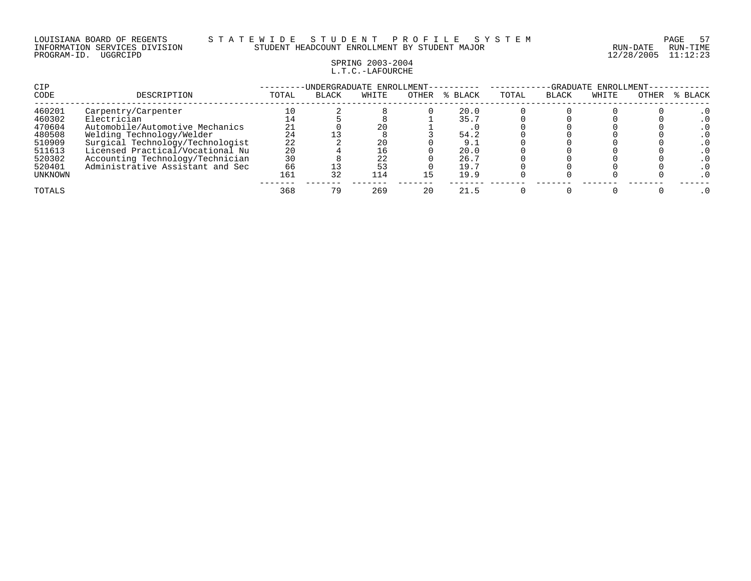LOUISIANA BOARD OF REGENTS — STATEWIDE STUDENT PROFILE SYSTEM
INFORMATION SERVICES DIVISION — STUDENT HEADCOUNT ENROLLMENT BY STUDENT MAJOR — RUN-DATE 12/28/2005 RUN-TIME 11:12:23
PROGRAM-ID. UGGRCIPD

SPRING 2003-2004
L.T.C.-LAFOURCHE

| CIP CODE | DESCRIPTION | UNDERGRADUATE ENROLLMENT TOTAL | BLACK | WHITE | OTHER | % BLACK | GRADUATE ENROLLMENT TOTAL | BLACK | WHITE | OTHER | % BLACK |
|---|---|---|---|---|---|---|---|---|---|---|---|
| 460201 | Carpentry/Carpenter | 10 | 2 | 8 | 0 | 20.0 | 0 | 0 | 0 | 0 | .0 |
| 460302 | Electrician | 14 | 5 | 8 | 1 | 35.7 | 0 | 0 | 0 | 0 | .0 |
| 470604 | Automobile/Automotive Mechanics | 21 | 0 | 20 | 1 | .0 | 0 | 0 | 0 | 0 | .0 |
| 480508 | Welding Technology/Welder | 24 | 13 | 8 | 3 | 54.2 | 0 | 0 | 0 | 0 | .0 |
| 510909 | Surgical Technology/Technologist | 22 | 2 | 20 | 0 | 9.1 | 0 | 0 | 0 | 0 | .0 |
| 511613 | Licensed Practical/Vocational Nu | 20 | 4 | 16 | 0 | 20.0 | 0 | 0 | 0 | 0 | .0 |
| 520302 | Accounting Technology/Technician | 30 | 8 | 22 | 0 | 26.7 | 0 | 0 | 0 | 0 | .0 |
| 520401 | Administrative Assistant and Sec | 66 | 13 | 53 | 0 | 19.7 | 0 | 0 | 0 | 0 | .0 |
| UNKNOWN | | 161 | 32 | 114 | 15 | 19.9 | 0 | 0 | 0 | 0 | .0 |
| TOTALS | | 368 | 79 | 269 | 20 | 21.5 | 0 | 0 | 0 | 0 | .0 |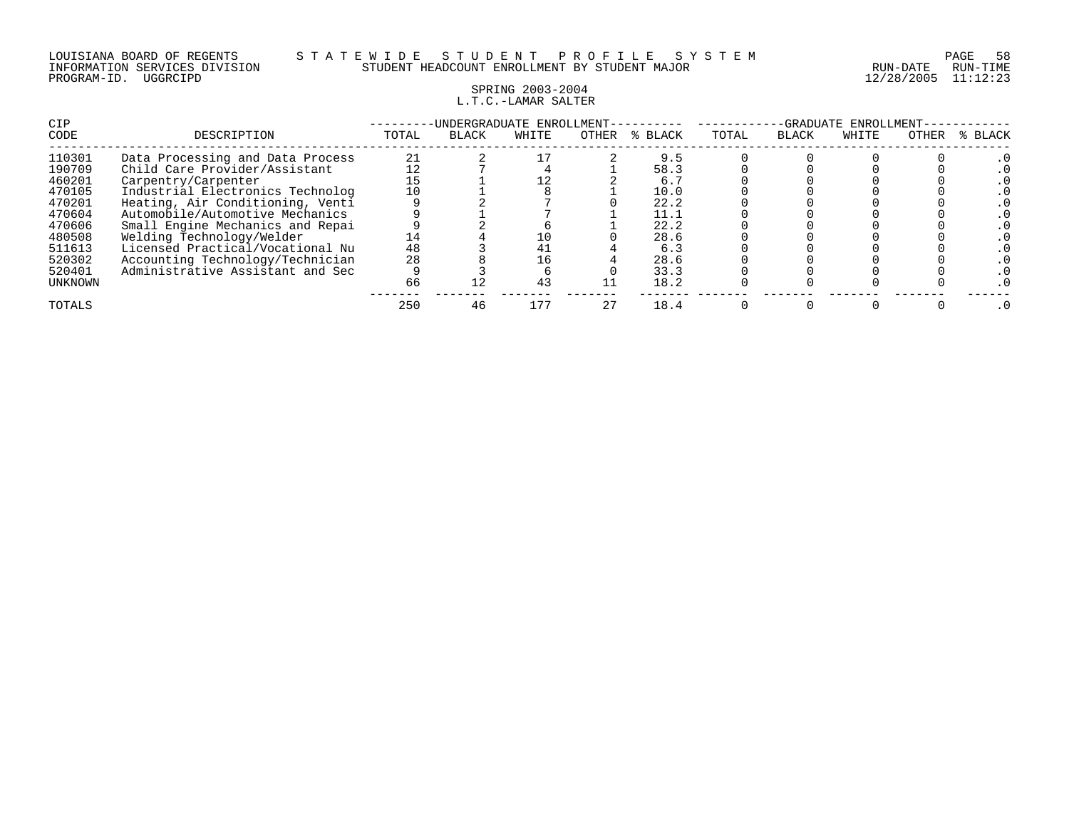LOUISIANA BOARD OF REGENTS — STATEWIDE STUDENT PROFILE SYSTEM
INFORMATION SERVICES DIVISION — STUDENT HEADCOUNT ENROLLMENT BY STUDENT MAJOR — RUN-DATE 12/28/2005 RUN-TIME 11:12:23
PROGRAM-ID. UGGRCIPD

## SPRING 2003-2004
## L.T.C.-LAMAR SALTER

| CIP | | UNDERGRADUATE ENROLLMENT | | | | | GRADUATE ENROLLMENT | | | | |
|---|---|---|---|---|---|---|---|---|---|---|---|
| CODE | DESCRIPTION | TOTAL | BLACK | WHITE | OTHER | % BLACK | TOTAL | BLACK | WHITE | OTHER | % BLACK |
| 110301 | Data Processing and Data Process | 21 | 2 | 17 | 2 | 9.5 | 0 | 0 | 0 | 0 | .0 |
| 190709 | Child Care Provider/Assistant | 12 | 7 | 4 | 1 | 58.3 | 0 | 0 | 0 | 0 | .0 |
| 460201 | Carpentry/Carpenter | 15 | 1 | 12 | 2 | 6.7 | 0 | 0 | 0 | 0 | .0 |
| 470105 | Industrial Electronics Technolog | 10 | 1 | 8 | 1 | 10.0 | 0 | 0 | 0 | 0 | .0 |
| 470201 | Heating, Air Conditioning, Venti | 9 | 2 | 7 | 0 | 22.2 | 0 | 0 | 0 | 0 | .0 |
| 470604 | Automobile/Automotive Mechanics | 9 | 1 | 7 | 1 | 11.1 | 0 | 0 | 0 | 0 | .0 |
| 470606 | Small Engine Mechanics and Repai | 9 | 2 | 6 | 1 | 22.2 | 0 | 0 | 0 | 0 | .0 |
| 480508 | Welding Technology/Welder | 14 | 4 | 10 | 0 | 28.6 | 0 | 0 | 0 | 0 | .0 |
| 511613 | Licensed Practical/Vocational Nu | 48 | 3 | 41 | 4 | 6.3 | 0 | 0 | 0 | 0 | .0 |
| 520302 | Accounting Technology/Technician | 28 | 8 | 16 | 4 | 28.6 | 0 | 0 | 0 | 0 | .0 |
| 520401 | Administrative Assistant and Sec | 9 | 3 | 6 | 0 | 33.3 | 0 | 0 | 0 | 0 | .0 |
| UNKNOWN | | 66 | 12 | 43 | 11 | 18.2 | 0 | 0 | 0 | 0 | .0 |
| TOTALS | | 250 | 46 | 177 | 27 | 18.4 | 0 | 0 | 0 | 0 | .0 |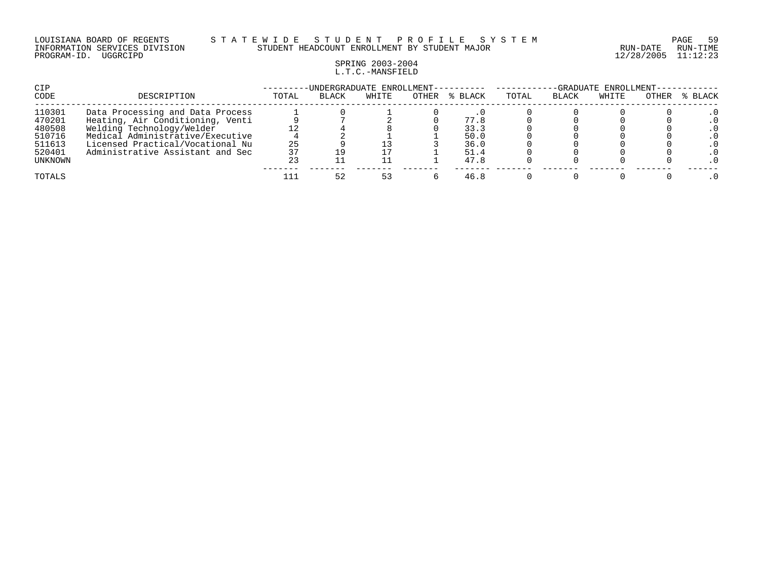LOUISIANA BOARD OF REGENTS — STATEWIDE STUDENT PROFILE SYSTEM
INFORMATION SERVICES DIVISION — STUDENT HEADCOUNT ENROLLMENT BY STUDENT MAJOR — RUN-DATE 12/28/2005 RUN-TIME 11:12:23
PROGRAM-ID. UGGRCIPD

SPRING 2003-2004
L.T.C.-MANSFIELD

| CIP CODE | DESCRIPTION | UNDERGRADUATE ENROLLMENT TOTAL | BLACK | WHITE | OTHER | % BLACK | GRADUATE ENROLLMENT TOTAL | BLACK | WHITE | OTHER | % BLACK |
|---|---|---|---|---|---|---|---|---|---|---|---|
| 110301 | Data Processing and Data Process | 1 | 0 | 1 | 0 | .0 | 0 | 0 | 0 | 0 | .0 |
| 470201 | Heating, Air Conditioning, Venti | 9 | 7 | 2 | 0 | 77.8 | 0 | 0 | 0 | 0 | .0 |
| 480508 | Welding Technology/Welder | 12 | 4 | 8 | 0 | 33.3 | 0 | 0 | 0 | 0 | .0 |
| 510716 | Medical Administrative/Executive | 4 | 2 | 1 | 1 | 50.0 | 0 | 0 | 0 | 0 | .0 |
| 511613 | Licensed Practical/Vocational Nu | 25 | 9 | 13 | 3 | 36.0 | 0 | 0 | 0 | 0 | .0 |
| 520401 | Administrative Assistant and Sec | 37 | 19 | 17 | 1 | 51.4 | 0 | 0 | 0 | 0 | .0 |
| UNKNOWN | | 23 | 11 | 11 | 1 | 47.8 | 0 | 0 | 0 | 0 | .0 |
| TOTALS | | 111 | 52 | 53 | 6 | 46.8 | 0 | 0 | 0 | 0 | .0 |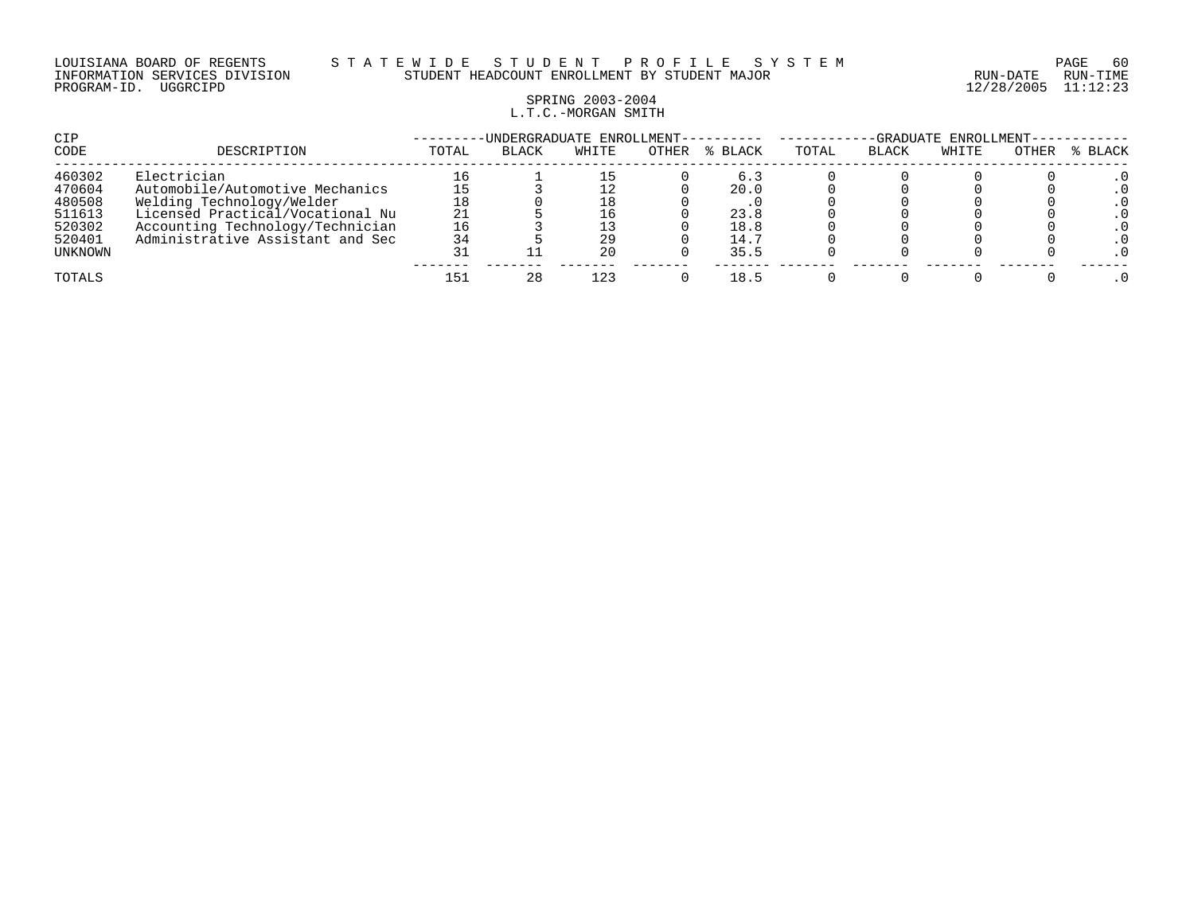LOUISIANA BOARD OF REGENTS — STATEWIDE STUDENT PROFILE SYSTEM
INFORMATION SERVICES DIVISION — STUDENT HEADCOUNT ENROLLMENT BY STUDENT MAJOR
PROGRAM-ID. UGGRCIPD — RUN-DATE 12/28/2005 RUN-TIME 11:12:23

SPRING 2003-2004
L.T.C.-MORGAN SMITH

| CIP CODE | DESCRIPTION | UNDERGRADUATE ENROLLMENT TOTAL | BLACK | WHITE | OTHER | % BLACK | GRADUATE ENROLLMENT TOTAL | BLACK | WHITE | OTHER | % BLACK |
|---|---|---|---|---|---|---|---|---|---|---|---|
| 460302 | Electrician | 16 | 1 | 15 | 0 | 6.3 | 0 | 0 | 0 | 0 | .0 |
| 470604 | Automobile/Automotive Mechanics | 15 | 3 | 12 | 0 | 20.0 | 0 | 0 | 0 | 0 | .0 |
| 480508 | Welding Technology/Welder | 18 | 0 | 18 | 0 | .0 | 0 | 0 | 0 | 0 | .0 |
| 511613 | Licensed Practical/Vocational Nu | 21 | 5 | 16 | 0 | 23.8 | 0 | 0 | 0 | 0 | .0 |
| 520302 | Accounting Technology/Technician | 16 | 3 | 13 | 0 | 18.8 | 0 | 0 | 0 | 0 | .0 |
| 520401 | Administrative Assistant and Sec | 34 | 5 | 29 | 0 | 14.7 | 0 | 0 | 0 | 0 | .0 |
| UNKNOWN | | 31 | 11 | 20 | 0 | 35.5 | 0 | 0 | 0 | 0 | .0 |
| TOTALS | | 151 | 28 | 123 | 0 | 18.5 | 0 | 0 | 0 | 0 | .0 |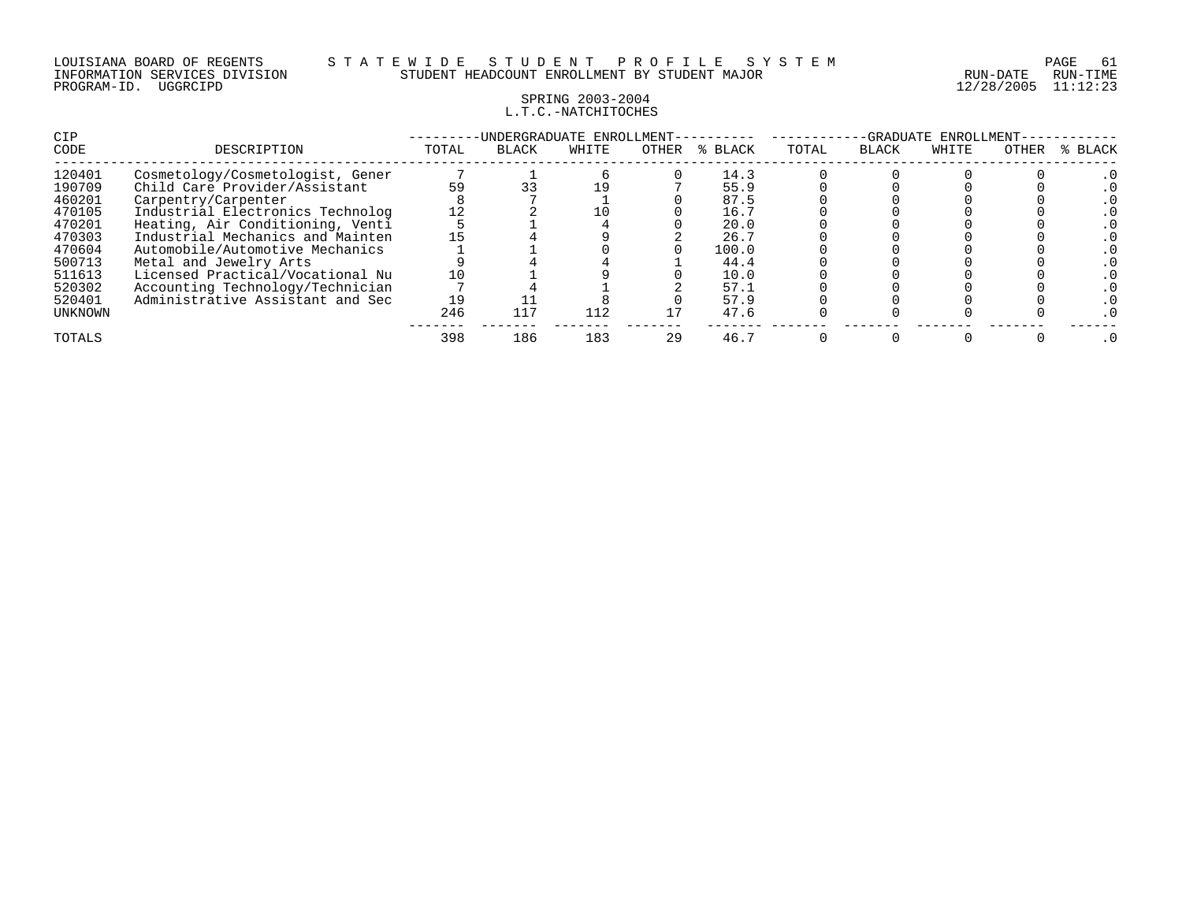LOUISIANA BOARD OF REGENTS — STATEWIDE STUDENT PROFILE SYSTEM
INFORMATION SERVICES DIVISION — STUDENT HEADCOUNT ENROLLMENT BY STUDENT MAJOR
PROGRAM-ID. UGGRCIPD — RUN-DATE 12/28/2005 RUN-TIME 11:12:23

## SPRING 2003-2004
## L.T.C.-NATCHITOCHES

| CIP CODE | DESCRIPTION | UNDERGRADUATE ENROLLMENT | | | | | GRADUATE ENROLLMENT | | | | |
|---|---|---|---|---|---|---|---|---|---|---|---|
| | | TOTAL | BLACK | WHITE | OTHER | % BLACK | TOTAL | BLACK | WHITE | OTHER | % BLACK |
| 120401 | Cosmetology/Cosmetologist, Gener | 7 | 1 | 6 | 0 | 14.3 | 0 | 0 | 0 | 0 | .0 |
| 190709 | Child Care Provider/Assistant | 59 | 33 | 19 | 7 | 55.9 | 0 | 0 | 0 | 0 | .0 |
| 460201 | Carpentry/Carpenter | 8 | 7 | 1 | 0 | 87.5 | 0 | 0 | 0 | 0 | .0 |
| 470105 | Industrial Electronics Technolog | 12 | 2 | 10 | 0 | 16.7 | 0 | 0 | 0 | 0 | .0 |
| 470201 | Heating, Air Conditioning, Venti | 5 | 1 | 4 | 0 | 20.0 | 0 | 0 | 0 | 0 | .0 |
| 470303 | Industrial Mechanics and Mainten | 15 | 4 | 9 | 2 | 26.7 | 0 | 0 | 0 | 0 | .0 |
| 470604 | Automobile/Automotive Mechanics | 1 | 1 | 0 | 0 | 100.0 | 0 | 0 | 0 | 0 | .0 |
| 500713 | Metal and Jewelry Arts | 9 | 4 | 4 | 1 | 44.4 | 0 | 0 | 0 | 0 | .0 |
| 511613 | Licensed Practical/Vocational Nu | 10 | 1 | 9 | 0 | 10.0 | 0 | 0 | 0 | 0 | .0 |
| 520302 | Accounting Technology/Technician | 7 | 4 | 1 | 2 | 57.1 | 0 | 0 | 0 | 0 | .0 |
| 520401 | Administrative Assistant and Sec | 19 | 11 | 8 | 0 | 57.9 | 0 | 0 | 0 | 0 | .0 |
| UNKNOWN | | 246 | 117 | 112 | 17 | 47.6 | 0 | 0 | 0 | 0 | .0 |
| TOTALS | | 398 | 186 | 183 | 29 | 46.7 | 0 | 0 | 0 | 0 | .0 |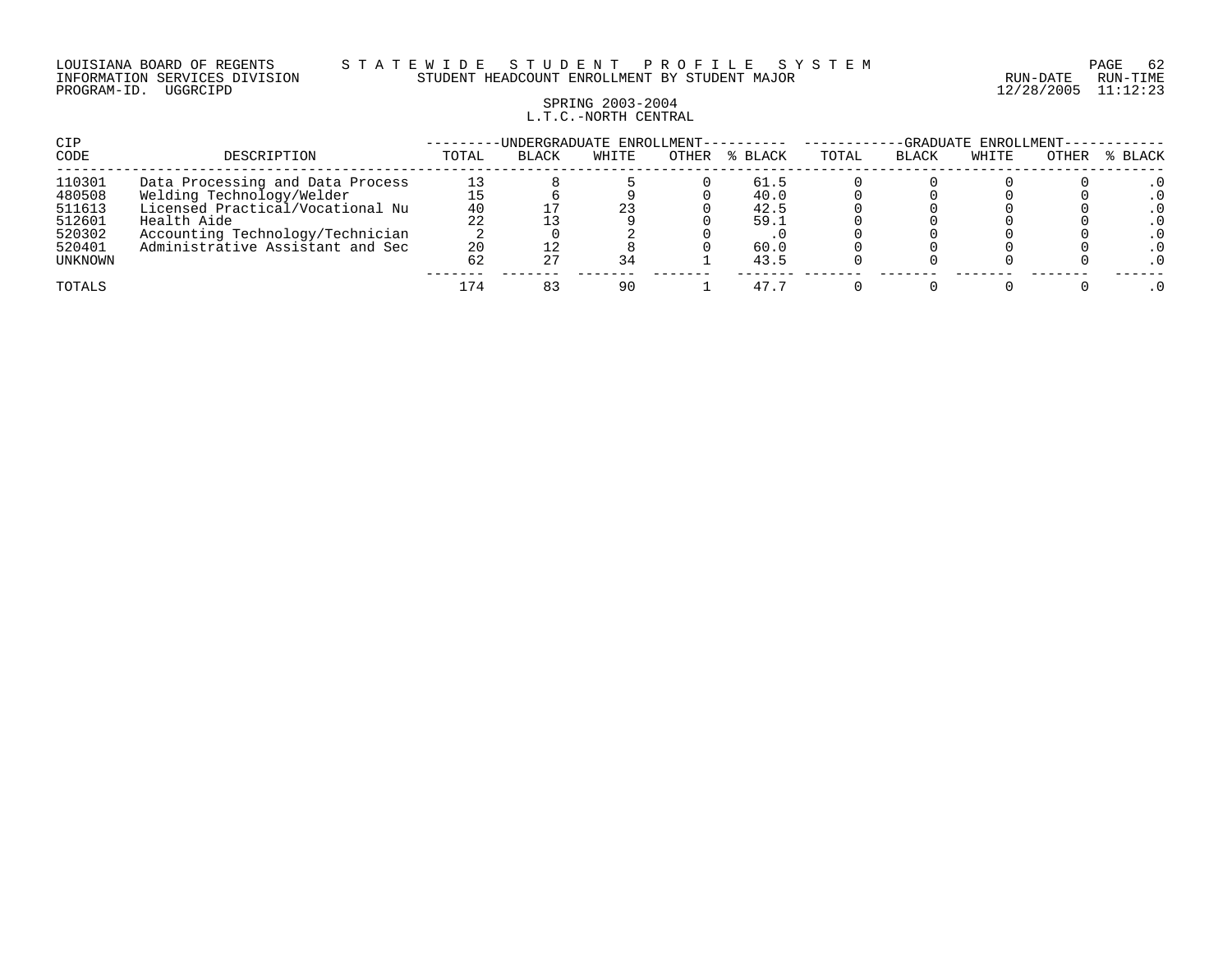LOUISIANA BOARD OF REGENTS — STATEWIDE STUDENT PROFILE SYSTEM
INFORMATION SERVICES DIVISION — STUDENT HEADCOUNT ENROLLMENT BY STUDENT MAJOR — RUN-DATE 12/28/2005 RUN-TIME 11:12:23
PROGRAM-ID. UGGRCIPD

SPRING 2003-2004
L.T.C.-NORTH CENTRAL

| CIP | | UNDERGRADUATE ENROLLMENT | | | | | GRADUATE ENROLLMENT | | | | |
|---|---|---|---|---|---|---|---|---|---|---|---|
| CODE | DESCRIPTION | TOTAL | BLACK | WHITE | OTHER | % BLACK | TOTAL | BLACK | WHITE | OTHER | % BLACK |
| 110301 | Data Processing and Data Process | 13 | 8 | 5 | 0 | 61.5 | 0 | 0 | 0 | 0 | .0 |
| 480508 | Welding Technology/Welder | 15 | 6 | 9 | 0 | 40.0 | 0 | 0 | 0 | 0 | .0 |
| 511613 | Licensed Practical/Vocational Nu | 40 | 17 | 23 | 0 | 42.5 | 0 | 0 | 0 | 0 | .0 |
| 512601 | Health Aide | 22 | 13 | 9 | 0 | 59.1 | 0 | 0 | 0 | 0 | .0 |
| 520302 | Accounting Technology/Technician | 2 | 0 | 2 | 0 | .0 | 0 | 0 | 0 | 0 | .0 |
| 520401 | Administrative Assistant and Sec | 20 | 12 | 8 | 0 | 60.0 | 0 | 0 | 0 | 0 | .0 |
| UNKNOWN | | 62 | 27 | 34 | 1 | 43.5 | 0 | 0 | 0 | 0 | .0 |
| TOTALS | | 174 | 83 | 90 | 1 | 47.7 | 0 | 0 | 0 | 0 | .0 |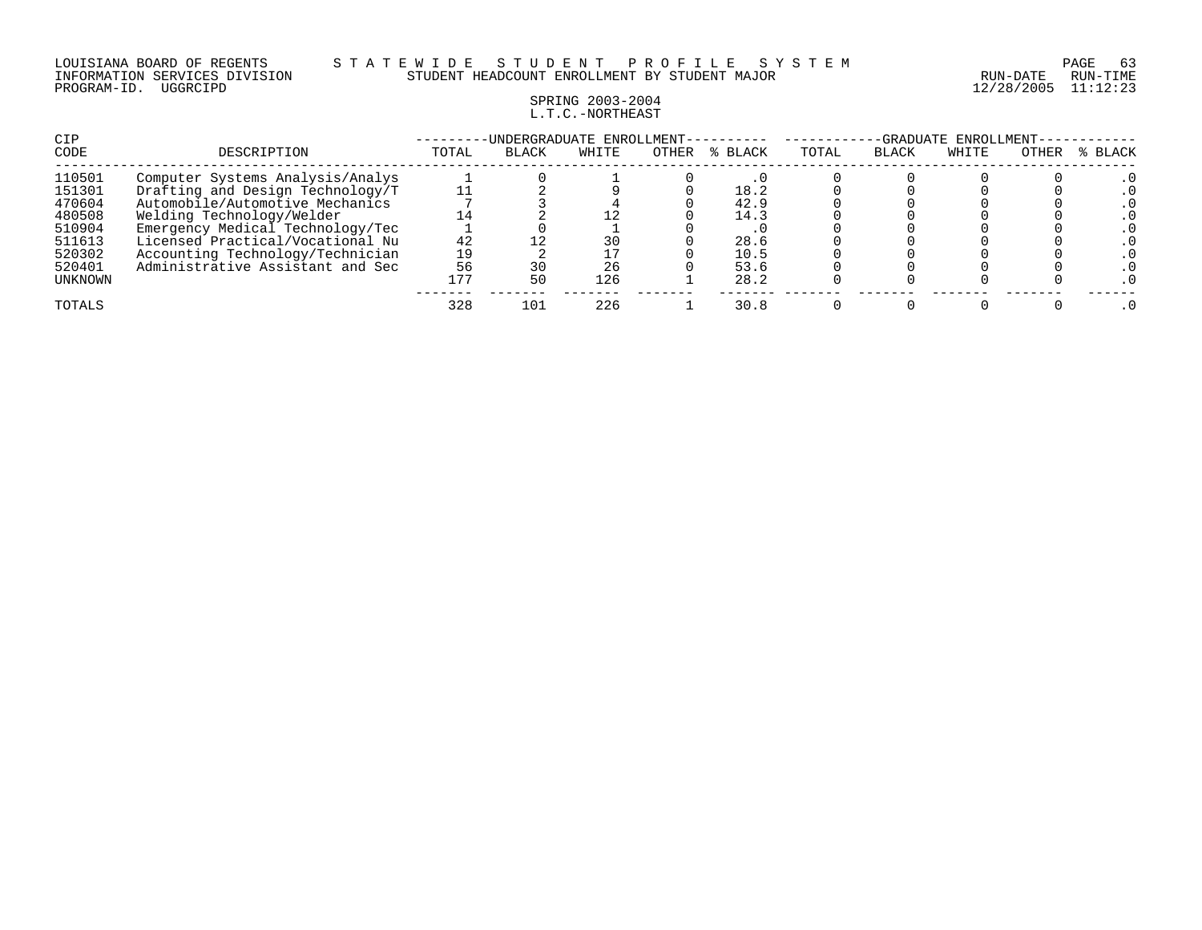LOUISIANA BOARD OF REGENTS S T A T E W I D E S T U D E N T P R O F I L E S Y S T E M
INFORMATION SERVICES DIVISION STUDENT HEADCOUNT ENROLLMENT BY STUDENT MAJOR RUN-DATE RUN-TIME
PROGRAM-ID. UGGRCIPD 12/28/2005 11:12:23

SPRING 2003-2004
L.T.C.-NORTHEAST

| CIP | | UNDERGRADUATE ENROLLMENT | | | | | GRADUATE ENROLLMENT | | | | |
|---|---|---|---|---|---|---|---|---|---|---|---|
| CODE | DESCRIPTION | TOTAL | BLACK | WHITE | OTHER | % BLACK | TOTAL | BLACK | WHITE | OTHER | % BLACK |
| 110501 | Computer Systems Analysis/Analys | 1 | 0 | 1 | 0 | .0 | 0 | 0 | 0 | 0 | .0 |
| 151301 | Drafting and Design Technology/T | 11 | 2 | 9 | 0 | 18.2 | 0 | 0 | 0 | 0 | .0 |
| 470604 | Automobile/Automotive Mechanics | 7 | 3 | 4 | 0 | 42.9 | 0 | 0 | 0 | 0 | .0 |
| 480508 | Welding Technology/Welder | 14 | 2 | 12 | 0 | 14.3 | 0 | 0 | 0 | 0 | .0 |
| 510904 | Emergency Medical Technology/Tec | 1 | 0 | 1 | 0 | .0 | 0 | 0 | 0 | 0 | .0 |
| 511613 | Licensed Practical/Vocational Nu | 42 | 12 | 30 | 0 | 28.6 | 0 | 0 | 0 | 0 | .0 |
| 520302 | Accounting Technology/Technician | 19 | 2 | 17 | 0 | 10.5 | 0 | 0 | 0 | 0 | .0 |
| 520401 | Administrative Assistant and Sec | 56 | 30 | 26 | 0 | 53.6 | 0 | 0 | 0 | 0 | .0 |
| UNKNOWN | | 177 | 50 | 126 | 1 | 28.2 | 0 | 0 | 0 | 0 | .0 |
| TOTALS | | 328 | 101 | 226 | 1 | 30.8 | 0 | 0 | 0 | 0 | .0 |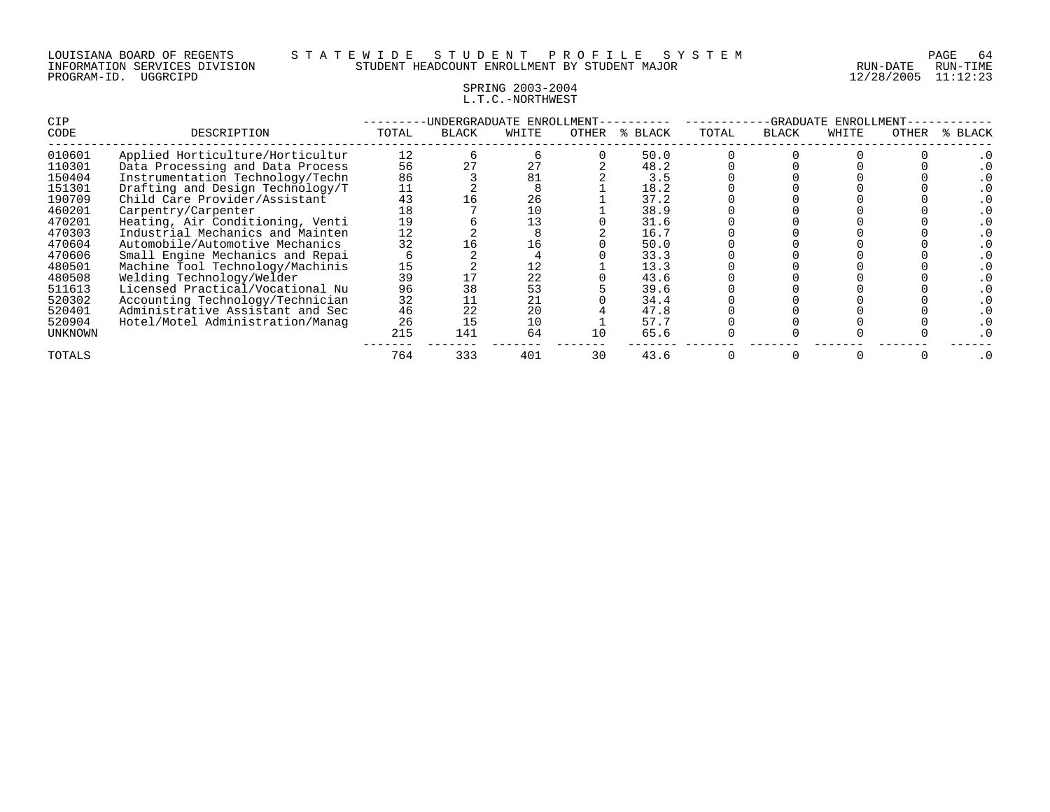LOUISIANA BOARD OF REGENTS — STATEWIDE STUDENT PROFILE SYSTEM
INFORMATION SERVICES DIVISION — STUDENT HEADCOUNT ENROLLMENT BY STUDENT MAJOR — RUN-DATE 12/28/2005 RUN-TIME 11:12:23
PROGRAM-ID. UGGRCIPD

SPRING 2003-2004
L.T.C.-NORTHWEST

| CIP | | UNDERGRADUATE ENROLLMENT | | | | | GRADUATE ENROLLMENT | | | | |
|---|---|---|---|---|---|---|---|---|---|---|---|
| CODE | DESCRIPTION | TOTAL | BLACK | WHITE | OTHER | % BLACK | TOTAL | BLACK | WHITE | OTHER | % BLACK |
| 010601 | Applied Horticulture/Horticultur | 12 | 6 | 6 | 0 | 50.0 | 0 | 0 | 0 | 0 | .0 |
| 110301 | Data Processing and Data Process | 56 | 27 | 27 | 2 | 48.2 | 0 | 0 | 0 | 0 | .0 |
| 150404 | Instrumentation Technology/Techn | 86 | 3 | 81 | 2 | 3.5 | 0 | 0 | 0 | 0 | .0 |
| 151301 | Drafting and Design Technology/T | 11 | 2 | 8 | 1 | 18.2 | 0 | 0 | 0 | 0 | .0 |
| 190709 | Child Care Provider/Assistant | 43 | 16 | 26 | 1 | 37.2 | 0 | 0 | 0 | 0 | .0 |
| 460201 | Carpentry/Carpenter | 18 | 7 | 10 | 1 | 38.9 | 0 | 0 | 0 | 0 | .0 |
| 470201 | Heating, Air Conditioning, Venti | 19 | 6 | 13 | 0 | 31.6 | 0 | 0 | 0 | 0 | .0 |
| 470303 | Industrial Mechanics and Mainten | 12 | 2 | 8 | 2 | 16.7 | 0 | 0 | 0 | 0 | .0 |
| 470604 | Automobile/Automotive Mechanics | 32 | 16 | 16 | 0 | 50.0 | 0 | 0 | 0 | 0 | .0 |
| 470606 | Small Engine Mechanics and Repai | 6 | 2 | 4 | 0 | 33.3 | 0 | 0 | 0 | 0 | .0 |
| 480501 | Machine Tool Technology/Machinis | 15 | 2 | 12 | 1 | 13.3 | 0 | 0 | 0 | 0 | .0 |
| 480508 | Welding Technology/Welder | 39 | 17 | 22 | 0 | 43.6 | 0 | 0 | 0 | 0 | .0 |
| 511613 | Licensed Practical/Vocational Nu | 96 | 38 | 53 | 5 | 39.6 | 0 | 0 | 0 | 0 | .0 |
| 520302 | Accounting Technology/Technician | 32 | 11 | 21 | 0 | 34.4 | 0 | 0 | 0 | 0 | .0 |
| 520401 | Administrative Assistant and Sec | 46 | 22 | 20 | 4 | 47.8 | 0 | 0 | 0 | 0 | .0 |
| 520904 | Hotel/Motel Administration/Manag | 26 | 15 | 10 | 1 | 57.7 | 0 | 0 | 0 | 0 | .0 |
| UNKNOWN | | 215 | 141 | 64 | 10 | 65.6 | 0 | 0 | 0 | 0 | .0 |
| TOTALS | | 764 | 333 | 401 | 30 | 43.6 | 0 | 0 | 0 | 0 | .0 |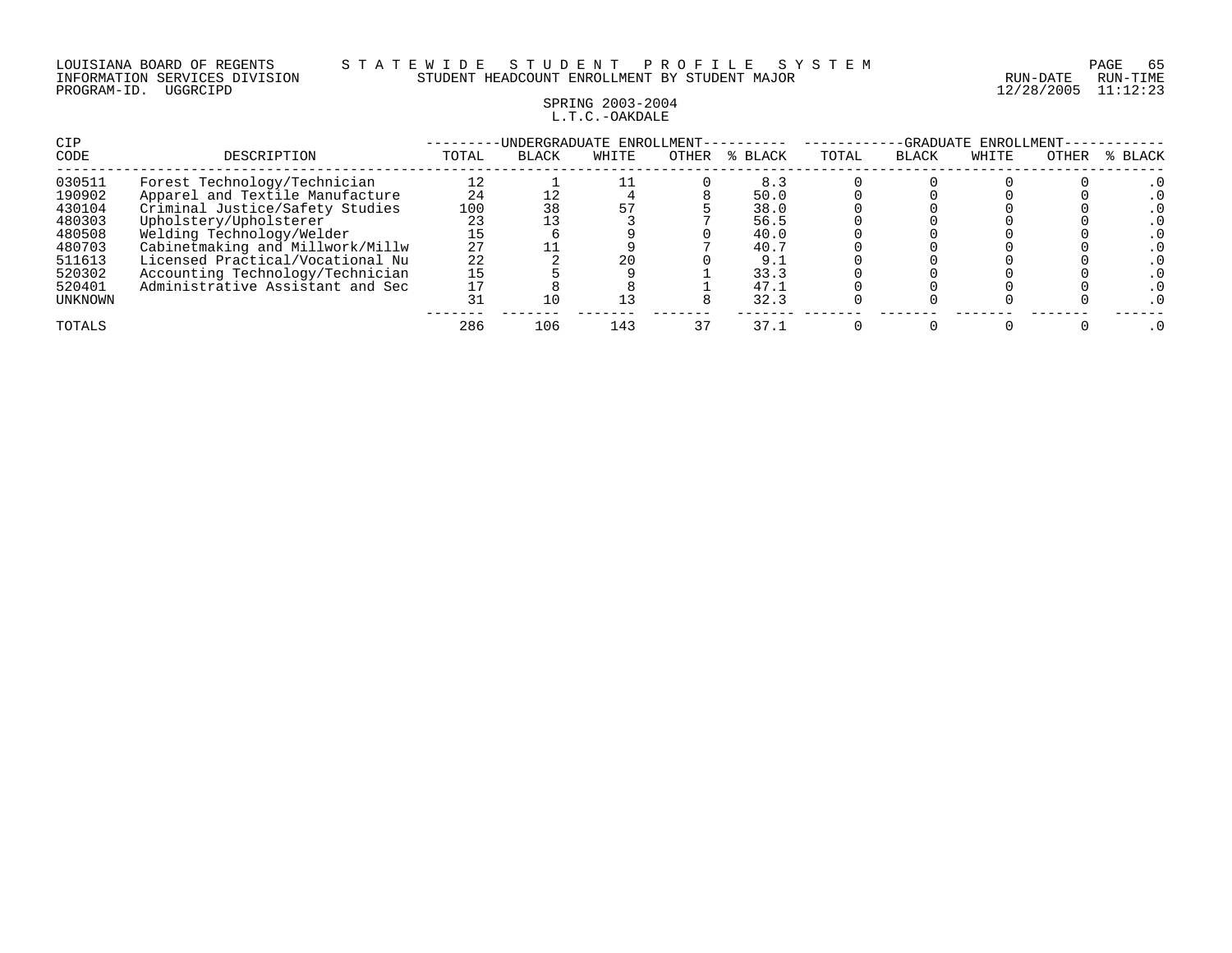LOUISIANA BOARD OF REGENTS — STATEWIDE STUDENT PROFILE SYSTEM
INFORMATION SERVICES DIVISION — STUDENT HEADCOUNT ENROLLMENT BY STUDENT MAJOR — RUN-DATE 12/28/2005 RUN-TIME 11:12:23
PROGRAM-ID. UGGRCIPD

SPRING 2003-2004
L.T.C.-OAKDALE

| CIP CODE | DESCRIPTION | UNDERGRADUATE ENROLLMENT TOTAL | BLACK | WHITE | OTHER | % BLACK | GRADUATE ENROLLMENT TOTAL | BLACK | WHITE | OTHER | % BLACK |
|---|---|---|---|---|---|---|---|---|---|---|---|
| 030511 | Forest Technology/Technician | 12 | 1 | 11 | 0 | 8.3 | 0 | 0 | 0 | 0 | .0 |
| 190902 | Apparel and Textile Manufacture | 24 | 12 | 4 | 8 | 50.0 | 0 | 0 | 0 | 0 | .0 |
| 430104 | Criminal Justice/Safety Studies | 100 | 38 | 57 | 5 | 38.0 | 0 | 0 | 0 | 0 | .0 |
| 480303 | Upholstery/Upholsterer | 23 | 13 | 3 | 7 | 56.5 | 0 | 0 | 0 | 0 | .0 |
| 480508 | Welding Technology/Welder | 15 | 6 | 9 | 0 | 40.0 | 0 | 0 | 0 | 0 | .0 |
| 480703 | Cabinetmaking and Millwork/Millw | 27 | 11 | 9 | 7 | 40.7 | 0 | 0 | 0 | 0 | .0 |
| 511613 | Licensed Practical/Vocational Nu | 22 | 2 | 20 | 0 | 9.1 | 0 | 0 | 0 | 0 | .0 |
| 520302 | Accounting Technology/Technician | 15 | 5 | 9 | 1 | 33.3 | 0 | 0 | 0 | 0 | .0 |
| 520401 | Administrative Assistant and Sec | 17 | 8 | 8 | 1 | 47.1 | 0 | 0 | 0 | 0 | .0 |
| UNKNOWN | | 31 | 10 | 13 | 8 | 32.3 | 0 | 0 | 0 | 0 | .0 |
| TOTALS | | 286 | 106 | 143 | 37 | 37.1 | 0 | 0 | 0 | 0 | .0 |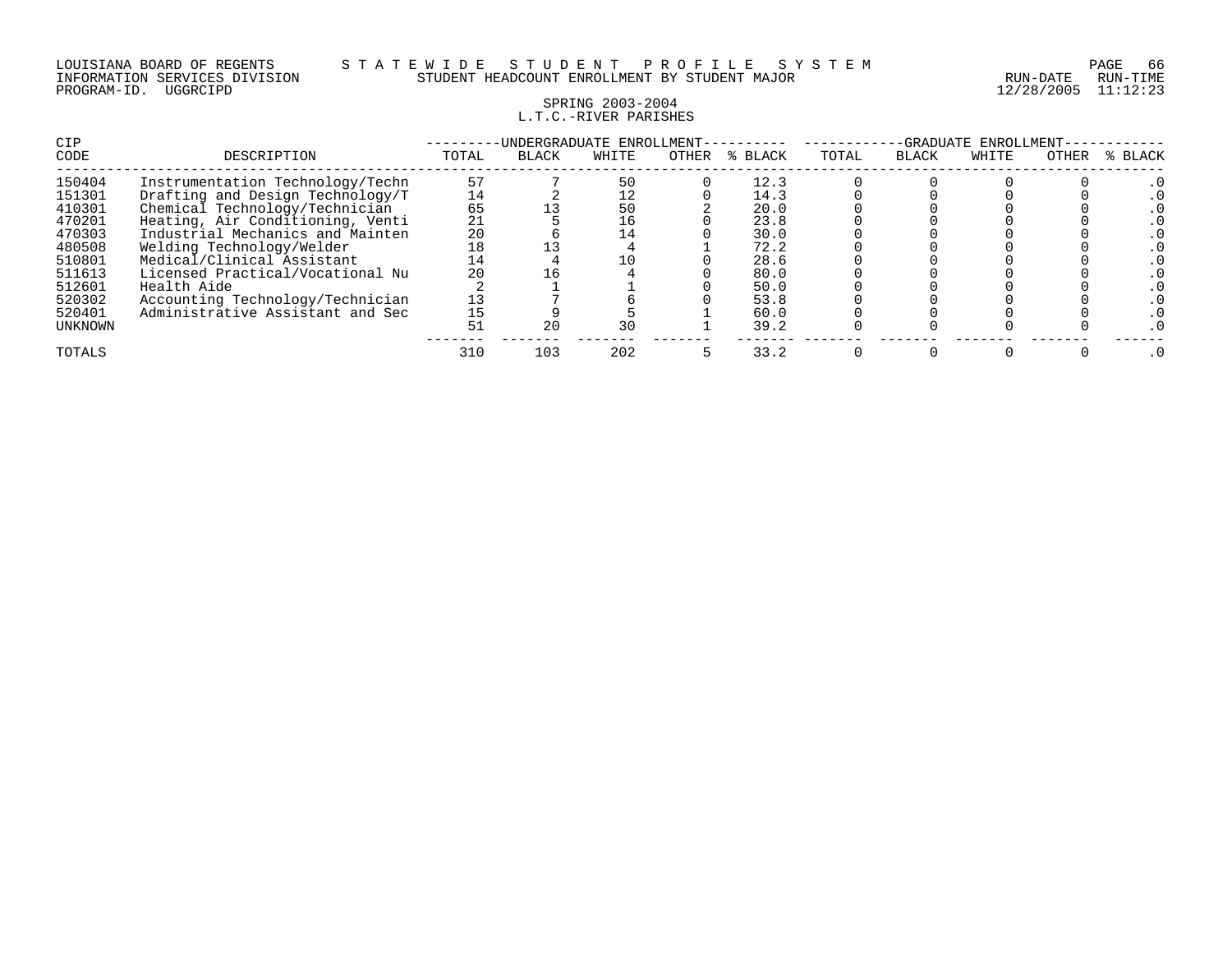LOUISIANA BOARD OF REGENTS — STATEWIDE STUDENT PROFILE SYSTEM
INFORMATION SERVICES DIVISION — STUDENT HEADCOUNT ENROLLMENT BY STUDENT MAJOR — RUN-DATE 12/28/2005 RUN-TIME 11:12:23
PROGRAM-ID. UGGRCIPD

SPRING 2003-2004
L.T.C.-RIVER PARISHES

| CIP CODE | DESCRIPTION | UNDERGRADUATE ENROLLMENT TOTAL | BLACK | WHITE | OTHER | % BLACK | GRADUATE ENROLLMENT TOTAL | BLACK | WHITE | OTHER | % BLACK |
|---|---|---|---|---|---|---|---|---|---|---|---|
| 150404 | Instrumentation Technology/Techn | 57 | 7 | 50 | 0 | 12.3 | 0 | 0 | 0 | 0 | .0 |
| 151301 | Drafting and Design Technology/T | 14 | 2 | 12 | 0 | 14.3 | 0 | 0 | 0 | 0 | .0 |
| 410301 | Chemical Technology/Technician | 65 | 13 | 50 | 2 | 20.0 | 0 | 0 | 0 | 0 | .0 |
| 470201 | Heating, Air Conditioning, Venti | 21 | 5 | 16 | 0 | 23.8 | 0 | 0 | 0 | 0 | .0 |
| 470303 | Industrial Mechanics and Mainten | 20 | 6 | 14 | 0 | 30.0 | 0 | 0 | 0 | 0 | .0 |
| 480508 | Welding Technology/Welder | 18 | 13 | 4 | 1 | 72.2 | 0 | 0 | 0 | 0 | .0 |
| 510801 | Medical/Clinical Assistant | 14 | 4 | 10 | 0 | 28.6 | 0 | 0 | 0 | 0 | .0 |
| 511613 | Licensed Practical/Vocational Nu | 20 | 16 | 4 | 0 | 80.0 | 0 | 0 | 0 | 0 | .0 |
| 512601 | Health Aide | 2 | 1 | 1 | 0 | 50.0 | 0 | 0 | 0 | 0 | .0 |
| 520302 | Accounting Technology/Technician | 13 | 7 | 6 | 0 | 53.8 | 0 | 0 | 0 | 0 | .0 |
| 520401 | Administrative Assistant and Sec | 15 | 9 | 5 | 1 | 60.0 | 0 | 0 | 0 | 0 | .0 |
| UNKNOWN | | 51 | 20 | 30 | 1 | 39.2 | 0 | 0 | 0 | 0 | .0 |
| TOTALS | | 310 | 103 | 202 | 5 | 33.2 | 0 | 0 | 0 | 0 | .0 |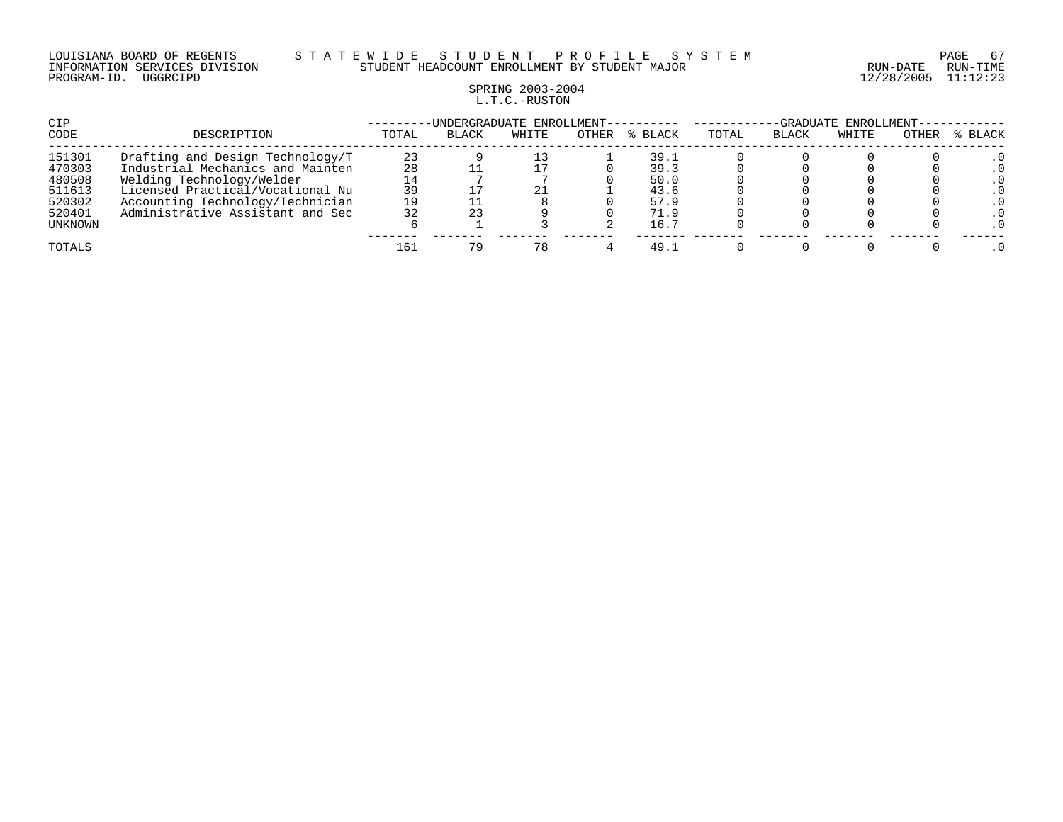LOUISIANA BOARD OF REGENTS — STATEWIDE STUDENT PROFILE SYSTEM
INFORMATION SERVICES DIVISION — STUDENT HEADCOUNT ENROLLMENT BY STUDENT MAJOR — RUN-DATE 12/28/2005 RUN-TIME 11:12:23
PROGRAM-ID. UGGRCIPD

SPRING 2003-2004
L.T.C.-RUSTON

| CIP | | UNDERGRADUATE ENROLLMENT | | | | | GRADUATE ENROLLMENT | | | | |
|---|---|---|---|---|---|---|---|---|---|---|---|
| CODE | DESCRIPTION | TOTAL | BLACK | WHITE | OTHER | % BLACK | TOTAL | BLACK | WHITE | OTHER | % BLACK |
| 151301 | Drafting and Design Technology/T | 23 | 9 | 13 | 1 | 39.1 | 0 | 0 | 0 | 0 | .0 |
| 470303 | Industrial Mechanics and Mainten | 28 | 11 | 17 | 0 | 39.3 | 0 | 0 | 0 | 0 | .0 |
| 480508 | Welding Technology/Welder | 14 | 7 | 7 | 0 | 50.0 | 0 | 0 | 0 | 0 | .0 |
| 511613 | Licensed Practical/Vocational Nu | 39 | 17 | 21 | 1 | 43.6 | 0 | 0 | 0 | 0 | .0 |
| 520302 | Accounting Technology/Technician | 19 | 11 | 8 | 0 | 57.9 | 0 | 0 | 0 | 0 | .0 |
| 520401 | Administrative Assistant and Sec | 32 | 23 | 9 | 0 | 71.9 | 0 | 0 | 0 | 0 | .0 |
| UNKNOWN | | 6 | 1 | 3 | 2 | 16.7 | 0 | 0 | 0 | 0 | .0 |
| TOTALS | | 161 | 79 | 78 | 4 | 49.1 | 0 | 0 | 0 | 0 | .0 |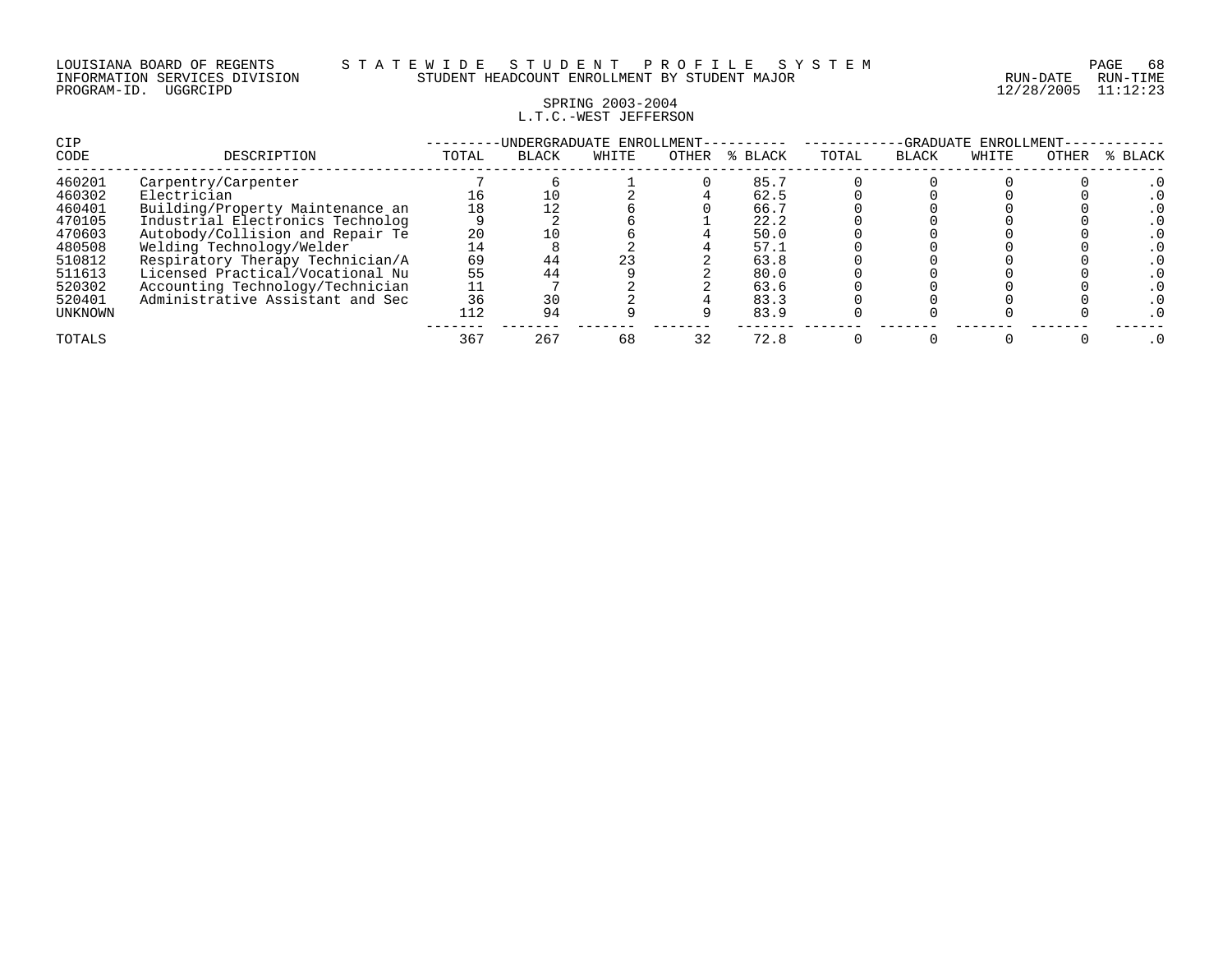LOUISIANA BOARD OF REGENTS — STATEWIDE STUDENT PROFILE SYSTEM
INFORMATION SERVICES DIVISION — STUDENT HEADCOUNT ENROLLMENT BY STUDENT MAJOR
PROGRAM-ID. UGGRCIPD — RUN-DATE 12/28/2005 RUN-TIME 11:12:23

SPRING 2003-2004
L.T.C.-WEST JEFFERSON

| CIP CODE | DESCRIPTION | UNDERGRADUATE ENROLLMENT | | | | | GRADUATE ENROLLMENT | | | | |
|---|---|---|---|---|---|---|---|---|---|---|---|
| | | TOTAL | BLACK | WHITE | OTHER | % BLACK | TOTAL | BLACK | WHITE | OTHER | % BLACK |
| 460201 | Carpentry/Carpenter | 7 | 6 | 1 | 0 | 85.7 | 0 | 0 | 0 | 0 | .0 |
| 460302 | Electrician | 16 | 10 | 2 | 4 | 62.5 | 0 | 0 | 0 | 0 | .0 |
| 460401 | Building/Property Maintenance an | 18 | 12 | 6 | 0 | 66.7 | 0 | 0 | 0 | 0 | .0 |
| 470105 | Industrial Electronics Technolog | 9 | 2 | 6 | 1 | 22.2 | 0 | 0 | 0 | 0 | .0 |
| 470603 | Autobody/Collision and Repair Te | 20 | 10 | 6 | 4 | 50.0 | 0 | 0 | 0 | 0 | .0 |
| 480508 | Welding Technology/Welder | 14 | 8 | 2 | 4 | 57.1 | 0 | 0 | 0 | 0 | .0 |
| 510812 | Respiratory Therapy Technician/A | 69 | 44 | 23 | 2 | 63.8 | 0 | 0 | 0 | 0 | .0 |
| 511613 | Licensed Practical/Vocational Nu | 55 | 44 | 9 | 2 | 80.0 | 0 | 0 | 0 | 0 | .0 |
| 520302 | Accounting Technology/Technician | 11 | 7 | 2 | 2 | 63.6 | 0 | 0 | 0 | 0 | .0 |
| 520401 | Administrative Assistant and Sec | 36 | 30 | 2 | 4 | 83.3 | 0 | 0 | 0 | 0 | .0 |
| UNKNOWN | | 112 | 94 | 9 | 9 | 83.9 | 0 | 0 | 0 | 0 | .0 |
| TOTALS | | 367 | 267 | 68 | 32 | 72.8 | 0 | 0 | 0 | 0 | .0 |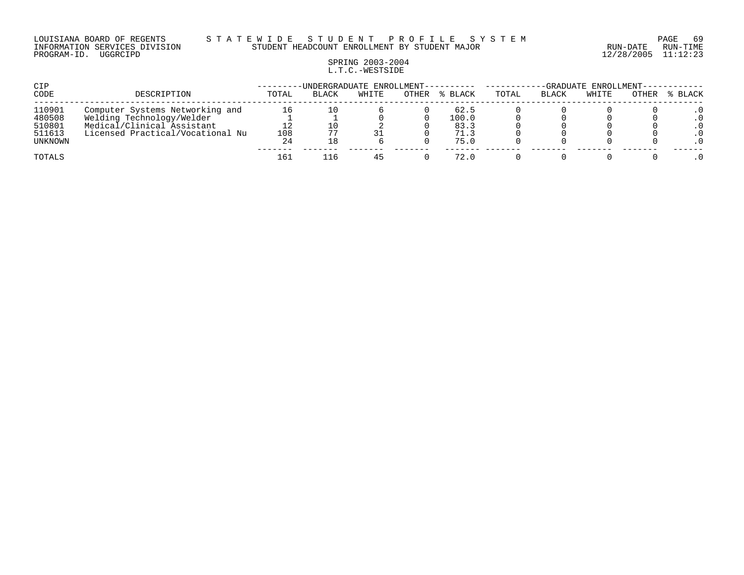LOUISIANA BOARD OF REGENTS — STATEWIDE STUDENT PROFILE SYSTEM
INFORMATION SERVICES DIVISION — STUDENT HEADCOUNT ENROLLMENT BY STUDENT MAJOR — RUN-DATE 12/28/2005 RUN-TIME 11:12:23
PROGRAM-ID. UGGRCIPD

## SPRING 2003-2004
## L.T.C.-WESTSIDE

| CIP CODE | DESCRIPTION | UNDERGRADUATE ENROLLMENT TOTAL | BLACK | WHITE | OTHER | % BLACK | GRADUATE ENROLLMENT TOTAL | BLACK | WHITE | OTHER | % BLACK |
|---|---|---|---|---|---|---|---|---|---|---|---|
| 110901 | Computer Systems Networking and | 16 | 10 | 6 | 0 | 62.5 | 0 | 0 | 0 | 0 | .0 |
| 480508 | Welding Technology/Welder | 1 | 1 | 0 | 0 | 100.0 | 0 | 0 | 0 | 0 | .0 |
| 510801 | Medical/Clinical Assistant | 12 | 10 | 2 | 0 | 83.3 | 0 | 0 | 0 | 0 | .0 |
| 511613 | Licensed Practical/Vocational Nu | 108 | 77 | 31 | 0 | 71.3 | 0 | 0 | 0 | 0 | .0 |
| UNKNOWN | | 24 | 18 | 6 | 0 | 75.0 | 0 | 0 | 0 | 0 | .0 |
| TOTALS | | 161 | 116 | 45 | 0 | 72.0 | 0 | 0 | 0 | 0 | .0 |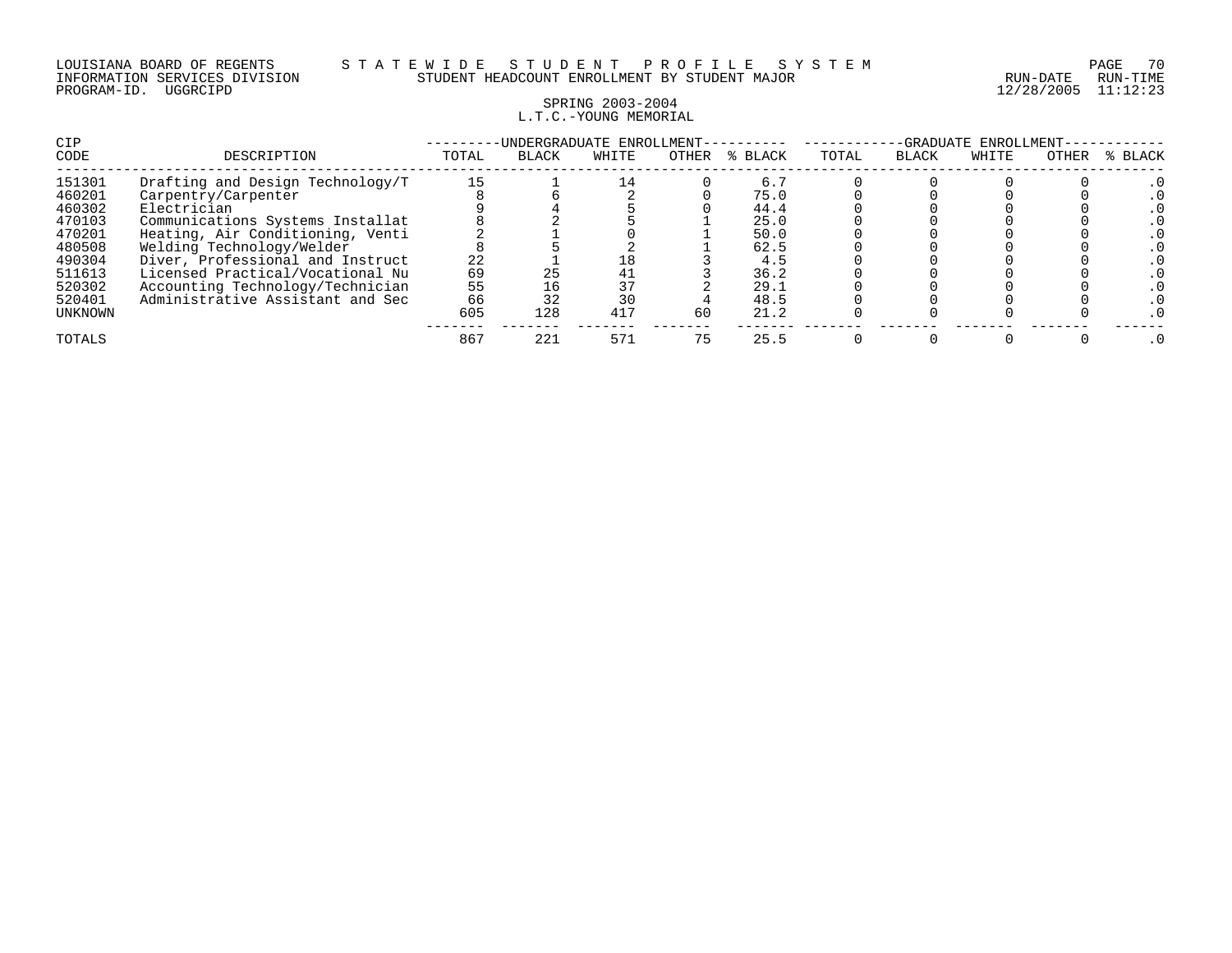LOUISIANA BOARD OF REGENTS — STATEWIDE STUDENT PROFILE SYSTEM
INFORMATION SERVICES DIVISION — STUDENT HEADCOUNT ENROLLMENT BY STUDENT MAJOR — RUN-DATE 12/28/2005 RUN-TIME 11:12:23
PROGRAM-ID. UGGRCIPD

SPRING 2003-2004
L.T.C.-YOUNG MEMORIAL

| CIP | | UNDERGRADUATE ENROLLMENT | | | | | GRADUATE ENROLLMENT | | | | |
|---|---|---|---|---|---|---|---|---|---|---|---|
| CODE | DESCRIPTION | TOTAL | BLACK | WHITE | OTHER | % BLACK | TOTAL | BLACK | WHITE | OTHER | % BLACK |
| 151301 | Drafting and Design Technology/T | 15 | 1 | 14 | 0 | 6.7 | 0 | 0 | 0 | 0 | .0 |
| 460201 | Carpentry/Carpenter | 8 | 6 | 2 | 0 | 75.0 | 0 | 0 | 0 | 0 | .0 |
| 460302 | Electrician | 9 | 4 | 5 | 0 | 44.4 | 0 | 0 | 0 | 0 | .0 |
| 470103 | Communications Systems Installat | 8 | 2 | 5 | 1 | 25.0 | 0 | 0 | 0 | 0 | .0 |
| 470201 | Heating, Air Conditioning, Venti | 2 | 1 | 0 | 1 | 50.0 | 0 | 0 | 0 | 0 | .0 |
| 480508 | Welding Technology/Welder | 8 | 5 | 2 | 1 | 62.5 | 0 | 0 | 0 | 0 | .0 |
| 490304 | Diver, Professional and Instruct | 22 | 1 | 18 | 3 | 4.5 | 0 | 0 | 0 | 0 | .0 |
| 511613 | Licensed Practical/Vocational Nu | 69 | 25 | 41 | 3 | 36.2 | 0 | 0 | 0 | 0 | .0 |
| 520302 | Accounting Technology/Technician | 55 | 16 | 37 | 2 | 29.1 | 0 | 0 | 0 | 0 | .0 |
| 520401 | Administrative Assistant and Sec | 66 | 32 | 30 | 4 | 48.5 | 0 | 0 | 0 | 0 | .0 |
| UNKNOWN | | 605 | 128 | 417 | 60 | 21.2 | 0 | 0 | 0 | 0 | .0 |
| TOTALS | | 867 | 221 | 571 | 75 | 25.5 | 0 | 0 | 0 | 0 | .0 |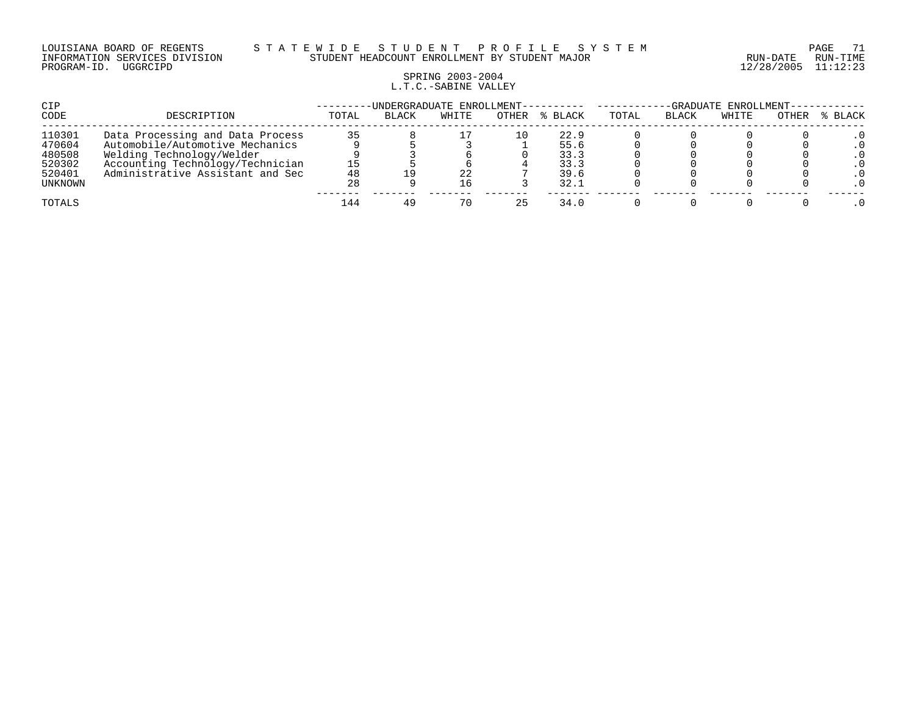LOUISIANA BOARD OF REGENTS — STATEWIDE STUDENT PROFILE SYSTEM
INFORMATION SERVICES DIVISION — STUDENT HEADCOUNT ENROLLMENT BY STUDENT MAJOR — RUN-DATE 12/28/2005 RUN-TIME 11:12:23
PROGRAM-ID. UGGRCIPD

SPRING 2003-2004
L.T.C.-SABINE VALLEY

| CIP CODE | DESCRIPTION | UNDERGRADUATE ENROLLMENT TOTAL | BLACK | WHITE | OTHER | % BLACK | GRADUATE ENROLLMENT TOTAL | BLACK | WHITE | OTHER | % BLACK |
|---|---|---|---|---|---|---|---|---|---|---|---|
| 110301 | Data Processing and Data Process | 35 | 8 | 17 | 10 | 22.9 | 0 | 0 | 0 | 0 | .0 |
| 470604 | Automobile/Automotive Mechanics | 9 | 5 | 3 | 1 | 55.6 | 0 | 0 | 0 | 0 | .0 |
| 480508 | Welding Technology/Welder | 9 | 3 | 6 | 0 | 33.3 | 0 | 0 | 0 | 0 | .0 |
| 520302 | Accounting Technology/Technician | 15 | 5 | 6 | 4 | 33.3 | 0 | 0 | 0 | 0 | .0 |
| 520401 | Administrative Assistant and Sec | 48 | 19 | 22 | 7 | 39.6 | 0 | 0 | 0 | 0 | .0 |
| UNKNOWN | | 28 | 9 | 16 | 3 | 32.1 | 0 | 0 | 0 | 0 | .0 |
| TOTALS | | 144 | 49 | 70 | 25 | 34.0 | 0 | 0 | 0 | 0 | .0 |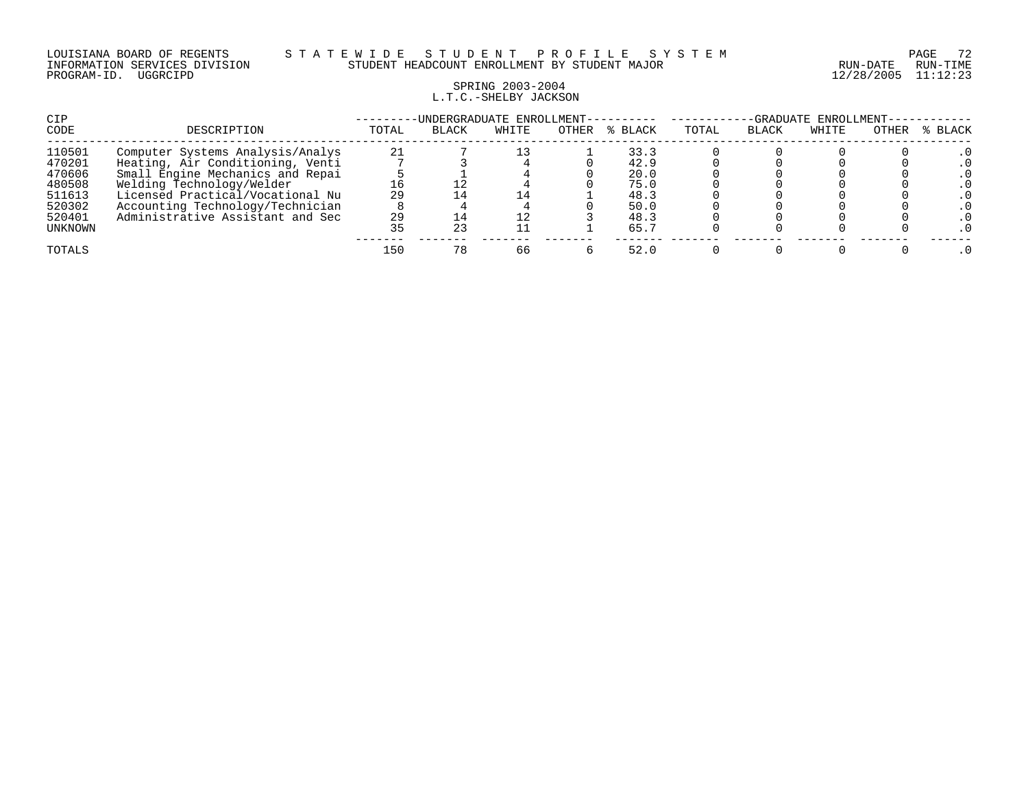LOUISIANA BOARD OF REGENTS — STATEWIDE STUDENT PROFILE SYSTEM
INFORMATION SERVICES DIVISION — STUDENT HEADCOUNT ENROLLMENT BY STUDENT MAJOR — RUN-DATE 12/28/2005 RUN-TIME 11:12:23
PROGRAM-ID. UGGRCIPD

SPRING 2003-2004
L.T.C.-SHELBY JACKSON

| CIP | | UNDERGRADUATE ENROLLMENT | | | | | GRADUATE ENROLLMENT | | | | |
|---|---|---|---|---|---|---|---|---|---|---|---|
| CODE | DESCRIPTION | TOTAL | BLACK | WHITE | OTHER | % BLACK | TOTAL | BLACK | WHITE | OTHER | % BLACK |
| 110501 | Computer Systems Analysis/Analys | 21 | 7 | 13 | 1 | 33.3 | 0 | 0 | 0 | 0 | .0 |
| 470201 | Heating, Air Conditioning, Venti | 7 | 3 | 4 | 0 | 42.9 | 0 | 0 | 0 | 0 | .0 |
| 470606 | Small Engine Mechanics and Repai | 5 | 1 | 4 | 0 | 20.0 | 0 | 0 | 0 | 0 | .0 |
| 480508 | Welding Technology/Welder | 16 | 12 | 4 | 0 | 75.0 | 0 | 0 | 0 | 0 | .0 |
| 511613 | Licensed Practical/Vocational Nu | 29 | 14 | 14 | 1 | 48.3 | 0 | 0 | 0 | 0 | .0 |
| 520302 | Accounting Technology/Technician | 8 | 4 | 4 | 0 | 50.0 | 0 | 0 | 0 | 0 | .0 |
| 520401 | Administrative Assistant and Sec | 29 | 14 | 12 | 3 | 48.3 | 0 | 0 | 0 | 0 | .0 |
| UNKNOWN | | 35 | 23 | 11 | 1 | 65.7 | 0 | 0 | 0 | 0 | .0 |
| TOTALS | | 150 | 78 | 66 | 6 | 52.0 | 0 | 0 | 0 | 0 | .0 |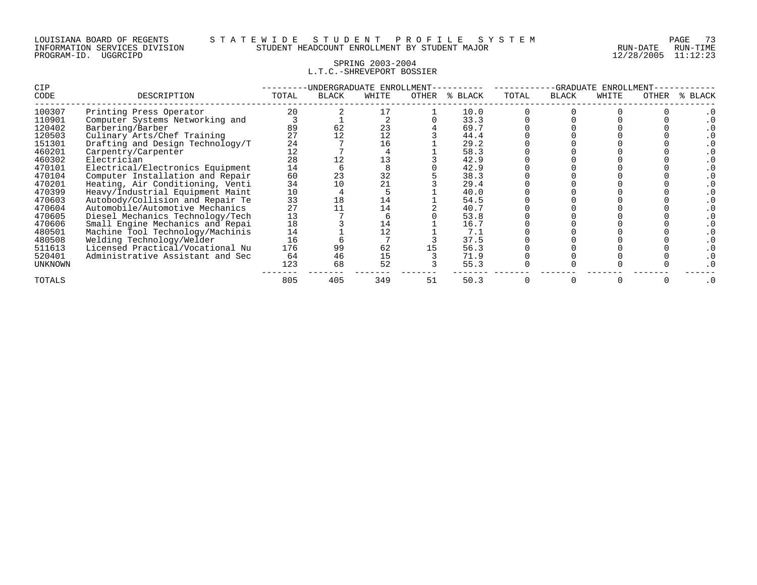LOUISIANA BOARD OF REGENTS — STATEWIDE STUDENT PROFILE SYSTEM
INFORMATION SERVICES DIVISION — STUDENT HEADCOUNT ENROLLMENT BY STUDENT MAJOR
PROGRAM-ID. UGGRCIPD — RUN-DATE 12/28/2005 RUN-TIME 11:12:23

SPRING 2003-2004
L.T.C.-SHREVEPORT BOSSIER

| CIP CODE | DESCRIPTION | UNDERGRADUATE ENROLLMENT TOTAL | BLACK | WHITE | OTHER | % BLACK | GRADUATE ENROLLMENT TOTAL | BLACK | WHITE | OTHER | % BLACK |
|---|---|---|---|---|---|---|---|---|---|---|---|
| 100307 | Printing Press Operator | 20 | 2 | 17 | 1 | 10.0 | 0 | 0 | 0 | 0 | .0 |
| 110901 | Computer Systems Networking and | 3 | 1 | 2 | 0 | 33.3 | 0 | 0 | 0 | 0 | .0 |
| 120402 | Barbering/Barber | 89 | 62 | 23 | 4 | 69.7 | 0 | 0 | 0 | 0 | .0 |
| 120503 | Culinary Arts/Chef Training | 27 | 12 | 12 | 3 | 44.4 | 0 | 0 | 0 | 0 | .0 |
| 151301 | Drafting and Design Technology/T | 24 | 7 | 16 | 1 | 29.2 | 0 | 0 | 0 | 0 | .0 |
| 460201 | Carpentry/Carpenter | 12 | 7 | 4 | 1 | 58.3 | 0 | 0 | 0 | 0 | .0 |
| 460302 | Electrician | 28 | 12 | 13 | 3 | 42.9 | 0 | 0 | 0 | 0 | .0 |
| 470101 | Electrical/Electronics Equipment | 14 | 6 | 8 | 0 | 42.9 | 0 | 0 | 0 | 0 | .0 |
| 470104 | Computer Installation and Repair | 60 | 23 | 32 | 5 | 38.3 | 0 | 0 | 0 | 0 | .0 |
| 470201 | Heating, Air Conditioning, Venti | 34 | 10 | 21 | 3 | 29.4 | 0 | 0 | 0 | 0 | .0 |
| 470399 | Heavy/Industrial Equipment Maint | 10 | 4 | 5 | 1 | 40.0 | 0 | 0 | 0 | 0 | .0 |
| 470603 | Autobody/Collision and Repair Te | 33 | 18 | 14 | 1 | 54.5 | 0 | 0 | 0 | 0 | .0 |
| 470604 | Automobile/Automotive Mechanics | 27 | 11 | 14 | 2 | 40.7 | 0 | 0 | 0 | 0 | .0 |
| 470605 | Diesel Mechanics Technology/Tech | 13 | 7 | 6 | 0 | 53.8 | 0 | 0 | 0 | 0 | .0 |
| 470606 | Small Engine Mechanics and Repai | 18 | 3 | 14 | 1 | 16.7 | 0 | 0 | 0 | 0 | .0 |
| 480501 | Machine Tool Technology/Machinis | 14 | 1 | 12 | 1 | 7.1 | 0 | 0 | 0 | 0 | .0 |
| 480508 | Welding Technology/Welder | 16 | 6 | 7 | 3 | 37.5 | 0 | 0 | 0 | 0 | .0 |
| 511613 | Licensed Practical/Vocational Nu | 176 | 99 | 62 | 15 | 56.3 | 0 | 0 | 0 | 0 | .0 |
| 520401 | Administrative Assistant and Sec | 64 | 46 | 15 | 3 | 71.9 | 0 | 0 | 0 | 0 | .0 |
| UNKNOWN | | 123 | 68 | 52 | 3 | 55.3 | 0 | 0 | 0 | 0 | .0 |
| TOTALS | | 805 | 405 | 349 | 51 | 50.3 | 0 | 0 | 0 | 0 | .0 |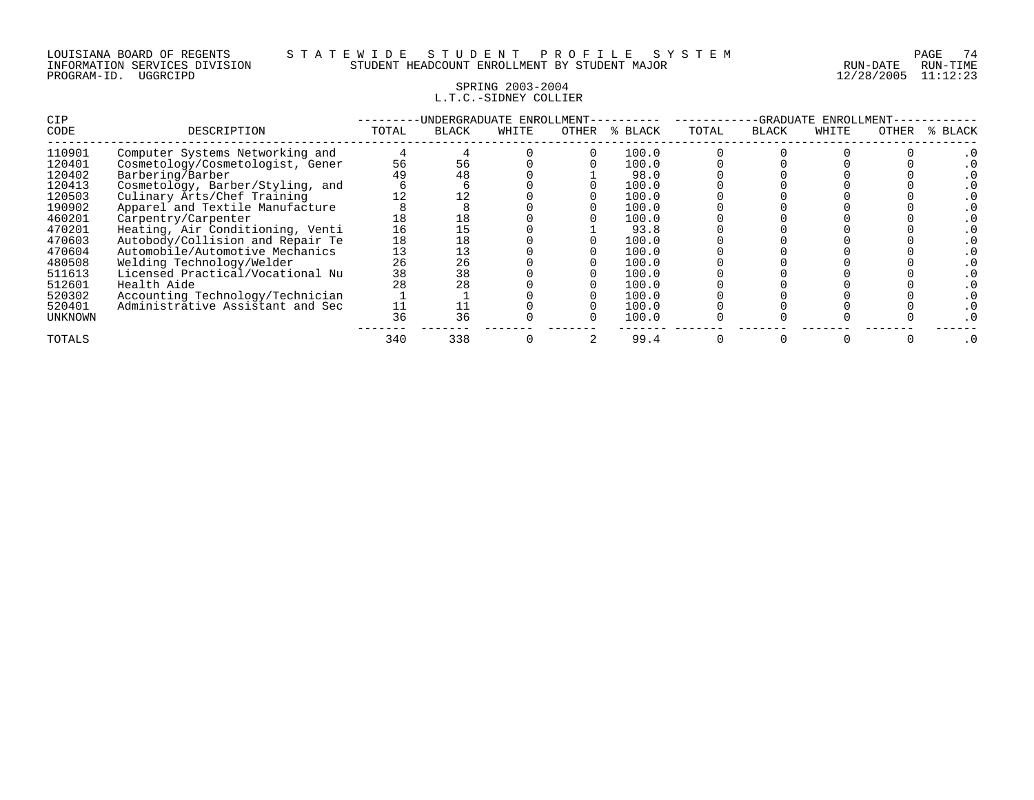LOUISIANA BOARD OF REGENTS — STATEWIDE STUDENT PROFILE SYSTEM
INFORMATION SERVICES DIVISION — STUDENT HEADCOUNT ENROLLMENT BY STUDENT MAJOR — RUN-DATE 12/28/2005 RUN-TIME 11:12:23
PROGRAM-ID. UGGRCIPD

SPRING 2003-2004
L.T.C.-SIDNEY COLLIER

| CIP | | UNDERGRADUATE ENROLLMENT | | | | | GRADUATE ENROLLMENT | | | | |
|---|---|---|---|---|---|---|---|---|---|---|---|
| CODE | DESCRIPTION | TOTAL | BLACK | WHITE | OTHER | % BLACK | TOTAL | BLACK | WHITE | OTHER | % BLACK |
| 110901 | Computer Systems Networking and | 4 | 4 | 0 | 0 | 100.0 | 0 | 0 | 0 | 0 | .0 |
| 120401 | Cosmetology/Cosmetologist, Gener | 56 | 56 | 0 | 0 | 100.0 | 0 | 0 | 0 | 0 | .0 |
| 120402 | Barbering/Barber | 49 | 48 | 0 | 1 | 98.0 | 0 | 0 | 0 | 0 | .0 |
| 120413 | Cosmetology, Barber/Styling, and | 6 | 6 | 0 | 0 | 100.0 | 0 | 0 | 0 | 0 | .0 |
| 120503 | Culinary Arts/Chef Training | 12 | 12 | 0 | 0 | 100.0 | 0 | 0 | 0 | 0 | .0 |
| 190902 | Apparel and Textile Manufacture | 8 | 8 | 0 | 0 | 100.0 | 0 | 0 | 0 | 0 | .0 |
| 460201 | Carpentry/Carpenter | 18 | 18 | 0 | 0 | 100.0 | 0 | 0 | 0 | 0 | .0 |
| 470201 | Heating, Air Conditioning, Venti | 16 | 15 | 0 | 1 | 93.8 | 0 | 0 | 0 | 0 | .0 |
| 470603 | Autobody/Collision and Repair Te | 18 | 18 | 0 | 0 | 100.0 | 0 | 0 | 0 | 0 | .0 |
| 470604 | Automobile/Automotive Mechanics | 13 | 13 | 0 | 0 | 100.0 | 0 | 0 | 0 | 0 | .0 |
| 480508 | Welding Technology/Welder | 26 | 26 | 0 | 0 | 100.0 | 0 | 0 | 0 | 0 | .0 |
| 511613 | Licensed Practical/Vocational Nu | 38 | 38 | 0 | 0 | 100.0 | 0 | 0 | 0 | 0 | .0 |
| 512601 | Health Aide | 28 | 28 | 0 | 0 | 100.0 | 0 | 0 | 0 | 0 | .0 |
| 520302 | Accounting Technology/Technician | 1 | 1 | 0 | 0 | 100.0 | 0 | 0 | 0 | 0 | .0 |
| 520401 | Administrative Assistant and Sec | 11 | 11 | 0 | 0 | 100.0 | 0 | 0 | 0 | 0 | .0 |
| UNKNOWN | | 36 | 36 | 0 | 0 | 100.0 | 0 | 0 | 0 | 0 | .0 |
| TOTALS | | 340 | 338 | 0 | 2 | 99.4 | 0 | 0 | 0 | 0 | .0 |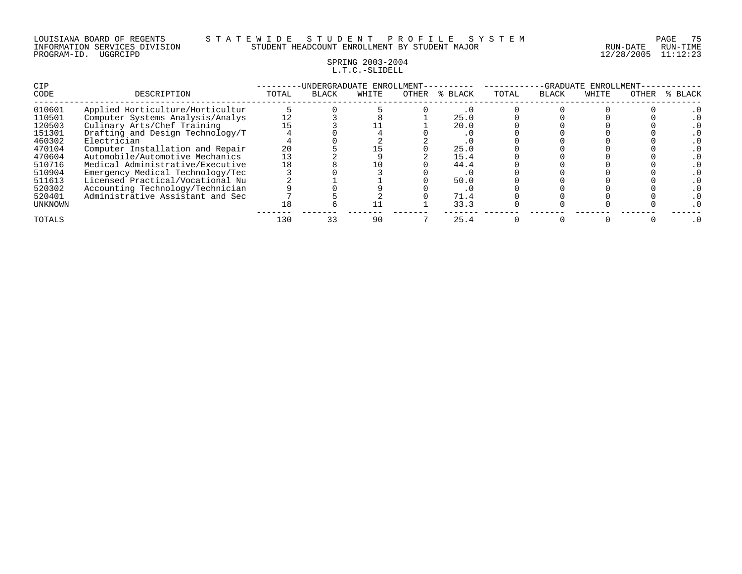LOUISIANA BOARD OF REGENTS — STATEWIDE STUDENT PROFILE SYSTEM
INFORMATION SERVICES DIVISION — STUDENT HEADCOUNT ENROLLMENT BY STUDENT MAJOR
PROGRAM-ID. UGGRCIPD — RUN-DATE 12/28/2005 RUN-TIME 11:12:23

SPRING 2003-2004
L.T.C.-SLIDELL

| CIP CODE | DESCRIPTION | UNDERGRADUATE ENROLLMENT | | | | | GRADUATE ENROLLMENT | | | | |
|---|---|---|---|---|---|---|---|---|---|---|---|
| | | TOTAL | BLACK | WHITE | OTHER | % BLACK | TOTAL | BLACK | WHITE | OTHER | % BLACK |
| 010601 | Applied Horticulture/Horticultur | 5 | 0 | 5 | 0 | .0 | 0 | 0 | 0 | 0 | .0 |
| 110501 | Computer Systems Analysis/Analys | 12 | 3 | 8 | 1 | 25.0 | 0 | 0 | 0 | 0 | .0 |
| 120503 | Culinary Arts/Chef Training | 15 | 3 | 11 | 1 | 20.0 | 0 | 0 | 0 | 0 | .0 |
| 151301 | Drafting and Design Technology/T | 4 | 0 | 4 | 0 | .0 | 0 | 0 | 0 | 0 | .0 |
| 460302 | Electrician | 4 | 0 | 2 | 2 | .0 | 0 | 0 | 0 | 0 | .0 |
| 470104 | Computer Installation and Repair | 20 | 5 | 15 | 0 | 25.0 | 0 | 0 | 0 | 0 | .0 |
| 470604 | Automobile/Automotive Mechanics | 13 | 2 | 9 | 2 | 15.4 | 0 | 0 | 0 | 0 | .0 |
| 510716 | Medical Administrative/Executive | 18 | 8 | 10 | 0 | 44.4 | 0 | 0 | 0 | 0 | .0 |
| 510904 | Emergency Medical Technology/Tec | 3 | 0 | 3 | 0 | .0 | 0 | 0 | 0 | 0 | .0 |
| 511613 | Licensed Practical/Vocational Nu | 2 | 1 | 1 | 0 | 50.0 | 0 | 0 | 0 | 0 | .0 |
| 520302 | Accounting Technology/Technician | 9 | 0 | 9 | 0 | .0 | 0 | 0 | 0 | 0 | .0 |
| 520401 | Administrative Assistant and Sec | 7 | 5 | 2 | 0 | 71.4 | 0 | 0 | 0 | 0 | .0 |
| UNKNOWN | | 18 | 6 | 11 | 1 | 33.3 | 0 | 0 | 0 | 0 | .0 |
| TOTALS | | 130 | 33 | 90 | 7 | 25.4 | 0 | 0 | 0 | 0 | .0 |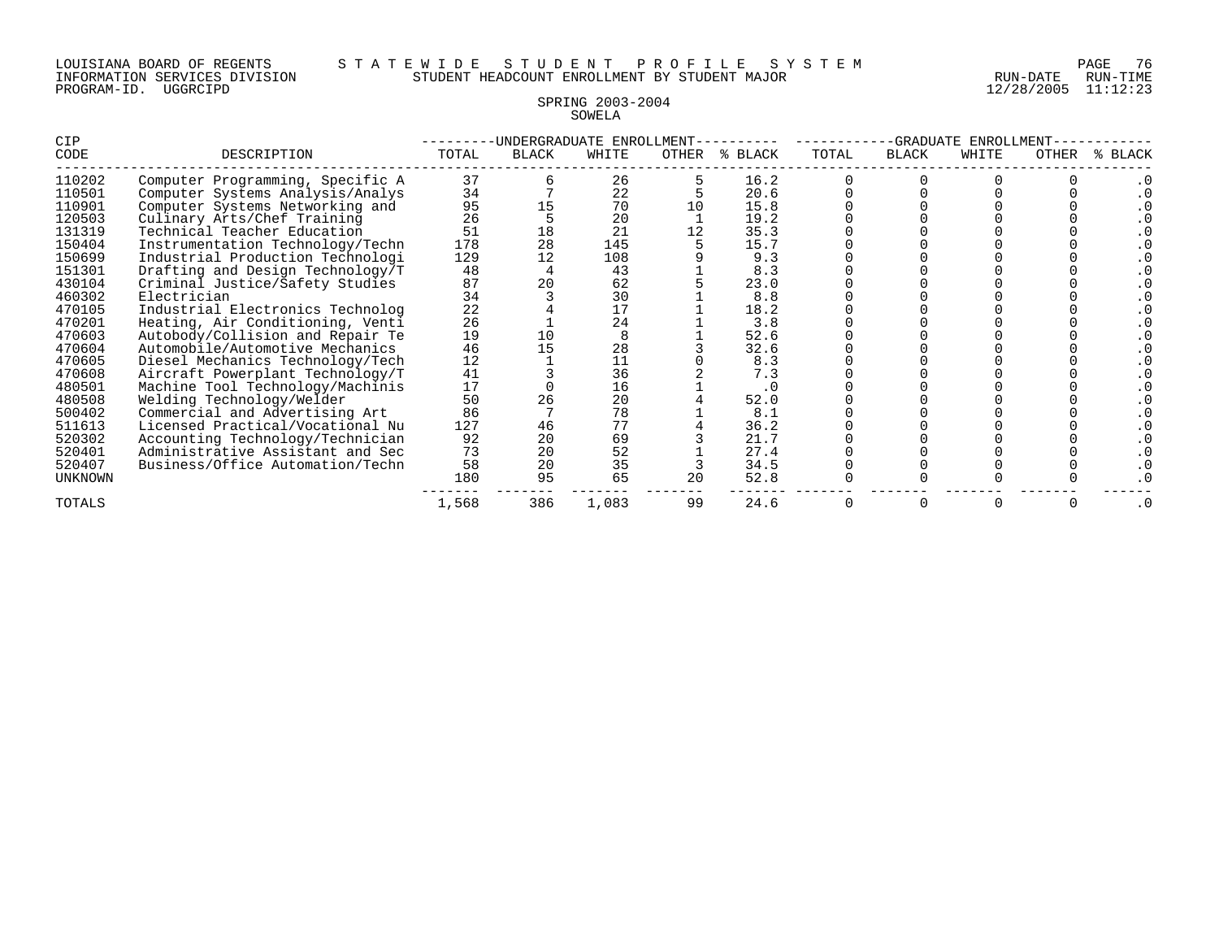LOUISIANA BOARD OF REGENTS — STATEWIDE STUDENT PROFILE SYSTEM
INFORMATION SERVICES DIVISION — STUDENT HEADCOUNT ENROLLMENT BY STUDENT MAJOR — RUN-DATE 12/28/2005 RUN-TIME 11:12:23
PROGRAM-ID. UGGRCIPD

SPRING 2003-2004
SOWELA

| CIP CODE | DESCRIPTION | UNDERGRADUATE ENROLLMENT TOTAL | BLACK | WHITE | OTHER | % BLACK | GRADUATE ENROLLMENT TOTAL | BLACK | WHITE | OTHER | % BLACK |
|---|---|---|---|---|---|---|---|---|---|---|---|
| 110202 | Computer Programming, Specific A | 37 | 6 | 26 | 5 | 16.2 | 0 | 0 | 0 | 0 | .0 |
| 110501 | Computer Systems Analysis/Analys | 34 | 7 | 22 | 5 | 20.6 | 0 | 0 | 0 | 0 | .0 |
| 110901 | Computer Systems Networking and | 95 | 15 | 70 | 10 | 15.8 | 0 | 0 | 0 | 0 | .0 |
| 120503 | Culinary Arts/Chef Training | 26 | 5 | 20 | 1 | 19.2 | 0 | 0 | 0 | 0 | .0 |
| 131319 | Technical Teacher Education | 51 | 18 | 21 | 12 | 35.3 | 0 | 0 | 0 | 0 | .0 |
| 150404 | Instrumentation Technology/Techn | 178 | 28 | 145 | 5 | 15.7 | 0 | 0 | 0 | 0 | .0 |
| 150699 | Industrial Production Technologi | 129 | 12 | 108 | 9 | 9.3 | 0 | 0 | 0 | 0 | .0 |
| 151301 | Drafting and Design Technology/T | 48 | 4 | 43 | 1 | 8.3 | 0 | 0 | 0 | 0 | .0 |
| 430104 | Criminal Justice/Safety Studies | 87 | 20 | 62 | 5 | 23.0 | 0 | 0 | 0 | 0 | .0 |
| 460302 | Electrician | 34 | 3 | 30 | 1 | 8.8 | 0 | 0 | 0 | 0 | .0 |
| 470105 | Industrial Electronics Technolog | 22 | 4 | 17 | 1 | 18.2 | 0 | 0 | 0 | 0 | .0 |
| 470201 | Heating, Air Conditioning, Venti | 26 | 1 | 24 | 1 | 3.8 | 0 | 0 | 0 | 0 | .0 |
| 470603 | Autobody/Collision and Repair Te | 19 | 10 | 8 | 1 | 52.6 | 0 | 0 | 0 | 0 | .0 |
| 470604 | Automobile/Automotive Mechanics | 46 | 15 | 28 | 3 | 32.6 | 0 | 0 | 0 | 0 | .0 |
| 470605 | Diesel Mechanics Technology/Tech | 12 | 1 | 11 | 0 | 8.3 | 0 | 0 | 0 | 0 | .0 |
| 470608 | Aircraft Powerplant Technology/T | 41 | 3 | 36 | 2 | 7.3 | 0 | 0 | 0 | 0 | .0 |
| 480501 | Machine Tool Technology/Machinis | 17 | 0 | 16 | 1 | .0 | 0 | 0 | 0 | 0 | .0 |
| 480508 | Welding Technology/Welder | 50 | 26 | 20 | 4 | 52.0 | 0 | 0 | 0 | 0 | .0 |
| 500402 | Commercial and Advertising Art | 86 | 7 | 78 | 1 | 8.1 | 0 | 0 | 0 | 0 | .0 |
| 511613 | Licensed Practical/Vocational Nu | 127 | 46 | 77 | 4 | 36.2 | 0 | 0 | 0 | 0 | .0 |
| 520302 | Accounting Technology/Technician | 92 | 20 | 69 | 3 | 21.7 | 0 | 0 | 0 | 0 | .0 |
| 520401 | Administrative Assistant and Sec | 73 | 20 | 52 | 1 | 27.4 | 0 | 0 | 0 | 0 | .0 |
| 520407 | Business/Office Automation/Techn | 58 | 20 | 35 | 3 | 34.5 | 0 | 0 | 0 | 0 | .0 |
| UNKNOWN | | 180 | 95 | 65 | 20 | 52.8 | 0 | 0 | 0 | 0 | .0 |
| TOTALS | | 1,568 | 386 | 1,083 | 99 | 24.6 | 0 | 0 | 0 | 0 | .0 |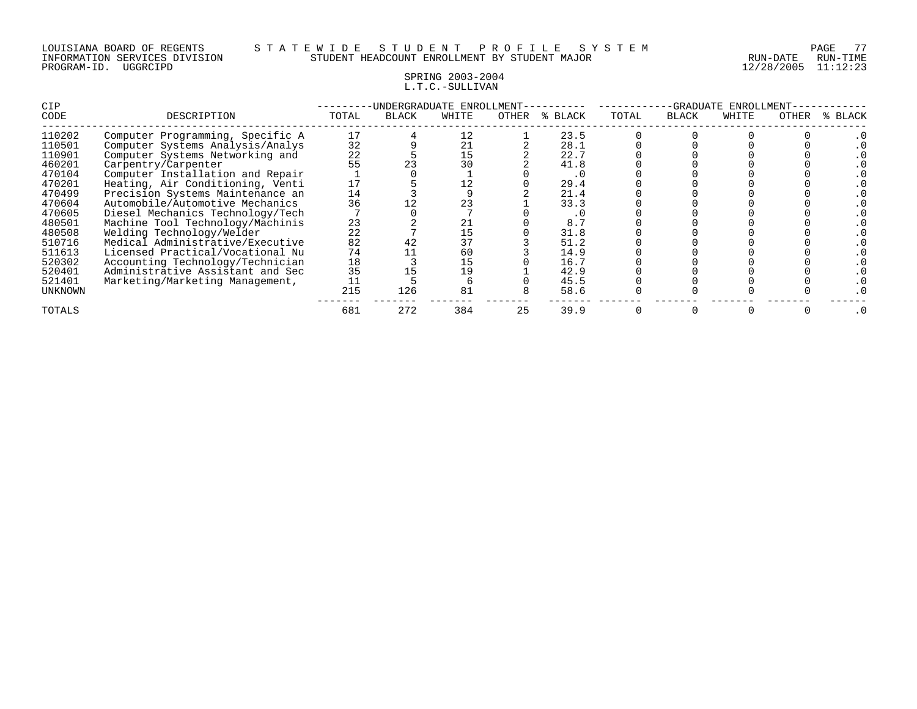LOUISIANA BOARD OF REGENTS — STATEWIDE STUDENT PROFILE SYSTEM
INFORMATION SERVICES DIVISION — STUDENT HEADCOUNT ENROLLMENT BY STUDENT MAJOR — RUN-DATE 12/28/2005 RUN-TIME 11:12:23
PROGRAM-ID. UGGRCIPD

SPRING 2003-2004
L.T.C.-SULLIVAN

| CIP | | UNDERGRADUATE ENROLLMENT | | | | | GRADUATE ENROLLMENT | | | | |
|---|---|---|---|---|---|---|---|---|---|---|---|
| CODE | DESCRIPTION | TOTAL | BLACK | WHITE | OTHER | % BLACK | TOTAL | BLACK | WHITE | OTHER | % BLACK |
| 110202 | Computer Programming, Specific A | 17 | 4 | 12 | 1 | 23.5 | 0 | 0 | 0 | 0 | .0 |
| 110501 | Computer Systems Analysis/Analys | 32 | 9 | 21 | 2 | 28.1 | 0 | 0 | 0 | 0 | .0 |
| 110901 | Computer Systems Networking and | 22 | 5 | 15 | 2 | 22.7 | 0 | 0 | 0 | 0 | .0 |
| 460201 | Carpentry/Carpenter | 55 | 23 | 30 | 2 | 41.8 | 0 | 0 | 0 | 0 | .0 |
| 470104 | Computer Installation and Repair | 1 | 0 | 1 | 0 | .0 | 0 | 0 | 0 | 0 | .0 |
| 470201 | Heating, Air Conditioning, Venti | 17 | 5 | 12 | 0 | 29.4 | 0 | 0 | 0 | 0 | .0 |
| 470499 | Precision Systems Maintenance an | 14 | 3 | 9 | 2 | 21.4 | 0 | 0 | 0 | 0 | .0 |
| 470604 | Automobile/Automotive Mechanics | 36 | 12 | 23 | 1 | 33.3 | 0 | 0 | 0 | 0 | .0 |
| 470605 | Diesel Mechanics Technology/Tech | 7 | 0 | 7 | 0 | .0 | 0 | 0 | 0 | 0 | .0 |
| 480501 | Machine Tool Technology/Machinis | 23 | 2 | 21 | 0 | 8.7 | 0 | 0 | 0 | 0 | .0 |
| 480508 | Welding Technology/Welder | 22 | 7 | 15 | 0 | 31.8 | 0 | 0 | 0 | 0 | .0 |
| 510716 | Medical Administrative/Executive | 82 | 42 | 37 | 3 | 51.2 | 0 | 0 | 0 | 0 | .0 |
| 511613 | Licensed Practical/Vocational Nu | 74 | 11 | 60 | 3 | 14.9 | 0 | 0 | 0 | 0 | .0 |
| 520302 | Accounting Technology/Technician | 18 | 3 | 15 | 0 | 16.7 | 0 | 0 | 0 | 0 | .0 |
| 520401 | Administrative Assistant and Sec | 35 | 15 | 19 | 1 | 42.9 | 0 | 0 | 0 | 0 | .0 |
| 521401 | Marketing/Marketing Management, | 11 | 5 | 6 | 0 | 45.5 | 0 | 0 | 0 | 0 | .0 |
| UNKNOWN | | 215 | 126 | 81 | 8 | 58.6 | 0 | 0 | 0 | 0 | .0 |
| TOTALS | | 681 | 272 | 384 | 25 | 39.9 | 0 | 0 | 0 | 0 | .0 |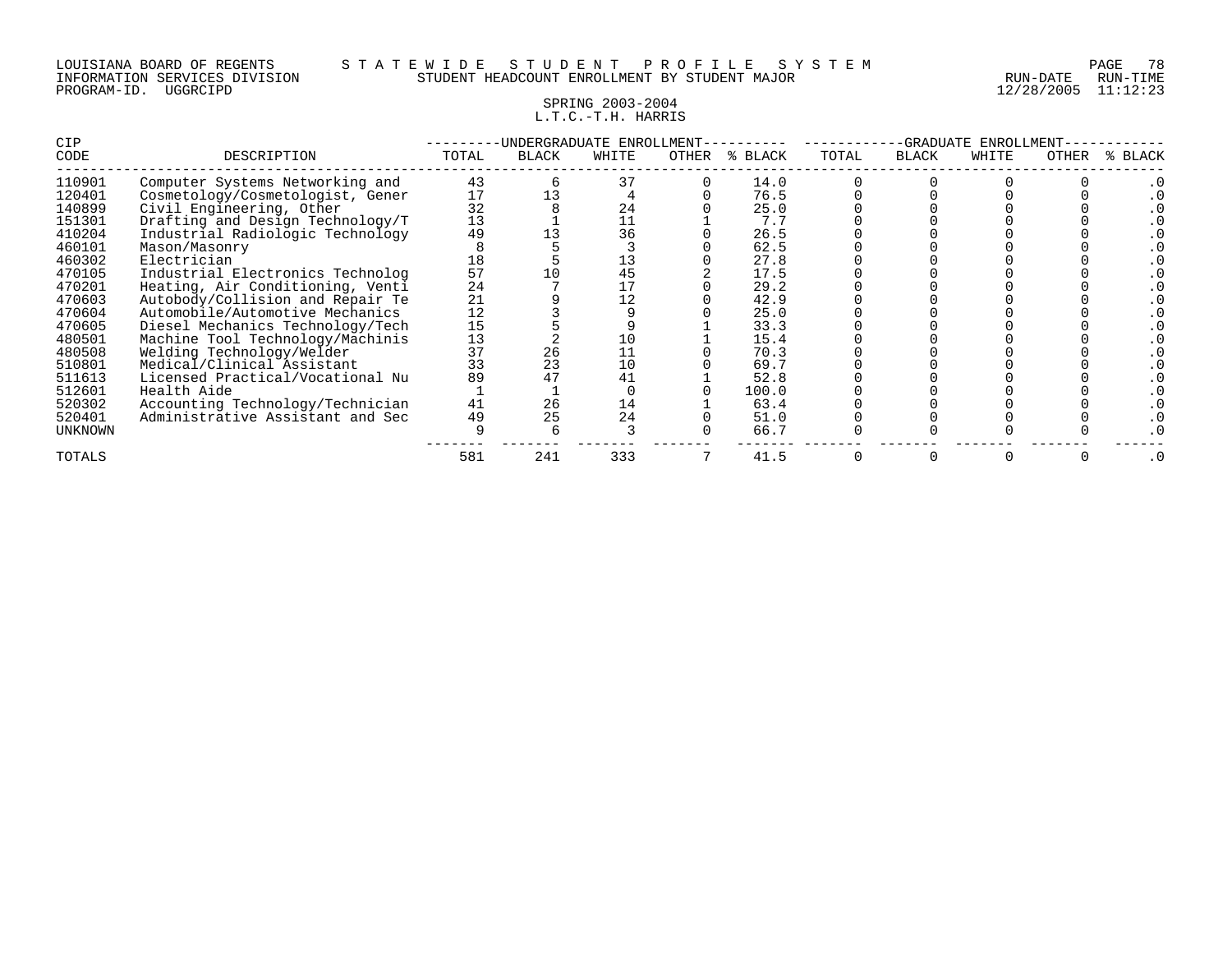LOUISIANA BOARD OF REGENTS — STATEWIDE STUDENT PROFILE SYSTEM
INFORMATION SERVICES DIVISION — STUDENT HEADCOUNT ENROLLMENT BY STUDENT MAJOR — RUN-DATE 12/28/2005 RUN-TIME 11:12:23
PROGRAM-ID. UGGRCIPD

SPRING 2003-2004
L.T.C.-T.H. HARRIS

| CIP | | UNDERGRADUATE ENROLLMENT | | | | | GRADUATE ENROLLMENT | | | | |
|---|---|---|---|---|---|---|---|---|---|---|---|
| CODE | DESCRIPTION | TOTAL | BLACK | WHITE | OTHER | % BLACK | TOTAL | BLACK | WHITE | OTHER | % BLACK |
| 110901 | Computer Systems Networking and | 43 | 6 | 37 | 0 | 14.0 | 0 | 0 | 0 | 0 | .0 |
| 120401 | Cosmetology/Cosmetologist, Gener | 17 | 13 | 4 | 0 | 76.5 | 0 | 0 | 0 | 0 | .0 |
| 140899 | Civil Engineering, Other | 32 | 8 | 24 | 0 | 25.0 | 0 | 0 | 0 | 0 | .0 |
| 151301 | Drafting and Design Technology/T | 13 | 1 | 11 | 1 | 7.7 | 0 | 0 | 0 | 0 | .0 |
| 410204 | Industrial Radiologic Technology | 49 | 13 | 36 | 0 | 26.5 | 0 | 0 | 0 | 0 | .0 |
| 460101 | Mason/Masonry | 8 | 5 | 3 | 0 | 62.5 | 0 | 0 | 0 | 0 | .0 |
| 460302 | Electrician | 18 | 5 | 13 | 0 | 27.8 | 0 | 0 | 0 | 0 | .0 |
| 470105 | Industrial Electronics Technolog | 57 | 10 | 45 | 2 | 17.5 | 0 | 0 | 0 | 0 | .0 |
| 470201 | Heating, Air Conditioning, Venti | 24 | 7 | 17 | 0 | 29.2 | 0 | 0 | 0 | 0 | .0 |
| 470603 | Autobody/Collision and Repair Te | 21 | 9 | 12 | 0 | 42.9 | 0 | 0 | 0 | 0 | .0 |
| 470604 | Automobile/Automotive Mechanics | 12 | 3 | 9 | 0 | 25.0 | 0 | 0 | 0 | 0 | .0 |
| 470605 | Diesel Mechanics Technology/Tech | 15 | 5 | 9 | 1 | 33.3 | 0 | 0 | 0 | 0 | .0 |
| 480501 | Machine Tool Technology/Machinis | 13 | 2 | 10 | 1 | 15.4 | 0 | 0 | 0 | 0 | .0 |
| 480508 | Welding Technology/Welder | 37 | 26 | 11 | 0 | 70.3 | 0 | 0 | 0 | 0 | .0 |
| 510801 | Medical/Clinical Assistant | 33 | 23 | 10 | 0 | 69.7 | 0 | 0 | 0 | 0 | .0 |
| 511613 | Licensed Practical/Vocational Nu | 89 | 47 | 41 | 1 | 52.8 | 0 | 0 | 0 | 0 | .0 |
| 512601 | Health Aide | 1 | 1 | 0 | 0 | 100.0 | 0 | 0 | 0 | 0 | .0 |
| 520302 | Accounting Technology/Technician | 41 | 26 | 14 | 1 | 63.4 | 0 | 0 | 0 | 0 | .0 |
| 520401 | Administrative Assistant and Sec | 49 | 25 | 24 | 0 | 51.0 | 0 | 0 | 0 | 0 | .0 |
| UNKNOWN | | 9 | 6 | 3 | 0 | 66.7 | 0 | 0 | 0 | 0 | .0 |
| TOTALS | | 581 | 241 | 333 | 7 | 41.5 | 0 | 0 | 0 | 0 | .0 |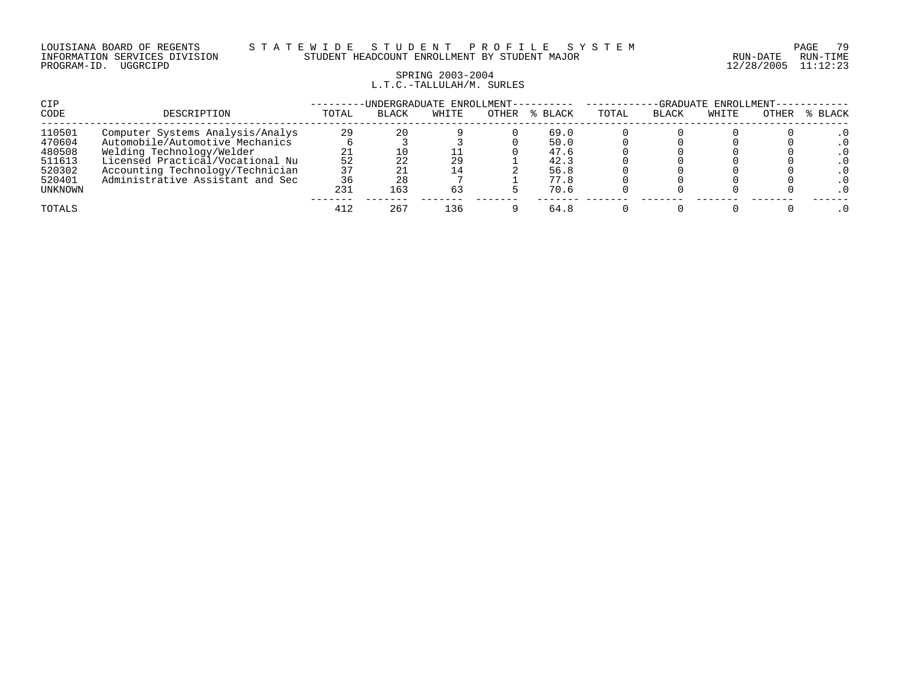LOUISIANA BOARD OF REGENTS
INFORMATION SERVICES DIVISION
PROGRAM-ID. UGGRCIPD

# STATEWIDE STUDENT PROFILE SYSTEM

## STUDENT HEADCOUNT ENROLLMENT BY STUDENT MAJOR

RUN-DATE 12/28/2005 RUN-TIME 11:12:23

### SPRING 2003-2004
### L.T.C.-TALLULAH/M. SURLES

| CIP | | UNDERGRADUATE ENROLLMENT | | | | | GRADUATE ENROLLMENT | | | | |
|---|---|---|---|---|---|---|---|---|---|---|---|
| CODE | DESCRIPTION | TOTAL | BLACK | WHITE | OTHER | % BLACK | TOTAL | BLACK | WHITE | OTHER | % BLACK |
| 110501 | Computer Systems Analysis/Analys | 29 | 20 | 9 | 0 | 69.0 | 0 | 0 | 0 | 0 | .0 |
| 470604 | Automobile/Automotive Mechanics | 6 | 3 | 3 | 0 | 50.0 | 0 | 0 | 0 | 0 | .0 |
| 480508 | Welding Technology/Welder | 21 | 10 | 11 | 0 | 47.6 | 0 | 0 | 0 | 0 | .0 |
| 511613 | Licensed Practical/Vocational Nu | 52 | 22 | 29 | 1 | 42.3 | 0 | 0 | 0 | 0 | .0 |
| 520302 | Accounting Technology/Technician | 37 | 21 | 14 | 2 | 56.8 | 0 | 0 | 0 | 0 | .0 |
| 520401 | Administrative Assistant and Sec | 36 | 28 | 7 | 1 | 77.8 | 0 | 0 | 0 | 0 | .0 |
| UNKNOWN | | 231 | 163 | 63 | 5 | 70.6 | 0 | 0 | 0 | 0 | .0 |
| TOTALS | | 412 | 267 | 136 | 9 | 64.8 | 0 | 0 | 0 | 0 | .0 |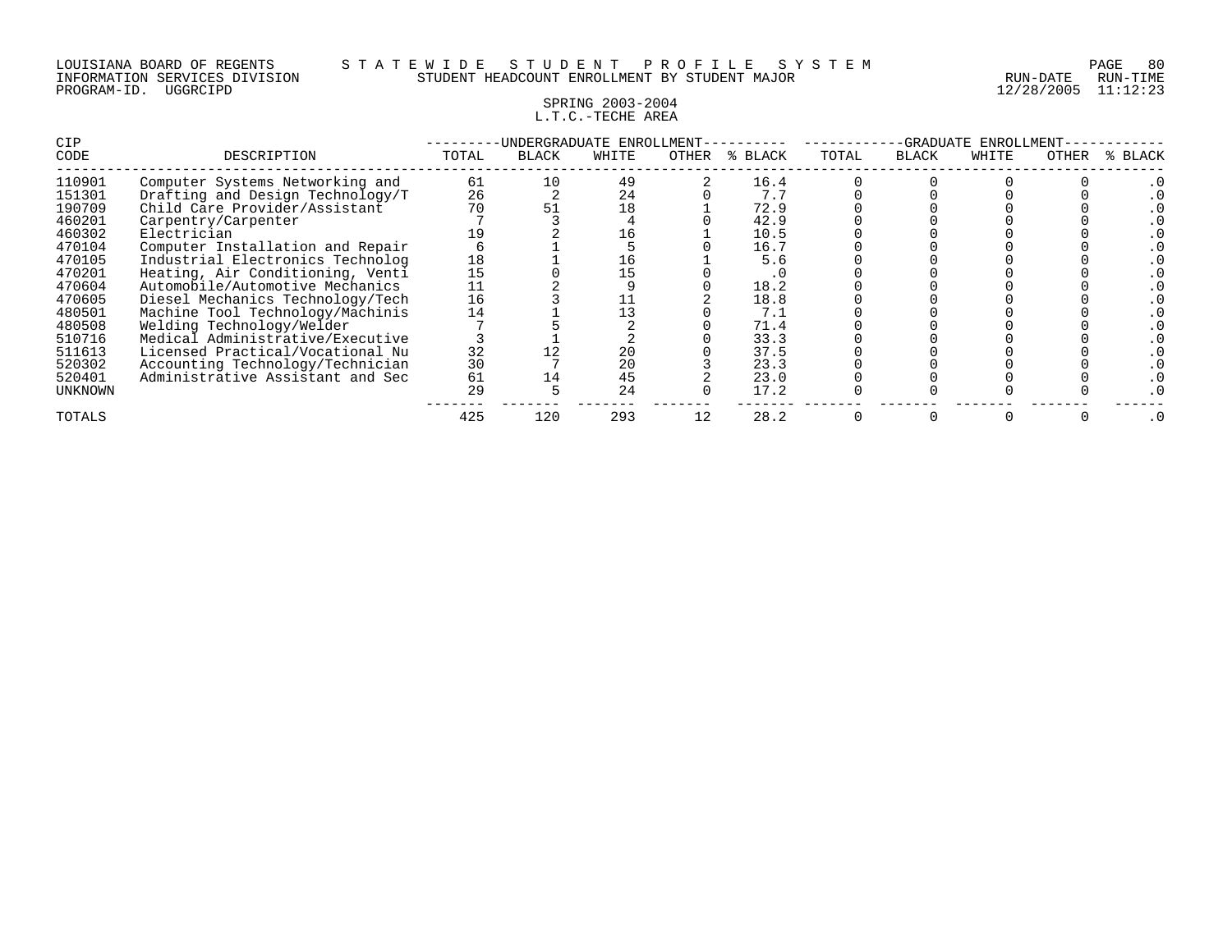LOUISIANA BOARD OF REGENTS — STATEWIDE STUDENT PROFILE SYSTEM
INFORMATION SERVICES DIVISION — STUDENT HEADCOUNT ENROLLMENT BY STUDENT MAJOR — RUN-DATE 12/28/2005 RUN-TIME 11:12:23
PROGRAM-ID. UGGRCIPD

SPRING 2003-2004
L.T.C.-TECHE AREA

| CIP | | UNDERGRADUATE ENROLLMENT | | | | | GRADUATE ENROLLMENT | | | | |
|---|---|---|---|---|---|---|---|---|---|---|---|
| CODE | DESCRIPTION | TOTAL | BLACK | WHITE | OTHER | % BLACK | TOTAL | BLACK | WHITE | OTHER | % BLACK |
| 110901 | Computer Systems Networking and | 61 | 10 | 49 | 2 | 16.4 | 0 | 0 | 0 | 0 | .0 |
| 151301 | Drafting and Design Technology/T | 26 | 2 | 24 | 0 | 7.7 | 0 | 0 | 0 | 0 | .0 |
| 190709 | Child Care Provider/Assistant | 70 | 51 | 18 | 1 | 72.9 | 0 | 0 | 0 | 0 | .0 |
| 460201 | Carpentry/Carpenter | 7 | 3 | 4 | 0 | 42.9 | 0 | 0 | 0 | 0 | .0 |
| 460302 | Electrician | 19 | 2 | 16 | 1 | 10.5 | 0 | 0 | 0 | 0 | .0 |
| 470104 | Computer Installation and Repair | 6 | 1 | 5 | 0 | 16.7 | 0 | 0 | 0 | 0 | .0 |
| 470105 | Industrial Electronics Technolog | 18 | 1 | 16 | 1 | 5.6 | 0 | 0 | 0 | 0 | .0 |
| 470201 | Heating, Air Conditioning, Venti | 15 | 0 | 15 | 0 | .0 | 0 | 0 | 0 | 0 | .0 |
| 470604 | Automobile/Automotive Mechanics | 11 | 2 | 9 | 0 | 18.2 | 0 | 0 | 0 | 0 | .0 |
| 470605 | Diesel Mechanics Technology/Tech | 16 | 3 | 11 | 2 | 18.8 | 0 | 0 | 0 | 0 | .0 |
| 480501 | Machine Tool Technology/Machinis | 14 | 1 | 13 | 0 | 7.1 | 0 | 0 | 0 | 0 | .0 |
| 480508 | Welding Technology/Welder | 7 | 5 | 2 | 0 | 71.4 | 0 | 0 | 0 | 0 | .0 |
| 510716 | Medical Administrative/Executive | 3 | 1 | 2 | 0 | 33.3 | 0 | 0 | 0 | 0 | .0 |
| 511613 | Licensed Practical/Vocational Nu | 32 | 12 | 20 | 0 | 37.5 | 0 | 0 | 0 | 0 | .0 |
| 520302 | Accounting Technology/Technician | 30 | 7 | 20 | 3 | 23.3 | 0 | 0 | 0 | 0 | .0 |
| 520401 | Administrative Assistant and Sec | 61 | 14 | 45 | 2 | 23.0 | 0 | 0 | 0 | 0 | .0 |
| UNKNOWN | | 29 | 5 | 24 | 0 | 17.2 | 0 | 0 | 0 | 0 | .0 |
| TOTALS | | 425 | 120 | 293 | 12 | 28.2 | 0 | 0 | 0 | 0 | .0 |